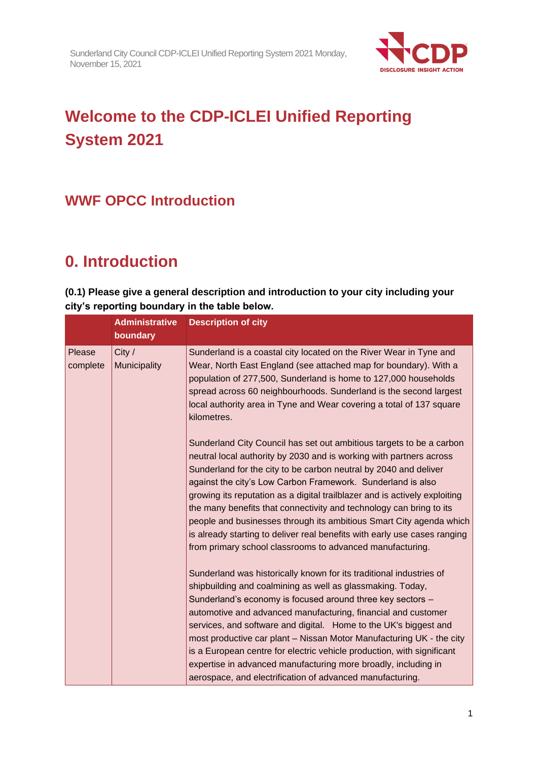# Welcome to the CDP-ICLEI Unified Reporting System 2021

## WWF OPCC Introduction

# 0. Introduction

**(0.1) Please give a general description and introduction to your city including your city's reporting boundary in the table below.**

| | Administrative boundary | Description of city |
|---|---|---|
| Please complete | City / Municipality | Sunderland is a coastal city located on the River Wear in Tyne and Wear, North East England (see attached map for boundary). With a population of 277,500, Sunderland is home to 127,000 households spread across 60 neighbourhoods. Sunderland is the second largest local authority area in Tyne and Wear covering a total of 137 square kilometres.<br><br>Sunderland City Council has set out ambitious targets to be a carbon neutral local authority by 2030 and is working with partners across Sunderland for the city to be carbon neutral by 2040 and deliver against the city's Low Carbon Framework. Sunderland is also growing its reputation as a digital trailblazer and is actively exploiting the many benefits that connectivity and technology can bring to its people and businesses through its ambitious Smart City agenda which is already starting to deliver real benefits with early use cases ranging from primary school classrooms to advanced manufacturing.<br><br>Sunderland was historically known for its traditional industries of shipbuilding and coalmining as well as glassmaking. Today, Sunderland's economy is focused around three key sectors – automotive and advanced manufacturing, financial and customer services, and software and digital. Home to the UK's biggest and most productive car plant – Nissan Motor Manufacturing UK - the city is a European centre for electric vehicle production, with significant expertise in advanced manufacturing more broadly, including in aerospace, and electrification of advanced manufacturing. |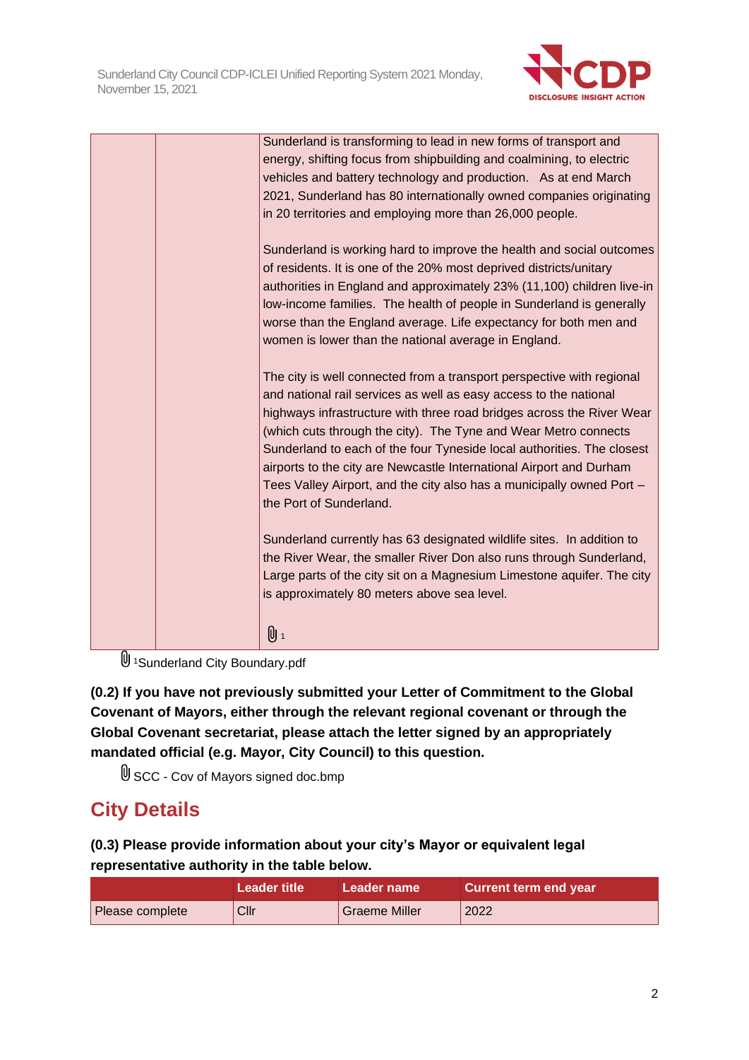| | | |
|---|---|---|
| | | Sunderland is transforming to lead in new forms of transport and energy, shifting focus from shipbuilding and coalmining, to electric vehicles and battery technology and production. As at end March 2021, Sunderland has 80 internationally owned companies originating in 20 territories and employing more than 26,000 people.<br><br>Sunderland is working hard to improve the health and social outcomes of residents. It is one of the 20% most deprived districts/unitary authorities in England and approximately 23% (11,100) children live-in low-income families. The health of people in Sunderland is generally worse than the England average. Life expectancy for both men and women is lower than the national average in England.<br><br>The city is well connected from a transport perspective with regional and national rail services as well as easy access to the national highways infrastructure with three road bridges across the River Wear (which cuts through the city). The Tyne and Wear Metro connects Sunderland to each of the four Tyneside local authorities. The closest airports to the city are Newcastle International Airport and Durham Tees Valley Airport, and the city also has a municipally owned Port – the Port of Sunderland.<br><br>Sunderland currently has 63 designated wildlife sites. In addition to the River Wear, the smaller River Don also runs through Sunderland, Large parts of the city sit on a Magnesium Limestone aquifer. The city is approximately 80 meters above sea level.<br><br>[1] |

[1]Sunderland City Boundary.pdf

**(0.2) If you have not previously submitted your Letter of Commitment to the Global Covenant of Mayors, either through the relevant regional covenant or through the Global Covenant secretariat, please attach the letter signed by an appropriately mandated official (e.g. Mayor, City Council) to this question.**

SCC - Cov of Mayors signed doc.bmp

# City Details

**(0.3) Please provide information about your city's Mayor or equivalent legal representative authority in the table below.**

| | Leader title | Leader name | Current term end year |
|---|---|---|---|
| Please complete | Cllr | Graeme Miller | 2022 |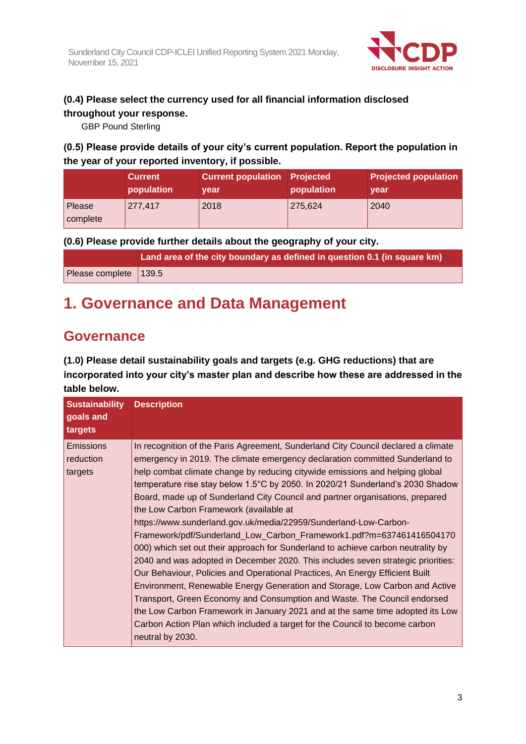**(0.4) Please select the currency used for all financial information disclosed throughout your response.**

GBP Pound Sterling

**(0.5) Please provide details of your city's current population. Report the population in the year of your reported inventory, if possible.**

| | Current population | Current population year | Projected population | Projected population year |
|---|---|---|---|---|
| Please complete | 277,417 | 2018 | 275,624 | 2040 |

**(0.6) Please provide further details about the geography of your city.**

| | Land area of the city boundary as defined in question 0.1 (in square km) |
|---|---|
| Please complete | 139.5 |

# 1. Governance and Data Management

## Governance

**(1.0) Please detail sustainability goals and targets (e.g. GHG reductions) that are incorporated into your city's master plan and describe how these are addressed in the table below.**

| Sustainability goals and targets | Description |
|---|---|
| Emissions reduction targets | In recognition of the Paris Agreement, Sunderland City Council declared a climate emergency in 2019. The climate emergency declaration committed Sunderland to help combat climate change by reducing citywide emissions and helping global temperature rise stay below 1.5°C by 2050. In 2020/21 Sunderland's 2030 Shadow Board, made up of Sunderland City Council and partner organisations, prepared the Low Carbon Framework (available at https://www.sunderland.gov.uk/media/22959/Sunderland-Low-Carbon-Framework/pdf/Sunderland_Low_Carbon_Framework1.pdf?m=637461416504170000) which set out their approach for Sunderland to achieve carbon neutrality by 2040 and was adopted in December 2020. This includes seven strategic priorities: Our Behaviour, Policies and Operational Practices, An Energy Efficient Built Environment, Renewable Energy Generation and Storage, Low Carbon and Active Transport, Green Economy and Consumption and Waste. The Council endorsed the Low Carbon Framework in January 2021 and at the same time adopted its Low Carbon Action Plan which included a target for the Council to become carbon neutral by 2030. |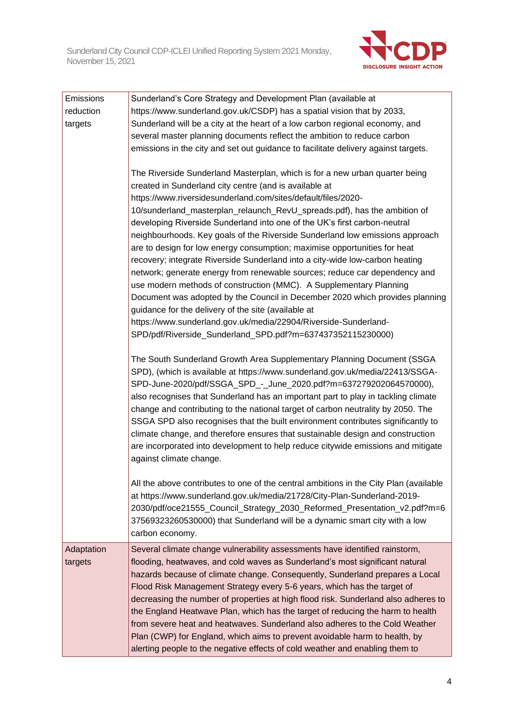| | |
|---|---|
| Emissions reduction targets | Sunderland's Core Strategy and Development Plan (available at https://www.sunderland.gov.uk/CSDP) has a spatial vision that by 2033, Sunderland will be a city at the heart of a low carbon regional economy, and several master planning documents reflect the ambition to reduce carbon emissions in the city and set out guidance to facilitate delivery against targets.<br><br>The Riverside Sunderland Masterplan, which is for a new urban quarter being created in Sunderland city centre (and is available at https://www.riversidesunderland.com/sites/default/files/2020-10/sunderland_masterplan_relaunch_RevU_spreads.pdf), has the ambition of developing Riverside Sunderland into one of the UK's first carbon-neutral neighbourhoods. Key goals of the Riverside Sunderland low emissions approach are to design for low energy consumption; maximise opportunities for heat recovery; integrate Riverside Sunderland into a city-wide low-carbon heating network; generate energy from renewable sources; reduce car dependency and use modern methods of construction (MMC). A Supplementary Planning Document was adopted by the Council in December 2020 which provides planning guidance for the delivery of the site (available at https://www.sunderland.gov.uk/media/22904/Riverside-Sunderland-SPD/pdf/Riverside_Sunderland_SPD.pdf?m=637437352115230000)<br><br>The South Sunderland Growth Area Supplementary Planning Document (SSGA SPD), (which is available at https://www.sunderland.gov.uk/media/22413/SSGA-SPD-June-2020/pdf/SSGA_SPD_-_June_2020.pdf?m=637279202064570000), also recognises that Sunderland has an important part to play in tackling climate change and contributing to the national target of carbon neutrality by 2050. The SSGA SPD also recognises that the built environment contributes significantly to climate change, and therefore ensures that sustainable design and construction are incorporated into development to help reduce citywide emissions and mitigate against climate change.<br><br>All the above contributes to one of the central ambitions in the City Plan (available at https://www.sunderland.gov.uk/media/21728/City-Plan-Sunderland-2019-2030/pdf/oce21555_Council_Strategy_2030_Reformed_Presentation_v2.pdf?m=637569323260530000) that Sunderland will be a dynamic smart city with a low carbon economy. |
| Adaptation targets | Several climate change vulnerability assessments have identified rainstorm, flooding, heatwaves, and cold waves as Sunderland's most significant natural hazards because of climate change. Consequently, Sunderland prepares a Local Flood Risk Management Strategy every 5-6 years, which has the target of decreasing the number of properties at high flood risk. Sunderland also adheres to the England Heatwave Plan, which has the target of reducing the harm to health from severe heat and heatwaves. Sunderland also adheres to the Cold Weather Plan (CWP) for England, which aims to prevent avoidable harm to health, by alerting people to the negative effects of cold weather and enabling them to |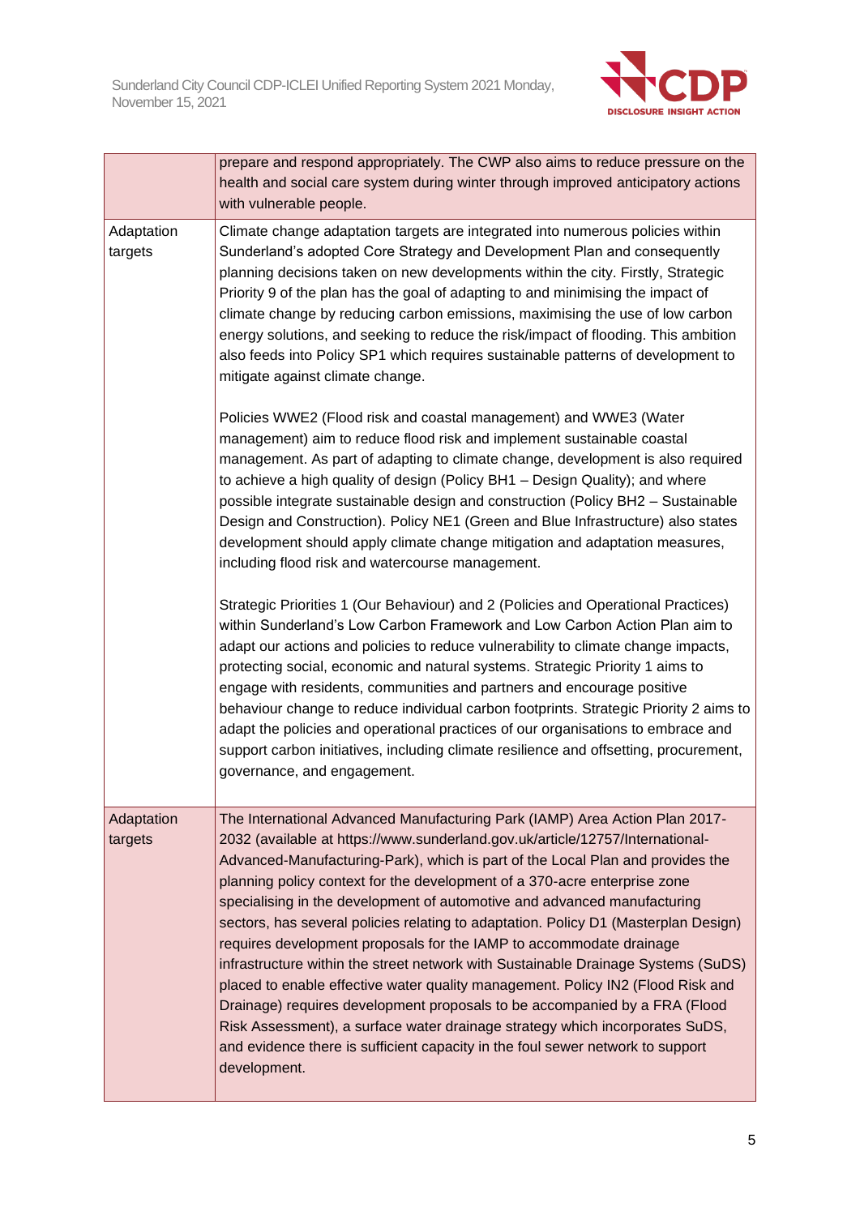| | |
|---|---|
| | prepare and respond appropriately. The CWP also aims to reduce pressure on the health and social care system during winter through improved anticipatory actions with vulnerable people. |
| Adaptation targets | Climate change adaptation targets are integrated into numerous policies within Sunderland's adopted Core Strategy and Development Plan and consequently planning decisions taken on new developments within the city. Firstly, Strategic Priority 9 of the plan has the goal of adapting to and minimising the impact of climate change by reducing carbon emissions, maximising the use of low carbon energy solutions, and seeking to reduce the risk/impact of flooding. This ambition also feeds into Policy SP1 which requires sustainable patterns of development to mitigate against climate change.<br><br>Policies WWE2 (Flood risk and coastal management) and WWE3 (Water management) aim to reduce flood risk and implement sustainable coastal management. As part of adapting to climate change, development is also required to achieve a high quality of design (Policy BH1 – Design Quality); and where possible integrate sustainable design and construction (Policy BH2 – Sustainable Design and Construction). Policy NE1 (Green and Blue Infrastructure) also states development should apply climate change mitigation and adaptation measures, including flood risk and watercourse management.<br><br>Strategic Priorities 1 (Our Behaviour) and 2 (Policies and Operational Practices) within Sunderland's Low Carbon Framework and Low Carbon Action Plan aim to adapt our actions and policies to reduce vulnerability to climate change impacts, protecting social, economic and natural systems. Strategic Priority 1 aims to engage with residents, communities and partners and encourage positive behaviour change to reduce individual carbon footprints. Strategic Priority 2 aims to adapt the policies and operational practices of our organisations to embrace and support carbon initiatives, including climate resilience and offsetting, procurement, governance, and engagement. |
| Adaptation targets | The International Advanced Manufacturing Park (IAMP) Area Action Plan 2017-2032 (available at https://www.sunderland.gov.uk/article/12757/International-Advanced-Manufacturing-Park), which is part of the Local Plan and provides the planning policy context for the development of a 370-acre enterprise zone specialising in the development of automotive and advanced manufacturing sectors, has several policies relating to adaptation. Policy D1 (Masterplan Design) requires development proposals for the IAMP to accommodate drainage infrastructure within the street network with Sustainable Drainage Systems (SuDS) placed to enable effective water quality management. Policy IN2 (Flood Risk and Drainage) requires development proposals to be accompanied by a FRA (Flood Risk Assessment), a surface water drainage strategy which incorporates SuDS, and evidence there is sufficient capacity in the foul sewer network to support development. |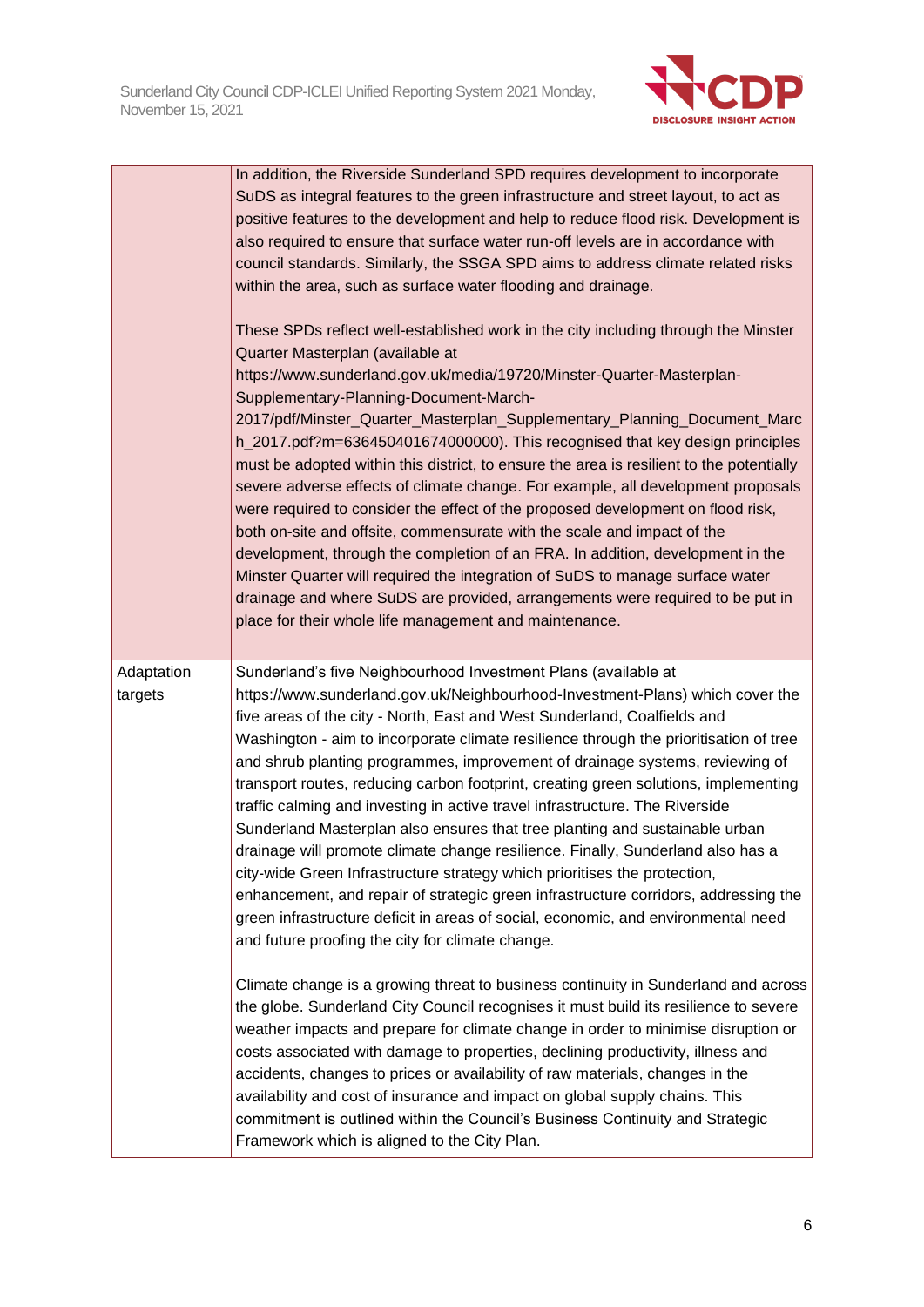| | |
|---|---|
| | In addition, the Riverside Sunderland SPD requires development to incorporate SuDS as integral features to the green infrastructure and street layout, to act as positive features to the development and help to reduce flood risk. Development is also required to ensure that surface water run-off levels are in accordance with council standards. Similarly, the SSGA SPD aims to address climate related risks within the area, such as surface water flooding and drainage.<br><br>These SPDs reflect well-established work in the city including through the Minster Quarter Masterplan (available at https://www.sunderland.gov.uk/media/19720/Minster-Quarter-Masterplan-Supplementary-Planning-Document-March-2017/pdf/Minster_Quarter_Masterplan_Supplementary_Planning_Document_March_2017.pdf?m=636450401674000000). This recognised that key design principles must be adopted within this district, to ensure the area is resilient to the potentially severe adverse effects of climate change. For example, all development proposals were required to consider the effect of the proposed development on flood risk, both on-site and offsite, commensurate with the scale and impact of the development, through the completion of an FRA. In addition, development in the Minster Quarter will required the integration of SuDS to manage surface water drainage and where SuDS are provided, arrangements were required to be put in place for their whole life management and maintenance. |
| Adaptation targets | Sunderland's five Neighbourhood Investment Plans (available at https://www.sunderland.gov.uk/Neighbourhood-Investment-Plans) which cover the five areas of the city - North, East and West Sunderland, Coalfields and Washington - aim to incorporate climate resilience through the prioritisation of tree and shrub planting programmes, improvement of drainage systems, reviewing of transport routes, reducing carbon footprint, creating green solutions, implementing traffic calming and investing in active travel infrastructure. The Riverside Sunderland Masterplan also ensures that tree planting and sustainable urban drainage will promote climate change resilience. Finally, Sunderland also has a city-wide Green Infrastructure strategy which prioritises the protection, enhancement, and repair of strategic green infrastructure corridors, addressing the green infrastructure deficit in areas of social, economic, and environmental need and future proofing the city for climate change.<br><br>Climate change is a growing threat to business continuity in Sunderland and across the globe. Sunderland City Council recognises it must build its resilience to severe weather impacts and prepare for climate change in order to minimise disruption or costs associated with damage to properties, declining productivity, illness and accidents, changes to prices or availability of raw materials, changes in the availability and cost of insurance and impact on global supply chains. This commitment is outlined within the Council's Business Continuity and Strategic Framework which is aligned to the City Plan. |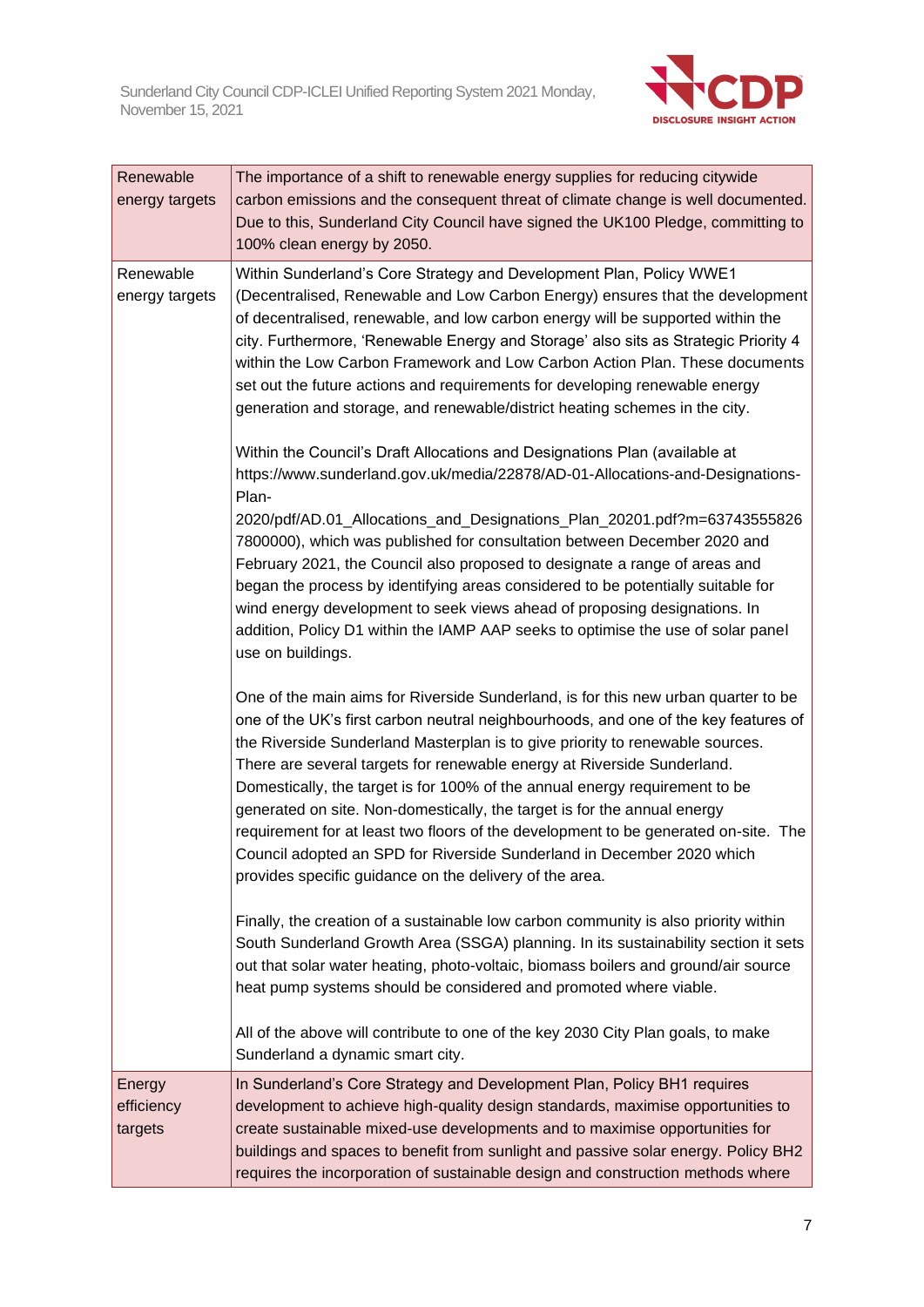| | |
|---|---|
| Renewable energy targets | The importance of a shift to renewable energy supplies for reducing citywide carbon emissions and the consequent threat of climate change is well documented. Due to this, Sunderland City Council have signed the UK100 Pledge, committing to 100% clean energy by 2050. |
| Renewable energy targets | Within Sunderland's Core Strategy and Development Plan, Policy WWE1 (Decentralised, Renewable and Low Carbon Energy) ensures that the development of decentralised, renewable, and low carbon energy will be supported within the city. Furthermore, 'Renewable Energy and Storage' also sits as Strategic Priority 4 within the Low Carbon Framework and Low Carbon Action Plan. These documents set out the future actions and requirements for developing renewable energy generation and storage, and renewable/district heating schemes in the city.<br><br>Within the Council's Draft Allocations and Designations Plan (available at https://www.sunderland.gov.uk/media/22878/AD-01-Allocations-and-Designations-Plan-2020/pdf/AD.01_Allocations_and_Designations_Plan_20201.pdf?m=637435558267800000), which was published for consultation between December 2020 and February 2021, the Council also proposed to designate a range of areas and began the process by identifying areas considered to be potentially suitable for wind energy development to seek views ahead of proposing designations. In addition, Policy D1 within the IAMP AAP seeks to optimise the use of solar panel use on buildings.<br><br>One of the main aims for Riverside Sunderland, is for this new urban quarter to be one of the UK's first carbon neutral neighbourhoods, and one of the key features of the Riverside Sunderland Masterplan is to give priority to renewable sources. There are several targets for renewable energy at Riverside Sunderland. Domestically, the target is for 100% of the annual energy requirement to be generated on site. Non-domestically, the target is for the annual energy requirement for at least two floors of the development to be generated on-site. The Council adopted an SPD for Riverside Sunderland in December 2020 which provides specific guidance on the delivery of the area.<br><br>Finally, the creation of a sustainable low carbon community is also priority within South Sunderland Growth Area (SSGA) planning. In its sustainability section it sets out that solar water heating, photo-voltaic, biomass boilers and ground/air source heat pump systems should be considered and promoted where viable.<br><br>All of the above will contribute to one of the key 2030 City Plan goals, to make Sunderland a dynamic smart city. |
| Energy efficiency targets | In Sunderland's Core Strategy and Development Plan, Policy BH1 requires development to achieve high-quality design standards, maximise opportunities to create sustainable mixed-use developments and to maximise opportunities for buildings and spaces to benefit from sunlight and passive solar energy. Policy BH2 requires the incorporation of sustainable design and construction methods where |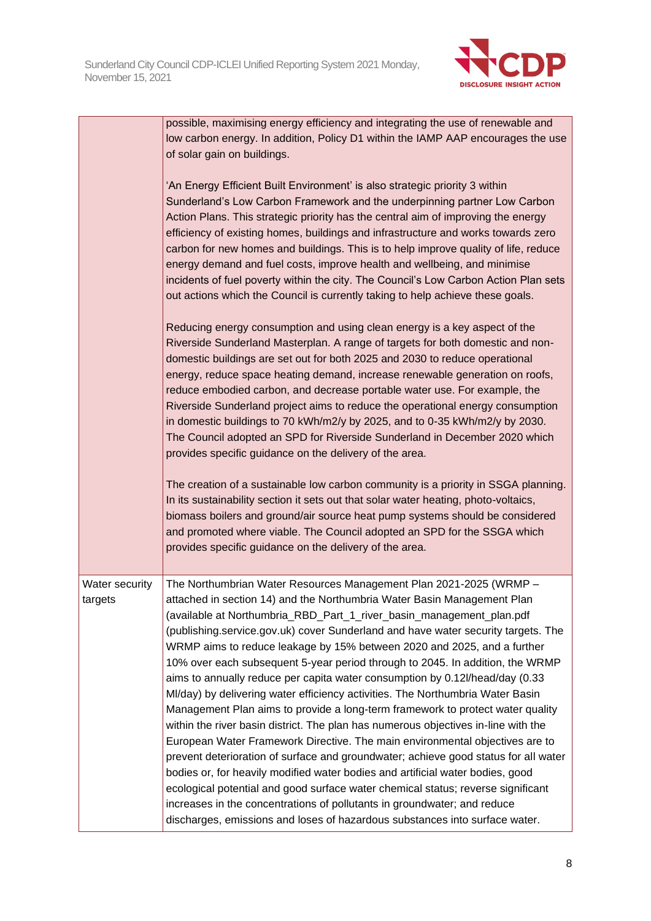| | |
|---|---|
| | possible, maximising energy efficiency and integrating the use of renewable and low carbon energy. In addition, Policy D1 within the IAMP AAP encourages the use of solar gain on buildings.<br><br>'An Energy Efficient Built Environment' is also strategic priority 3 within Sunderland's Low Carbon Framework and the underpinning partner Low Carbon Action Plans. This strategic priority has the central aim of improving the energy efficiency of existing homes, buildings and infrastructure and works towards zero carbon for new homes and buildings. This is to help improve quality of life, reduce energy demand and fuel costs, improve health and wellbeing, and minimise incidents of fuel poverty within the city. The Council's Low Carbon Action Plan sets out actions which the Council is currently taking to help achieve these goals.<br><br>Reducing energy consumption and using clean energy is a key aspect of the Riverside Sunderland Masterplan. A range of targets for both domestic and non-domestic buildings are set out for both 2025 and 2030 to reduce operational energy, reduce space heating demand, increase renewable generation on roofs, reduce embodied carbon, and decrease portable water use. For example, the Riverside Sunderland project aims to reduce the operational energy consumption in domestic buildings to 70 kWh/m2/y by 2025, and to 0-35 kWh/m2/y by 2030. The Council adopted an SPD for Riverside Sunderland in December 2020 which provides specific guidance on the delivery of the area.<br><br>The creation of a sustainable low carbon community is a priority in SSGA planning. In its sustainability section it sets out that solar water heating, photo-voltaics, biomass boilers and ground/air source heat pump systems should be considered and promoted where viable. The Council adopted an SPD for the SSGA which provides specific guidance on the delivery of the area. |
| Water security targets | The Northumbrian Water Resources Management Plan 2021-2025 (WRMP – attached in section 14) and the Northumbria Water Basin Management Plan (available at Northumbria_RBD_Part_1_river_basin_management_plan.pdf (publishing.service.gov.uk) cover Sunderland and have water security targets. The WRMP aims to reduce leakage by 15% between 2020 and 2025, and a further 10% over each subsequent 5-year period through to 2045. In addition, the WRMP aims to annually reduce per capita water consumption by 0.12l/head/day (0.33 Ml/day) by delivering water efficiency activities. The Northumbria Water Basin Management Plan aims to provide a long-term framework to protect water quality within the river basin district. The plan has numerous objectives in-line with the European Water Framework Directive. The main environmental objectives are to prevent deterioration of surface and groundwater; achieve good status for all water bodies or, for heavily modified water bodies and artificial water bodies, good ecological potential and good surface water chemical status; reverse significant increases in the concentrations of pollutants in groundwater; and reduce discharges, emissions and loses of hazardous substances into surface water. |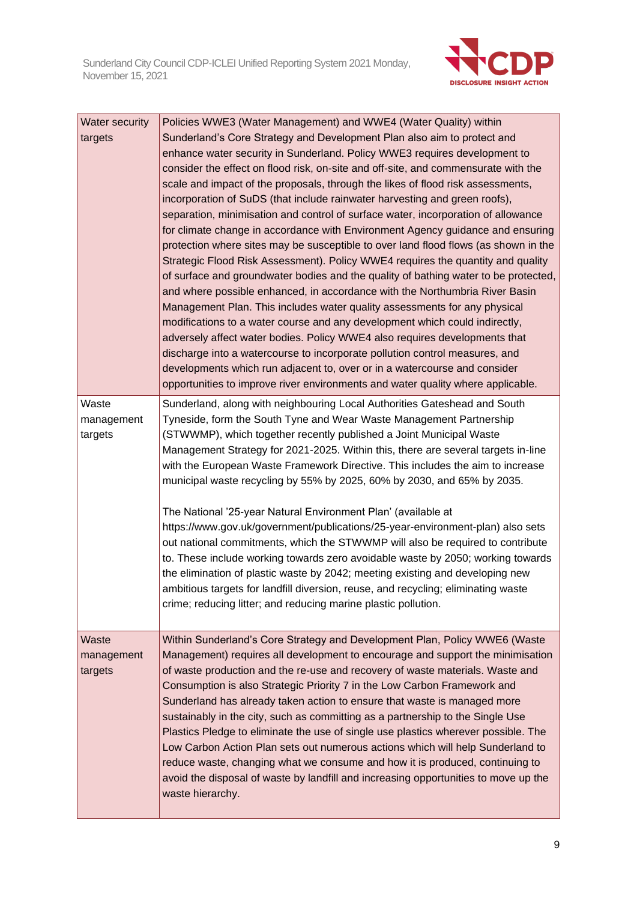| | |
|---|---|
| Water security targets | Policies WWE3 (Water Management) and WWE4 (Water Quality) within Sunderland's Core Strategy and Development Plan also aim to protect and enhance water security in Sunderland. Policy WWE3 requires development to consider the effect on flood risk, on-site and off-site, and commensurate with the scale and impact of the proposals, through the likes of flood risk assessments, incorporation of SuDS (that include rainwater harvesting and green roofs), separation, minimisation and control of surface water, incorporation of allowance for climate change in accordance with Environment Agency guidance and ensuring protection where sites may be susceptible to over land flood flows (as shown in the Strategic Flood Risk Assessment). Policy WWE4 requires the quantity and quality of surface and groundwater bodies and the quality of bathing water to be protected, and where possible enhanced, in accordance with the Northumbria River Basin Management Plan. This includes water quality assessments for any physical modifications to a water course and any development which could indirectly, adversely affect water bodies. Policy WWE4 also requires developments that discharge into a watercourse to incorporate pollution control measures, and developments which run adjacent to, over or in a watercourse and consider opportunities to improve river environments and water quality where applicable. |
| Waste management targets | Sunderland, along with neighbouring Local Authorities Gateshead and South Tyneside, form the South Tyne and Wear Waste Management Partnership (STWWMP), which together recently published a Joint Municipal Waste Management Strategy for 2021-2025. Within this, there are several targets in-line with the European Waste Framework Directive. This includes the aim to increase municipal waste recycling by 55% by 2025, 60% by 2030, and 65% by 2035.<br><br>The National '25-year Natural Environment Plan' (available at https://www.gov.uk/government/publications/25-year-environment-plan) also sets out national commitments, which the STWWMP will also be required to contribute to. These include working towards zero avoidable waste by 2050; working towards the elimination of plastic waste by 2042; meeting existing and developing new ambitious targets for landfill diversion, reuse, and recycling; eliminating waste crime; reducing litter; and reducing marine plastic pollution. |
| Waste management targets | Within Sunderland's Core Strategy and Development Plan, Policy WWE6 (Waste Management) requires all development to encourage and support the minimisation of waste production and the re-use and recovery of waste materials. Waste and Consumption is also Strategic Priority 7 in the Low Carbon Framework and Sunderland has already taken action to ensure that waste is managed more sustainably in the city, such as committing as a partnership to the Single Use Plastics Pledge to eliminate the use of single use plastics wherever possible. The Low Carbon Action Plan sets out numerous actions which will help Sunderland to reduce waste, changing what we consume and how it is produced, continuing to avoid the disposal of waste by landfill and increasing opportunities to move up the waste hierarchy. |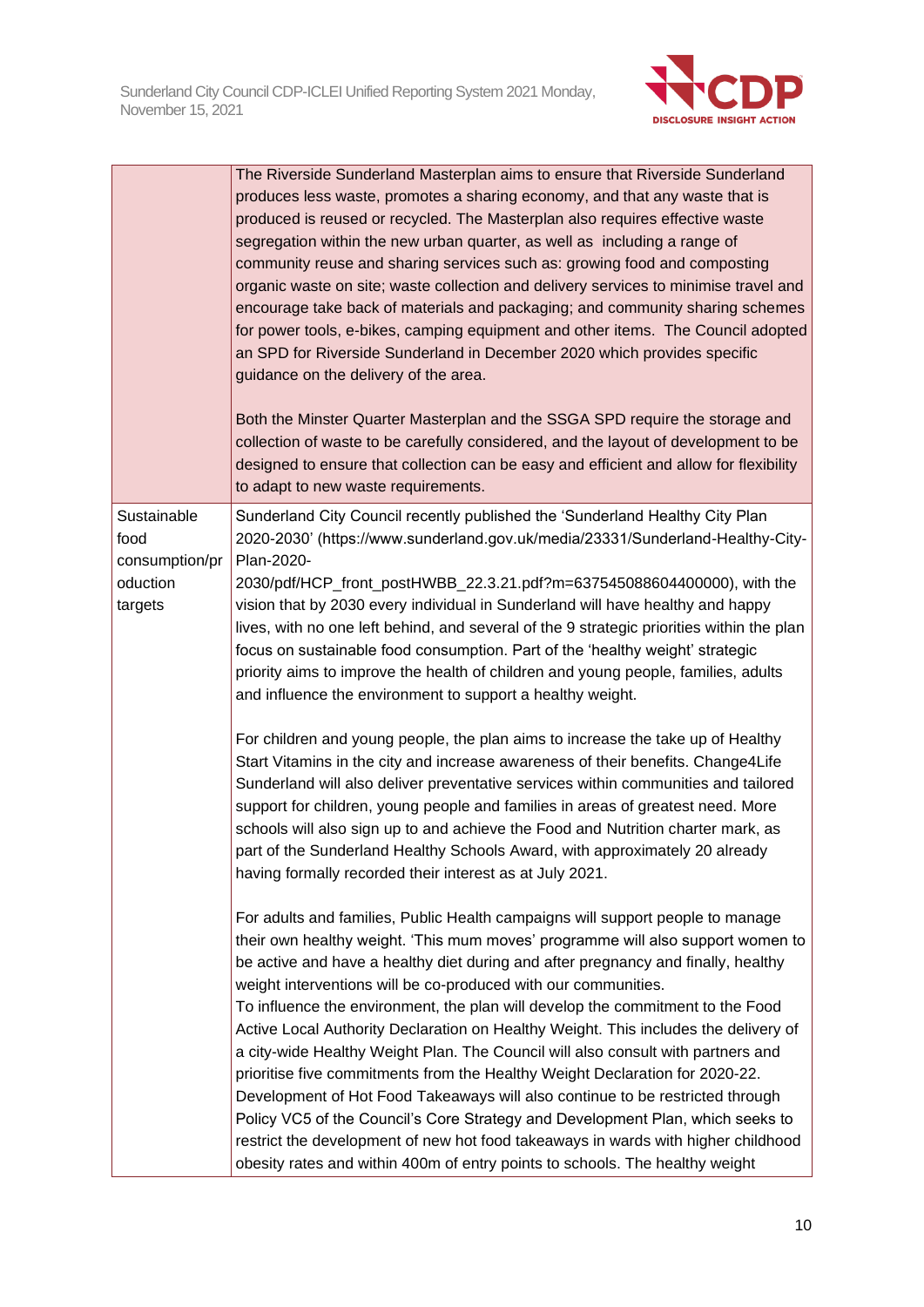| | |
|---|---|
| | The Riverside Sunderland Masterplan aims to ensure that Riverside Sunderland produces less waste, promotes a sharing economy, and that any waste that is produced is reused or recycled. The Masterplan also requires effective waste segregation within the new urban quarter, as well as including a range of community reuse and sharing services such as: growing food and composting organic waste on site; waste collection and delivery services to minimise travel and encourage take back of materials and packaging; and community sharing schemes for power tools, e-bikes, camping equipment and other items. The Council adopted an SPD for Riverside Sunderland in December 2020 which provides specific guidance on the delivery of the area.<br><br>Both the Minster Quarter Masterplan and the SSGA SPD require the storage and collection of waste to be carefully considered, and the layout of development to be designed to ensure that collection can be easy and efficient and allow for flexibility to adapt to new waste requirements. |
| Sustainable food consumption/production targets | Sunderland City Council recently published the 'Sunderland Healthy City Plan 2020-2030' (https://www.sunderland.gov.uk/media/23331/Sunderland-Healthy-City-Plan-2020-2030/pdf/HCP_front_postHWBB_22.3.21.pdf?m=637545088604400000), with the vision that by 2030 every individual in Sunderland will have healthy and happy lives, with no one left behind, and several of the 9 strategic priorities within the plan focus on sustainable food consumption. Part of the 'healthy weight' strategic priority aims to improve the health of children and young people, families, adults and influence the environment to support a healthy weight.<br><br>For children and young people, the plan aims to increase the take up of Healthy Start Vitamins in the city and increase awareness of their benefits. Change4Life Sunderland will also deliver preventative services within communities and tailored support for children, young people and families in areas of greatest need. More schools will also sign up to and achieve the Food and Nutrition charter mark, as part of the Sunderland Healthy Schools Award, with approximately 20 already having formally recorded their interest as at July 2021.<br><br>For adults and families, Public Health campaigns will support people to manage their own healthy weight. 'This mum moves' programme will also support women to be active and have a healthy diet during and after pregnancy and finally, healthy weight interventions will be co-produced with our communities.<br>To influence the environment, the plan will develop the commitment to the Food Active Local Authority Declaration on Healthy Weight. This includes the delivery of a city-wide Healthy Weight Plan. The Council will also consult with partners and prioritise five commitments from the Healthy Weight Declaration for 2020-22. Development of Hot Food Takeaways will also continue to be restricted through Policy VC5 of the Council's Core Strategy and Development Plan, which seeks to restrict the development of new hot food takeaways in wards with higher childhood obesity rates and within 400m of entry points to schools. The healthy weight |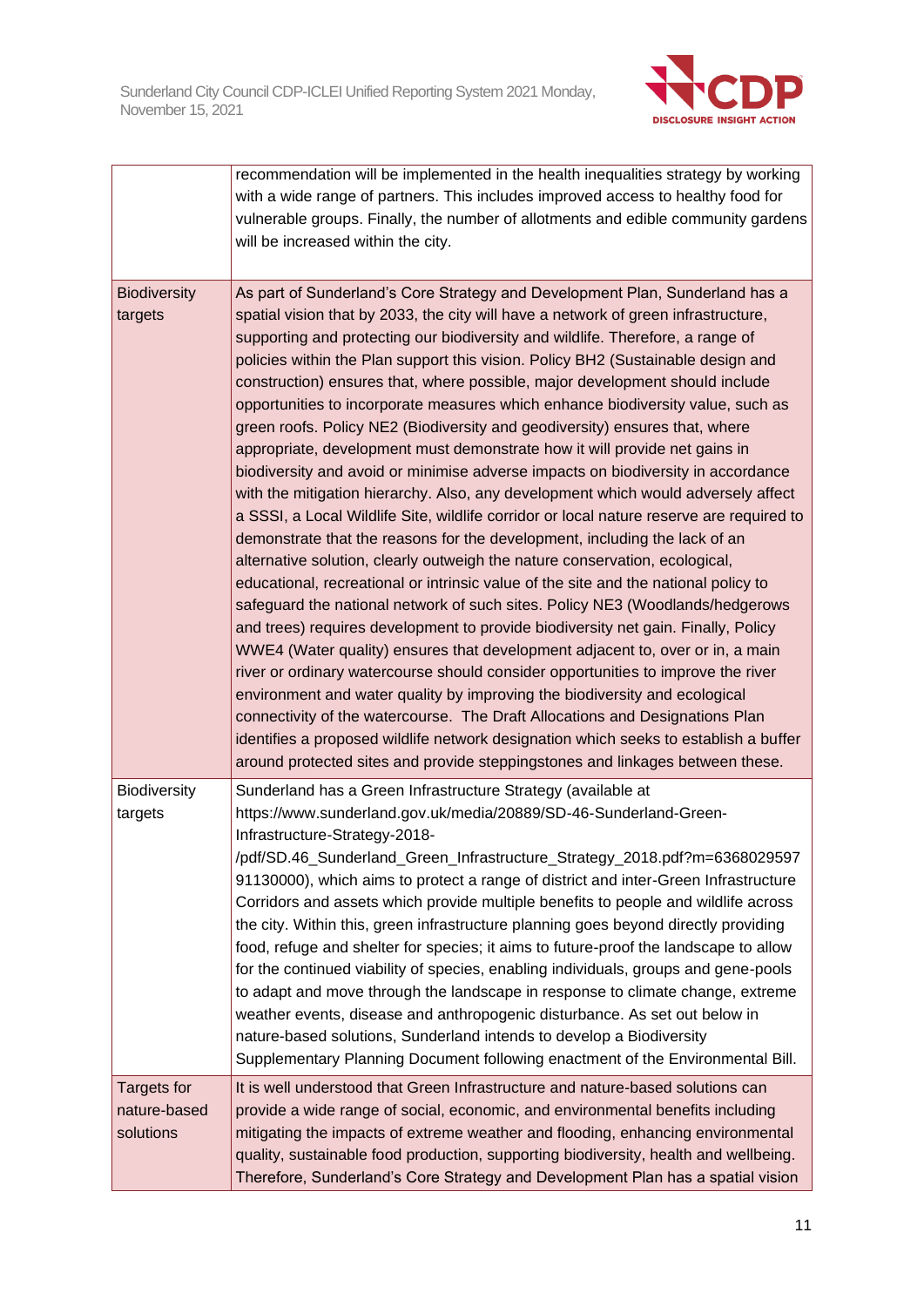| | |
|---|---|
| | recommendation will be implemented in the health inequalities strategy by working with a wide range of partners. This includes improved access to healthy food for vulnerable groups. Finally, the number of allotments and edible community gardens will be increased within the city. |
| Biodiversity targets | As part of Sunderland's Core Strategy and Development Plan, Sunderland has a spatial vision that by 2033, the city will have a network of green infrastructure, supporting and protecting our biodiversity and wildlife. Therefore, a range of policies within the Plan support this vision. Policy BH2 (Sustainable design and construction) ensures that, where possible, major development should include opportunities to incorporate measures which enhance biodiversity value, such as green roofs. Policy NE2 (Biodiversity and geodiversity) ensures that, where appropriate, development must demonstrate how it will provide net gains in biodiversity and avoid or minimise adverse impacts on biodiversity in accordance with the mitigation hierarchy. Also, any development which would adversely affect a SSSI, a Local Wildlife Site, wildlife corridor or local nature reserve are required to demonstrate that the reasons for the development, including the lack of an alternative solution, clearly outweigh the nature conservation, ecological, educational, recreational or intrinsic value of the site and the national policy to safeguard the national network of such sites. Policy NE3 (Woodlands/hedgerows and trees) requires development to provide biodiversity net gain. Finally, Policy WWE4 (Water quality) ensures that development adjacent to, over or in, a main river or ordinary watercourse should consider opportunities to improve the river environment and water quality by improving the biodiversity and ecological connectivity of the watercourse. The Draft Allocations and Designations Plan identifies a proposed wildlife network designation which seeks to establish a buffer around protected sites and provide steppingstones and linkages between these. |
| Biodiversity targets | Sunderland has a Green Infrastructure Strategy (available at https://www.sunderland.gov.uk/media/20889/SD-46-Sunderland-Green-Infrastructure-Strategy-2018-/pdf/SD.46_Sunderland_Green_Infrastructure_Strategy_2018.pdf?m=636802959791130000), which aims to protect a range of district and inter-Green Infrastructure Corridors and assets which provide multiple benefits to people and wildlife across the city. Within this, green infrastructure planning goes beyond directly providing food, refuge and shelter for species; it aims to future-proof the landscape to allow for the continued viability of species, enabling individuals, groups and gene-pools to adapt and move through the landscape in response to climate change, extreme weather events, disease and anthropogenic disturbance. As set out below in nature-based solutions, Sunderland intends to develop a Biodiversity Supplementary Planning Document following enactment of the Environmental Bill. |
| Targets for nature-based solutions | It is well understood that Green Infrastructure and nature-based solutions can provide a wide range of social, economic, and environmental benefits including mitigating the impacts of extreme weather and flooding, enhancing environmental quality, sustainable food production, supporting biodiversity, health and wellbeing. Therefore, Sunderland's Core Strategy and Development Plan has a spatial vision |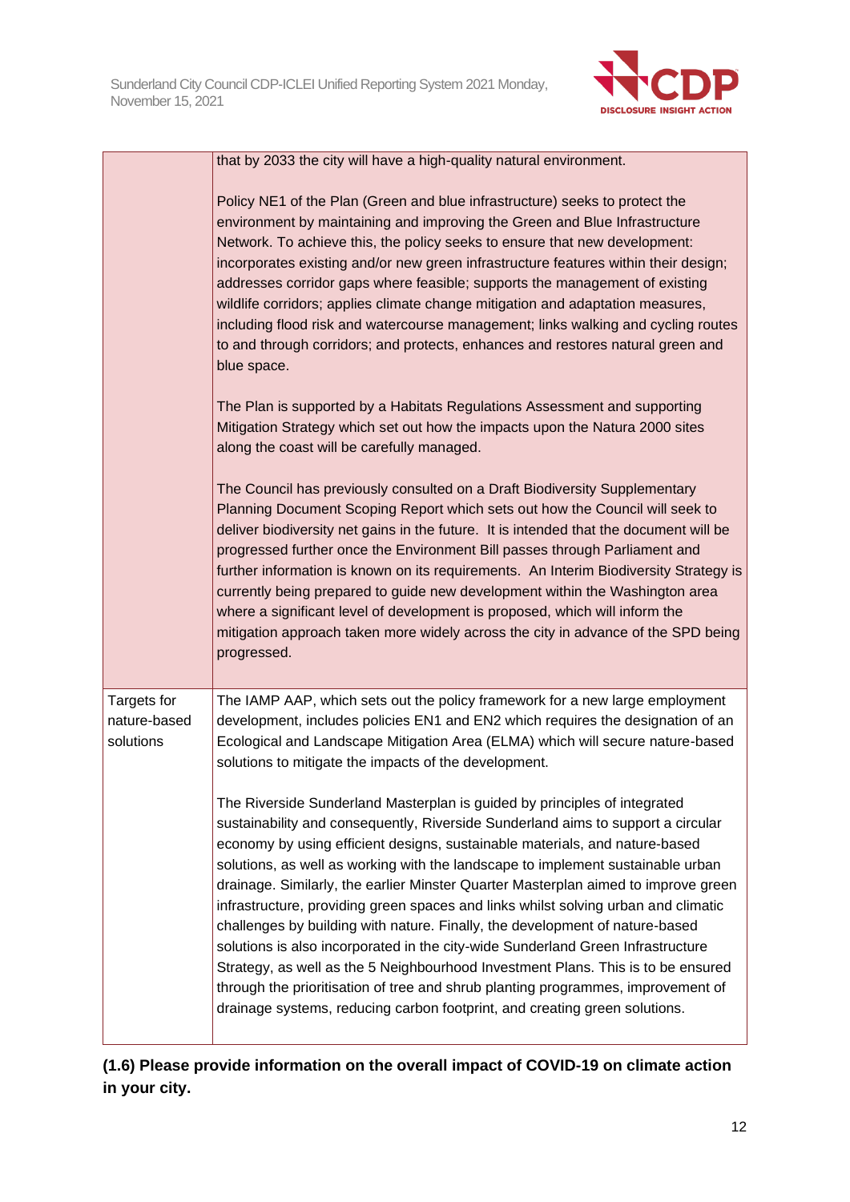| | |
|---|---|
| | that by 2033 the city will have a high-quality natural environment.<br><br>Policy NE1 of the Plan (Green and blue infrastructure) seeks to protect the environment by maintaining and improving the Green and Blue Infrastructure Network. To achieve this, the policy seeks to ensure that new development: incorporates existing and/or new green infrastructure features within their design; addresses corridor gaps where feasible; supports the management of existing wildlife corridors; applies climate change mitigation and adaptation measures, including flood risk and watercourse management; links walking and cycling routes to and through corridors; and protects, enhances and restores natural green and blue space.<br><br>The Plan is supported by a Habitats Regulations Assessment and supporting Mitigation Strategy which set out how the impacts upon the Natura 2000 sites along the coast will be carefully managed.<br><br>The Council has previously consulted on a Draft Biodiversity Supplementary Planning Document Scoping Report which sets out how the Council will seek to deliver biodiversity net gains in the future. It is intended that the document will be progressed further once the Environment Bill passes through Parliament and further information is known on its requirements. An Interim Biodiversity Strategy is currently being prepared to guide new development within the Washington area where a significant level of development is proposed, which will inform the mitigation approach taken more widely across the city in advance of the SPD being progressed. |
| Targets for nature-based solutions | The IAMP AAP, which sets out the policy framework for a new large employment development, includes policies EN1 and EN2 which requires the designation of an Ecological and Landscape Mitigation Area (ELMA) which will secure nature-based solutions to mitigate the impacts of the development.<br><br>The Riverside Sunderland Masterplan is guided by principles of integrated sustainability and consequently, Riverside Sunderland aims to support a circular economy by using efficient designs, sustainable materials, and nature-based solutions, as well as working with the landscape to implement sustainable urban drainage. Similarly, the earlier Minster Quarter Masterplan aimed to improve green infrastructure, providing green spaces and links whilst solving urban and climatic challenges by building with nature. Finally, the development of nature-based solutions is also incorporated in the city-wide Sunderland Green Infrastructure Strategy, as well as the 5 Neighbourhood Investment Plans. This is to be ensured through the prioritisation of tree and shrub planting programmes, improvement of drainage systems, reducing carbon footprint, and creating green solutions. |

**(1.6) Please provide information on the overall impact of COVID-19 on climate action in your city.**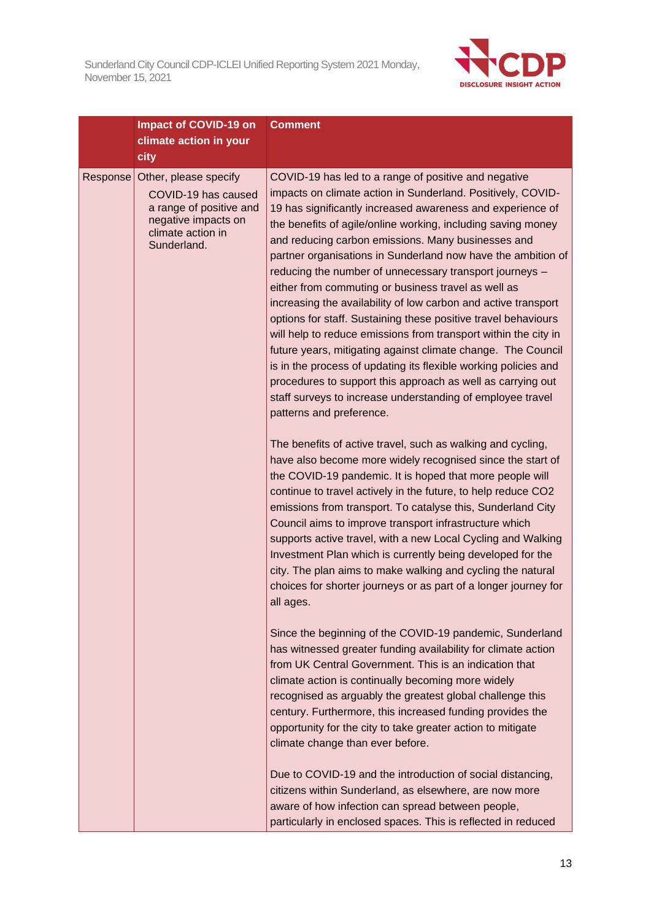| | Impact of COVID-19 on climate action in your city | Comment |
|---|---|---|
| Response | Other, please specify<br>COVID-19 has caused a range of positive and negative impacts on climate action in Sunderland. | COVID-19 has led to a range of positive and negative impacts on climate action in Sunderland. Positively, COVID-19 has significantly increased awareness and experience of the benefits of agile/online working, including saving money and reducing carbon emissions. Many businesses and partner organisations in Sunderland now have the ambition of reducing the number of unnecessary transport journeys – either from commuting or business travel as well as increasing the availability of low carbon and active transport options for staff. Sustaining these positive travel behaviours will help to reduce emissions from transport within the city in future years, mitigating against climate change. The Council is in the process of updating its flexible working policies and procedures to support this approach as well as carrying out staff surveys to increase understanding of employee travel patterns and preference.<br><br>The benefits of active travel, such as walking and cycling, have also become more widely recognised since the start of the COVID-19 pandemic. It is hoped that more people will continue to travel actively in the future, to help reduce CO2 emissions from transport. To catalyse this, Sunderland City Council aims to improve transport infrastructure which supports active travel, with a new Local Cycling and Walking Investment Plan which is currently being developed for the city. The plan aims to make walking and cycling the natural choices for shorter journeys or as part of a longer journey for all ages.<br><br>Since the beginning of the COVID-19 pandemic, Sunderland has witnessed greater funding availability for climate action from UK Central Government. This is an indication that climate action is continually becoming more widely recognised as arguably the greatest global challenge this century. Furthermore, this increased funding provides the opportunity for the city to take greater action to mitigate climate change than ever before.<br><br>Due to COVID-19 and the introduction of social distancing, citizens within Sunderland, as elsewhere, are now more aware of how infection can spread between people, particularly in enclosed spaces. This is reflected in reduced |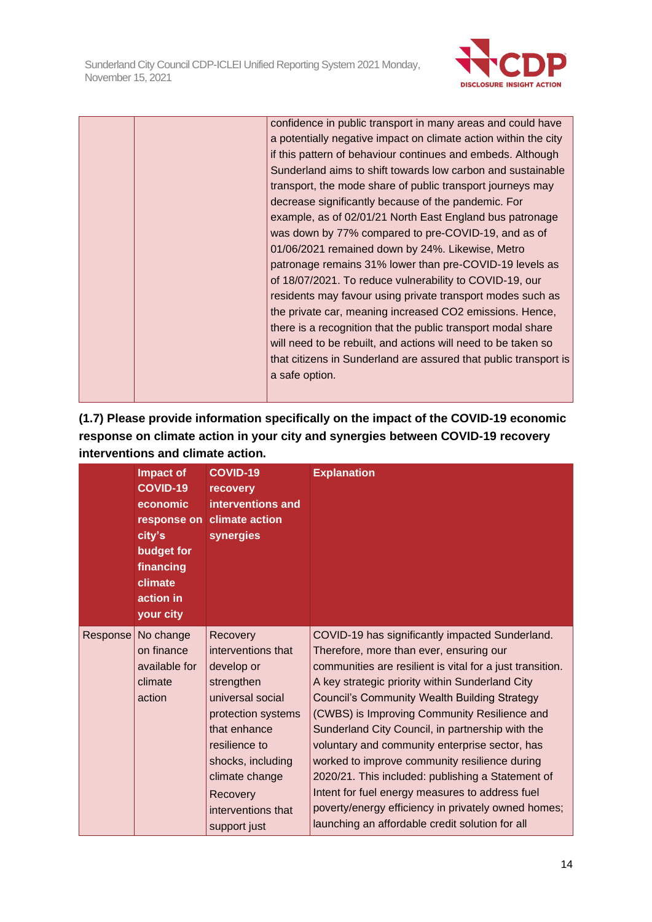| | | |
|---|---|---|
| | | confidence in public transport in many areas and could have a potentially negative impact on climate action within the city if this pattern of behaviour continues and embeds. Although Sunderland aims to shift towards low carbon and sustainable transport, the mode share of public transport journeys may decrease significantly because of the pandemic. For example, as of 02/01/21 North East England bus patronage was down by 77% compared to pre-COVID-19, and as of 01/06/2021 remained down by 24%. Likewise, Metro patronage remains 31% lower than pre-COVID-19 levels as of 18/07/2021. To reduce vulnerability to COVID-19, our residents may favour using private transport modes such as the private car, meaning increased $CO_2$ emissions. Hence, there is a recognition that the public transport modal share will need to be rebuilt, and actions will need to be taken so that citizens in Sunderland are assured that public transport is a safe option. |

**(1.7) Please provide information specifically on the impact of the COVID-19 economic response on climate action in your city and synergies between COVID-19 recovery interventions and climate action.**

| | Impact of COVID-19 economic response on city's budget for financing climate action in your city | COVID-19 recovery interventions and climate action synergies | Explanation |
|---|---|---|---|
| Response | No change on finance available for climate action | Recovery interventions that develop or strengthen universal social protection systems that enhance resilience to shocks, including climate change<br>Recovery interventions that support just | COVID-19 has significantly impacted Sunderland. Therefore, more than ever, ensuring our communities are resilient is vital for a just transition. A key strategic priority within Sunderland City Council's Community Wealth Building Strategy (CWBS) is Improving Community Resilience and Sunderland City Council, in partnership with the voluntary and community enterprise sector, has worked to improve community resilience during 2020/21. This included: publishing a Statement of Intent for fuel energy measures to address fuel poverty/energy efficiency in privately owned homes; launching an affordable credit solution for all |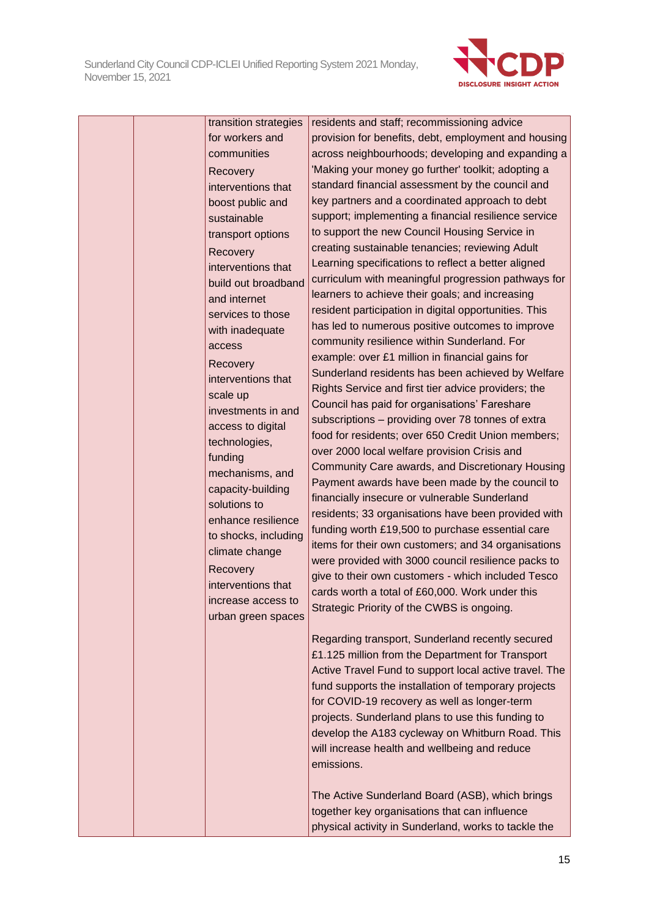| | | | |
|---|---|---|---|
| | | transition strategies for workers and communities<br>Recovery interventions that boost public and sustainable transport options<br>Recovery interventions that build out broadband and internet services to those with inadequate access<br>Recovery interventions that scale up investments in and access to digital technologies, funding mechanisms, and capacity-building solutions to enhance resilience to shocks, including climate change<br>Recovery interventions that increase access to urban green spaces | residents and staff; recommissioning advice provision for benefits, debt, employment and housing across neighbourhoods; developing and expanding a 'Making your money go further' toolkit; adopting a standard financial assessment by the council and key partners and a coordinated approach to debt support; implementing a financial resilience service to support the new Council Housing Service in creating sustainable tenancies; reviewing Adult Learning specifications to reflect a better aligned curriculum with meaningful progression pathways for learners to achieve their goals; and increasing resident participation in digital opportunities. This has led to numerous positive outcomes to improve community resilience within Sunderland. For example: over £1 million in financial gains for Sunderland residents has been achieved by Welfare Rights Service and first tier advice providers; the Council has paid for organisations' Fareshare subscriptions – providing over 78 tonnes of extra food for residents; over 650 Credit Union members; over 2000 local welfare provision Crisis and Community Care awards, and Discretionary Housing Payment awards have been made by the council to financially insecure or vulnerable Sunderland residents; 33 organisations have been provided with funding worth £19,500 to purchase essential care items for their own customers; and 34 organisations were provided with 3000 council resilience packs to give to their own customers - which included Tesco cards worth a total of £60,000. Work under this Strategic Priority of the CWBS is ongoing.<br><br>Regarding transport, Sunderland recently secured £1.125 million from the Department for Transport Active Travel Fund to support local active travel. The fund supports the installation of temporary projects for COVID-19 recovery as well as longer-term projects. Sunderland plans to use this funding to develop the A183 cycleway on Whitburn Road. This will increase health and wellbeing and reduce emissions.<br><br>The Active Sunderland Board (ASB), which brings together key organisations that can influence physical activity in Sunderland, works to tackle the |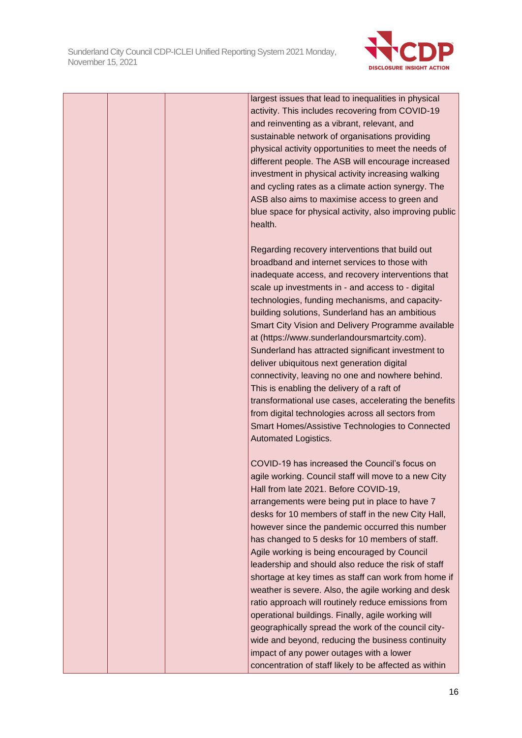| | | | |
|---|---|---|---|
| | | | largest issues that lead to inequalities in physical activity. This includes recovering from COVID-19 and reinventing as a vibrant, relevant, and sustainable network of organisations providing physical activity opportunities to meet the needs of different people. The ASB will encourage increased investment in physical activity increasing walking and cycling rates as a climate action synergy. The ASB also aims to maximise access to green and blue space for physical activity, also improving public health.<br><br>Regarding recovery interventions that build out broadband and internet services to those with inadequate access, and recovery interventions that scale up investments in - and access to - digital technologies, funding mechanisms, and capacity-building solutions, Sunderland has an ambitious Smart City Vision and Delivery Programme available at (https://www.sunderlandoursmartcity.com). Sunderland has attracted significant investment to deliver ubiquitous next generation digital connectivity, leaving no one and nowhere behind. This is enabling the delivery of a raft of transformational use cases, accelerating the benefits from digital technologies across all sectors from Smart Homes/Assistive Technologies to Connected Automated Logistics.<br><br>COVID-19 has increased the Council's focus on agile working. Council staff will move to a new City Hall from late 2021. Before COVID-19, arrangements were being put in place to have 7 desks for 10 members of staff in the new City Hall, however since the pandemic occurred this number has changed to 5 desks for 10 members of staff. Agile working is being encouraged by Council leadership and should also reduce the risk of staff shortage at key times as staff can work from home if weather is severe. Also, the agile working and desk ratio approach will routinely reduce emissions from operational buildings. Finally, agile working will geographically spread the work of the council city-wide and beyond, reducing the business continuity impact of any power outages with a lower concentration of staff likely to be affected as within |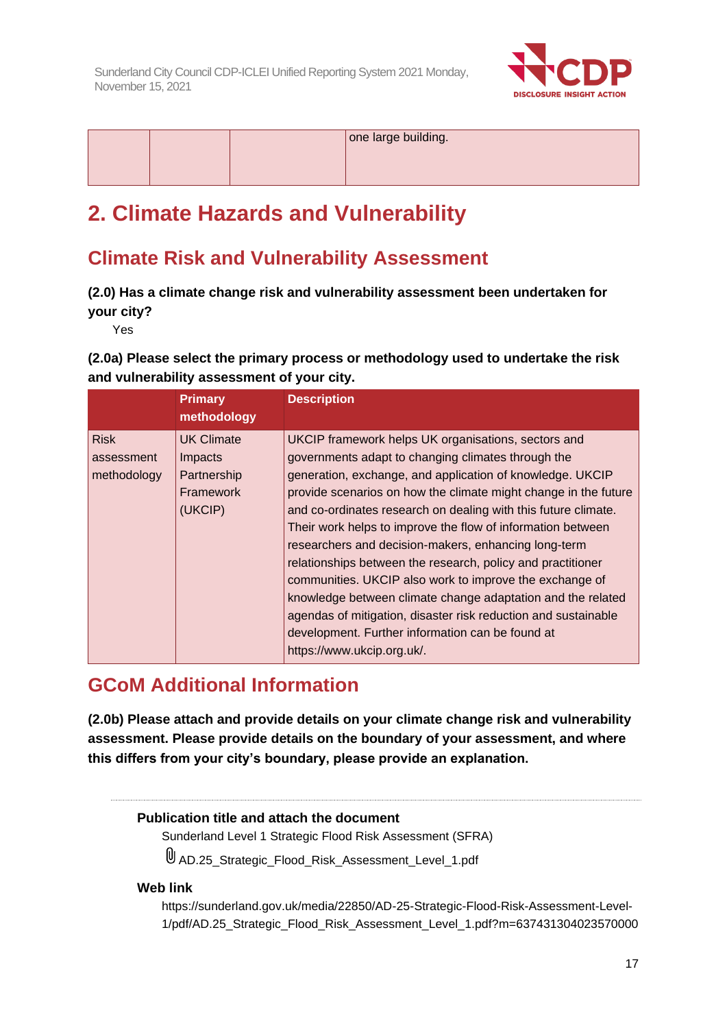| | | | |
|---|---|---|---|
| | | | one large building. |

# 2. Climate Hazards and Vulnerability

## Climate Risk and Vulnerability Assessment

**(2.0) Has a climate change risk and vulnerability assessment been undertaken for your city?**

Yes

**(2.0a) Please select the primary process or methodology used to undertake the risk and vulnerability assessment of your city.**

| | Primary methodology | Description |
|---|---|---|
| Risk assessment methodology | UK Climate Impacts Partnership Framework (UKCIP) | UKCIP framework helps UK organisations, sectors and governments adapt to changing climates through the generation, exchange, and application of knowledge. UKCIP provide scenarios on how the climate might change in the future and co-ordinates research on dealing with this future climate. Their work helps to improve the flow of information between researchers and decision-makers, enhancing long-term relationships between the research, policy and practitioner communities. UKCIP also work to improve the exchange of knowledge between climate change adaptation and the related agendas of mitigation, disaster risk reduction and sustainable development. Further information can be found at https://www.ukcip.org.uk/. |

## GCoM Additional Information

**(2.0b) Please attach and provide details on your climate change risk and vulnerability assessment. Please provide details on the boundary of your assessment, and where this differs from your city's boundary, please provide an explanation.**

**Publication title and attach the document**

Sunderland Level 1 Strategic Flood Risk Assessment (SFRA)

AD.25_Strategic_Flood_Risk_Assessment_Level_1.pdf

**Web link**

https://sunderland.gov.uk/media/22850/AD-25-Strategic-Flood-Risk-Assessment-Level-1/pdf/AD.25_Strategic_Flood_Risk_Assessment_Level_1.pdf?m=637431304023570000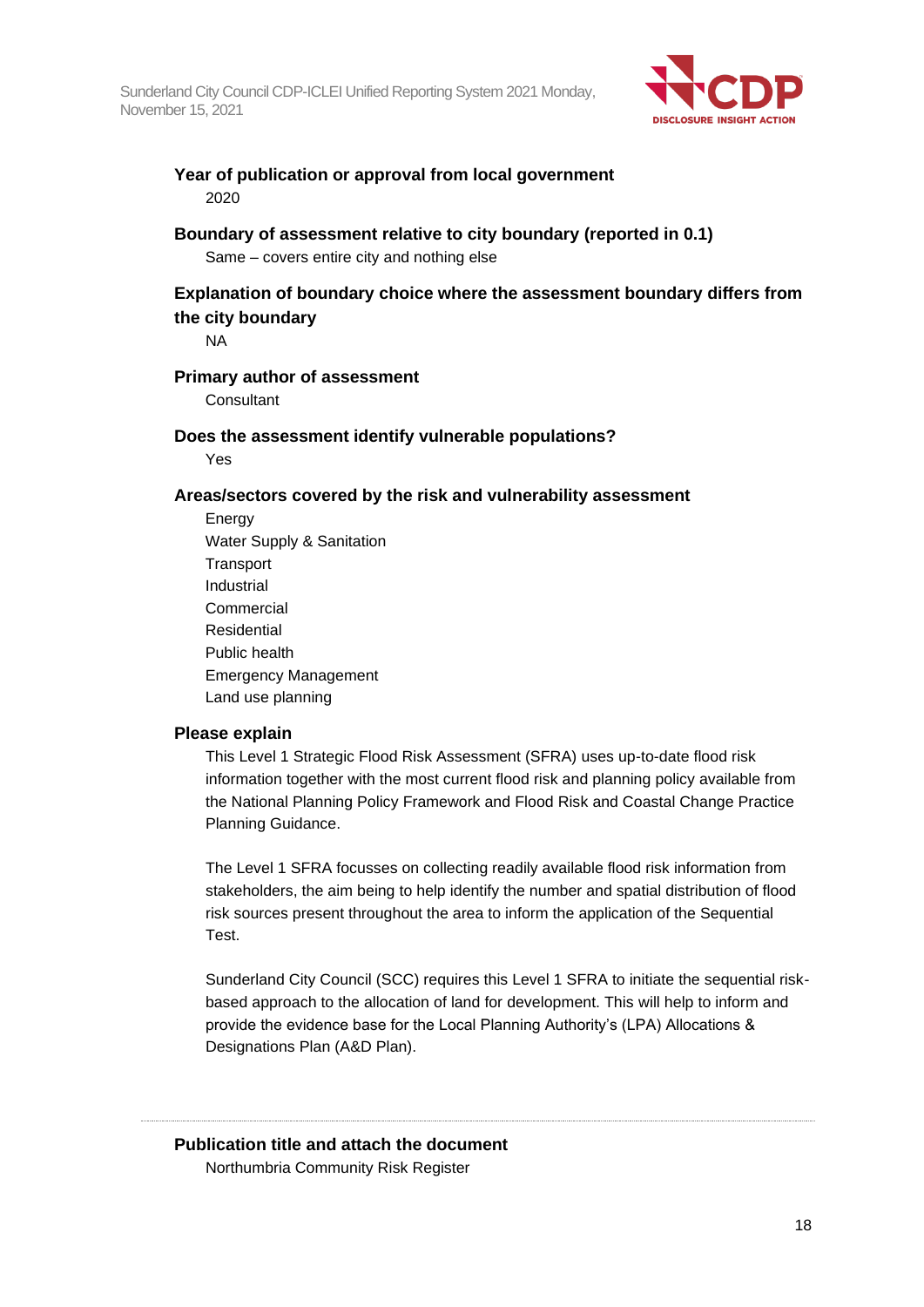**Year of publication or approval from local government**

2020

**Boundary of assessment relative to city boundary (reported in 0.1)**

Same – covers entire city and nothing else

**Explanation of boundary choice where the assessment boundary differs from the city boundary**

NA

**Primary author of assessment**

Consultant

**Does the assessment identify vulnerable populations?**

Yes

**Areas/sectors covered by the risk and vulnerability assessment**

Energy
Water Supply & Sanitation
Transport
Industrial
Commercial
Residential
Public health
Emergency Management
Land use planning

**Please explain**

This Level 1 Strategic Flood Risk Assessment (SFRA) uses up-to-date flood risk information together with the most current flood risk and planning policy available from the National Planning Policy Framework and Flood Risk and Coastal Change Practice Planning Guidance.

The Level 1 SFRA focusses on collecting readily available flood risk information from stakeholders, the aim being to help identify the number and spatial distribution of flood risk sources present throughout the area to inform the application of the Sequential Test.

Sunderland City Council (SCC) requires this Level 1 SFRA to initiate the sequential risk-based approach to the allocation of land for development. This will help to inform and provide the evidence base for the Local Planning Authority's (LPA) Allocations & Designations Plan (A&D Plan).

---

**Publication title and attach the document**

Northumbria Community Risk Register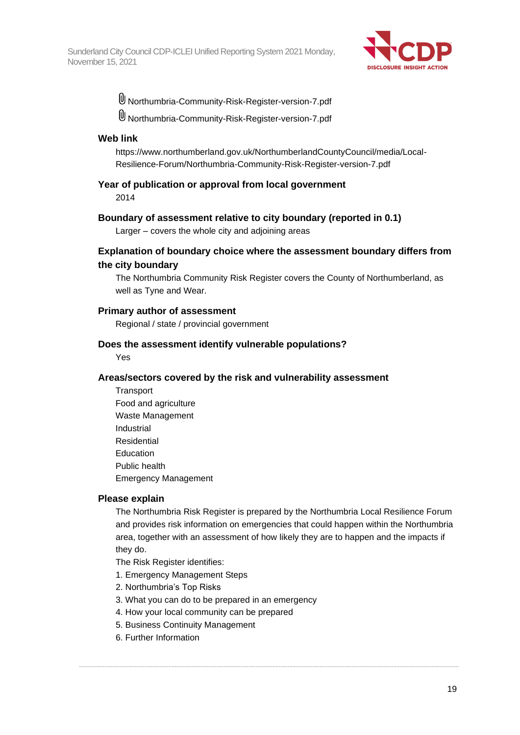Northumbria-Community-Risk-Register-version-7.pdf

Northumbria-Community-Risk-Register-version-7.pdf

### Web link

https://www.northumberland.gov.uk/NorthumberlandCountyCouncil/media/Local-Resilience-Forum/Northumbria-Community-Risk-Register-version-7.pdf

### Year of publication or approval from local government

2014

### Boundary of assessment relative to city boundary (reported in 0.1)

Larger – covers the whole city and adjoining areas

### Explanation of boundary choice where the assessment boundary differs from the city boundary

The Northumbria Community Risk Register covers the County of Northumberland, as well as Tyne and Wear.

### Primary author of assessment

Regional / state / provincial government

### Does the assessment identify vulnerable populations?

Yes

### Areas/sectors covered by the risk and vulnerability assessment

Transport
Food and agriculture
Waste Management
Industrial
Residential
Education
Public health
Emergency Management

### Please explain

The Northumbria Risk Register is prepared by the Northumbria Local Resilience Forum and provides risk information on emergencies that could happen within the Northumbria area, together with an assessment of how likely they are to happen and the impacts if they do.

The Risk Register identifies:

1. Emergency Management Steps
2. Northumbria's Top Risks
3. What you can do to be prepared in an emergency
4. How your local community can be prepared
5. Business Continuity Management
6. Further Information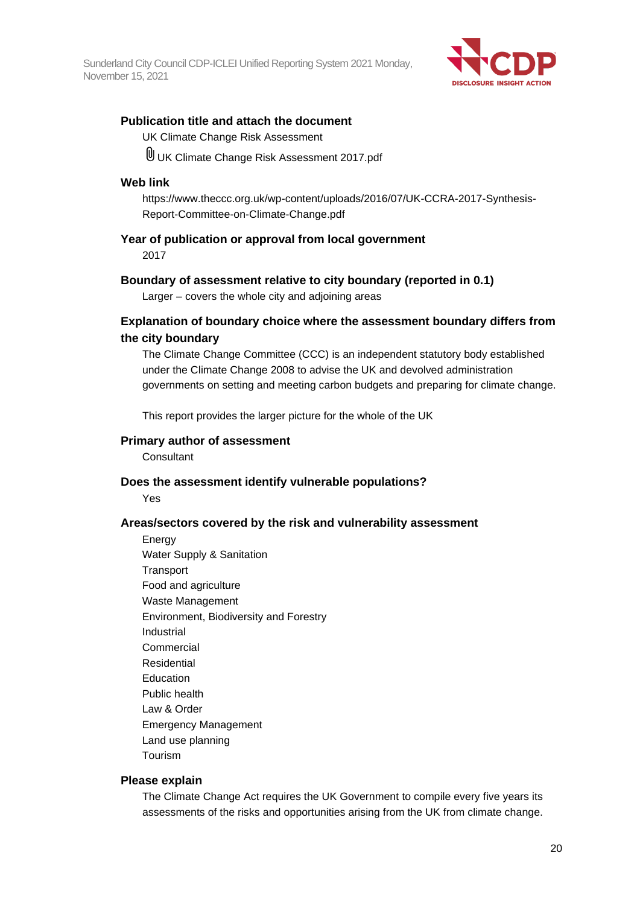### Publication title and attach the document

UK Climate Change Risk Assessment

UK Climate Change Risk Assessment 2017.pdf

### Web link

https://www.theccc.org.uk/wp-content/uploads/2016/07/UK-CCRA-2017-Synthesis-Report-Committee-on-Climate-Change.pdf

### Year of publication or approval from local government

2017

### Boundary of assessment relative to city boundary (reported in 0.1)

Larger – covers the whole city and adjoining areas

### Explanation of boundary choice where the assessment boundary differs from the city boundary

The Climate Change Committee (CCC) is an independent statutory body established under the Climate Change 2008 to advise the UK and devolved administration governments on setting and meeting carbon budgets and preparing for climate change.

This report provides the larger picture for the whole of the UK

### Primary author of assessment

Consultant

### Does the assessment identify vulnerable populations?

Yes

### Areas/sectors covered by the risk and vulnerability assessment

Energy
Water Supply & Sanitation
Transport
Food and agriculture
Waste Management
Environment, Biodiversity and Forestry
Industrial
Commercial
Residential
Education
Public health
Law & Order
Emergency Management
Land use planning
Tourism

### Please explain

The Climate Change Act requires the UK Government to compile every five years its assessments of the risks and opportunities arising from the UK from climate change.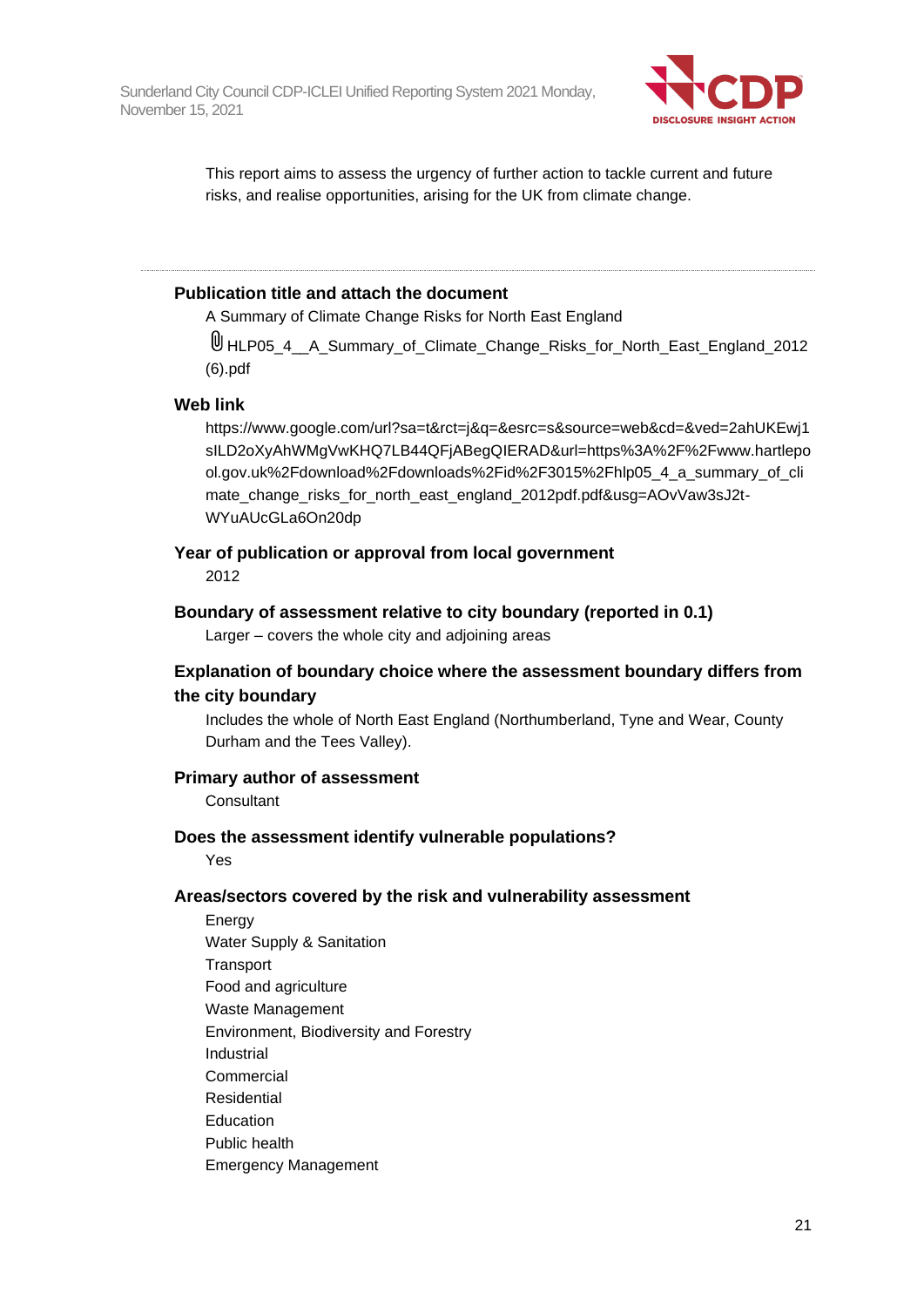This report aims to assess the urgency of further action to tackle current and future risks, and realise opportunities, arising for the UK from climate change.

---

**Publication title and attach the document**

A Summary of Climate Change Risks for North East England

HLP05_4__A_Summary_of_Climate_Change_Risks_for_North_East_England_2012 (6).pdf

**Web link**

https://www.google.com/url?sa=t&rct=j&q=&esrc=s&source=web&cd=&ved=2ahUKEwj1sILD2oXyAhWMgVwKHQ7LB44QFjABegQIERAD&url=https%3A%2F%2Fwww.hartlepool.gov.uk%2Fdownload%2Fdownloads%2Fid%2F3015%2Fhlp05_4_a_summary_of_climate_change_risks_for_north_east_england_2012pdf.pdf&usg=AOvVaw3sJ2t-WYuAUcGLa6On20dp

**Year of publication or approval from local government**

2012

**Boundary of assessment relative to city boundary (reported in 0.1)**

Larger – covers the whole city and adjoining areas

**Explanation of boundary choice where the assessment boundary differs from the city boundary**

Includes the whole of North East England (Northumberland, Tyne and Wear, County Durham and the Tees Valley).

**Primary author of assessment**

Consultant

**Does the assessment identify vulnerable populations?**

Yes

**Areas/sectors covered by the risk and vulnerability assessment**

Energy
Water Supply & Sanitation
Transport
Food and agriculture
Waste Management
Environment, Biodiversity and Forestry
Industrial
Commercial
Residential
Education
Public health
Emergency Management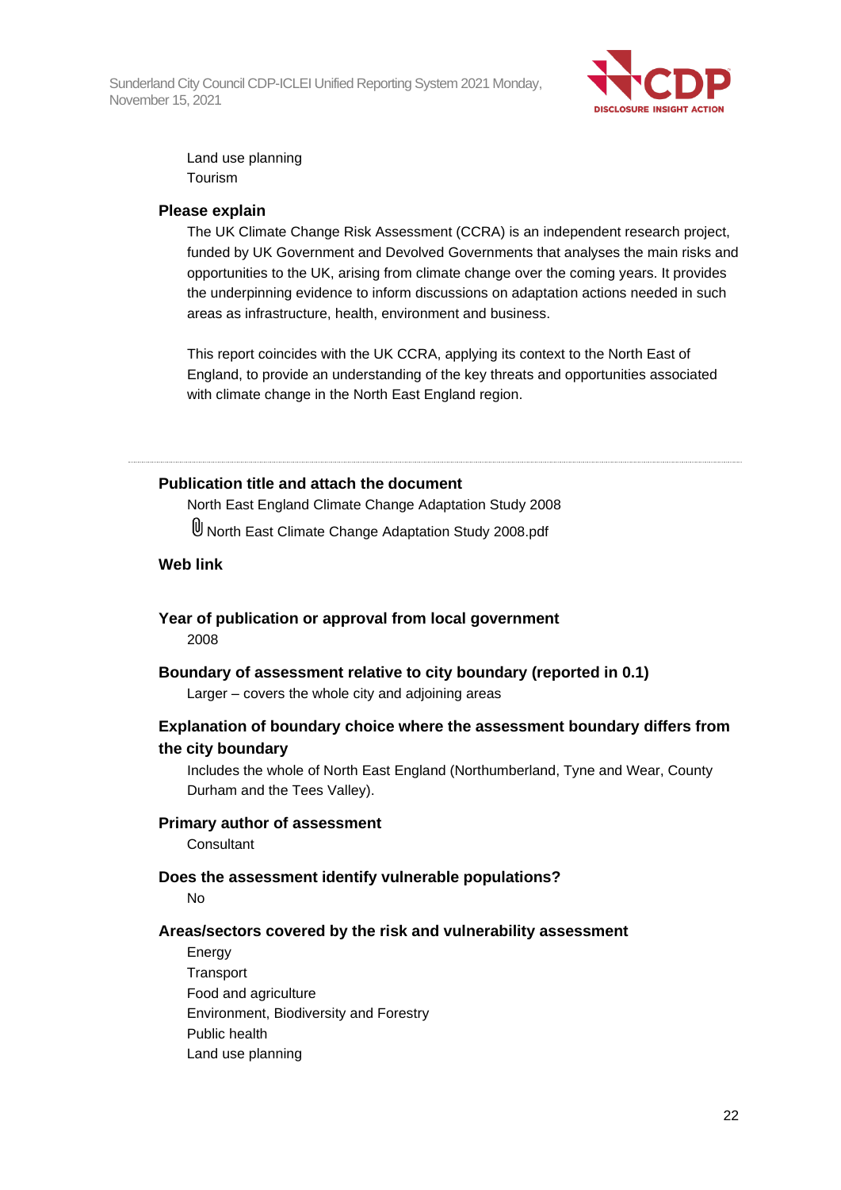Land use planning
Tourism

**Please explain**

The UK Climate Change Risk Assessment (CCRA) is an independent research project, funded by UK Government and Devolved Governments that analyses the main risks and opportunities to the UK, arising from climate change over the coming years. It provides the underpinning evidence to inform discussions on adaptation actions needed in such areas as infrastructure, health, environment and business.

This report coincides with the UK CCRA, applying its context to the North East of England, to provide an understanding of the key threats and opportunities associated with climate change in the North East England region.

---

**Publication title and attach the document**

North East England Climate Change Adaptation Study 2008

North East Climate Change Adaptation Study 2008.pdf

**Web link**

**Year of publication or approval from local government**

2008

**Boundary of assessment relative to city boundary (reported in 0.1)**

Larger – covers the whole city and adjoining areas

**Explanation of boundary choice where the assessment boundary differs from the city boundary**

Includes the whole of North East England (Northumberland, Tyne and Wear, County Durham and the Tees Valley).

**Primary author of assessment**

Consultant

**Does the assessment identify vulnerable populations?**

No

**Areas/sectors covered by the risk and vulnerability assessment**

Energy
Transport
Food and agriculture
Environment, Biodiversity and Forestry
Public health
Land use planning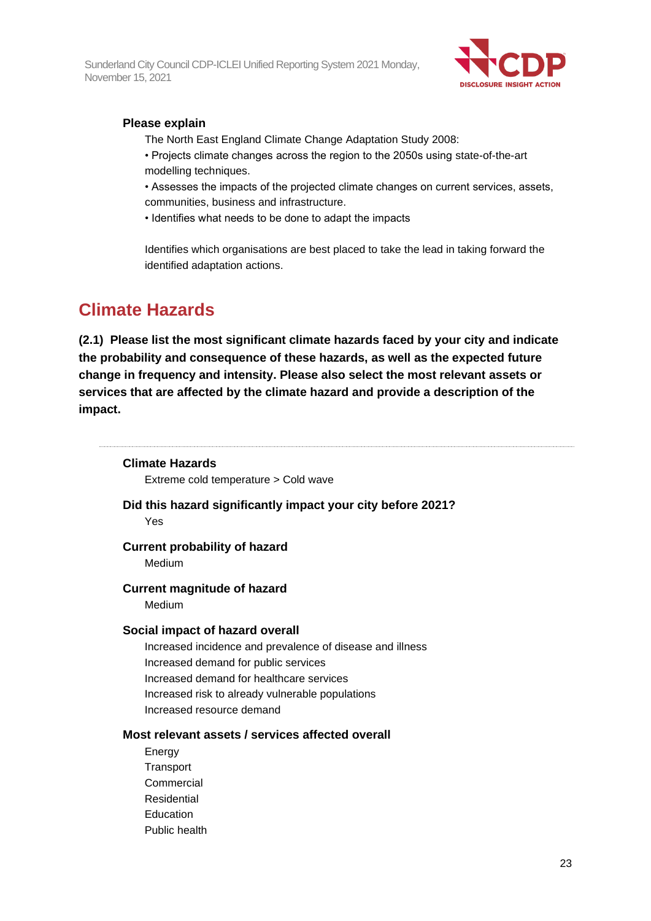**Please explain**

The North East England Climate Change Adaptation Study 2008:

• Projects climate changes across the region to the 2050s using state-of-the-art modelling techniques.

• Assesses the impacts of the projected climate changes on current services, assets, communities, business and infrastructure.

• Identifies what needs to be done to adapt the impacts

Identifies which organisations are best placed to take the lead in taking forward the identified adaptation actions.

# Climate Hazards

**(2.1) Please list the most significant climate hazards faced by your city and indicate the probability and consequence of these hazards, as well as the expected future change in frequency and intensity. Please also select the most relevant assets or services that are affected by the climate hazard and provide a description of the impact.**

---

**Climate Hazards**

Extreme cold temperature > Cold wave

**Did this hazard significantly impact your city before 2021?**

Yes

**Current probability of hazard**

Medium

**Current magnitude of hazard**

Medium

**Social impact of hazard overall**

Increased incidence and prevalence of disease and illness
Increased demand for public services
Increased demand for healthcare services
Increased risk to already vulnerable populations
Increased resource demand

**Most relevant assets / services affected overall**

Energy
Transport
Commercial
Residential
Education
Public health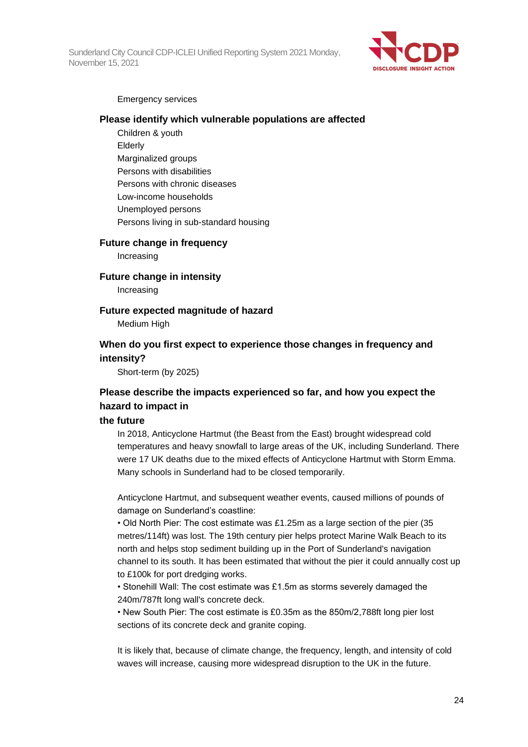Emergency services

**Please identify which vulnerable populations are affected**

Children & youth
Elderly
Marginalized groups
Persons with disabilities
Persons with chronic diseases
Low-income households
Unemployed persons
Persons living in sub-standard housing

**Future change in frequency**

Increasing

**Future change in intensity**

Increasing

**Future expected magnitude of hazard**

Medium High

**When do you first expect to experience those changes in frequency and intensity?**

Short-term (by 2025)

**Please describe the impacts experienced so far, and how you expect the hazard to impact in the future**

In 2018, Anticyclone Hartmut (the Beast from the East) brought widespread cold temperatures and heavy snowfall to large areas of the UK, including Sunderland. There were 17 UK deaths due to the mixed effects of Anticyclone Hartmut with Storm Emma. Many schools in Sunderland had to be closed temporarily.

Anticyclone Hartmut, and subsequent weather events, caused millions of pounds of damage on Sunderland's coastline:

- Old North Pier: The cost estimate was £1.25m as a large section of the pier (35 metres/114ft) was lost. The 19th century pier helps protect Marine Walk Beach to its north and helps stop sediment building up in the Port of Sunderland's navigation channel to its south. It has been estimated that without the pier it could annually cost up to £100k for port dredging works.
- Stonehill Wall: The cost estimate was £1.5m as storms severely damaged the 240m/787ft long wall's concrete deck.
- New South Pier: The cost estimate is £0.35m as the 850m/2,788ft long pier lost sections of its concrete deck and granite coping.

It is likely that, because of climate change, the frequency, length, and intensity of cold waves will increase, causing more widespread disruption to the UK in the future.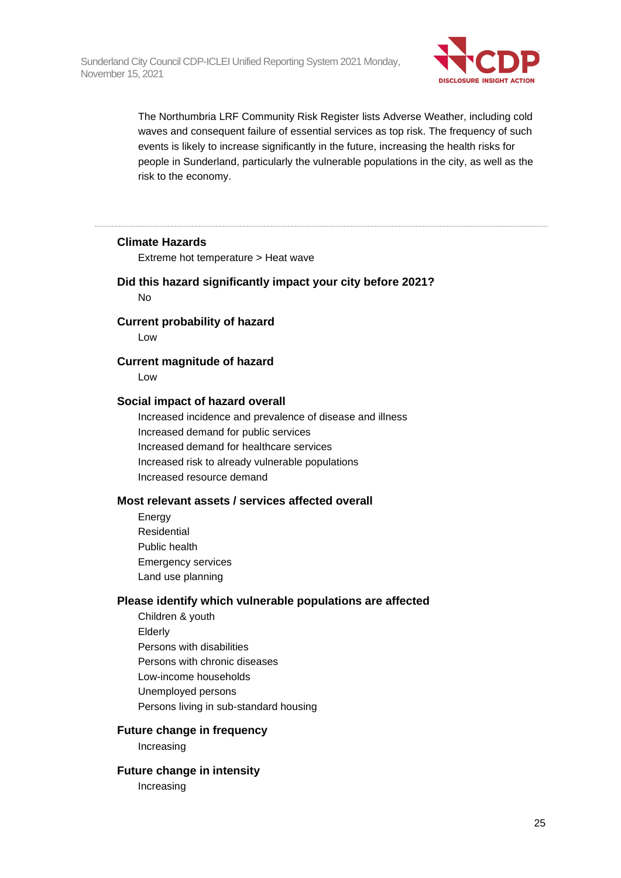The Northumbria LRF Community Risk Register lists Adverse Weather, including cold waves and consequent failure of essential services as top risk. The frequency of such events is likely to increase significantly in the future, increasing the health risks for people in Sunderland, particularly the vulnerable populations in the city, as well as the risk to the economy.

---

**Climate Hazards**

Extreme hot temperature > Heat wave

**Did this hazard significantly impact your city before 2021?**

No

**Current probability of hazard**

Low

**Current magnitude of hazard**

Low

**Social impact of hazard overall**

Increased incidence and prevalence of disease and illness
Increased demand for public services
Increased demand for healthcare services
Increased risk to already vulnerable populations
Increased resource demand

**Most relevant assets / services affected overall**

Energy
Residential
Public health
Emergency services
Land use planning

**Please identify which vulnerable populations are affected**

Children & youth
Elderly
Persons with disabilities
Persons with chronic diseases
Low-income households
Unemployed persons
Persons living in sub-standard housing

**Future change in frequency**

Increasing

**Future change in intensity**

Increasing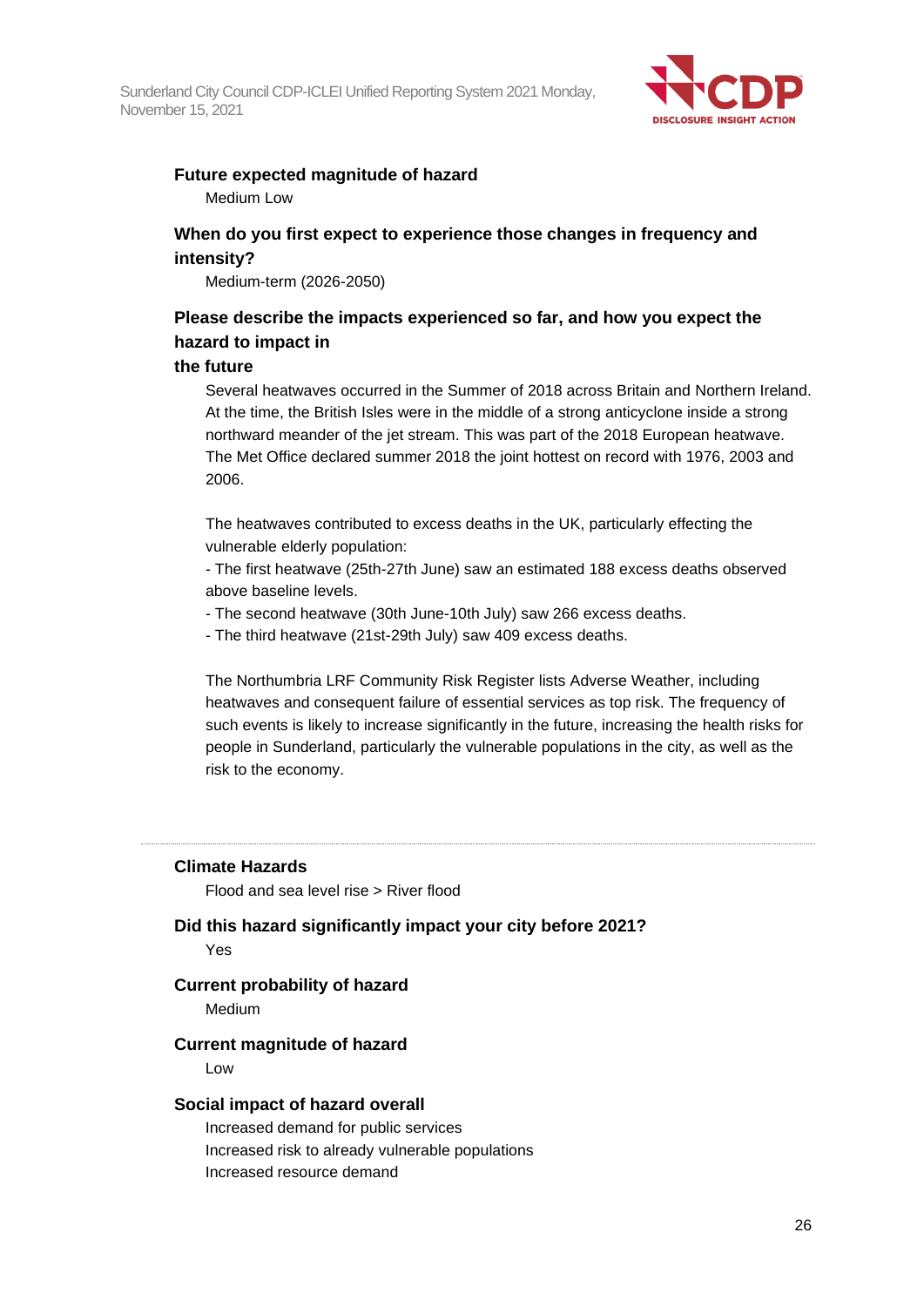**Future expected magnitude of hazard**

Medium Low

**When do you first expect to experience those changes in frequency and intensity?**

Medium-term (2026-2050)

**Please describe the impacts experienced so far, and how you expect the hazard to impact in the future**

Several heatwaves occurred in the Summer of 2018 across Britain and Northern Ireland. At the time, the British Isles were in the middle of a strong anticyclone inside a strong northward meander of the jet stream. This was part of the 2018 European heatwave. The Met Office declared summer 2018 the joint hottest on record with 1976, 2003 and 2006.

The heatwaves contributed to excess deaths in the UK, particularly effecting the vulnerable elderly population:
- The first heatwave (25th-27th June) saw an estimated 188 excess deaths observed above baseline levels.
- The second heatwave (30th June-10th July) saw 266 excess deaths.
- The third heatwave (21st-29th July) saw 409 excess deaths.

The Northumbria LRF Community Risk Register lists Adverse Weather, including heatwaves and consequent failure of essential services as top risk. The frequency of such events is likely to increase significantly in the future, increasing the health risks for people in Sunderland, particularly the vulnerable populations in the city, as well as the risk to the economy.

---

**Climate Hazards**

Flood and sea level rise > River flood

**Did this hazard significantly impact your city before 2021?**

Yes

**Current probability of hazard**

Medium

**Current magnitude of hazard**

Low

**Social impact of hazard overall**

Increased demand for public services
Increased risk to already vulnerable populations
Increased resource demand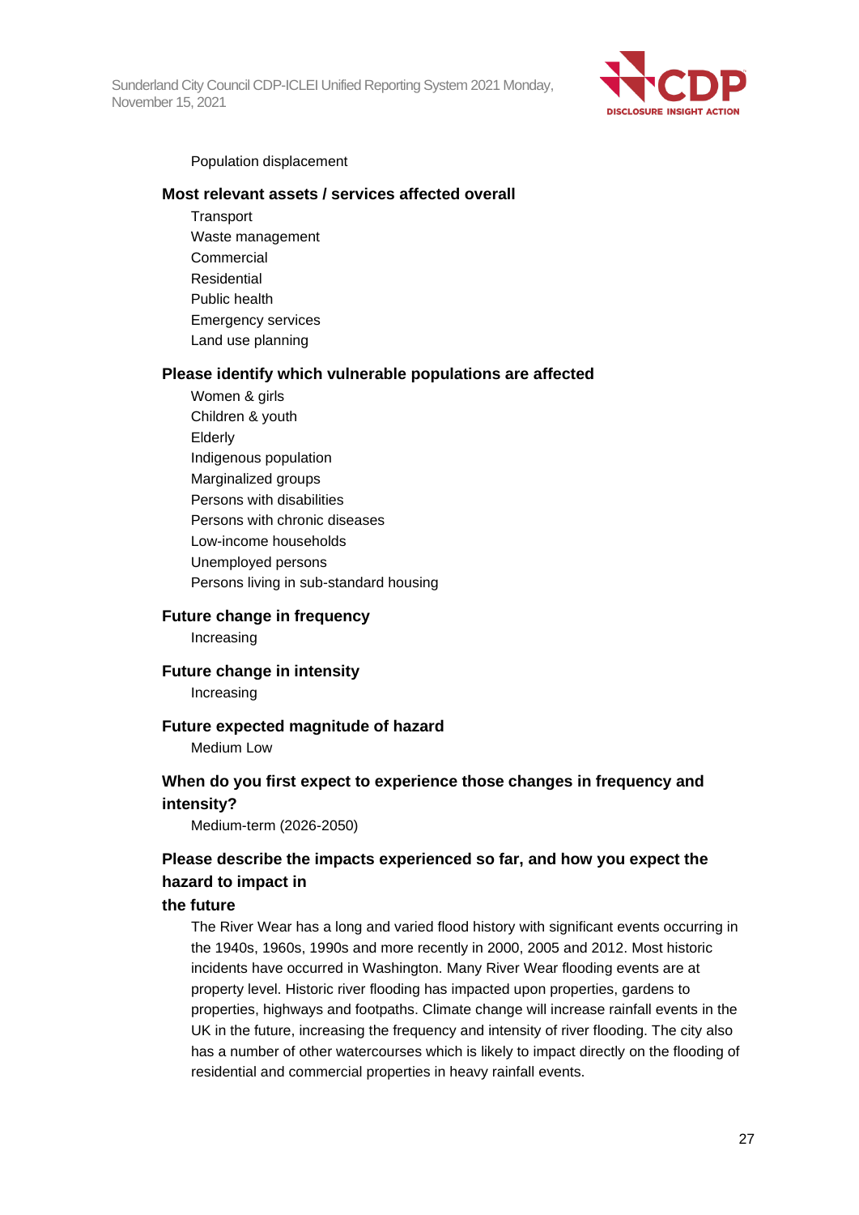Population displacement

**Most relevant assets / services affected overall**

Transport
Waste management
Commercial
Residential
Public health
Emergency services
Land use planning

**Please identify which vulnerable populations are affected**

Women & girls
Children & youth
Elderly
Indigenous population
Marginalized groups
Persons with disabilities
Persons with chronic diseases
Low-income households
Unemployed persons
Persons living in sub-standard housing

**Future change in frequency**

Increasing

**Future change in intensity**

Increasing

**Future expected magnitude of hazard**

Medium Low

**When do you first expect to experience those changes in frequency and intensity?**

Medium-term (2026-2050)

**Please describe the impacts experienced so far, and how you expect the hazard to impact in the future**

The River Wear has a long and varied flood history with significant events occurring in the 1940s, 1960s, 1990s and more recently in 2000, 2005 and 2012. Most historic incidents have occurred in Washington. Many River Wear flooding events are at property level. Historic river flooding has impacted upon properties, gardens to properties, highways and footpaths. Climate change will increase rainfall events in the UK in the future, increasing the frequency and intensity of river flooding. The city also has a number of other watercourses which is likely to impact directly on the flooding of residential and commercial properties in heavy rainfall events.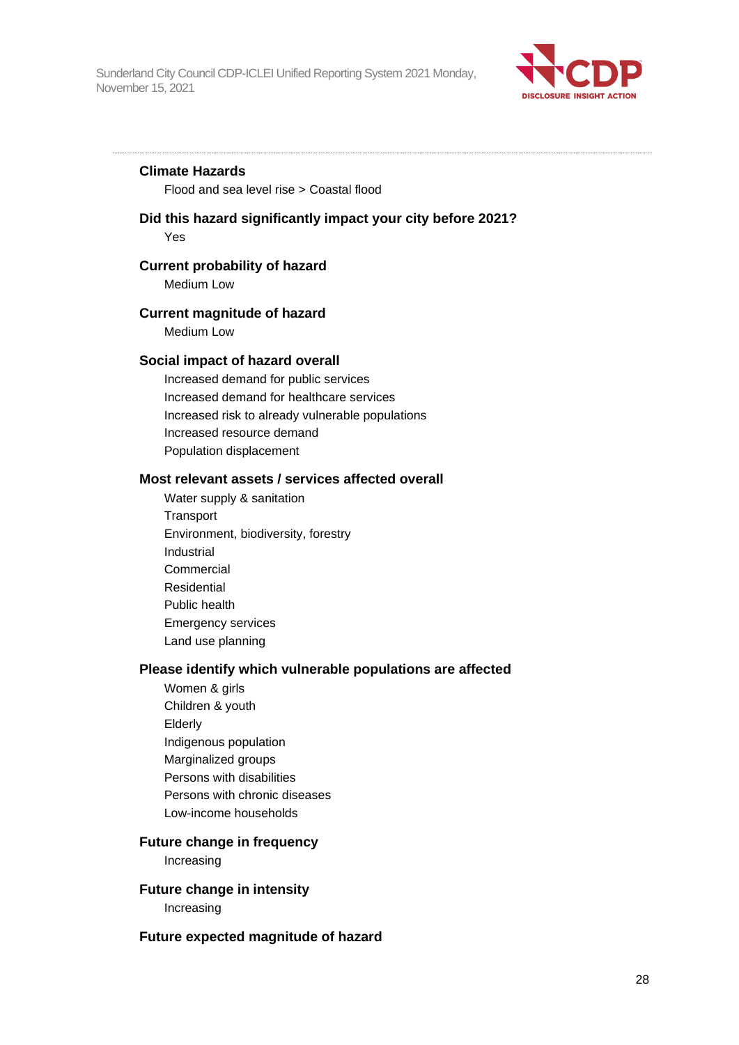**Climate Hazards**

Flood and sea level rise > Coastal flood

**Did this hazard significantly impact your city before 2021?**

Yes

**Current probability of hazard**

Medium Low

**Current magnitude of hazard**

Medium Low

**Social impact of hazard overall**

Increased demand for public services
Increased demand for healthcare services
Increased risk to already vulnerable populations
Increased resource demand
Population displacement

**Most relevant assets / services affected overall**

Water supply & sanitation
Transport
Environment, biodiversity, forestry
Industrial
Commercial
Residential
Public health
Emergency services
Land use planning

**Please identify which vulnerable populations are affected**

Women & girls
Children & youth
Elderly
Indigenous population
Marginalized groups
Persons with disabilities
Persons with chronic diseases
Low-income households

**Future change in frequency**

Increasing

**Future change in intensity**

Increasing

**Future expected magnitude of hazard**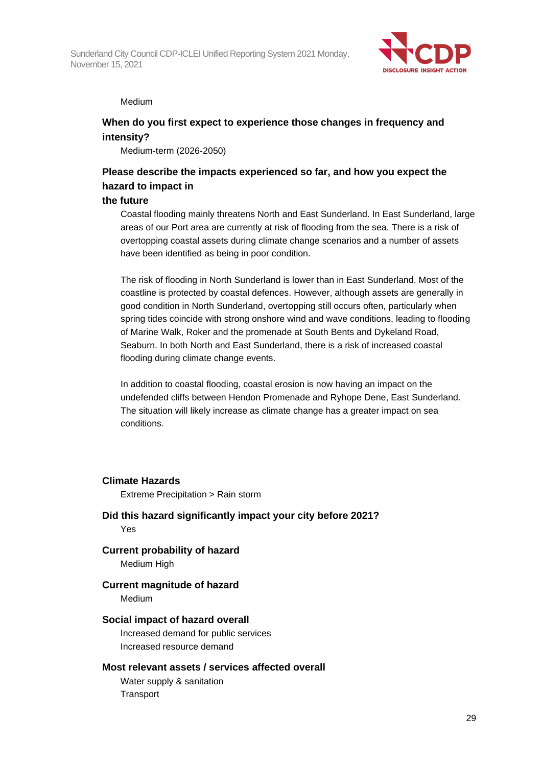Medium

**When do you first expect to experience those changes in frequency and intensity?**

Medium-term (2026-2050)

**Please describe the impacts experienced so far, and how you expect the hazard to impact in the future**

Coastal flooding mainly threatens North and East Sunderland. In East Sunderland, large areas of our Port area are currently at risk of flooding from the sea. There is a risk of overtopping coastal assets during climate change scenarios and a number of assets have been identified as being in poor condition.

The risk of flooding in North Sunderland is lower than in East Sunderland. Most of the coastline is protected by coastal defences. However, although assets are generally in good condition in North Sunderland, overtopping still occurs often, particularly when spring tides coincide with strong onshore wind and wave conditions, leading to flooding of Marine Walk, Roker and the promenade at South Bents and Dykeland Road, Seaburn. In both North and East Sunderland, there is a risk of increased coastal flooding during climate change events.

In addition to coastal flooding, coastal erosion is now having an impact on the undefended cliffs between Hendon Promenade and Ryhope Dene, East Sunderland. The situation will likely increase as climate change has a greater impact on sea conditions.

---

**Climate Hazards**

Extreme Precipitation > Rain storm

**Did this hazard significantly impact your city before 2021?**

Yes

**Current probability of hazard**

Medium High

**Current magnitude of hazard**

Medium

**Social impact of hazard overall**

Increased demand for public services
Increased resource demand

**Most relevant assets / services affected overall**

Water supply & sanitation
Transport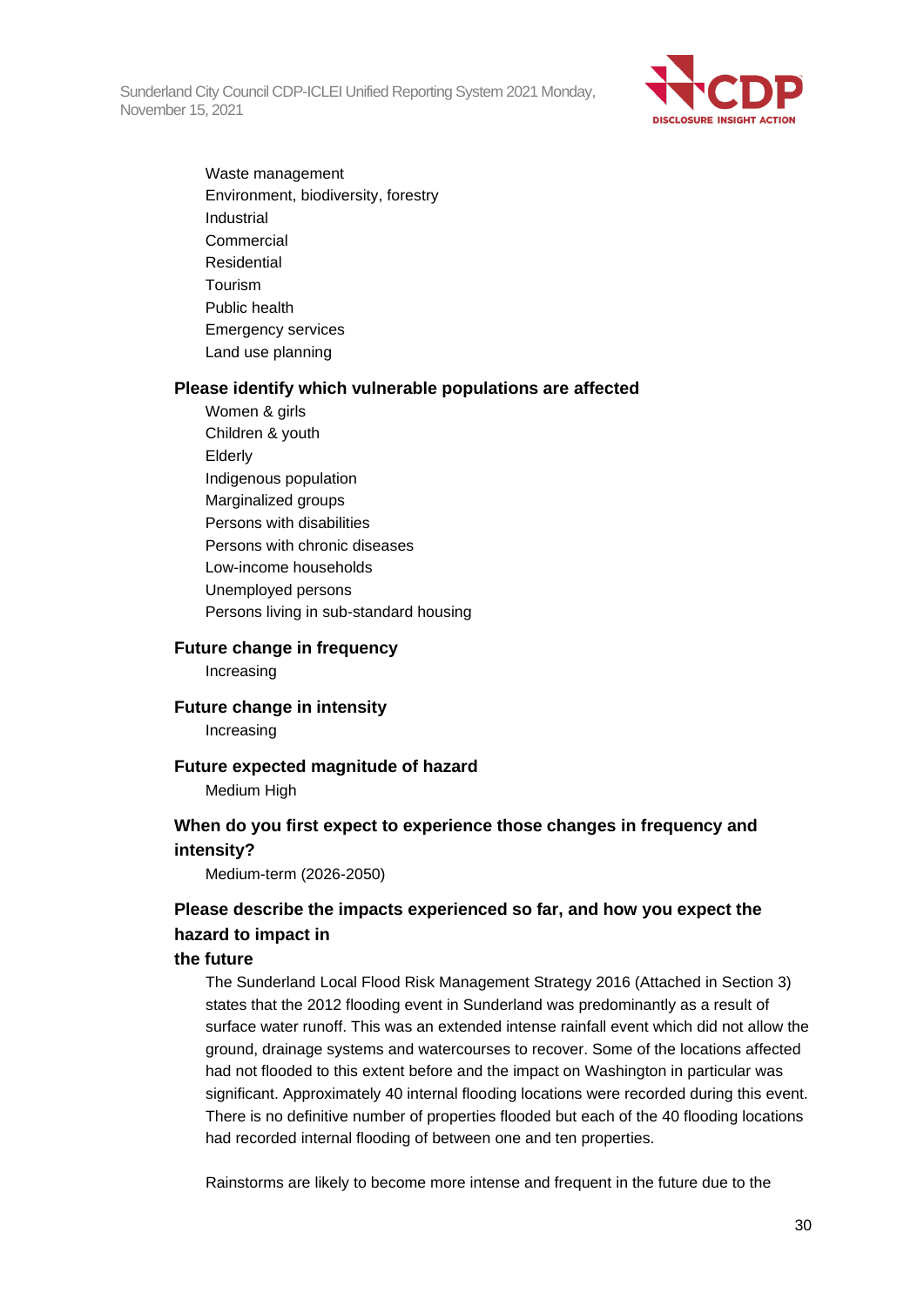Waste management
Environment, biodiversity, forestry
Industrial
Commercial
Residential
Tourism
Public health
Emergency services
Land use planning

**Please identify which vulnerable populations are affected**

Women & girls
Children & youth
Elderly
Indigenous population
Marginalized groups
Persons with disabilities
Persons with chronic diseases
Low-income households
Unemployed persons
Persons living in sub-standard housing

**Future change in frequency**

Increasing

**Future change in intensity**

Increasing

**Future expected magnitude of hazard**

Medium High

**When do you first expect to experience those changes in frequency and intensity?**

Medium-term (2026-2050)

**Please describe the impacts experienced so far, and how you expect the hazard to impact in the future**

The Sunderland Local Flood Risk Management Strategy 2016 (Attached in Section 3) states that the 2012 flooding event in Sunderland was predominantly as a result of surface water runoff. This was an extended intense rainfall event which did not allow the ground, drainage systems and watercourses to recover. Some of the locations affected had not flooded to this extent before and the impact on Washington in particular was significant. Approximately 40 internal flooding locations were recorded during this event. There is no definitive number of properties flooded but each of the 40 flooding locations had recorded internal flooding of between one and ten properties.

Rainstorms are likely to become more intense and frequent in the future due to the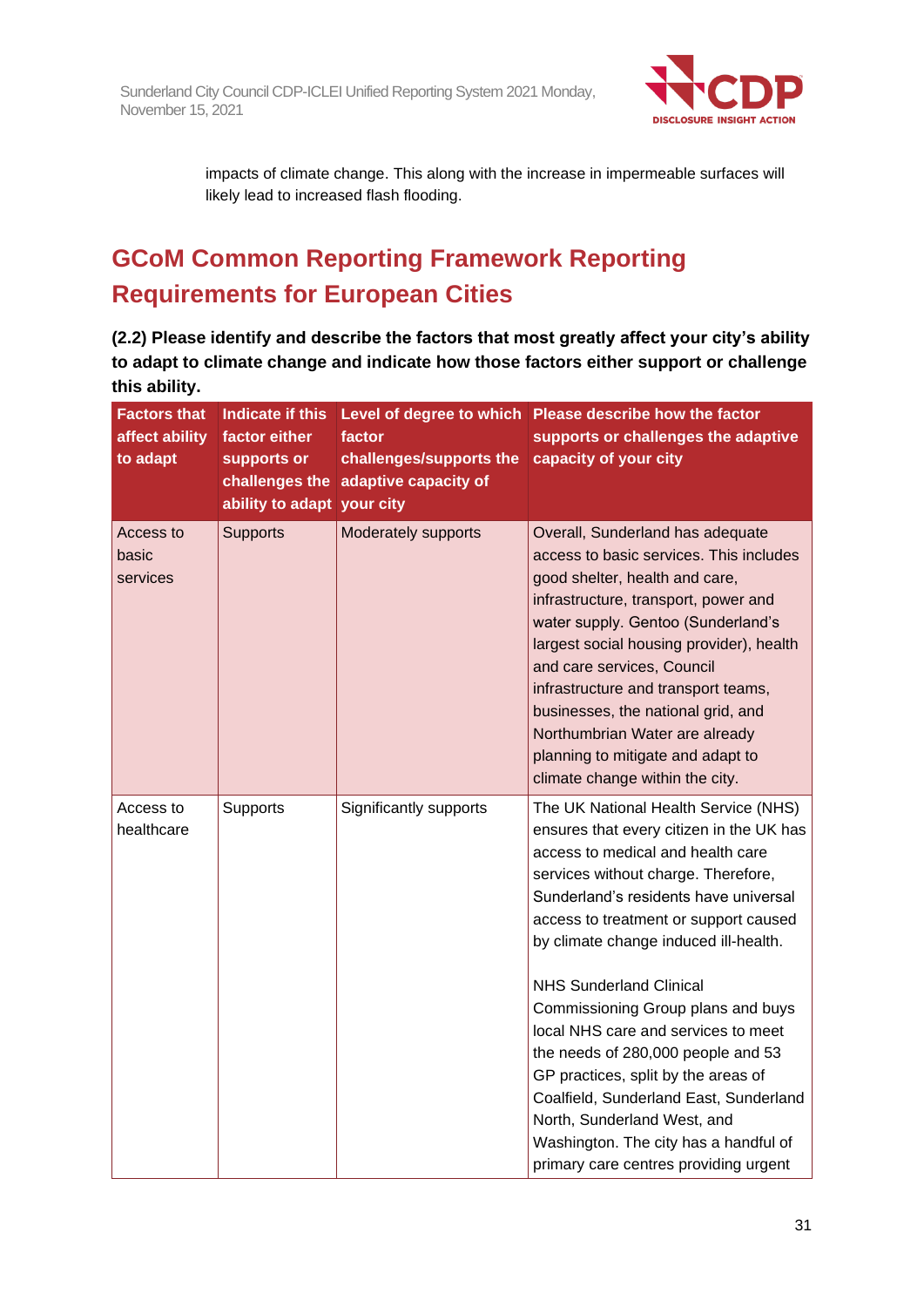impacts of climate change. This along with the increase in impermeable surfaces will likely lead to increased flash flooding.

# GCoM Common Reporting Framework Reporting Requirements for European Cities

**(2.2) Please identify and describe the factors that most greatly affect your city's ability to adapt to climate change and indicate how those factors either support or challenge this ability.**

| Factors that affect ability to adapt | Indicate if this factor either supports or challenges the ability to adapt | Level of degree to which factor challenges/supports the adaptive capacity of your city | Please describe how the factor supports or challenges the adaptive capacity of your city |
|---|---|---|---|
| Access to basic services | Supports | Moderately supports | Overall, Sunderland has adequate access to basic services. This includes good shelter, health and care, infrastructure, transport, power and water supply. Gentoo (Sunderland's largest social housing provider), health and care services, Council infrastructure and transport teams, businesses, the national grid, and Northumbrian Water are already planning to mitigate and adapt to climate change within the city. |
| Access to healthcare | Supports | Significantly supports | The UK National Health Service (NHS) ensures that every citizen in the UK has access to medical and health care services without charge. Therefore, Sunderland's residents have universal access to treatment or support caused by climate change induced ill-health.<br><br>NHS Sunderland Clinical Commissioning Group plans and buys local NHS care and services to meet the needs of 280,000 people and 53 GP practices, split by the areas of Coalfield, Sunderland East, Sunderland North, Sunderland West, and Washington. The city has a handful of primary care centres providing urgent |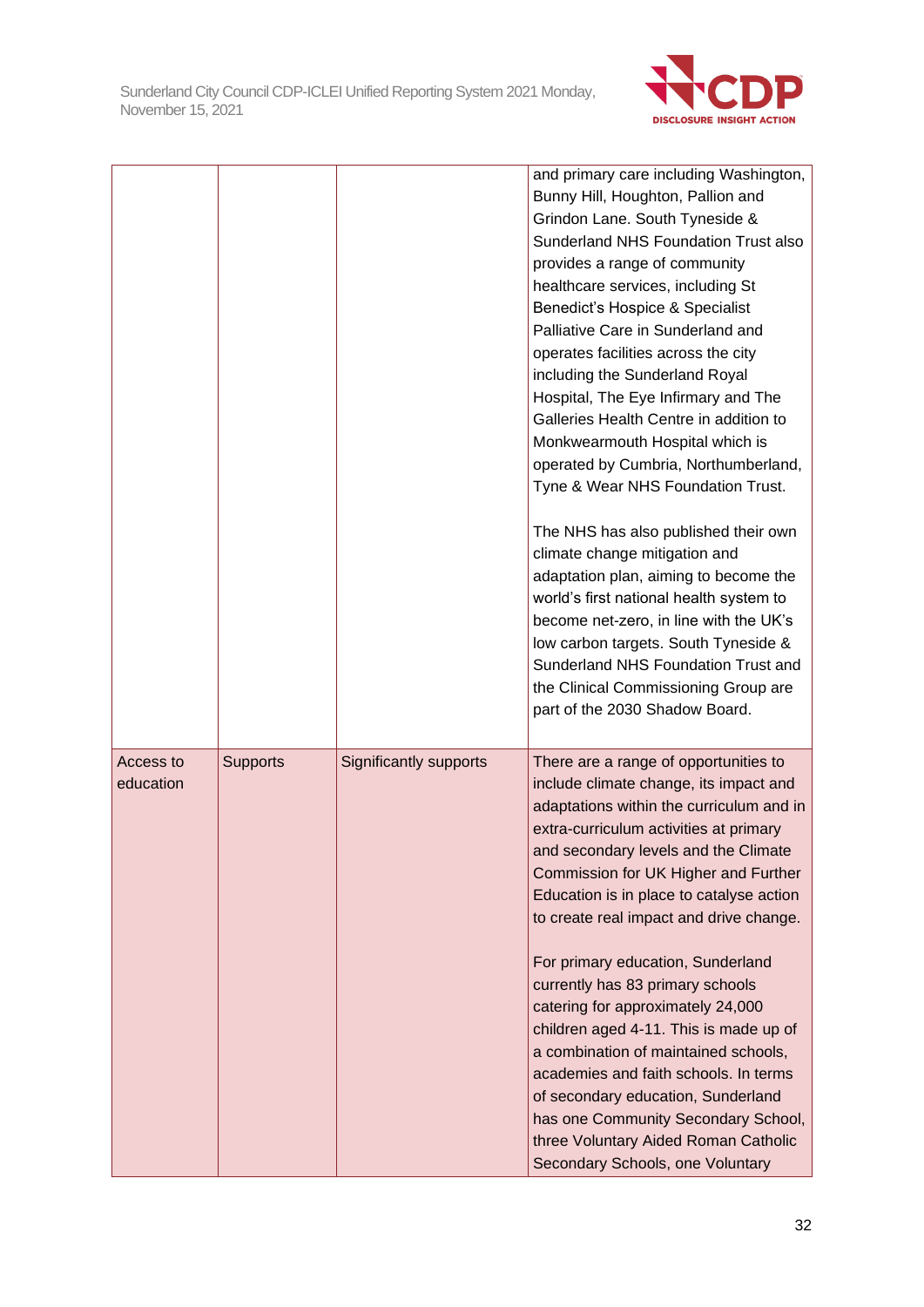| | | | |
|---|---|---|---|
| | | | and primary care including Washington, Bunny Hill, Houghton, Pallion and Grindon Lane. South Tyneside & Sunderland NHS Foundation Trust also provides a range of community healthcare services, including St Benedict's Hospice & Specialist Palliative Care in Sunderland and operates facilities across the city including the Sunderland Royal Hospital, The Eye Infirmary and The Galleries Health Centre in addition to Monkwearmouth Hospital which is operated by Cumbria, Northumberland, Tyne & Wear NHS Foundation Trust.<br><br>The NHS has also published their own climate change mitigation and adaptation plan, aiming to become the world's first national health system to become net-zero, in line with the UK's low carbon targets. South Tyneside & Sunderland NHS Foundation Trust and the Clinical Commissioning Group are part of the 2030 Shadow Board. |
| Access to education | Supports | Significantly supports | There are a range of opportunities to include climate change, its impact and adaptations within the curriculum and in extra-curriculum activities at primary and secondary levels and the Climate Commission for UK Higher and Further Education is in place to catalyse action to create real impact and drive change.<br><br>For primary education, Sunderland currently has 83 primary schools catering for approximately 24,000 children aged 4-11. This is made up of a combination of maintained schools, academies and faith schools. In terms of secondary education, Sunderland has one Community Secondary School, three Voluntary Aided Roman Catholic Secondary Schools, one Voluntary |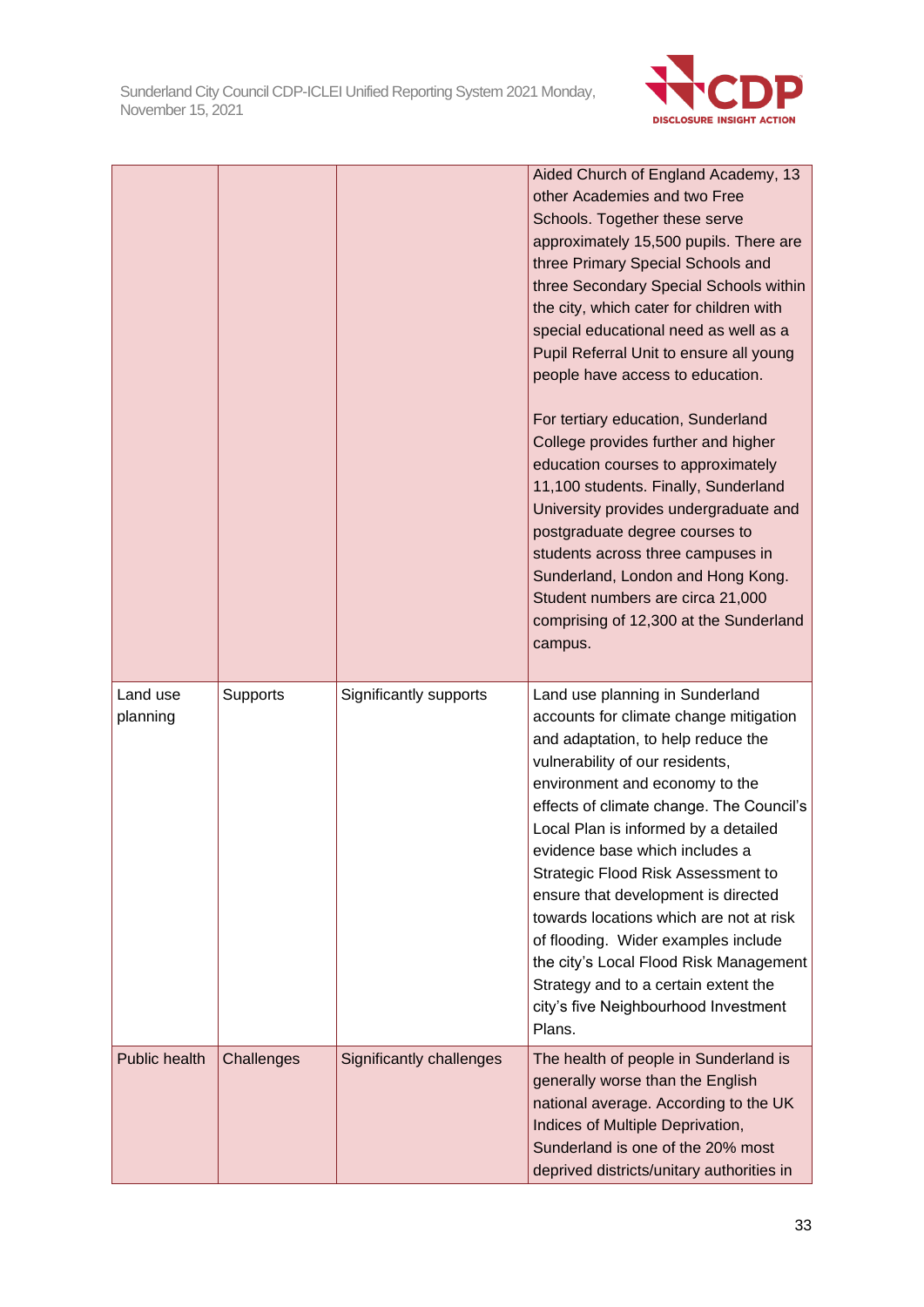| | | | |
|---|---|---|---|
| | | | Aided Church of England Academy, 13 other Academies and two Free Schools. Together these serve approximately 15,500 pupils. There are three Primary Special Schools and three Secondary Special Schools within the city, which cater for children with special educational need as well as a Pupil Referral Unit to ensure all young people have access to education.<br><br>For tertiary education, Sunderland College provides further and higher education courses to approximately 11,100 students. Finally, Sunderland University provides undergraduate and postgraduate degree courses to students across three campuses in Sunderland, London and Hong Kong. Student numbers are circa 21,000 comprising of 12,300 at the Sunderland campus. |
| Land use planning | Supports | Significantly supports | Land use planning in Sunderland accounts for climate change mitigation and adaptation, to help reduce the vulnerability of our residents, environment and economy to the effects of climate change. The Council's Local Plan is informed by a detailed evidence base which includes a Strategic Flood Risk Assessment to ensure that development is directed towards locations which are not at risk of flooding. Wider examples include the city's Local Flood Risk Management Strategy and to a certain extent the city's five Neighbourhood Investment Plans. |
| Public health | Challenges | Significantly challenges | The health of people in Sunderland is generally worse than the English national average. According to the UK Indices of Multiple Deprivation, Sunderland is one of the 20% most deprived districts/unitary authorities in |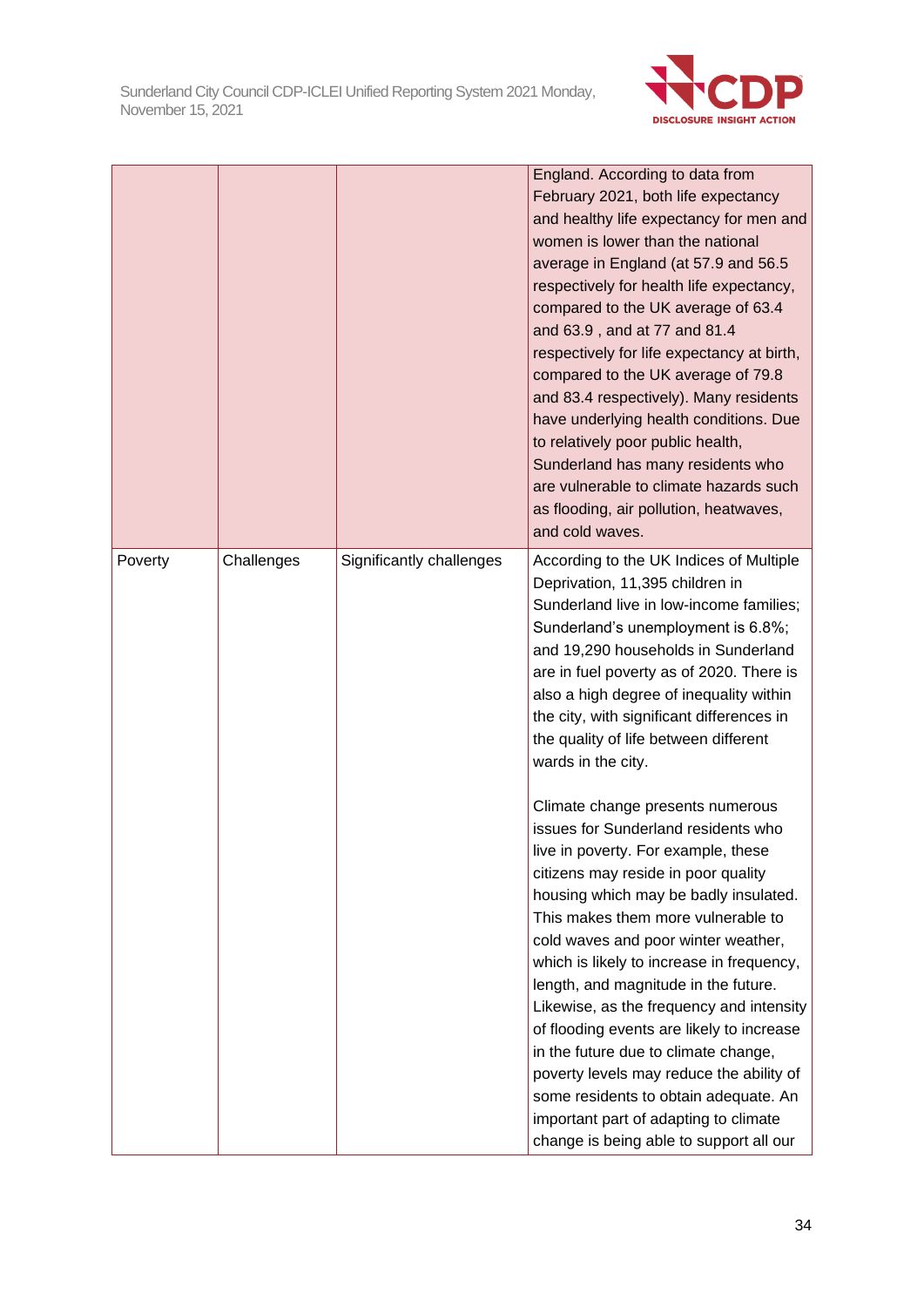| | | | |
|---|---|---|---|
| | | | England. According to data from February 2021, both life expectancy and healthy life expectancy for men and women is lower than the national average in England (at 57.9 and 56.5 respectively for health life expectancy, compared to the UK average of 63.4 and 63.9 , and at 77 and 81.4 respectively for life expectancy at birth, compared to the UK average of 79.8 and 83.4 respectively). Many residents have underlying health conditions. Due to relatively poor public health, Sunderland has many residents who are vulnerable to climate hazards such as flooding, air pollution, heatwaves, and cold waves. |
| Poverty | Challenges | Significantly challenges | According to the UK Indices of Multiple Deprivation, 11,395 children in Sunderland live in low-income families; Sunderland's unemployment is 6.8%; and 19,290 households in Sunderland are in fuel poverty as of 2020. There is also a high degree of inequality within the city, with significant differences in the quality of life between different wards in the city.<br><br>Climate change presents numerous issues for Sunderland residents who live in poverty. For example, these citizens may reside in poor quality housing which may be badly insulated. This makes them more vulnerable to cold waves and poor winter weather, which is likely to increase in frequency, length, and magnitude in the future. Likewise, as the frequency and intensity of flooding events are likely to increase in the future due to climate change, poverty levels may reduce the ability of some residents to obtain adequate. An important part of adapting to climate change is being able to support all our |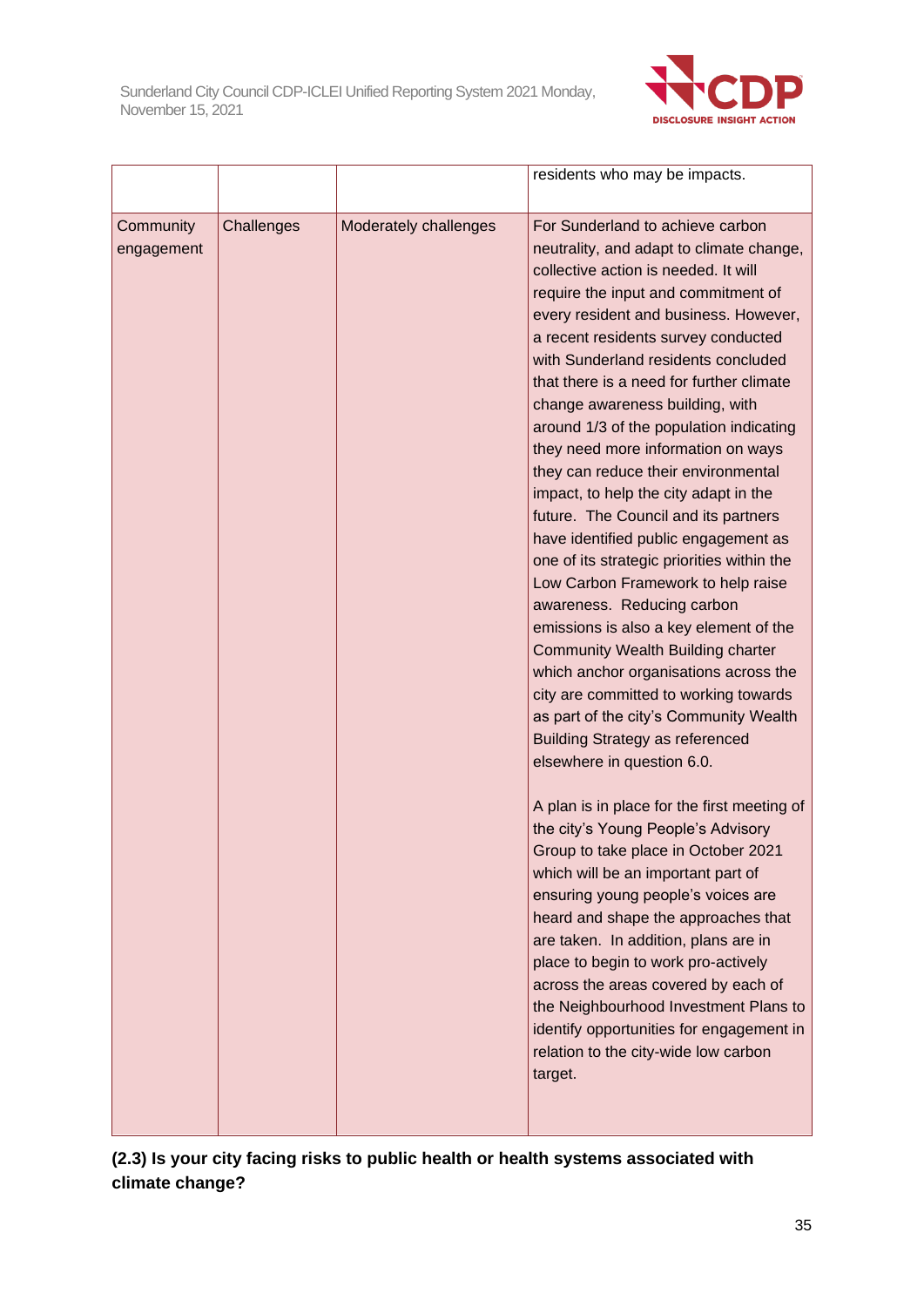| | | | |
|---|---|---|---|
| | | | residents who may be impacts. |
| Community engagement | Challenges | Moderately challenges | For Sunderland to achieve carbon neutrality, and adapt to climate change, collective action is needed. It will require the input and commitment of every resident and business. However, a recent residents survey conducted with Sunderland residents concluded that there is a need for further climate change awareness building, with around 1/3 of the population indicating they need more information on ways they can reduce their environmental impact, to help the city adapt in the future. The Council and its partners have identified public engagement as one of its strategic priorities within the Low Carbon Framework to help raise awareness. Reducing carbon emissions is also a key element of the Community Wealth Building charter which anchor organisations across the city are committed to working towards as part of the city's Community Wealth Building Strategy as referenced elsewhere in question 6.0.<br><br>A plan is in place for the first meeting of the city's Young People's Advisory Group to take place in October 2021 which will be an important part of ensuring young people's voices are heard and shape the approaches that are taken. In addition, plans are in place to begin to work pro-actively across the areas covered by each of the Neighbourhood Investment Plans to identify opportunities for engagement in relation to the city-wide low carbon target. |

**(2.3) Is your city facing risks to public health or health systems associated with climate change?**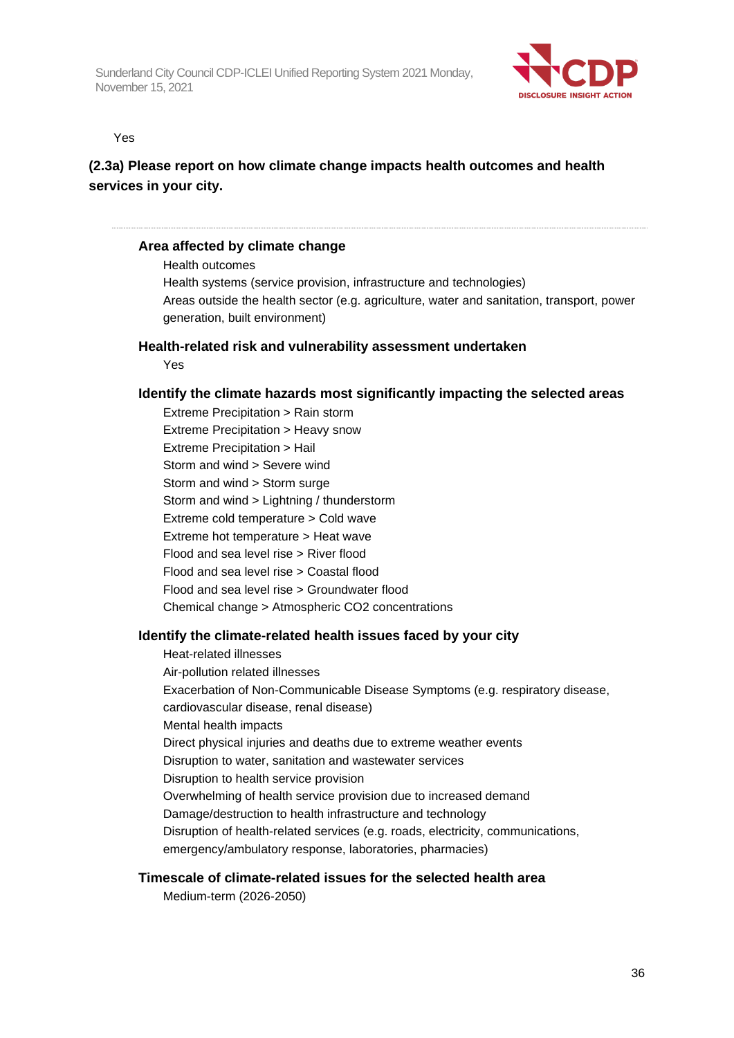Yes

**(2.3a) Please report on how climate change impacts health outcomes and health services in your city.**

---

**Area affected by climate change**

Health outcomes
Health systems (service provision, infrastructure and technologies)
Areas outside the health sector (e.g. agriculture, water and sanitation, transport, power generation, built environment)

**Health-related risk and vulnerability assessment undertaken**

Yes

**Identify the climate hazards most significantly impacting the selected areas**

Extreme Precipitation > Rain storm
Extreme Precipitation > Heavy snow
Extreme Precipitation > Hail
Storm and wind > Severe wind
Storm and wind > Storm surge
Storm and wind > Lightning / thunderstorm
Extreme cold temperature > Cold wave
Extreme hot temperature > Heat wave
Flood and sea level rise > River flood
Flood and sea level rise > Coastal flood
Flood and sea level rise > Groundwater flood
Chemical change > Atmospheric CO2 concentrations

**Identify the climate-related health issues faced by your city**

Heat-related illnesses
Air-pollution related illnesses
Exacerbation of Non-Communicable Disease Symptoms (e.g. respiratory disease, cardiovascular disease, renal disease)
Mental health impacts
Direct physical injuries and deaths due to extreme weather events
Disruption to water, sanitation and wastewater services
Disruption to health service provision
Overwhelming of health service provision due to increased demand
Damage/destruction to health infrastructure and technology
Disruption of health-related services (e.g. roads, electricity, communications, emergency/ambulatory response, laboratories, pharmacies)

**Timescale of climate-related issues for the selected health area**

Medium-term (2026-2050)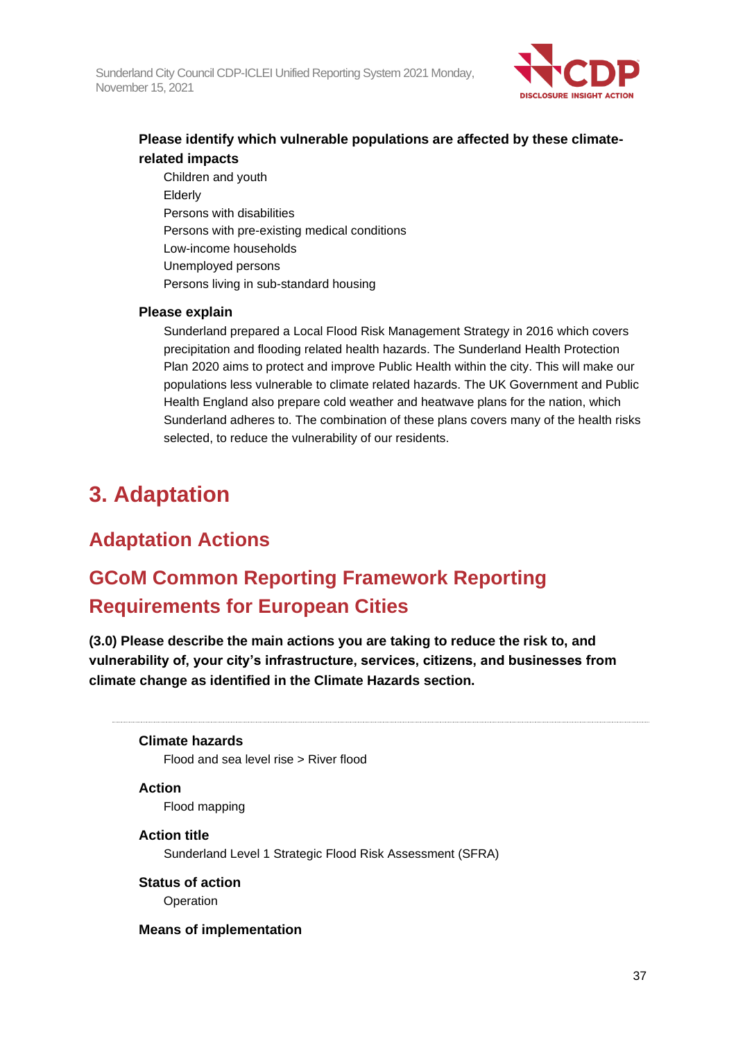**Please identify which vulnerable populations are affected by these climate-related impacts**

Children and youth
Elderly
Persons with disabilities
Persons with pre-existing medical conditions
Low-income households
Unemployed persons
Persons living in sub-standard housing

**Please explain**

Sunderland prepared a Local Flood Risk Management Strategy in 2016 which covers precipitation and flooding related health hazards. The Sunderland Health Protection Plan 2020 aims to protect and improve Public Health within the city. This will make our populations less vulnerable to climate related hazards. The UK Government and Public Health England also prepare cold weather and heatwave plans for the nation, which Sunderland adheres to. The combination of these plans covers many of the health risks selected, to reduce the vulnerability of our residents.

# 3. Adaptation

## Adaptation Actions

## GCoM Common Reporting Framework Reporting Requirements for European Cities

**(3.0) Please describe the main actions you are taking to reduce the risk to, and vulnerability of, your city's infrastructure, services, citizens, and businesses from climate change as identified in the Climate Hazards section.**

---

**Climate hazards**

Flood and sea level rise > River flood

**Action**

Flood mapping

**Action title**

Sunderland Level 1 Strategic Flood Risk Assessment (SFRA)

**Status of action**

Operation

**Means of implementation**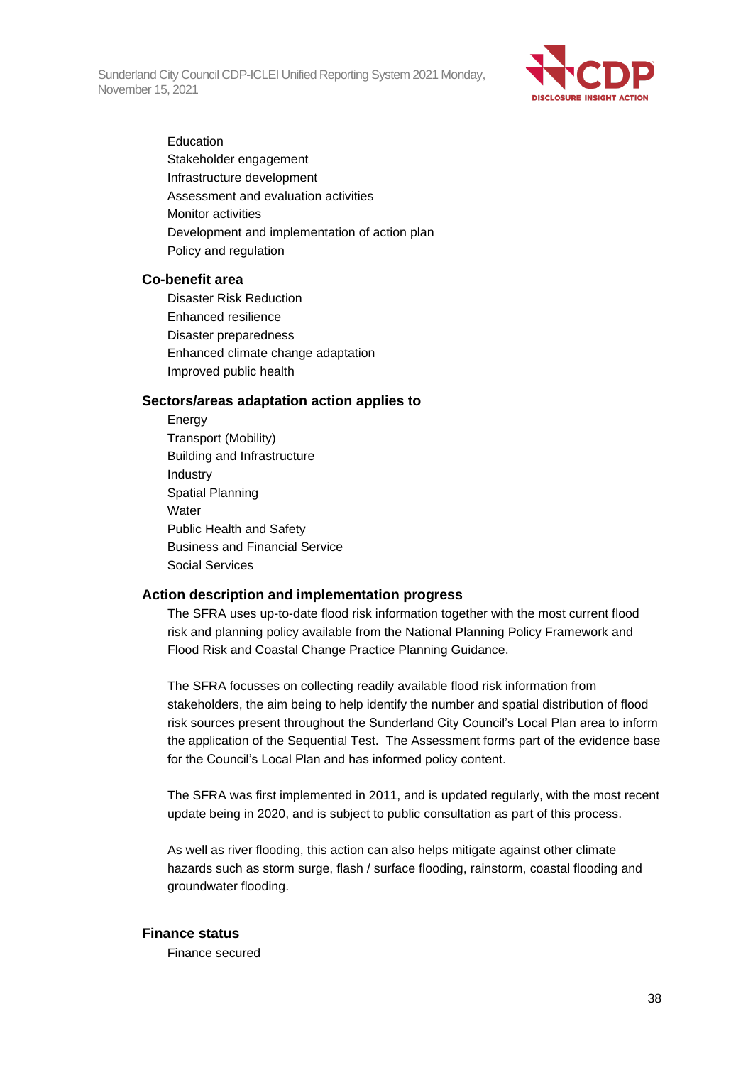Education
Stakeholder engagement
Infrastructure development
Assessment and evaluation activities
Monitor activities
Development and implementation of action plan
Policy and regulation

### Co-benefit area

Disaster Risk Reduction
Enhanced resilience
Disaster preparedness
Enhanced climate change adaptation
Improved public health

### Sectors/areas adaptation action applies to

Energy
Transport (Mobility)
Building and Infrastructure
Industry
Spatial Planning
Water
Public Health and Safety
Business and Financial Service
Social Services

### Action description and implementation progress

The SFRA uses up-to-date flood risk information together with the most current flood risk and planning policy available from the National Planning Policy Framework and Flood Risk and Coastal Change Practice Planning Guidance.

The SFRA focusses on collecting readily available flood risk information from stakeholders, the aim being to help identify the number and spatial distribution of flood risk sources present throughout the Sunderland City Council's Local Plan area to inform the application of the Sequential Test. The Assessment forms part of the evidence base for the Council's Local Plan and has informed policy content.

The SFRA was first implemented in 2011, and is updated regularly, with the most recent update being in 2020, and is subject to public consultation as part of this process.

As well as river flooding, this action can also helps mitigate against other climate hazards such as storm surge, flash / surface flooding, rainstorm, coastal flooding and groundwater flooding.

### Finance status

Finance secured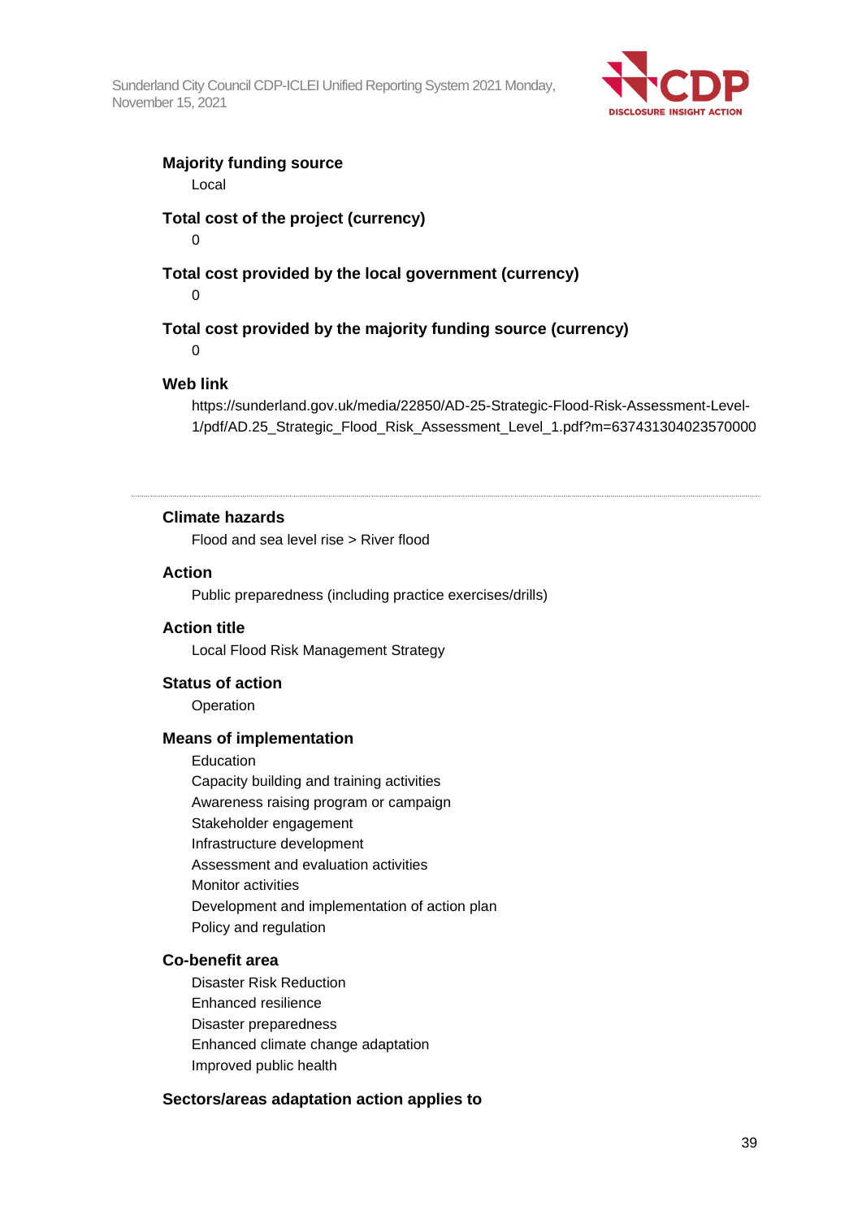**Majority funding source**

Local

**Total cost of the project (currency)**

0

**Total cost provided by the local government (currency)**

0

**Total cost provided by the majority funding source (currency)**

0

**Web link**

https://sunderland.gov.uk/media/22850/AD-25-Strategic-Flood-Risk-Assessment-Level-1/pdf/AD.25_Strategic_Flood_Risk_Assessment_Level_1.pdf?m=637431304023570000

---

**Climate hazards**

Flood and sea level rise > River flood

**Action**

Public preparedness (including practice exercises/drills)

**Action title**

Local Flood Risk Management Strategy

**Status of action**

Operation

**Means of implementation**

Education
Capacity building and training activities
Awareness raising program or campaign
Stakeholder engagement
Infrastructure development
Assessment and evaluation activities
Monitor activities
Development and implementation of action plan
Policy and regulation

**Co-benefit area**

Disaster Risk Reduction
Enhanced resilience
Disaster preparedness
Enhanced climate change adaptation
Improved public health

**Sectors/areas adaptation action applies to**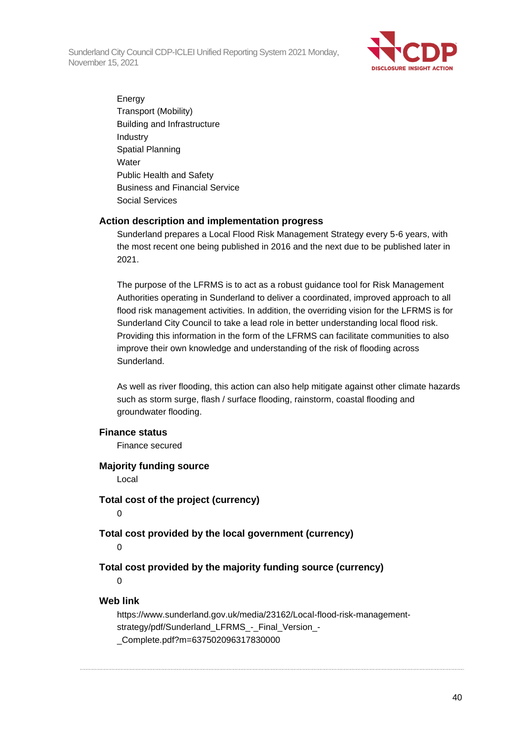Energy
Transport (Mobility)
Building and Infrastructure
Industry
Spatial Planning
Water
Public Health and Safety
Business and Financial Service
Social Services

**Action description and implementation progress**

Sunderland prepares a Local Flood Risk Management Strategy every 5-6 years, with the most recent one being published in 2016 and the next due to be published later in 2021.

The purpose of the LFRMS is to act as a robust guidance tool for Risk Management Authorities operating in Sunderland to deliver a coordinated, improved approach to all flood risk management activities. In addition, the overriding vision for the LFRMS is for Sunderland City Council to take a lead role in better understanding local flood risk. Providing this information in the form of the LFRMS can facilitate communities to also improve their own knowledge and understanding of the risk of flooding across Sunderland.

As well as river flooding, this action can also help mitigate against other climate hazards such as storm surge, flash / surface flooding, rainstorm, coastal flooding and groundwater flooding.

**Finance status**

Finance secured

**Majority funding source**

Local

**Total cost of the project (currency)**

0

**Total cost provided by the local government (currency)**

0

**Total cost provided by the majority funding source (currency)**

0

**Web link**

https://www.sunderland.gov.uk/media/23162/Local-flood-risk-management-strategy/pdf/Sunderland_LFRMS_-_Final_Version_-_Complete.pdf?m=637502096317830000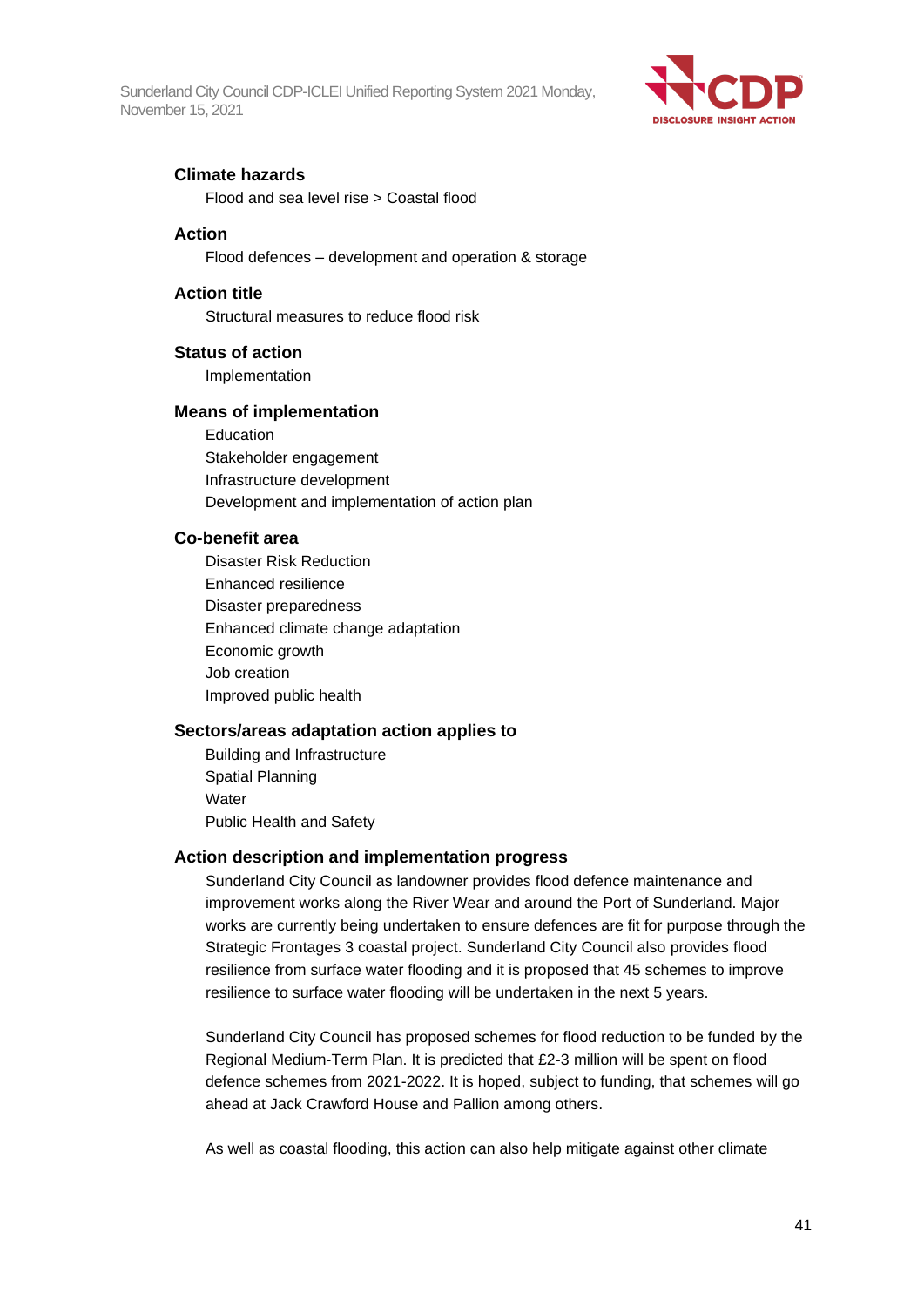### Climate hazards

Flood and sea level rise > Coastal flood

### Action

Flood defences – development and operation & storage

### Action title

Structural measures to reduce flood risk

### Status of action

Implementation

### Means of implementation

Education
Stakeholder engagement
Infrastructure development
Development and implementation of action plan

### Co-benefit area

Disaster Risk Reduction
Enhanced resilience
Disaster preparedness
Enhanced climate change adaptation
Economic growth
Job creation
Improved public health

### Sectors/areas adaptation action applies to

Building and Infrastructure
Spatial Planning
Water
Public Health and Safety

### Action description and implementation progress

Sunderland City Council as landowner provides flood defence maintenance and improvement works along the River Wear and around the Port of Sunderland. Major works are currently being undertaken to ensure defences are fit for purpose through the Strategic Frontages 3 coastal project. Sunderland City Council also provides flood resilience from surface water flooding and it is proposed that 45 schemes to improve resilience to surface water flooding will be undertaken in the next 5 years.

Sunderland City Council has proposed schemes for flood reduction to be funded by the Regional Medium-Term Plan. It is predicted that £2-3 million will be spent on flood defence schemes from 2021-2022. It is hoped, subject to funding, that schemes will go ahead at Jack Crawford House and Pallion among others.

As well as coastal flooding, this action can also help mitigate against other climate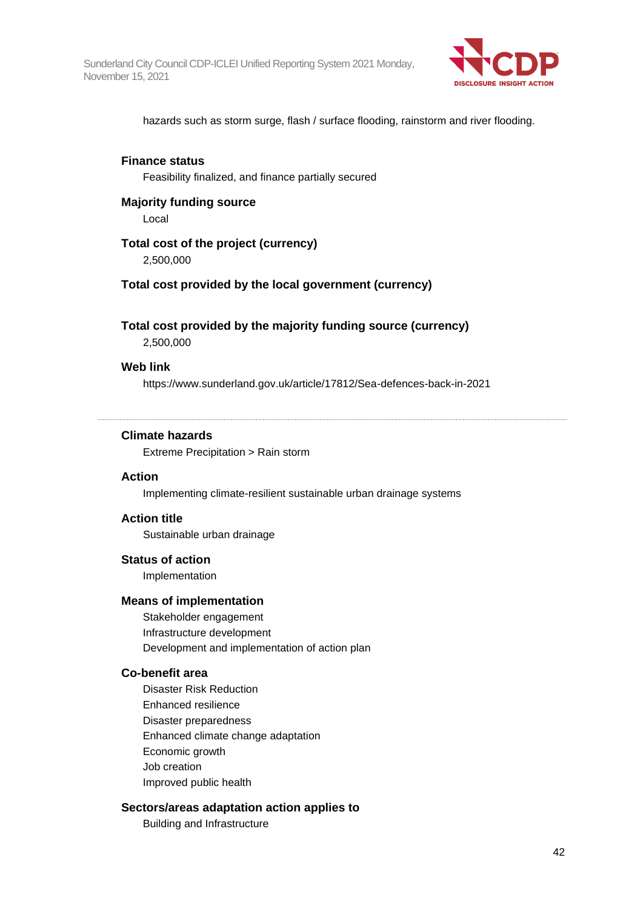hazards such as storm surge, flash / surface flooding, rainstorm and river flooding.

**Finance status**

Feasibility finalized, and finance partially secured

**Majority funding source**

Local

**Total cost of the project (currency)**

2,500,000

**Total cost provided by the local government (currency)**

**Total cost provided by the majority funding source (currency)**

2,500,000

**Web link**

https://www.sunderland.gov.uk/article/17812/Sea-defences-back-in-2021

---

**Climate hazards**

Extreme Precipitation > Rain storm

**Action**

Implementing climate-resilient sustainable urban drainage systems

**Action title**

Sustainable urban drainage

**Status of action**

Implementation

**Means of implementation**

Stakeholder engagement
Infrastructure development
Development and implementation of action plan

**Co-benefit area**

Disaster Risk Reduction
Enhanced resilience
Disaster preparedness
Enhanced climate change adaptation
Economic growth
Job creation
Improved public health

**Sectors/areas adaptation action applies to**

Building and Infrastructure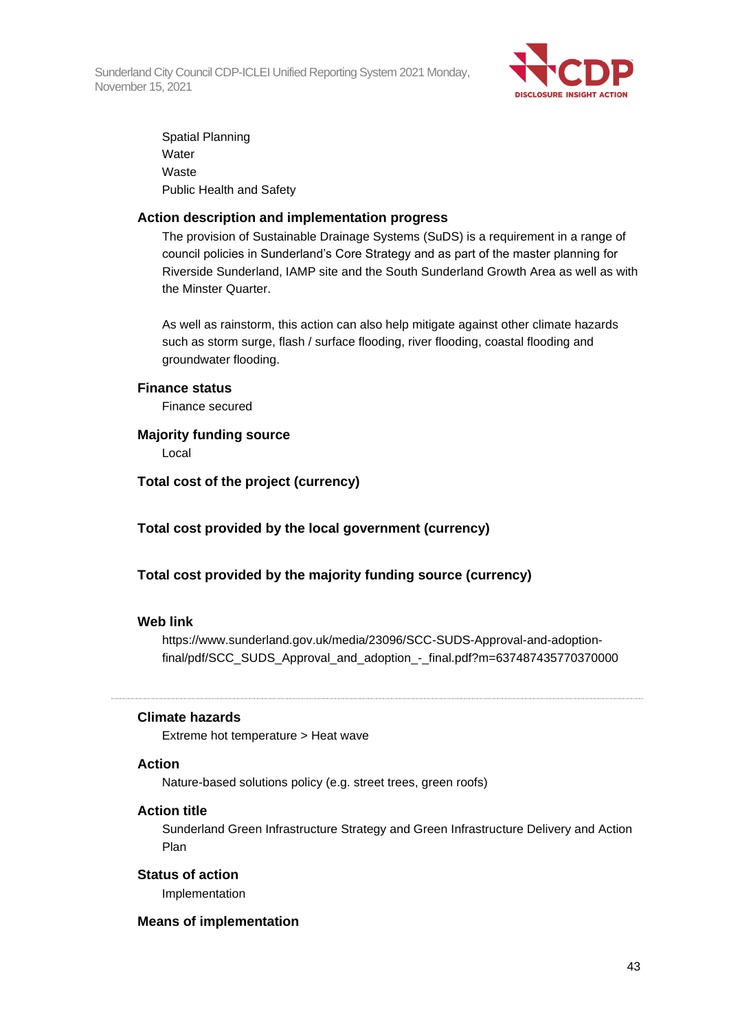Spatial Planning
Water
Waste
Public Health and Safety

**Action description and implementation progress**

The provision of Sustainable Drainage Systems (SuDS) is a requirement in a range of council policies in Sunderland's Core Strategy and as part of the master planning for Riverside Sunderland, IAMP site and the South Sunderland Growth Area as well as with the Minster Quarter.

As well as rainstorm, this action can also help mitigate against other climate hazards such as storm surge, flash / surface flooding, river flooding, coastal flooding and groundwater flooding.

**Finance status**

Finance secured

**Majority funding source**

Local

**Total cost of the project (currency)**

**Total cost provided by the local government (currency)**

**Total cost provided by the majority funding source (currency)**

**Web link**

https://www.sunderland.gov.uk/media/23096/SCC-SUDS-Approval-and-adoption-final/pdf/SCC_SUDS_Approval_and_adoption_-_final.pdf?m=637487435770370000

---

**Climate hazards**

Extreme hot temperature > Heat wave

**Action**

Nature-based solutions policy (e.g. street trees, green roofs)

**Action title**

Sunderland Green Infrastructure Strategy and Green Infrastructure Delivery and Action Plan

**Status of action**

Implementation

**Means of implementation**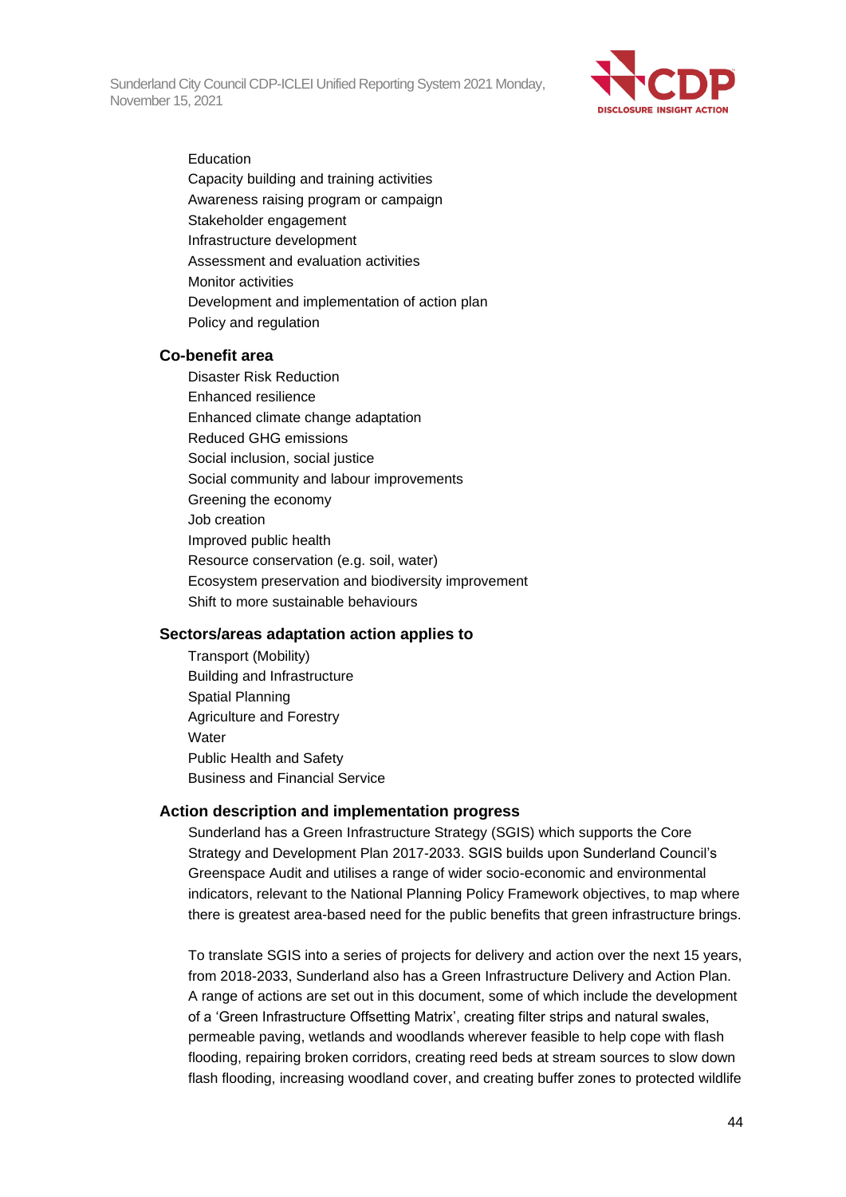Education
Capacity building and training activities
Awareness raising program or campaign
Stakeholder engagement
Infrastructure development
Assessment and evaluation activities
Monitor activities
Development and implementation of action plan
Policy and regulation

### Co-benefit area

Disaster Risk Reduction
Enhanced resilience
Enhanced climate change adaptation
Reduced GHG emissions
Social inclusion, social justice
Social community and labour improvements
Greening the economy
Job creation
Improved public health
Resource conservation (e.g. soil, water)
Ecosystem preservation and biodiversity improvement
Shift to more sustainable behaviours

### Sectors/areas adaptation action applies to

Transport (Mobility)
Building and Infrastructure
Spatial Planning
Agriculture and Forestry
Water
Public Health and Safety
Business and Financial Service

### Action description and implementation progress

Sunderland has a Green Infrastructure Strategy (SGIS) which supports the Core Strategy and Development Plan 2017-2033. SGIS builds upon Sunderland Council's Greenspace Audit and utilises a range of wider socio-economic and environmental indicators, relevant to the National Planning Policy Framework objectives, to map where there is greatest area-based need for the public benefits that green infrastructure brings.

To translate SGIS into a series of projects for delivery and action over the next 15 years, from 2018-2033, Sunderland also has a Green Infrastructure Delivery and Action Plan. A range of actions are set out in this document, some of which include the development of a 'Green Infrastructure Offsetting Matrix', creating filter strips and natural swales, permeable paving, wetlands and woodlands wherever feasible to help cope with flash flooding, repairing broken corridors, creating reed beds at stream sources to slow down flash flooding, increasing woodland cover, and creating buffer zones to protected wildlife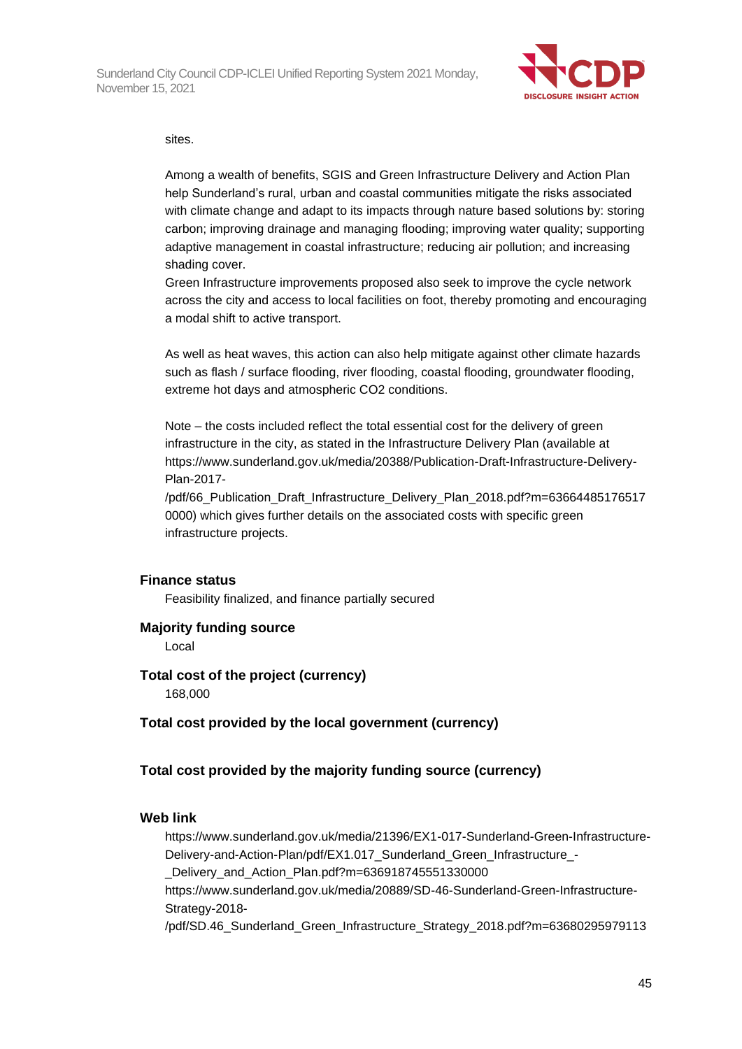sites.

Among a wealth of benefits, SGIS and Green Infrastructure Delivery and Action Plan help Sunderland's rural, urban and coastal communities mitigate the risks associated with climate change and adapt to its impacts through nature based solutions by: storing carbon; improving drainage and managing flooding; improving water quality; supporting adaptive management in coastal infrastructure; reducing air pollution; and increasing shading cover.
Green Infrastructure improvements proposed also seek to improve the cycle network across the city and access to local facilities on foot, thereby promoting and encouraging a modal shift to active transport.

As well as heat waves, this action can also help mitigate against other climate hazards such as flash / surface flooding, river flooding, coastal flooding, groundwater flooding, extreme hot days and atmospheric CO2 conditions.

Note – the costs included reflect the total essential cost for the delivery of green infrastructure in the city, as stated in the Infrastructure Delivery Plan (available at https://www.sunderland.gov.uk/media/20388/Publication-Draft-Infrastructure-Delivery-Plan-2017-/pdf/66_Publication_Draft_Infrastructure_Delivery_Plan_2018.pdf?m=636644851765170000) which gives further details on the associated costs with specific green infrastructure projects.

**Finance status**

Feasibility finalized, and finance partially secured

**Majority funding source**

Local

**Total cost of the project (currency)**

168,000

**Total cost provided by the local government (currency)**

**Total cost provided by the majority funding source (currency)**

**Web link**

https://www.sunderland.gov.uk/media/21396/EX1-017-Sunderland-Green-Infrastructure-Delivery-and-Action-Plan/pdf/EX1.017_Sunderland_Green_Infrastructure_-_Delivery_and_Action_Plan.pdf?m=636918745551330000
https://www.sunderland.gov.uk/media/20889/SD-46-Sunderland-Green-Infrastructure-Strategy-2018-/pdf/SD.46_Sunderland_Green_Infrastructure_Strategy_2018.pdf?m=63680295979113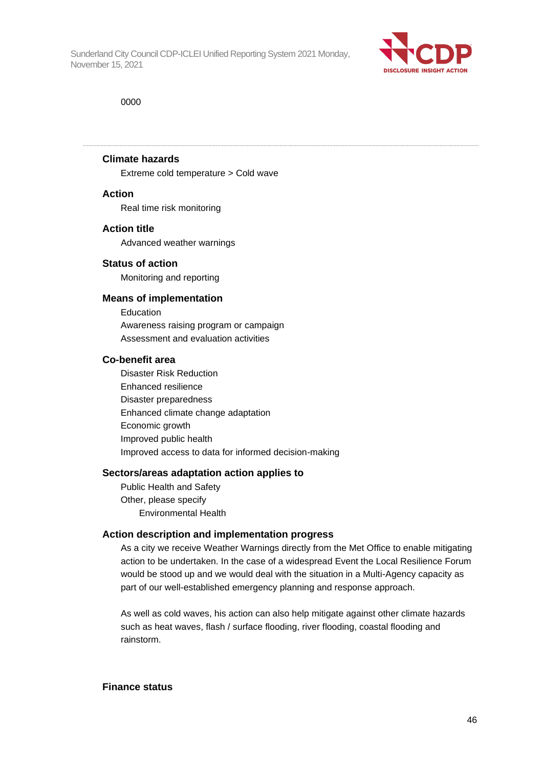0000

---

**Climate hazards**

Extreme cold temperature > Cold wave

**Action**

Real time risk monitoring

**Action title**

Advanced weather warnings

**Status of action**

Monitoring and reporting

**Means of implementation**

Education
Awareness raising program or campaign
Assessment and evaluation activities

**Co-benefit area**

Disaster Risk Reduction
Enhanced resilience
Disaster preparedness
Enhanced climate change adaptation
Economic growth
Improved public health
Improved access to data for informed decision-making

**Sectors/areas adaptation action applies to**

Public Health and Safety
Other, please specify
Environmental Health

**Action description and implementation progress**

As a city we receive Weather Warnings directly from the Met Office to enable mitigating action to be undertaken. In the case of a widespread Event the Local Resilience Forum would be stood up and we would deal with the situation in a Multi-Agency capacity as part of our well-established emergency planning and response approach.

As well as cold waves, his action can also help mitigate against other climate hazards such as heat waves, flash / surface flooding, river flooding, coastal flooding and rainstorm.

**Finance status**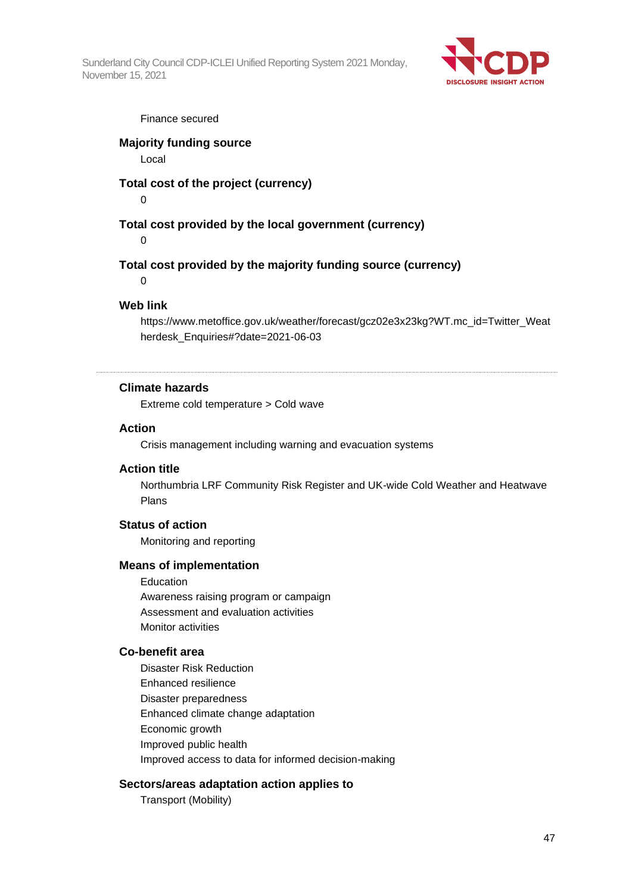Finance secured

**Majority funding source**

Local

**Total cost of the project (currency)**

0

**Total cost provided by the local government (currency)**

0

**Total cost provided by the majority funding source (currency)**

0

**Web link**

https://www.metoffice.gov.uk/weather/forecast/gcz02e3x23kg?WT.mc_id=Twitter_Weatherdesk_Enquiries#?date=2021-06-03

---

**Climate hazards**

Extreme cold temperature > Cold wave

**Action**

Crisis management including warning and evacuation systems

**Action title**

Northumbria LRF Community Risk Register and UK-wide Cold Weather and Heatwave Plans

**Status of action**

Monitoring and reporting

**Means of implementation**

Education
Awareness raising program or campaign
Assessment and evaluation activities
Monitor activities

**Co-benefit area**

Disaster Risk Reduction
Enhanced resilience
Disaster preparedness
Enhanced climate change adaptation
Economic growth
Improved public health
Improved access to data for informed decision-making

**Sectors/areas adaptation action applies to**

Transport (Mobility)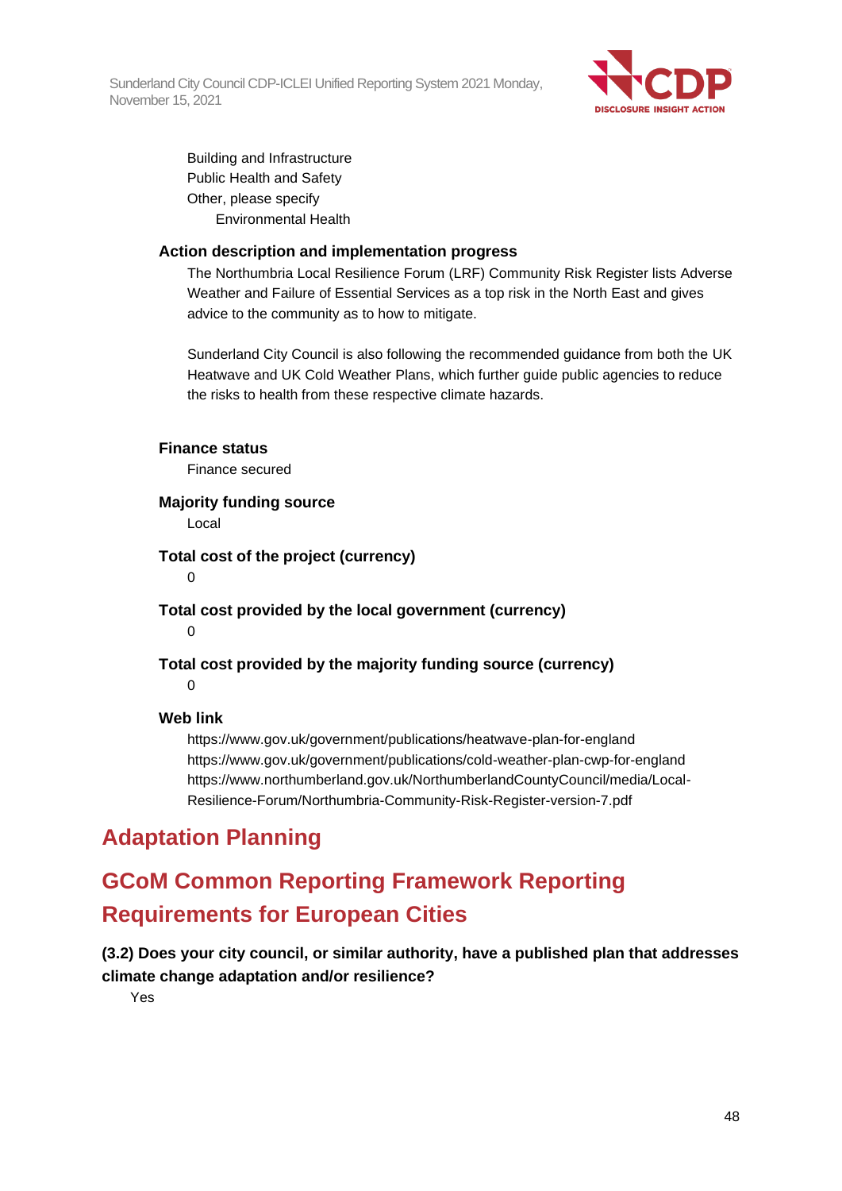Building and Infrastructure
Public Health and Safety
Other, please specify
Environmental Health

**Action description and implementation progress**

The Northumbria Local Resilience Forum (LRF) Community Risk Register lists Adverse Weather and Failure of Essential Services as a top risk in the North East and gives advice to the community as to how to mitigate.

Sunderland City Council is also following the recommended guidance from both the UK Heatwave and UK Cold Weather Plans, which further guide public agencies to reduce the risks to health from these respective climate hazards.

**Finance status**

Finance secured

**Majority funding source**

Local

**Total cost of the project (currency)**

0

**Total cost provided by the local government (currency)**

0

**Total cost provided by the majority funding source (currency)**

0

**Web link**

https://www.gov.uk/government/publications/heatwave-plan-for-england
https://www.gov.uk/government/publications/cold-weather-plan-cwp-for-england
https://www.northumberland.gov.uk/NorthumberlandCountyCouncil/media/Local-Resilience-Forum/Northumbria-Community-Risk-Register-version-7.pdf

## Adaptation Planning

## GCoM Common Reporting Framework Reporting Requirements for European Cities

**(3.2) Does your city council, or similar authority, have a published plan that addresses climate change adaptation and/or resilience?**

Yes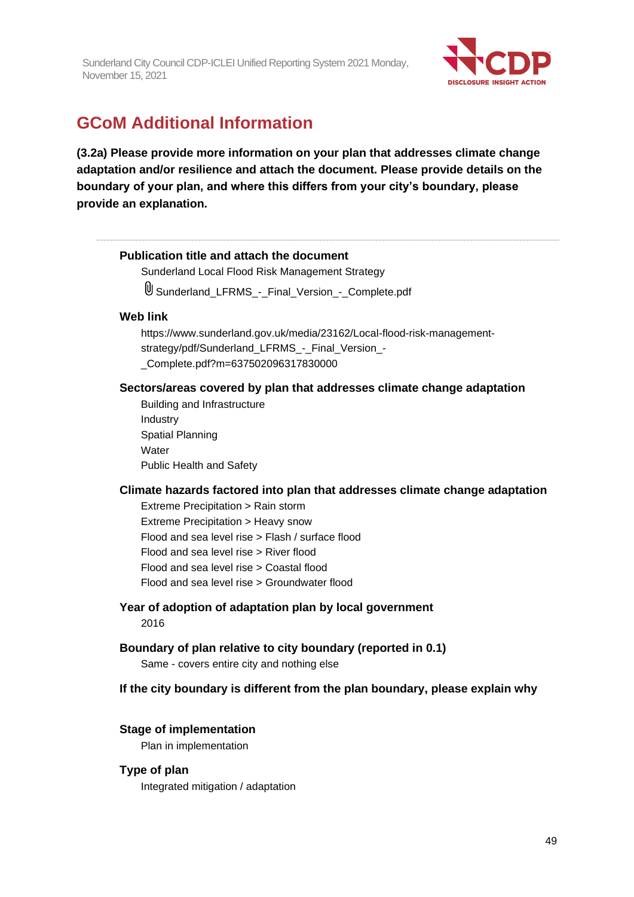# GCoM Additional Information

**(3.2a) Please provide more information on your plan that addresses climate change adaptation and/or resilience and attach the document. Please provide details on the boundary of your plan, and where this differs from your city's boundary, please provide an explanation.**

---

**Publication title and attach the document**

Sunderland Local Flood Risk Management Strategy

Sunderland_LFRMS_-_Final_Version_-_Complete.pdf

**Web link**

https://www.sunderland.gov.uk/media/23162/Local-flood-risk-management-strategy/pdf/Sunderland_LFRMS_-_Final_Version_-_Complete.pdf?m=637502096317830000

**Sectors/areas covered by plan that addresses climate change adaptation**

Building and Infrastructure
Industry
Spatial Planning
Water
Public Health and Safety

**Climate hazards factored into plan that addresses climate change adaptation**

Extreme Precipitation > Rain storm
Extreme Precipitation > Heavy snow
Flood and sea level rise > Flash / surface flood
Flood and sea level rise > River flood
Flood and sea level rise > Coastal flood
Flood and sea level rise > Groundwater flood

**Year of adoption of adaptation plan by local government**

2016

**Boundary of plan relative to city boundary (reported in 0.1)**

Same - covers entire city and nothing else

**If the city boundary is different from the plan boundary, please explain why**

**Stage of implementation**

Plan in implementation

**Type of plan**

Integrated mitigation / adaptation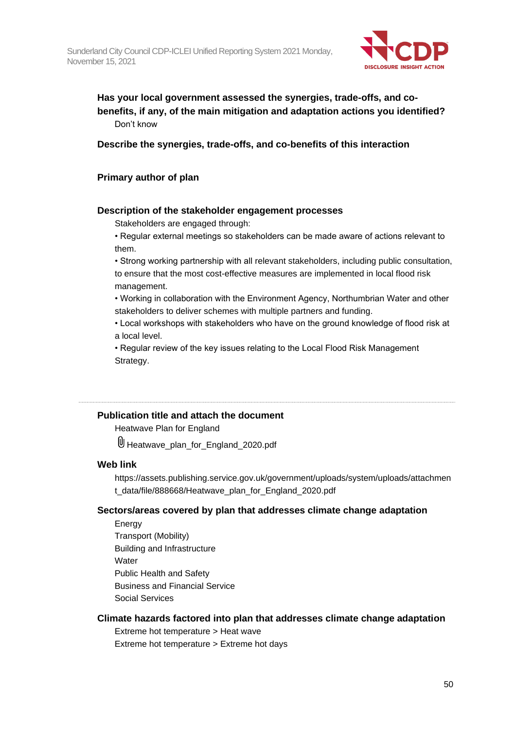**Has your local government assessed the synergies, trade-offs, and co-benefits, if any, of the main mitigation and adaptation actions you identified?**

Don't know

**Describe the synergies, trade-offs, and co-benefits of this interaction**

**Primary author of plan**

**Description of the stakeholder engagement processes**

Stakeholders are engaged through:

• Regular external meetings so stakeholders can be made aware of actions relevant to them.

• Strong working partnership with all relevant stakeholders, including public consultation, to ensure that the most cost-effective measures are implemented in local flood risk management.

• Working in collaboration with the Environment Agency, Northumbrian Water and other stakeholders to deliver schemes with multiple partners and funding.

• Local workshops with stakeholders who have on the ground knowledge of flood risk at a local level.

• Regular review of the key issues relating to the Local Flood Risk Management Strategy.

---

**Publication title and attach the document**

Heatwave Plan for England

Heatwave_plan_for_England_2020.pdf

**Web link**

https://assets.publishing.service.gov.uk/government/uploads/system/uploads/attachment_data/file/888668/Heatwave_plan_for_England_2020.pdf

**Sectors/areas covered by plan that addresses climate change adaptation**

Energy
Transport (Mobility)
Building and Infrastructure
Water
Public Health and Safety
Business and Financial Service
Social Services

**Climate hazards factored into plan that addresses climate change adaptation**

Extreme hot temperature > Heat wave
Extreme hot temperature > Extreme hot days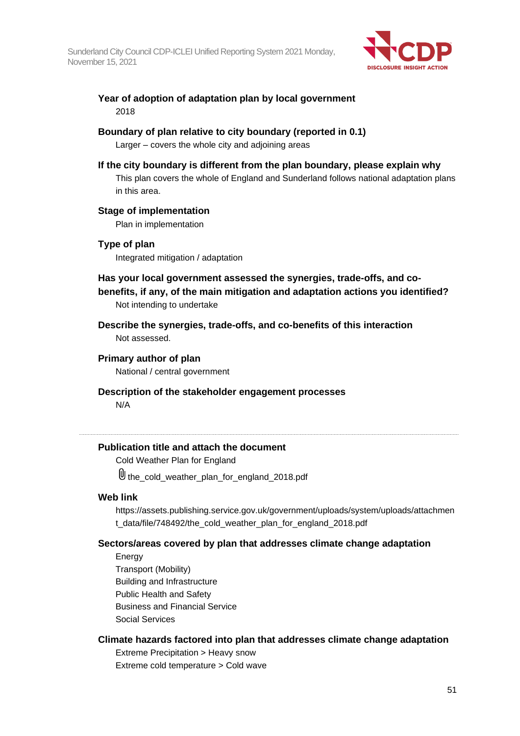**Year of adoption of adaptation plan by local government**

2018

**Boundary of plan relative to city boundary (reported in 0.1)**

Larger – covers the whole city and adjoining areas

**If the city boundary is different from the plan boundary, please explain why**

This plan covers the whole of England and Sunderland follows national adaptation plans in this area.

**Stage of implementation**

Plan in implementation

**Type of plan**

Integrated mitigation / adaptation

**Has your local government assessed the synergies, trade-offs, and co-benefits, if any, of the main mitigation and adaptation actions you identified?**

Not intending to undertake

**Describe the synergies, trade-offs, and co-benefits of this interaction**

Not assessed.

**Primary author of plan**

National / central government

**Description of the stakeholder engagement processes**

N/A

---

**Publication title and attach the document**

Cold Weather Plan for England

the_cold_weather_plan_for_england_2018.pdf

**Web link**

https://assets.publishing.service.gov.uk/government/uploads/system/uploads/attachment_data/file/748492/the_cold_weather_plan_for_england_2018.pdf

**Sectors/areas covered by plan that addresses climate change adaptation**

Energy
Transport (Mobility)
Building and Infrastructure
Public Health and Safety
Business and Financial Service
Social Services

**Climate hazards factored into plan that addresses climate change adaptation**

Extreme Precipitation > Heavy snow
Extreme cold temperature > Cold wave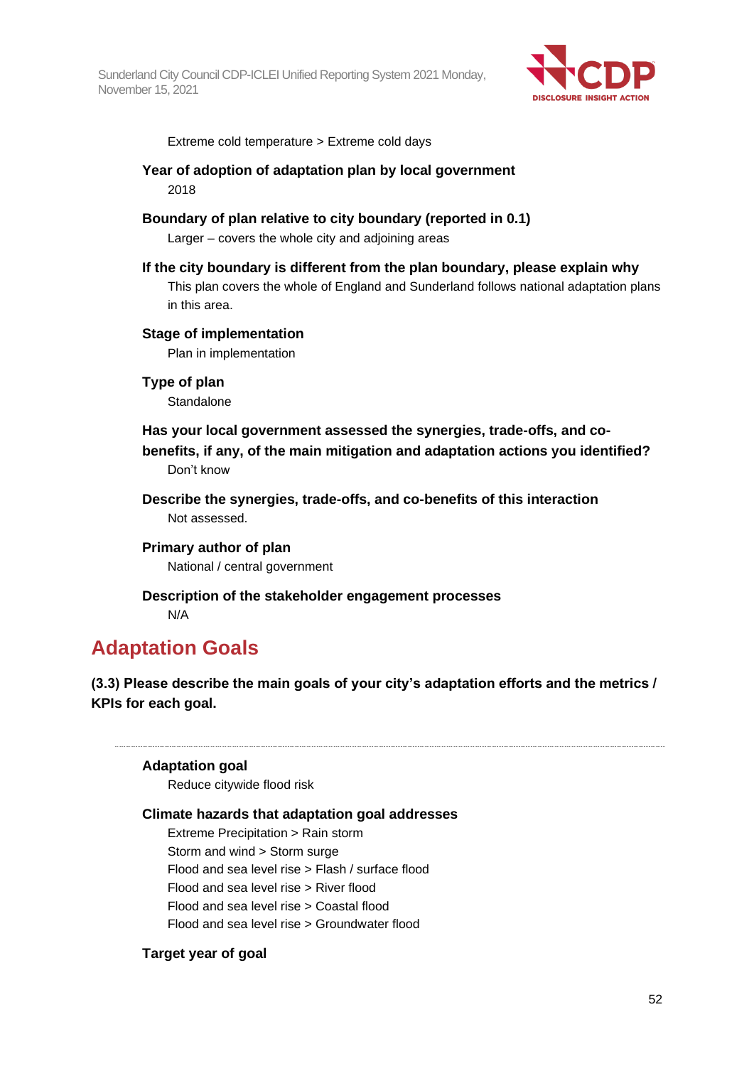Extreme cold temperature > Extreme cold days

**Year of adoption of adaptation plan by local government**

2018

**Boundary of plan relative to city boundary (reported in 0.1)**

Larger – covers the whole city and adjoining areas

**If the city boundary is different from the plan boundary, please explain why**

This plan covers the whole of England and Sunderland follows national adaptation plans in this area.

**Stage of implementation**

Plan in implementation

**Type of plan**

Standalone

**Has your local government assessed the synergies, trade-offs, and co-benefits, if any, of the main mitigation and adaptation actions you identified?**

Don't know

**Describe the synergies, trade-offs, and co-benefits of this interaction**

Not assessed.

**Primary author of plan**

National / central government

**Description of the stakeholder engagement processes**

N/A

## Adaptation Goals

**(3.3) Please describe the main goals of your city's adaptation efforts and the metrics / KPIs for each goal.**

---

**Adaptation goal**

Reduce citywide flood risk

**Climate hazards that adaptation goal addresses**

Extreme Precipitation > Rain storm
Storm and wind > Storm surge
Flood and sea level rise > Flash / surface flood
Flood and sea level rise > River flood
Flood and sea level rise > Coastal flood
Flood and sea level rise > Groundwater flood

**Target year of goal**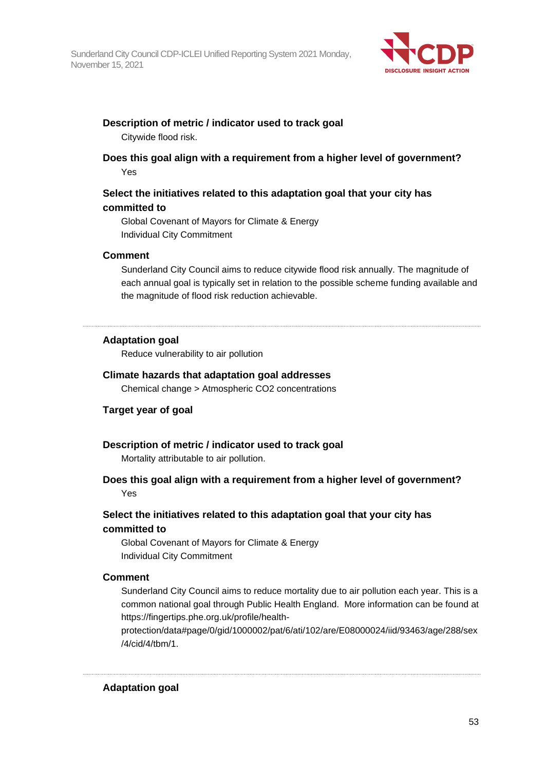**Description of metric / indicator used to track goal**

Citywide flood risk.

**Does this goal align with a requirement from a higher level of government?**

Yes

**Select the initiatives related to this adaptation goal that your city has committed to**

Global Covenant of Mayors for Climate & Energy
Individual City Commitment

**Comment**

Sunderland City Council aims to reduce citywide flood risk annually. The magnitude of each annual goal is typically set in relation to the possible scheme funding available and the magnitude of flood risk reduction achievable.

---

**Adaptation goal**

Reduce vulnerability to air pollution

**Climate hazards that adaptation goal addresses**

Chemical change > Atmospheric CO2 concentrations

**Target year of goal**

**Description of metric / indicator used to track goal**

Mortality attributable to air pollution.

**Does this goal align with a requirement from a higher level of government?**

Yes

**Select the initiatives related to this adaptation goal that your city has committed to**

Global Covenant of Mayors for Climate & Energy
Individual City Commitment

**Comment**

Sunderland City Council aims to reduce mortality due to air pollution each year. This is a common national goal through Public Health England. More information can be found at https://fingertips.phe.org.uk/profile/health-protection/data#page/0/gid/1000002/pat/6/ati/102/are/E08000024/iid/93463/age/288/sex/4/cid/4/tbm/1.

---

**Adaptation goal**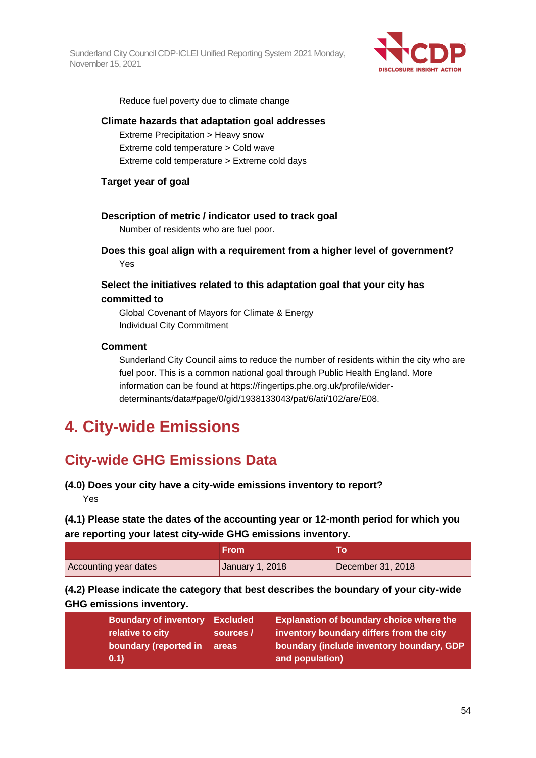Reduce fuel poverty due to climate change

**Climate hazards that adaptation goal addresses**

Extreme Precipitation > Heavy snow
Extreme cold temperature > Cold wave
Extreme cold temperature > Extreme cold days

**Target year of goal**

**Description of metric / indicator used to track goal**

Number of residents who are fuel poor.

**Does this goal align with a requirement from a higher level of government?**

Yes

**Select the initiatives related to this adaptation goal that your city has committed to**

Global Covenant of Mayors for Climate & Energy
Individual City Commitment

**Comment**

Sunderland City Council aims to reduce the number of residents within the city who are fuel poor. This is a common national goal through Public Health England. More information can be found at https://fingertips.phe.org.uk/profile/wider-determinants/data#page/0/gid/1938133043/pat/6/ati/102/are/E08.

# 4. City-wide Emissions

## City-wide GHG Emissions Data

**(4.0) Does your city have a city-wide emissions inventory to report?**

Yes

**(4.1) Please state the dates of the accounting year or 12-month period for which you are reporting your latest city-wide GHG emissions inventory.**

| | From | To |
|---|---|---|
| Accounting year dates | January 1, 2018 | December 31, 2018 |

**(4.2) Please indicate the category that best describes the boundary of your city-wide GHG emissions inventory.**

| | Boundary of inventory relative to city boundary (reported in 0.1) | Excluded sources / areas | Explanation of boundary choice where the inventory boundary differs from the city boundary (include inventory boundary, GDP and population) |
|---|---|---|---|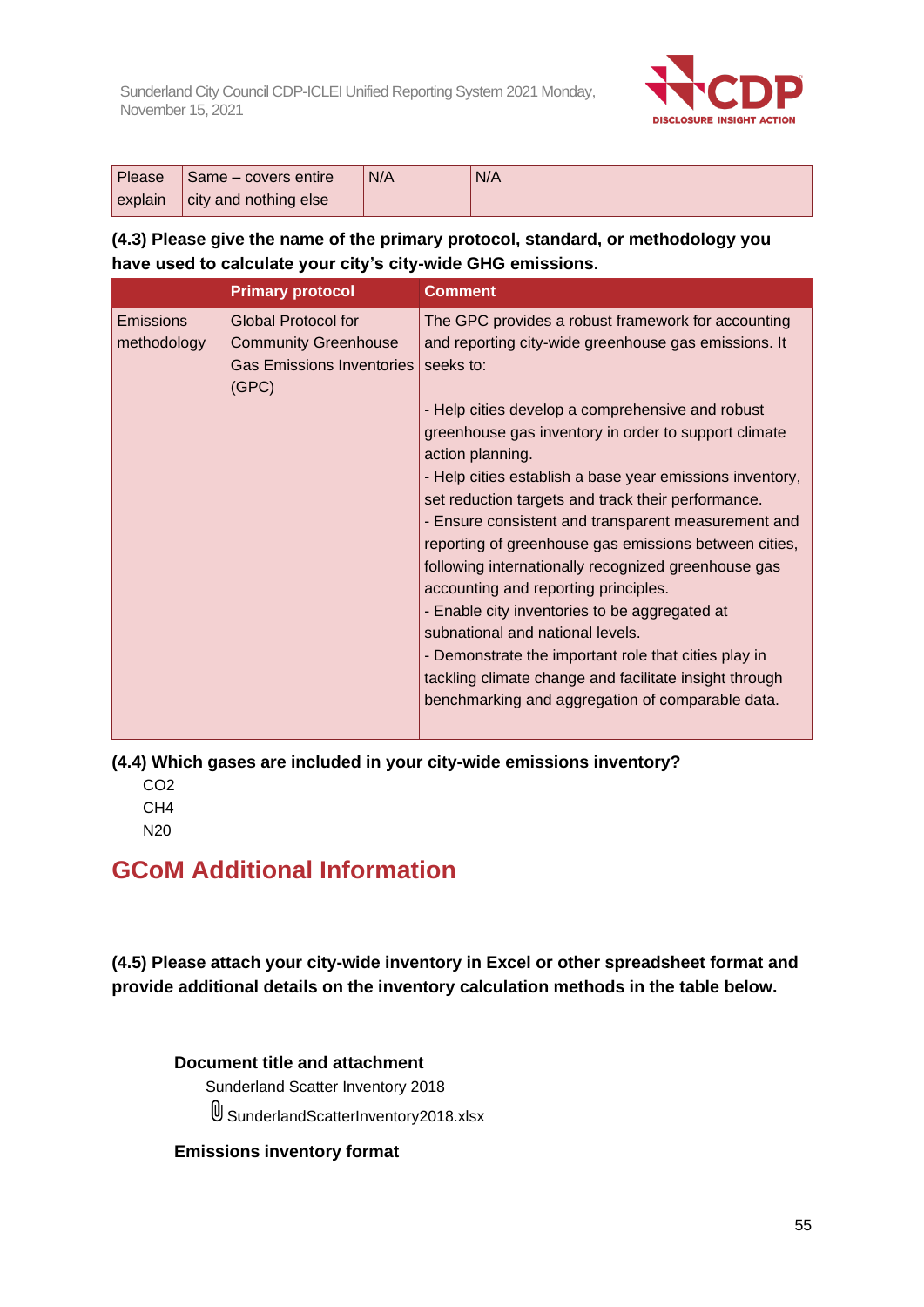| | | | |
|---|---|---|---|
| Please explain | Same – covers entire city and nothing else | N/A | N/A |

### (4.3) Please give the name of the primary protocol, standard, or methodology you have used to calculate your city's city-wide GHG emissions.

| | Primary protocol | Comment |
|---|---|---|
| Emissions methodology | Global Protocol for Community Greenhouse Gas Emissions Inventories (GPC) | The GPC provides a robust framework for accounting and reporting city-wide greenhouse gas emissions. It seeks to:<br><br>- Help cities develop a comprehensive and robust greenhouse gas inventory in order to support climate action planning.<br>- Help cities establish a base year emissions inventory, set reduction targets and track their performance.<br>- Ensure consistent and transparent measurement and reporting of greenhouse gas emissions between cities, following internationally recognized greenhouse gas accounting and reporting principles.<br>- Enable city inventories to be aggregated at subnational and national levels.<br>- Demonstrate the important role that cities play in tackling climate change and facilitate insight through benchmarking and aggregation of comparable data. |

### (4.4) Which gases are included in your city-wide emissions inventory?

$CO_2$
$CH_4$
N20

## GCoM Additional Information

### (4.5) Please attach your city-wide inventory in Excel or other spreadsheet format and provide additional details on the inventory calculation methods in the table below.

**Document title and attachment**

Sunderland Scatter Inventory 2018

SunderlandScatterInventory2018.xlsx

**Emissions inventory format**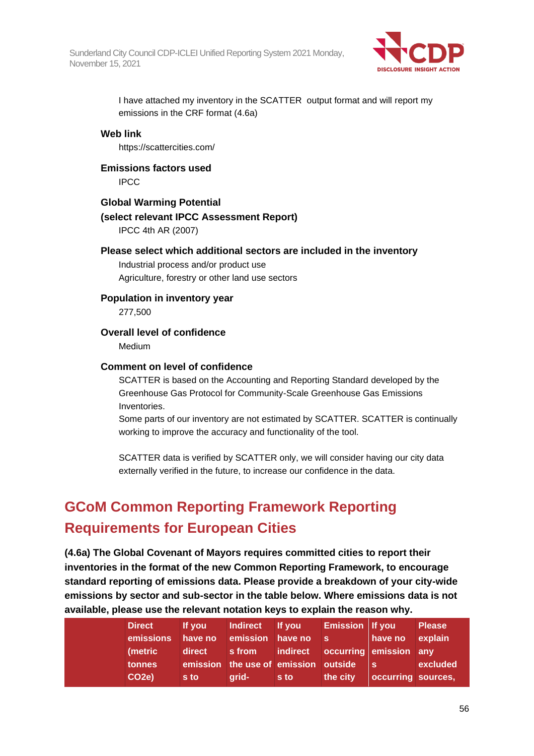I have attached my inventory in the SCATTER output format and will report my emissions in the CRF format (4.6a)

**Web link**

https://scattercities.com/

**Emissions factors used**

IPCC

**Global Warming Potential**

**(select relevant IPCC Assessment Report)**

IPCC 4th AR (2007)

**Please select which additional sectors are included in the inventory**

Industrial process and/or product use

Agriculture, forestry or other land use sectors

**Population in inventory year**

277,500

**Overall level of confidence**

Medium

**Comment on level of confidence**

SCATTER is based on the Accounting and Reporting Standard developed by the Greenhouse Gas Protocol for Community-Scale Greenhouse Gas Emissions Inventories.

Some parts of our inventory are not estimated by SCATTER. SCATTER is continually working to improve the accuracy and functionality of the tool.

SCATTER data is verified by SCATTER only, we will consider having our city data externally verified in the future, to increase our confidence in the data.

## GCoM Common Reporting Framework Reporting Requirements for European Cities

**(4.6a) The Global Covenant of Mayors requires committed cities to report their inventories in the format of the new Common Reporting Framework, to encourage standard reporting of emissions data. Please provide a breakdown of your city-wide emissions by sector and sub-sector in the table below. Where emissions data is not available, please use the relevant notation keys to explain the reason why.**

| | Direct emissions (metric tonnes CO2e) | If you have no direct emissions to | Indirect emissions from the use of grid- | If you have no indirect emissions to | Emissions occurring outside the city | If you have no emissions occurring | Please explain any excluded sources, |
|---|---|---|---|---|---|---|---|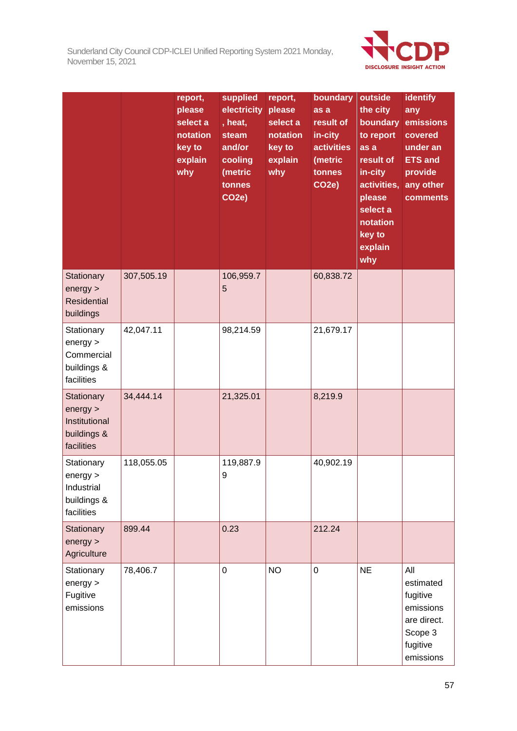| | | report, please select a notation key to explain why | supplied electricity, heat, steam and/or cooling (metric tonnes CO2e) | report, please select a notation key to explain why | boundary as a result of in-city activities (metric tonnes CO2e) | outside the city boundary to report as a result of in-city activities, please select a notation key to explain why | identify any emissions covered under an ETS and provide any other comments |
|---|---|---|---|---|---|---|---|
| Stationary energy > Residential buildings | 307,505.19 | | 106,959.75 | | 60,838.72 | | |
| Stationary energy > Commercial buildings & facilities | 42,047.11 | | 98,214.59 | | 21,679.17 | | |
| Stationary energy > Institutional buildings & facilities | 34,444.14 | | 21,325.01 | | 8,219.9 | | |
| Stationary energy > Industrial buildings & facilities | 118,055.05 | | 119,887.99 | | 40,902.19 | | |
| Stationary energy > Agriculture | 899.44 | | 0.23 | | 212.24 | | |
| Stationary energy > Fugitive emissions | 78,406.7 | | 0 | NO | 0 | NE | All estimated fugitive emissions are direct. Scope 3 fugitive emissions |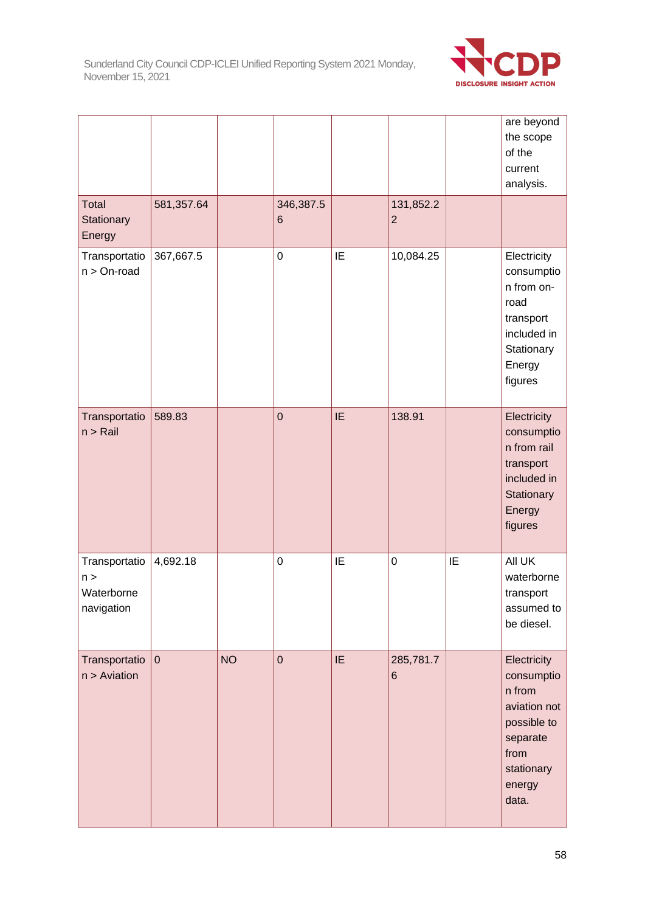| | | | | | | | |
|---|---|---|---|---|---|---|---|
| | | | | | | | are beyond the scope of the current analysis. |
| Total Stationary Energy | 581,357.64 | | 346,387.56 | | 131,852.22 | | |
| Transportation > On-road | 367,667.5 | | 0 | IE | 10,084.25 | | Electricity consumption from on-road transport included in Stationary Energy figures |
| Transportation > Rail | 589.83 | | 0 | IE | 138.91 | | Electricity consumption from rail transport included in Stationary Energy figures |
| Transportation > Waterborne navigation | 4,692.18 | | 0 | IE | 0 | IE | All UK waterborne transport assumed to be diesel. |
| Transportation > Aviation | 0 | NO | 0 | IE | 285,781.76 | | Electricity consumption from aviation not possible to separate from stationary energy data. |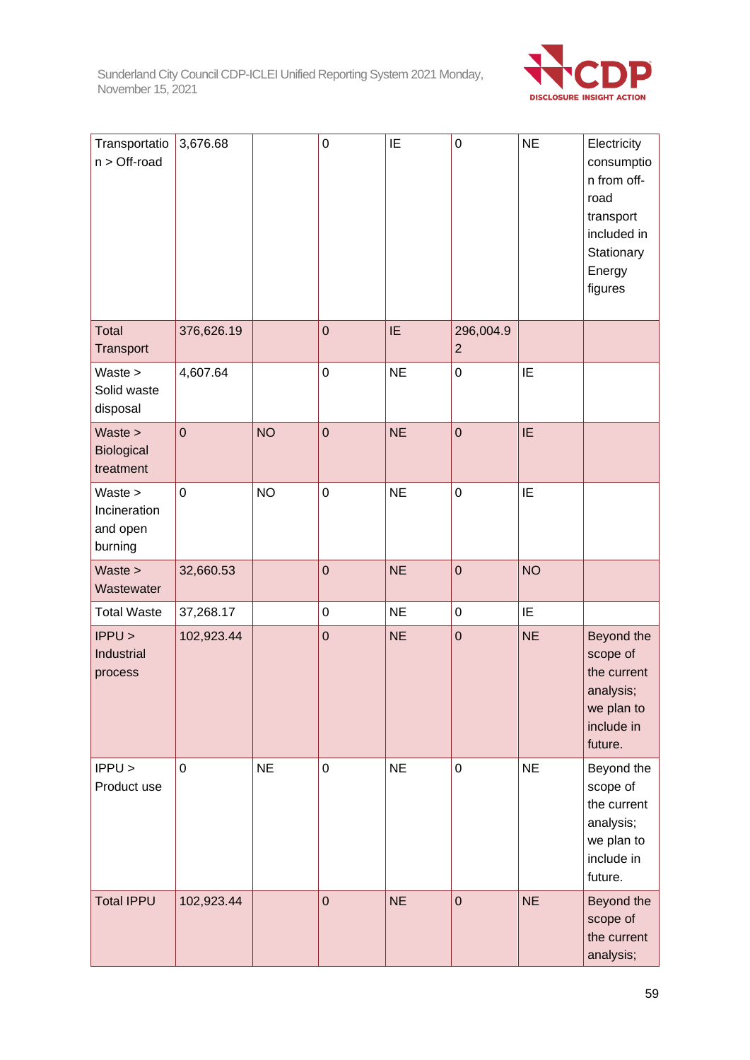| | | | | | | | |
|---|---|---|---|---|---|---|---|
| Transportation > Off-road | 3,676.68 | | 0 | IE | 0 | NE | Electricity consumption from off-road transport included in Stationary Energy figures |
| Total Transport | 376,626.19 | | 0 | IE | 296,004.92 | | |
| Waste > Solid waste disposal | 4,607.64 | | 0 | NE | 0 | IE | |
| Waste > Biological treatment | 0 | NO | 0 | NE | 0 | IE | |
| Waste > Incineration and open burning | 0 | NO | 0 | NE | 0 | IE | |
| Waste > Wastewater | 32,660.53 | | 0 | NE | 0 | NO | |
| Total Waste | 37,268.17 | | 0 | NE | 0 | IE | |
| IPPU > Industrial process | 102,923.44 | | 0 | NE | 0 | NE | Beyond the scope of the current analysis; we plan to include in future. |
| IPPU > Product use | 0 | NE | 0 | NE | 0 | NE | Beyond the scope of the current analysis; we plan to include in future. |
| Total IPPU | 102,923.44 | | 0 | NE | 0 | NE | Beyond the scope of the current analysis; |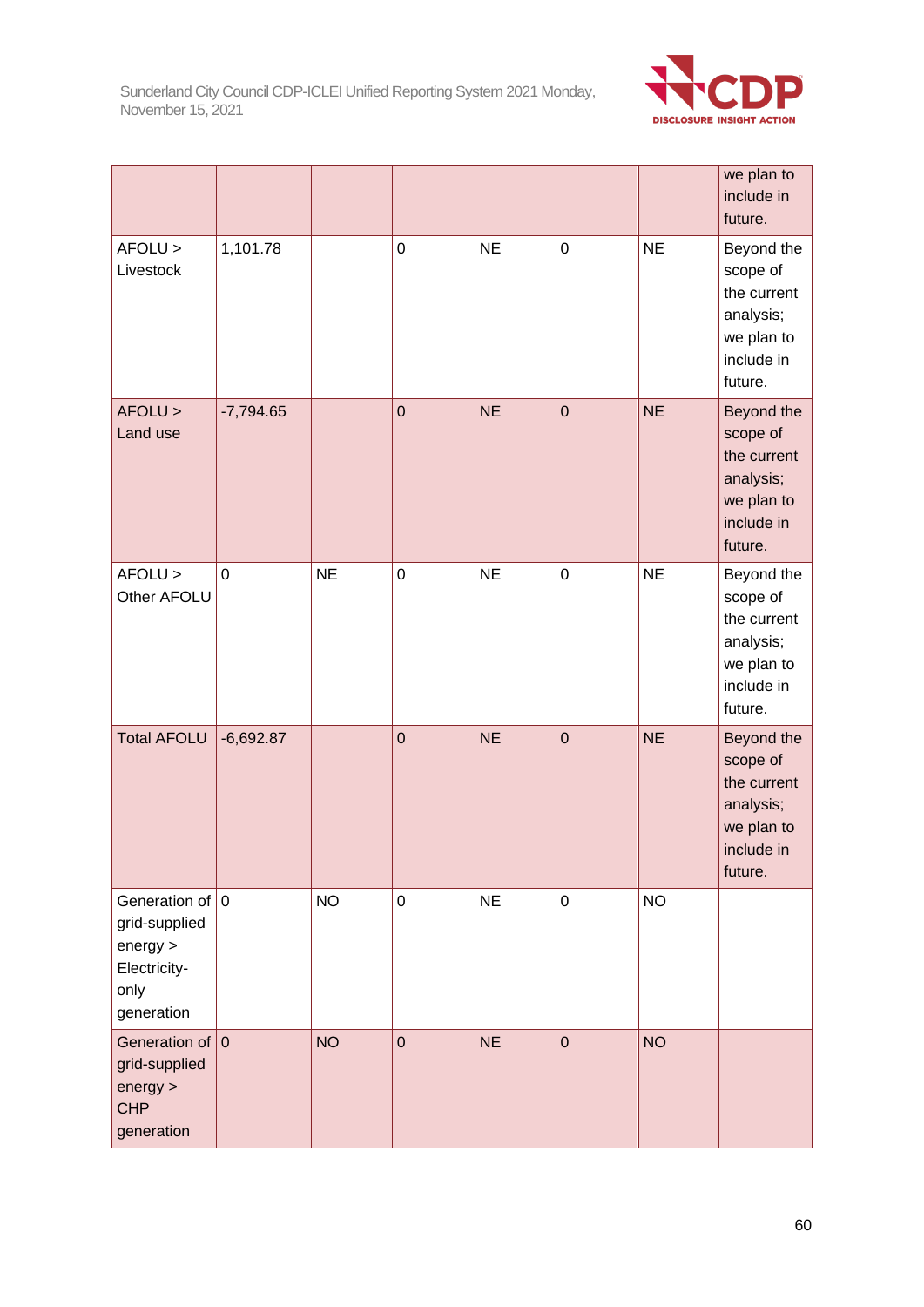| | | | | | | | |
|---|---|---|---|---|---|---|---|
| | | | | | | | we plan to include in future. |
| AFOLU > Livestock | 1,101.78 | | 0 | NE | 0 | NE | Beyond the scope of the current analysis; we plan to include in future. |
| AFOLU > Land use | -7,794.65 | | 0 | NE | 0 | NE | Beyond the scope of the current analysis; we plan to include in future. |
| AFOLU > Other AFOLU | 0 | NE | 0 | NE | 0 | NE | Beyond the scope of the current analysis; we plan to include in future. |
| Total AFOLU | -6,692.87 | | 0 | NE | 0 | NE | Beyond the scope of the current analysis; we plan to include in future. |
| Generation of grid-supplied energy > Electricity-only generation | 0 | NO | 0 | NE | 0 | NO | |
| Generation of grid-supplied energy > CHP generation | 0 | NO | 0 | NE | 0 | NO | |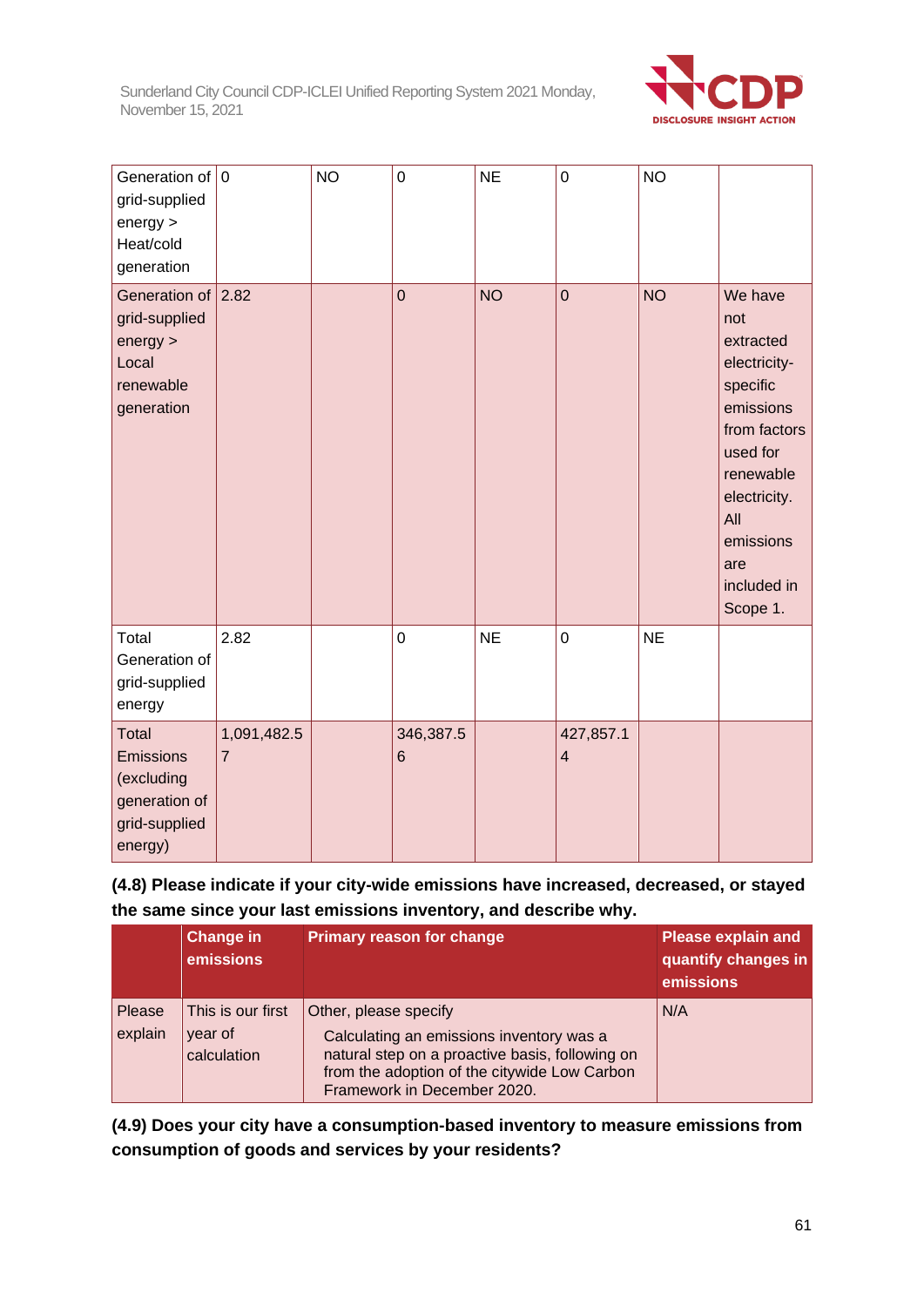| | | | | | | | |
|---|---|---|---|---|---|---|---|
| Generation of grid-supplied energy > Heat/cold generation | 0 | NO | 0 | NE | 0 | NO | |
| Generation of grid-supplied energy > Local renewable generation | 2.82 | | 0 | NO | 0 | NO | We have not extracted electricity-specific emissions from factors used for renewable electricity. All emissions are included in Scope 1. |
| Total Generation of grid-supplied energy | 2.82 | | 0 | NE | 0 | NE | |
| Total Emissions (excluding generation of grid-supplied energy) | 1,091,482.57 | | 346,387.56 | | 427,857.14 | | |

**(4.8) Please indicate if your city-wide emissions have increased, decreased, or stayed the same since your last emissions inventory, and describe why.**

| | Change in emissions | Primary reason for change | Please explain and quantify changes in emissions |
|---|---|---|---|
| Please explain | This is our first year of calculation | Other, please specify<br><br>Calculating an emissions inventory was a natural step on a proactive basis, following on from the adoption of the citywide Low Carbon Framework in December 2020. | N/A |

**(4.9) Does your city have a consumption-based inventory to measure emissions from consumption of goods and services by your residents?**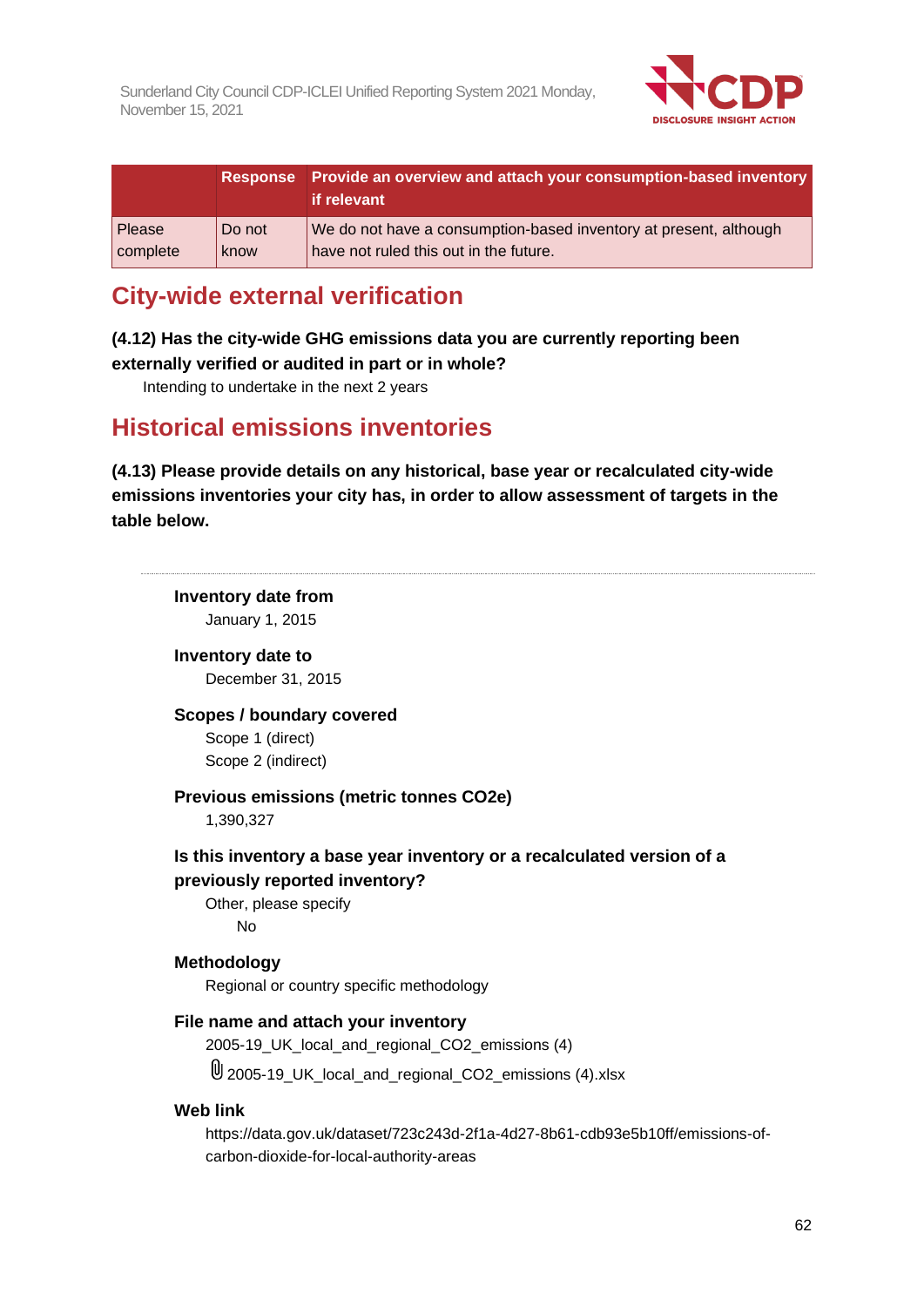| | Response | Provide an overview and attach your consumption-based inventory if relevant |
|---|---|---|
| Please complete | Do not know | We do not have a consumption-based inventory at present, although have not ruled this out in the future. |

## City-wide external verification

**(4.12) Has the city-wide GHG emissions data you are currently reporting been externally verified or audited in part or in whole?**

Intending to undertake in the next 2 years

## Historical emissions inventories

**(4.13) Please provide details on any historical, base year or recalculated city-wide emissions inventories your city has, in order to allow assessment of targets in the table below.**

**Inventory date from**

January 1, 2015

**Inventory date to**

December 31, 2015

**Scopes / boundary covered**

Scope 1 (direct)

Scope 2 (indirect)

**Previous emissions (metric tonnes CO2e)**

1,390,327

**Is this inventory a base year inventory or a recalculated version of a previously reported inventory?**

Other, please specify

No

**Methodology**

Regional or country specific methodology

**File name and attach your inventory**

2005-19_UK_local_and_regional_CO2_emissions (4)

2005-19_UK_local_and_regional_CO2_emissions (4).xlsx

**Web link**

https://data.gov.uk/dataset/723c243d-2f1a-4d27-8b61-cdb93e5b10ff/emissions-of-carbon-dioxide-for-local-authority-areas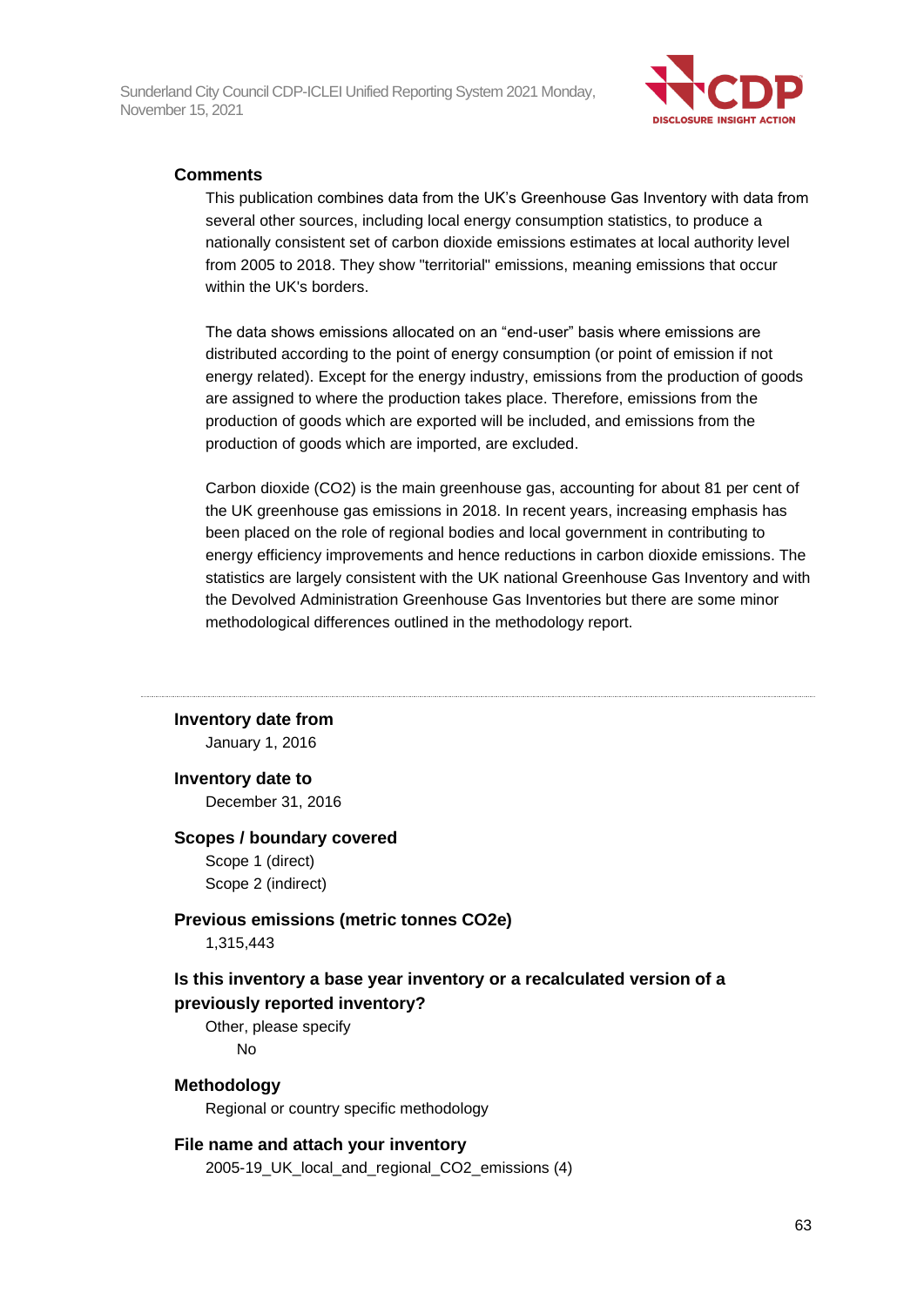**Comments**

This publication combines data from the UK's Greenhouse Gas Inventory with data from several other sources, including local energy consumption statistics, to produce a nationally consistent set of carbon dioxide emissions estimates at local authority level from 2005 to 2018. They show "territorial" emissions, meaning emissions that occur within the UK's borders.

The data shows emissions allocated on an "end-user" basis where emissions are distributed according to the point of energy consumption (or point of emission if not energy related). Except for the energy industry, emissions from the production of goods are assigned to where the production takes place. Therefore, emissions from the production of goods which are exported will be included, and emissions from the production of goods which are imported, are excluded.

Carbon dioxide ($CO_2$) is the main greenhouse gas, accounting for about 81 per cent of the UK greenhouse gas emissions in 2018. In recent years, increasing emphasis has been placed on the role of regional bodies and local government in contributing to energy efficiency improvements and hence reductions in carbon dioxide emissions. The statistics are largely consistent with the UK national Greenhouse Gas Inventory and with the Devolved Administration Greenhouse Gas Inventories but there are some minor methodological differences outlined in the methodology report.

---

**Inventory date from**

January 1, 2016

**Inventory date to**

December 31, 2016

**Scopes / boundary covered**

Scope 1 (direct)

Scope 2 (indirect)

**Previous emissions (metric tonnes CO2e)**

1,315,443

**Is this inventory a base year inventory or a recalculated version of a previously reported inventory?**

Other, please specify

No

**Methodology**

Regional or country specific methodology

**File name and attach your inventory**

2005-19_UK_local_and_regional_CO2_emissions (4)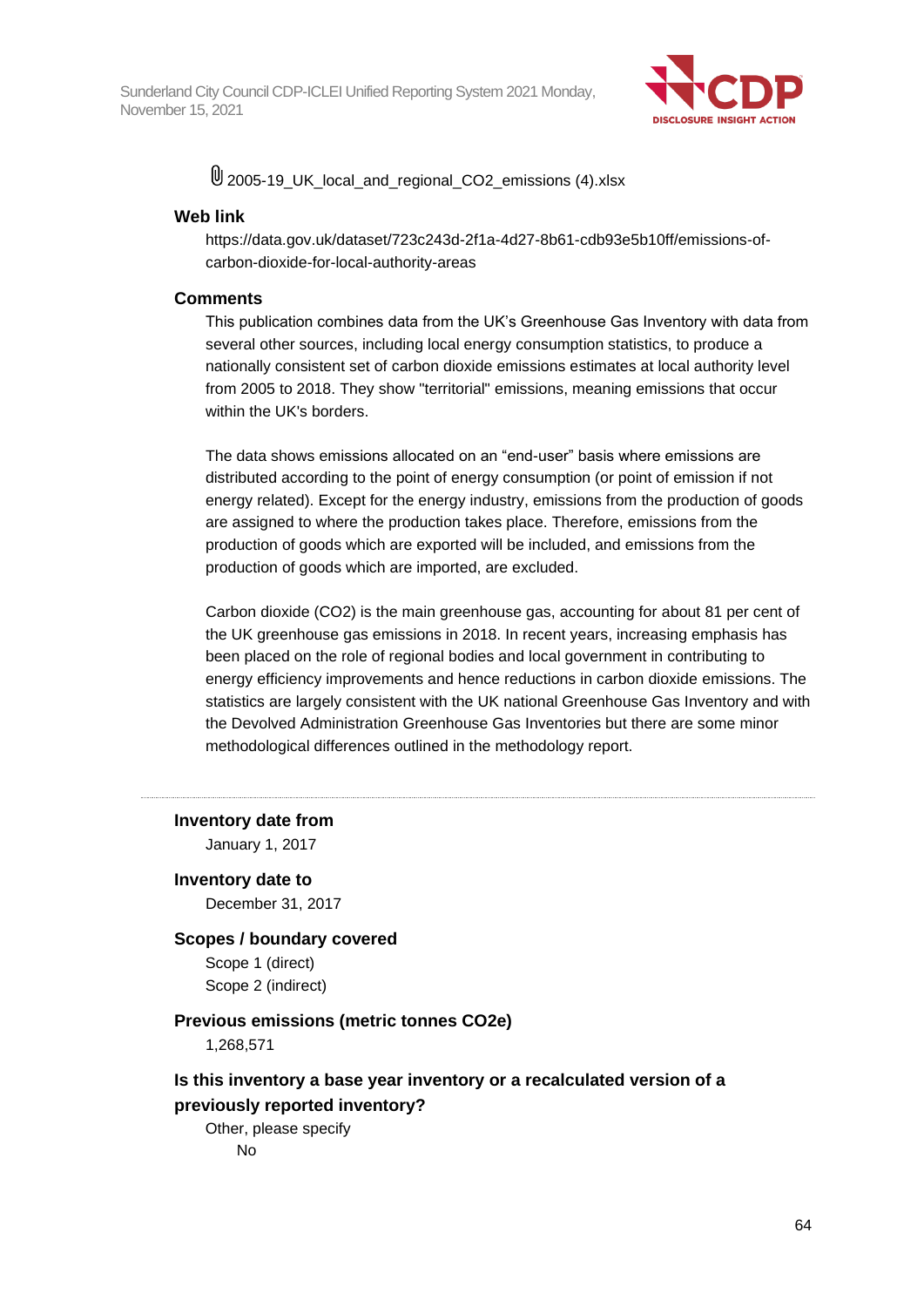📎 2005-19_UK_local_and_regional_CO2_emissions (4).xlsx

**Web link**

https://data.gov.uk/dataset/723c243d-2f1a-4d27-8b61-cdb93e5b10ff/emissions-of-carbon-dioxide-for-local-authority-areas

**Comments**

This publication combines data from the UK's Greenhouse Gas Inventory with data from several other sources, including local energy consumption statistics, to produce a nationally consistent set of carbon dioxide emissions estimates at local authority level from 2005 to 2018. They show "territorial" emissions, meaning emissions that occur within the UK's borders.

The data shows emissions allocated on an "end-user" basis where emissions are distributed according to the point of energy consumption (or point of emission if not energy related). Except for the energy industry, emissions from the production of goods are assigned to where the production takes place. Therefore, emissions from the production of goods which are exported will be included, and emissions from the production of goods which are imported, are excluded.

Carbon dioxide ($CO_2$) is the main greenhouse gas, accounting for about 81 per cent of the UK greenhouse gas emissions in 2018. In recent years, increasing emphasis has been placed on the role of regional bodies and local government in contributing to energy efficiency improvements and hence reductions in carbon dioxide emissions. The statistics are largely consistent with the UK national Greenhouse Gas Inventory and with the Devolved Administration Greenhouse Gas Inventories but there are some minor methodological differences outlined in the methodology report.

---

**Inventory date from**

January 1, 2017

**Inventory date to**

December 31, 2017

**Scopes / boundary covered**

Scope 1 (direct)
Scope 2 (indirect)

**Previous emissions (metric tonnes CO2e)**

1,268,571

**Is this inventory a base year inventory or a recalculated version of a previously reported inventory?**

Other, please specify
No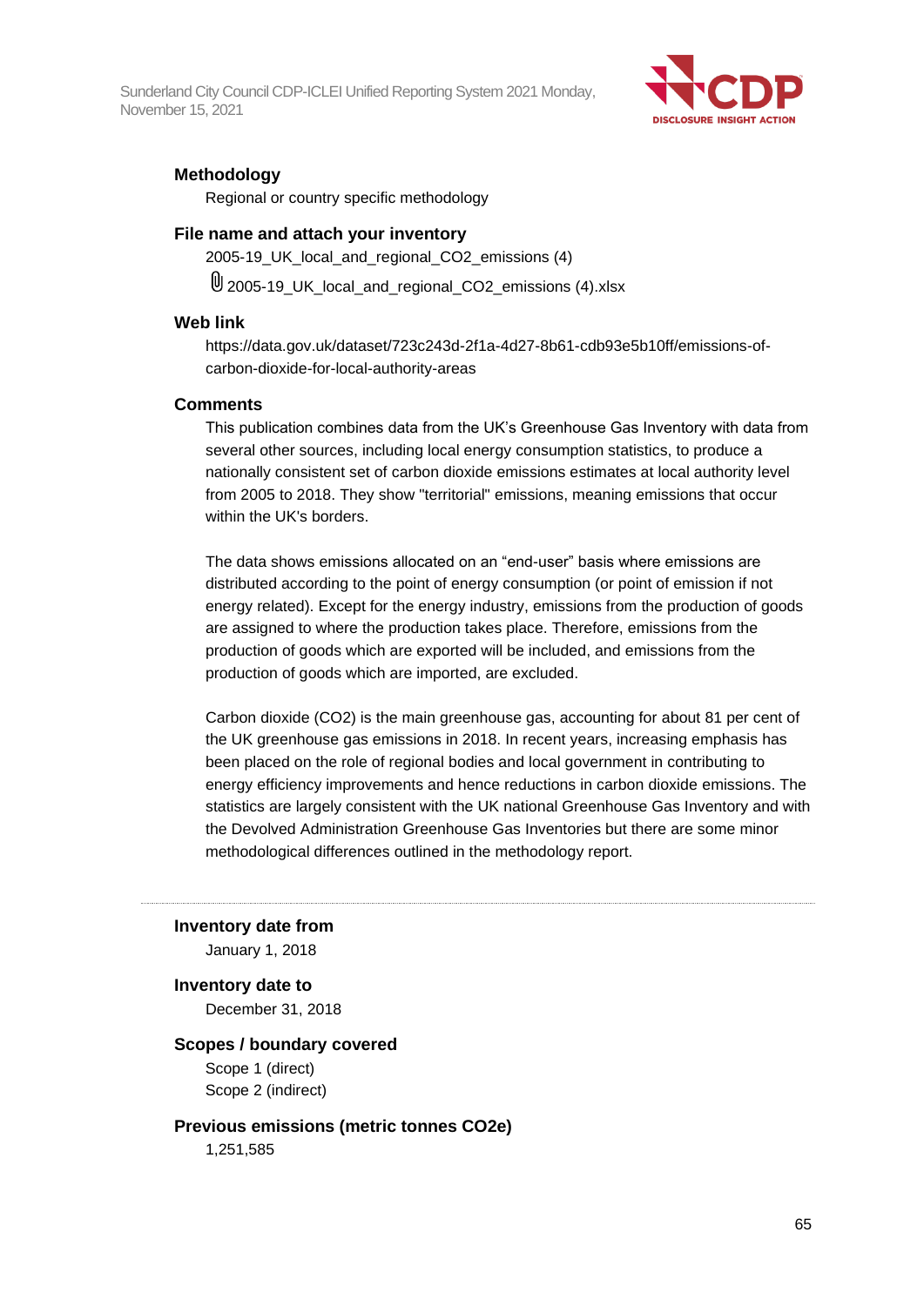### Methodology

Regional or country specific methodology

### File name and attach your inventory

2005-19_UK_local_and_regional_CO2_emissions (4)

2005-19_UK_local_and_regional_CO2_emissions (4).xlsx

### Web link

https://data.gov.uk/dataset/723c243d-2f1a-4d27-8b61-cdb93e5b10ff/emissions-of-carbon-dioxide-for-local-authority-areas

### Comments

This publication combines data from the UK's Greenhouse Gas Inventory with data from several other sources, including local energy consumption statistics, to produce a nationally consistent set of carbon dioxide emissions estimates at local authority level from 2005 to 2018. They show "territorial" emissions, meaning emissions that occur within the UK's borders.

The data shows emissions allocated on an "end-user" basis where emissions are distributed according to the point of energy consumption (or point of emission if not energy related). Except for the energy industry, emissions from the production of goods are assigned to where the production takes place. Therefore, emissions from the production of goods which are exported will be included, and emissions from the production of goods which are imported, are excluded.

Carbon dioxide ($CO_2$) is the main greenhouse gas, accounting for about 81 per cent of the UK greenhouse gas emissions in 2018. In recent years, increasing emphasis has been placed on the role of regional bodies and local government in contributing to energy efficiency improvements and hence reductions in carbon dioxide emissions. The statistics are largely consistent with the UK national Greenhouse Gas Inventory and with the Devolved Administration Greenhouse Gas Inventories but there are some minor methodological differences outlined in the methodology report.

---

### Inventory date from

January 1, 2018

### Inventory date to

December 31, 2018

### Scopes / boundary covered

Scope 1 (direct)
Scope 2 (indirect)

### Previous emissions (metric tonnes CO2e)

1,251,585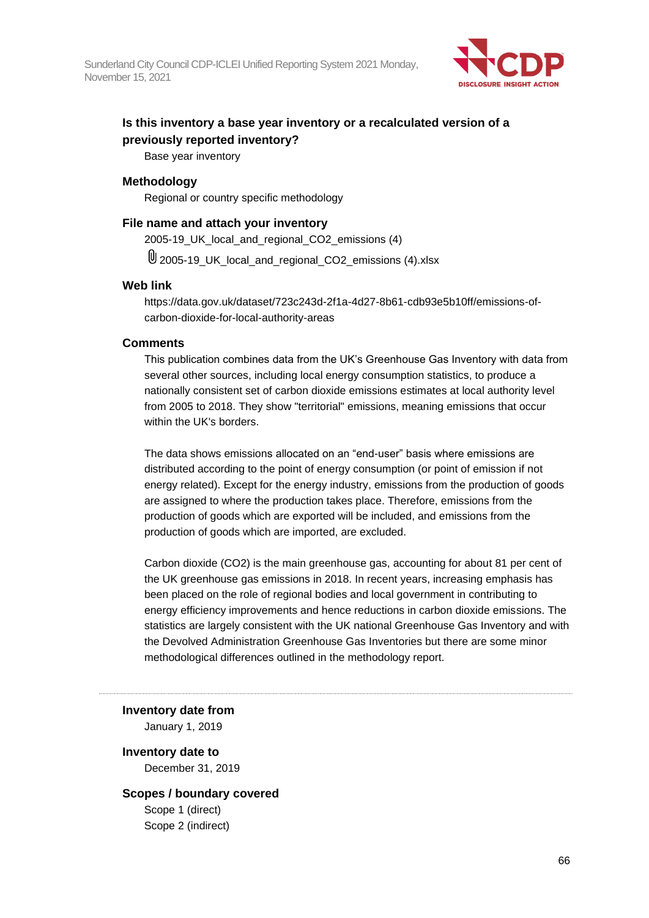**Is this inventory a base year inventory or a recalculated version of a previously reported inventory?**

Base year inventory

**Methodology**

Regional or country specific methodology

**File name and attach your inventory**

2005-19_UK_local_and_regional_CO2_emissions (4)

2005-19_UK_local_and_regional_CO2_emissions (4).xlsx

**Web link**

https://data.gov.uk/dataset/723c243d-2f1a-4d27-8b61-cdb93e5b10ff/emissions-of-carbon-dioxide-for-local-authority-areas

**Comments**

This publication combines data from the UK's Greenhouse Gas Inventory with data from several other sources, including local energy consumption statistics, to produce a nationally consistent set of carbon dioxide emissions estimates at local authority level from 2005 to 2018. They show "territorial" emissions, meaning emissions that occur within the UK's borders.

The data shows emissions allocated on an "end-user" basis where emissions are distributed according to the point of energy consumption (or point of emission if not energy related). Except for the energy industry, emissions from the production of goods are assigned to where the production takes place. Therefore, emissions from the production of goods which are exported will be included, and emissions from the production of goods which are imported, are excluded.

Carbon dioxide ($CO_2$) is the main greenhouse gas, accounting for about 81 per cent of the UK greenhouse gas emissions in 2018. In recent years, increasing emphasis has been placed on the role of regional bodies and local government in contributing to energy efficiency improvements and hence reductions in carbon dioxide emissions. The statistics are largely consistent with the UK national Greenhouse Gas Inventory and with the Devolved Administration Greenhouse Gas Inventories but there are some minor methodological differences outlined in the methodology report.

---

**Inventory date from**

January 1, 2019

**Inventory date to**

December 31, 2019

**Scopes / boundary covered**

Scope 1 (direct)
Scope 2 (indirect)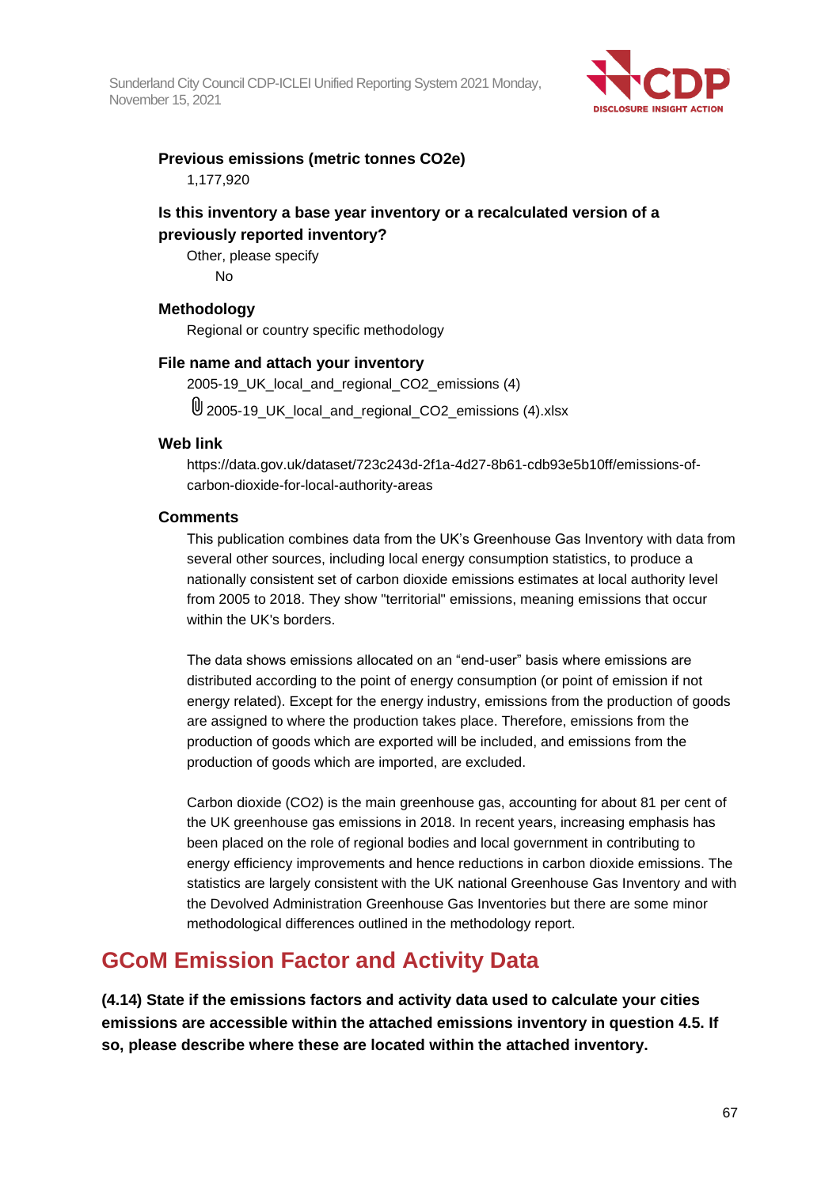**Previous emissions (metric tonnes CO2e)**

1,177,920

**Is this inventory a base year inventory or a recalculated version of a previously reported inventory?**

Other, please specify

No

**Methodology**

Regional or country specific methodology

**File name and attach your inventory**

2005-19_UK_local_and_regional_CO2_emissions (4)

2005-19_UK_local_and_regional_CO2_emissions (4).xlsx

**Web link**

https://data.gov.uk/dataset/723c243d-2f1a-4d27-8b61-cdb93e5b10ff/emissions-of-carbon-dioxide-for-local-authority-areas

**Comments**

This publication combines data from the UK's Greenhouse Gas Inventory with data from several other sources, including local energy consumption statistics, to produce a nationally consistent set of carbon dioxide emissions estimates at local authority level from 2005 to 2018. They show "territorial" emissions, meaning emissions that occur within the UK's borders.

The data shows emissions allocated on an "end-user" basis where emissions are distributed according to the point of energy consumption (or point of emission if not energy related). Except for the energy industry, emissions from the production of goods are assigned to where the production takes place. Therefore, emissions from the production of goods which are exported will be included, and emissions from the production of goods which are imported, are excluded.

Carbon dioxide ($CO_2$) is the main greenhouse gas, accounting for about 81 per cent of the UK greenhouse gas emissions in 2018. In recent years, increasing emphasis has been placed on the role of regional bodies and local government in contributing to energy efficiency improvements and hence reductions in carbon dioxide emissions. The statistics are largely consistent with the UK national Greenhouse Gas Inventory and with the Devolved Administration Greenhouse Gas Inventories but there are some minor methodological differences outlined in the methodology report.

## GCoM Emission Factor and Activity Data

**(4.14) State if the emissions factors and activity data used to calculate your cities emissions are accessible within the attached emissions inventory in question 4.5. If so, please describe where these are located within the attached inventory.**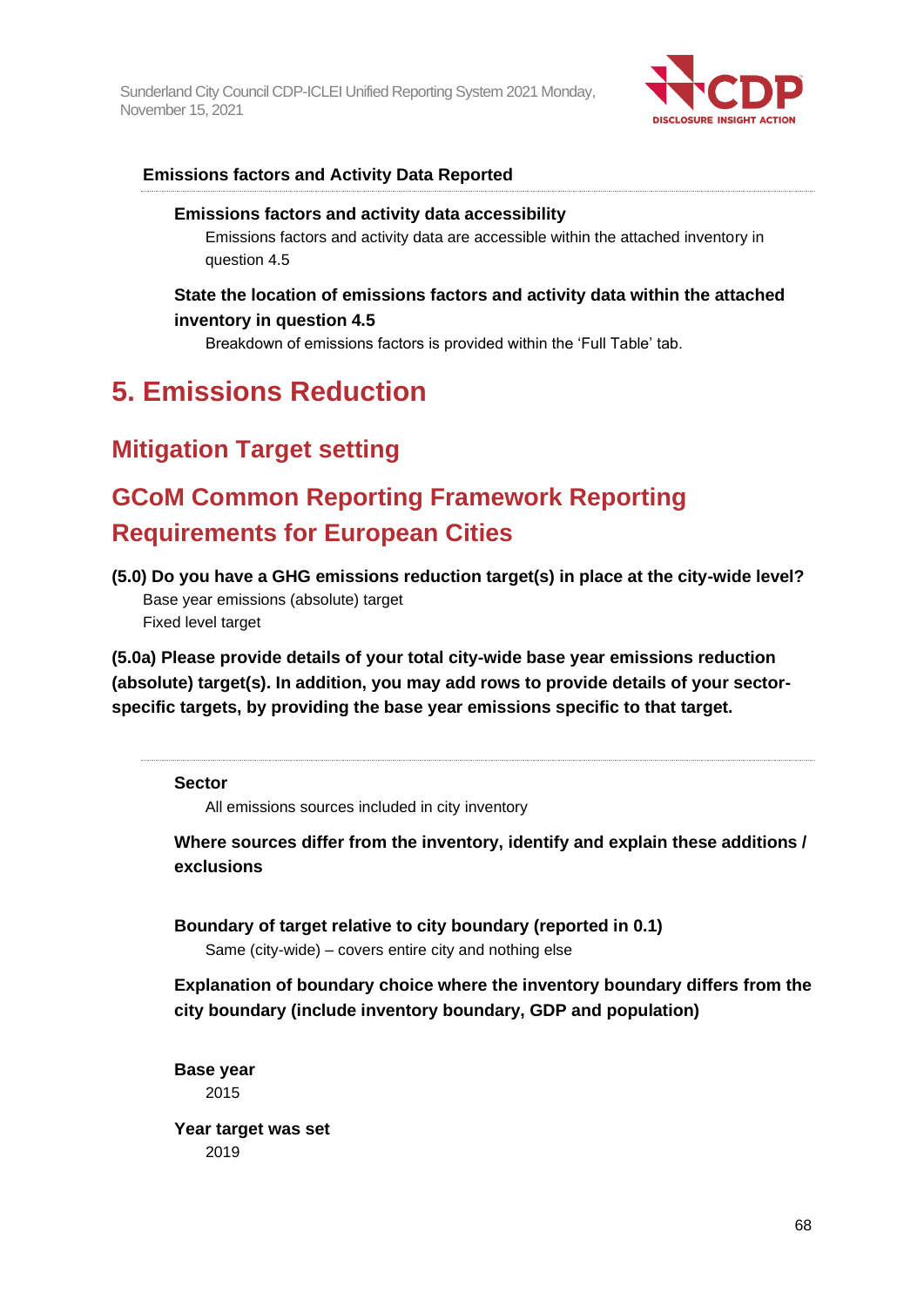### Emissions factors and Activity Data Reported

**Emissions factors and activity data accessibility**

Emissions factors and activity data are accessible within the attached inventory in question 4.5

**State the location of emissions factors and activity data within the attached inventory in question 4.5**

Breakdown of emissions factors is provided within the 'Full Table' tab.

# 5. Emissions Reduction

## Mitigation Target setting

## GCoM Common Reporting Framework Reporting Requirements for European Cities

**(5.0) Do you have a GHG emissions reduction target(s) in place at the city-wide level?**

Base year emissions (absolute) target

Fixed level target

**(5.0a) Please provide details of your total city-wide base year emissions reduction (absolute) target(s). In addition, you may add rows to provide details of your sector-specific targets, by providing the base year emissions specific to that target.**

**Sector**

All emissions sources included in city inventory

**Where sources differ from the inventory, identify and explain these additions / exclusions**

**Boundary of target relative to city boundary (reported in 0.1)**

Same (city-wide) – covers entire city and nothing else

**Explanation of boundary choice where the inventory boundary differs from the city boundary (include inventory boundary, GDP and population)**

**Base year**

2015

**Year target was set**

2019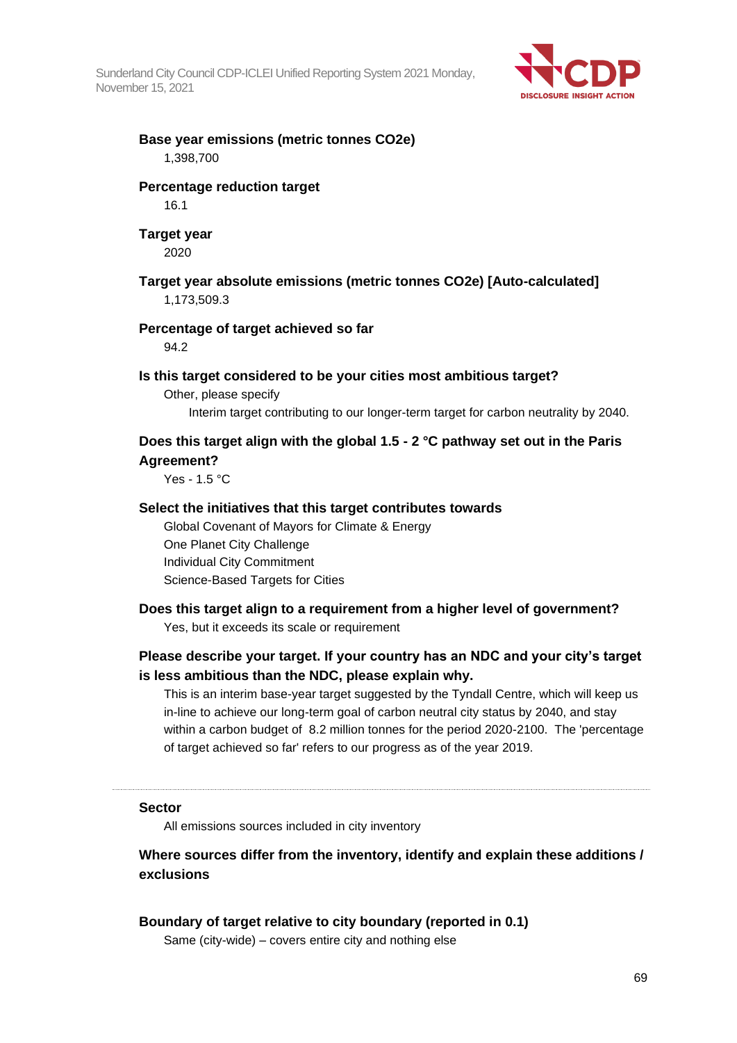**Base year emissions (metric tonnes CO2e)**

1,398,700

**Percentage reduction target**

16.1

**Target year**

2020

**Target year absolute emissions (metric tonnes CO2e) [Auto-calculated]**

1,173,509.3

**Percentage of target achieved so far**

94.2

**Is this target considered to be your cities most ambitious target?**

Other, please specify

Interim target contributing to our longer-term target for carbon neutrality by 2040.

**Does this target align with the global 1.5 - 2 °C pathway set out in the Paris Agreement?**

Yes - 1.5 °C

**Select the initiatives that this target contributes towards**

Global Covenant of Mayors for Climate & Energy
One Planet City Challenge
Individual City Commitment
Science-Based Targets for Cities

**Does this target align to a requirement from a higher level of government?**

Yes, but it exceeds its scale or requirement

**Please describe your target. If your country has an NDC and your city's target is less ambitious than the NDC, please explain why.**

This is an interim base-year target suggested by the Tyndall Centre, which will keep us in-line to achieve our long-term goal of carbon neutral city status by 2040, and stay within a carbon budget of 8.2 million tonnes for the period 2020-2100. The 'percentage of target achieved so far' refers to our progress as of the year 2019.

---

**Sector**

All emissions sources included in city inventory

**Where sources differ from the inventory, identify and explain these additions / exclusions**

**Boundary of target relative to city boundary (reported in 0.1)**

Same (city-wide) – covers entire city and nothing else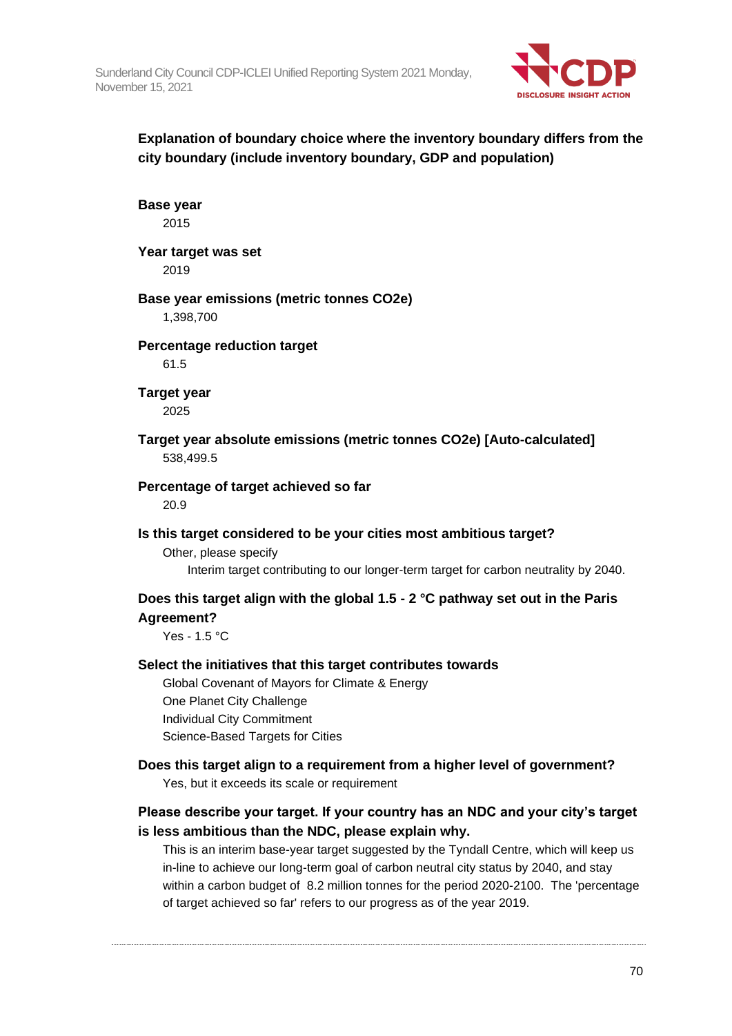**Explanation of boundary choice where the inventory boundary differs from the city boundary (include inventory boundary, GDP and population)**

**Base year**

2015

**Year target was set**

2019

**Base year emissions (metric tonnes CO2e)**

1,398,700

**Percentage reduction target**

61.5

**Target year**

2025

**Target year absolute emissions (metric tonnes CO2e) [Auto-calculated]**

538,499.5

**Percentage of target achieved so far**

20.9

**Is this target considered to be your cities most ambitious target?**

Other, please specify

Interim target contributing to our longer-term target for carbon neutrality by 2040.

**Does this target align with the global 1.5 - 2 °C pathway set out in the Paris Agreement?**

Yes - 1.5 °C

**Select the initiatives that this target contributes towards**

Global Covenant of Mayors for Climate & Energy

One Planet City Challenge

Individual City Commitment

Science-Based Targets for Cities

**Does this target align to a requirement from a higher level of government?**

Yes, but it exceeds its scale or requirement

**Please describe your target. If your country has an NDC and your city's target is less ambitious than the NDC, please explain why.**

This is an interim base-year target suggested by the Tyndall Centre, which will keep us in-line to achieve our long-term goal of carbon neutral city status by 2040, and stay within a carbon budget of 8.2 million tonnes for the period 2020-2100. The 'percentage of target achieved so far' refers to our progress as of the year 2019.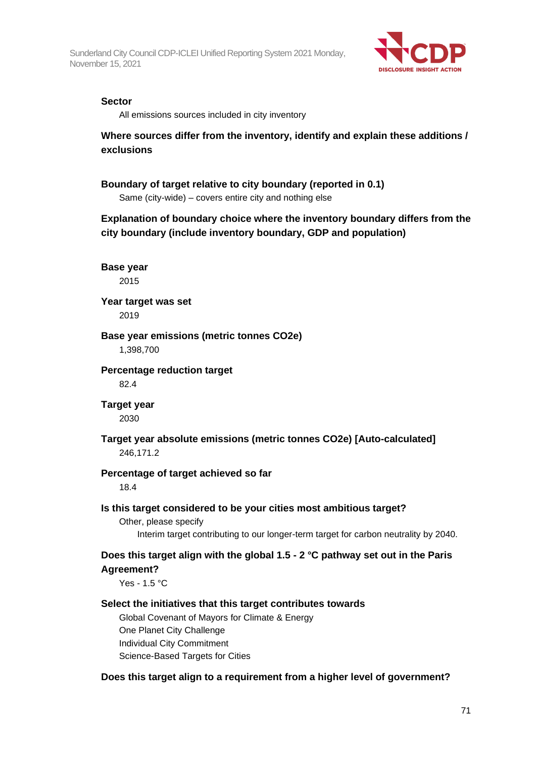**Sector**

All emissions sources included in city inventory

**Where sources differ from the inventory, identify and explain these additions / exclusions**

**Boundary of target relative to city boundary (reported in 0.1)**

Same (city-wide) – covers entire city and nothing else

**Explanation of boundary choice where the inventory boundary differs from the city boundary (include inventory boundary, GDP and population)**

**Base year**

2015

**Year target was set**

2019

**Base year emissions (metric tonnes CO2e)**

1,398,700

**Percentage reduction target**

82.4

**Target year**

2030

**Target year absolute emissions (metric tonnes CO2e) [Auto-calculated]**

246,171.2

**Percentage of target achieved so far**

18.4

**Is this target considered to be your cities most ambitious target?**

Other, please specify

Interim target contributing to our longer-term target for carbon neutrality by 2040.

**Does this target align with the global 1.5 - 2 °C pathway set out in the Paris Agreement?**

Yes - 1.5 °C

**Select the initiatives that this target contributes towards**

Global Covenant of Mayors for Climate & Energy
One Planet City Challenge
Individual City Commitment
Science-Based Targets for Cities

**Does this target align to a requirement from a higher level of government?**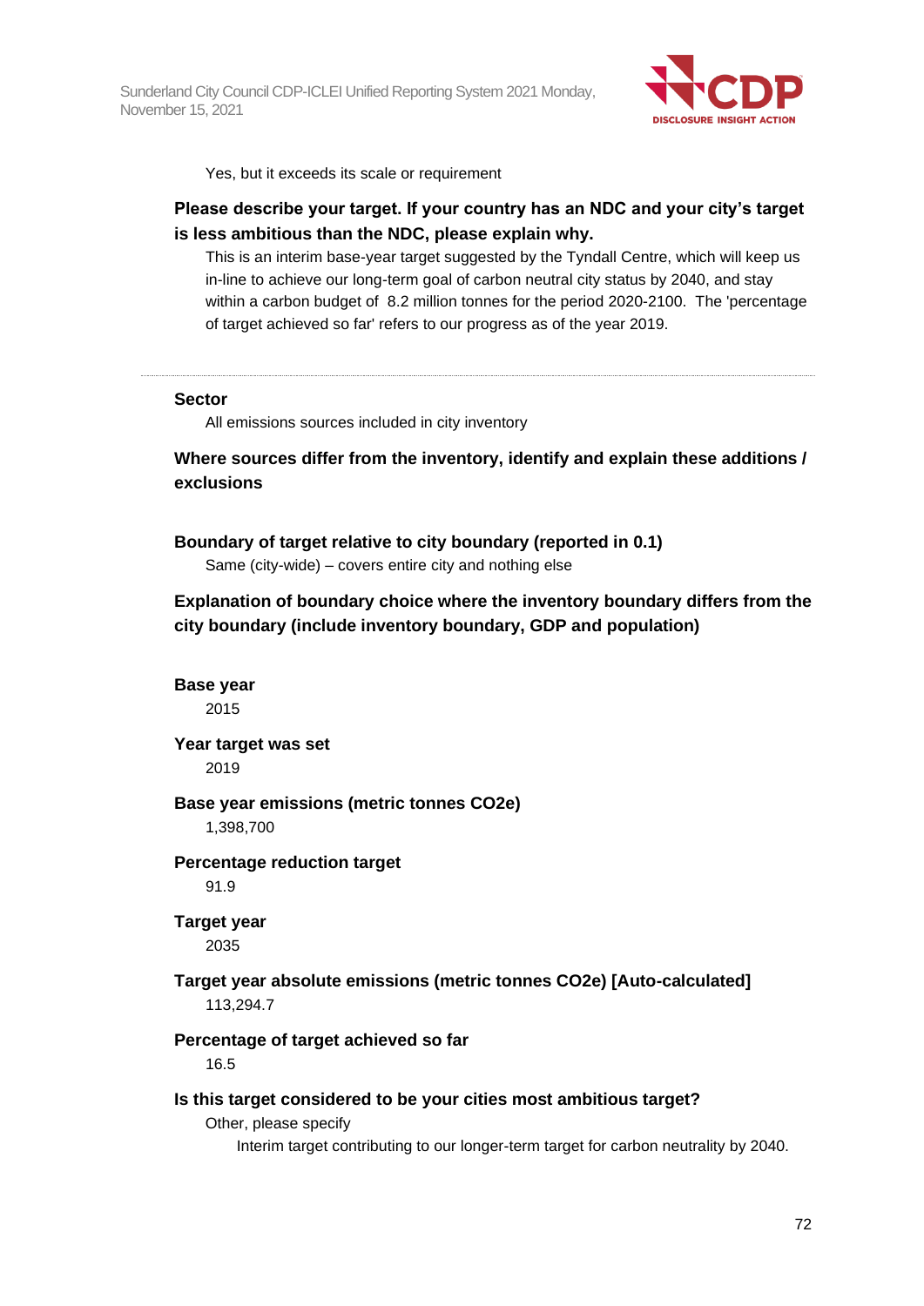Yes, but it exceeds its scale or requirement

**Please describe your target. If your country has an NDC and your city's target is less ambitious than the NDC, please explain why.**

This is an interim base-year target suggested by the Tyndall Centre, which will keep us in-line to achieve our long-term goal of carbon neutral city status by 2040, and stay within a carbon budget of 8.2 million tonnes for the period 2020-2100. The 'percentage of target achieved so far' refers to our progress as of the year 2019.

---

**Sector**

All emissions sources included in city inventory

**Where sources differ from the inventory, identify and explain these additions / exclusions**

**Boundary of target relative to city boundary (reported in 0.1)**

Same (city-wide) – covers entire city and nothing else

**Explanation of boundary choice where the inventory boundary differs from the city boundary (include inventory boundary, GDP and population)**

**Base year**

2015

**Year target was set**

2019

**Base year emissions (metric tonnes CO2e)**

1,398,700

**Percentage reduction target**

91.9

**Target year**

2035

**Target year absolute emissions (metric tonnes CO2e) [Auto-calculated]**

113,294.7

**Percentage of target achieved so far**

16.5

**Is this target considered to be your cities most ambitious target?**

Other, please specify

Interim target contributing to our longer-term target for carbon neutrality by 2040.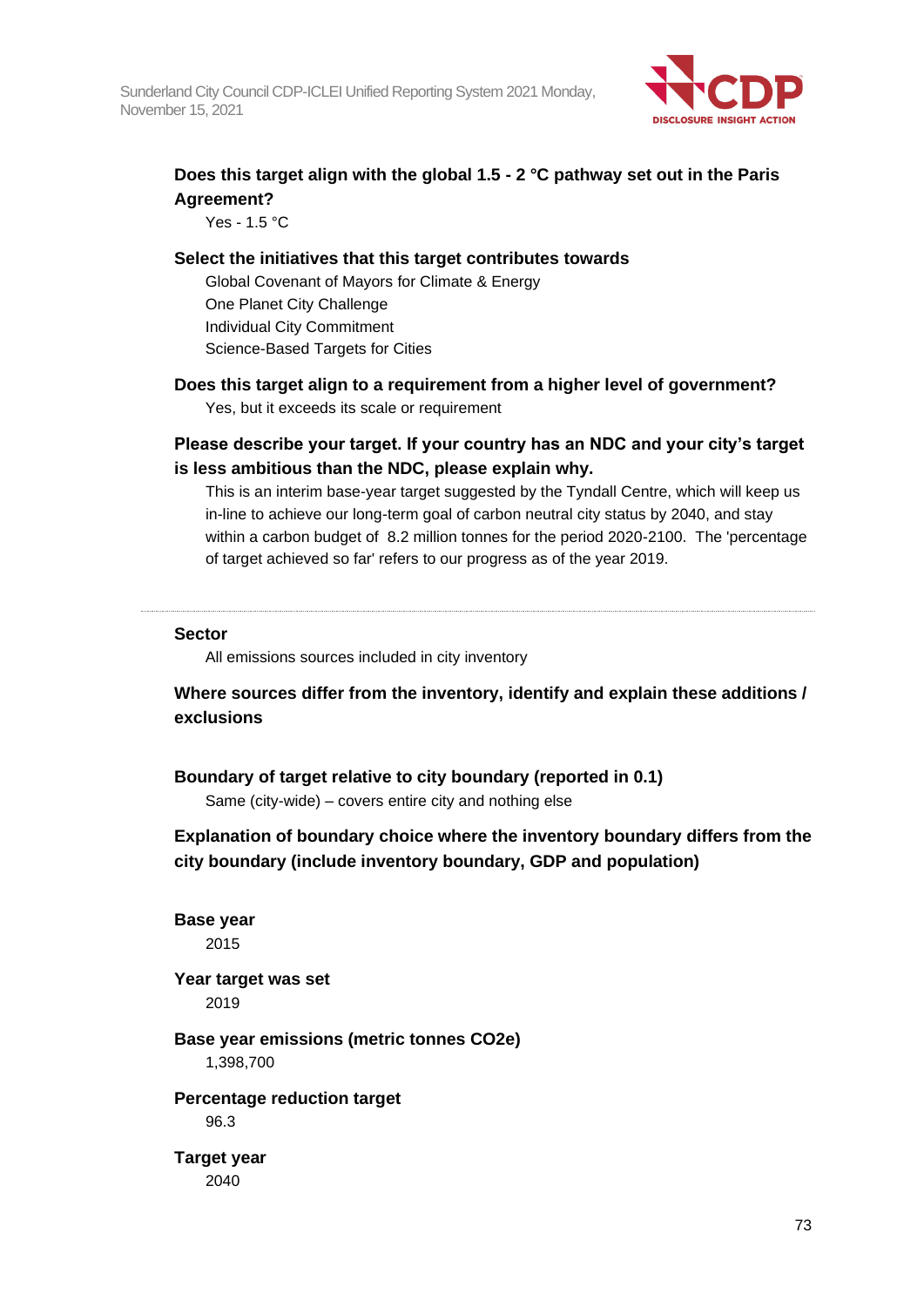**Does this target align with the global 1.5 - 2 °C pathway set out in the Paris Agreement?**

Yes - 1.5 °C

**Select the initiatives that this target contributes towards**

Global Covenant of Mayors for Climate & Energy
One Planet City Challenge
Individual City Commitment
Science-Based Targets for Cities

**Does this target align to a requirement from a higher level of government?**

Yes, but it exceeds its scale or requirement

**Please describe your target. If your country has an NDC and your city's target is less ambitious than the NDC, please explain why.**

This is an interim base-year target suggested by the Tyndall Centre, which will keep us in-line to achieve our long-term goal of carbon neutral city status by 2040, and stay within a carbon budget of 8.2 million tonnes for the period 2020-2100. The 'percentage of target achieved so far' refers to our progress as of the year 2019.

---

**Sector**

All emissions sources included in city inventory

**Where sources differ from the inventory, identify and explain these additions / exclusions**

**Boundary of target relative to city boundary (reported in 0.1)**

Same (city-wide) – covers entire city and nothing else

**Explanation of boundary choice where the inventory boundary differs from the city boundary (include inventory boundary, GDP and population)**

**Base year**

2015

**Year target was set**

2019

**Base year emissions (metric tonnes CO2e)**

1,398,700

**Percentage reduction target**

96.3

**Target year**

2040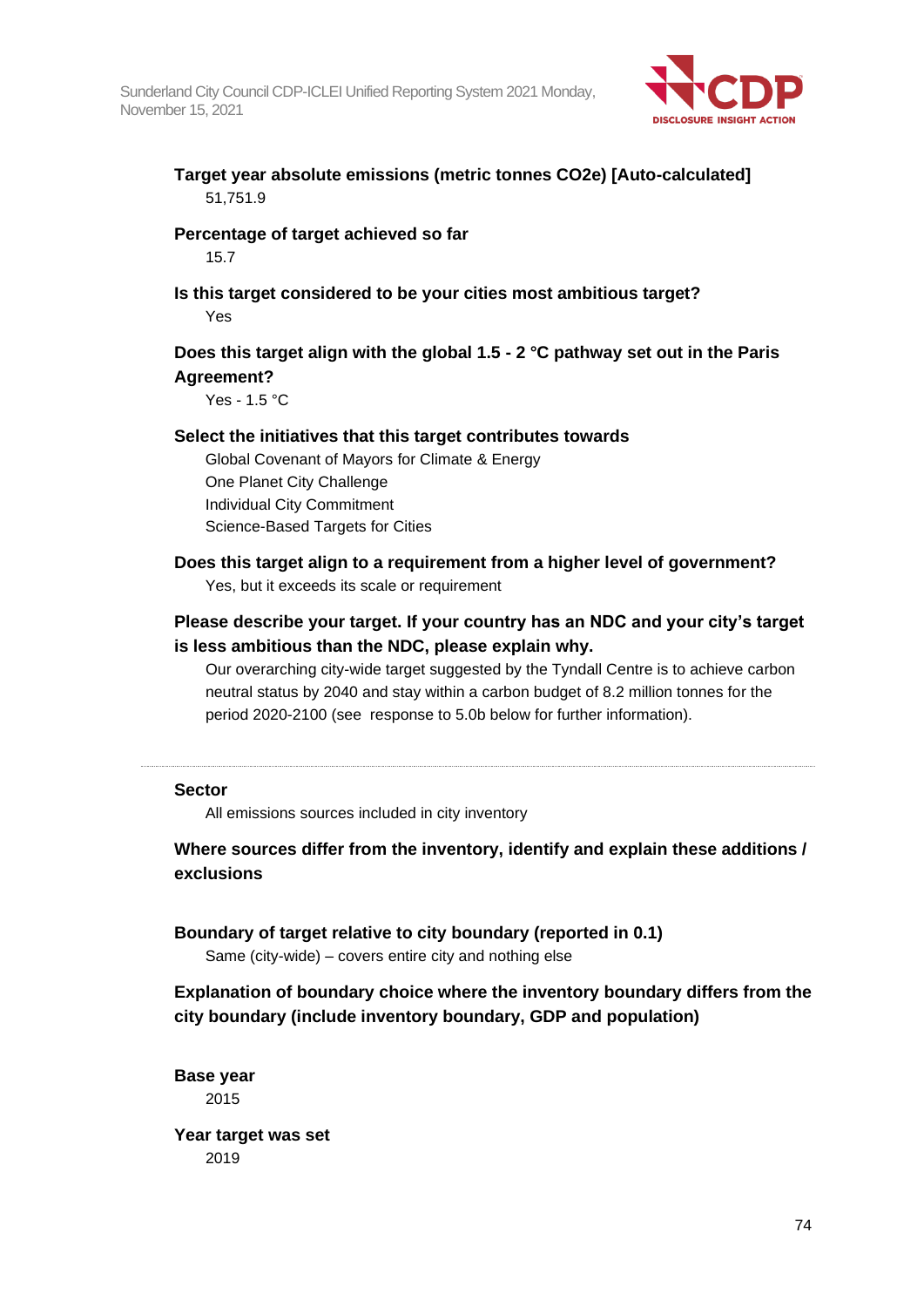**Target year absolute emissions (metric tonnes CO2e) [Auto-calculated]**

51,751.9

**Percentage of target achieved so far**

15.7

**Is this target considered to be your cities most ambitious target?**

Yes

**Does this target align with the global 1.5 - 2 °C pathway set out in the Paris Agreement?**

Yes - 1.5 °C

**Select the initiatives that this target contributes towards**

Global Covenant of Mayors for Climate & Energy
One Planet City Challenge
Individual City Commitment
Science-Based Targets for Cities

**Does this target align to a requirement from a higher level of government?**

Yes, but it exceeds its scale or requirement

**Please describe your target. If your country has an NDC and your city's target is less ambitious than the NDC, please explain why.**

Our overarching city-wide target suggested by the Tyndall Centre is to achieve carbon neutral status by 2040 and stay within a carbon budget of 8.2 million tonnes for the period 2020-2100 (see response to 5.0b below for further information).

---

**Sector**

All emissions sources included in city inventory

**Where sources differ from the inventory, identify and explain these additions / exclusions**

**Boundary of target relative to city boundary (reported in 0.1)**

Same (city-wide) – covers entire city and nothing else

**Explanation of boundary choice where the inventory boundary differs from the city boundary (include inventory boundary, GDP and population)**

**Base year**

2015

**Year target was set**

2019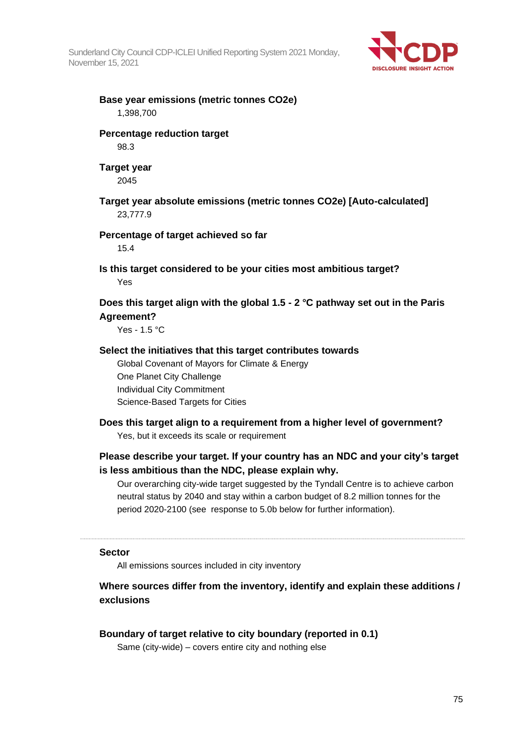**Base year emissions (metric tonnes CO2e)**

1,398,700

**Percentage reduction target**

98.3

**Target year**

2045

**Target year absolute emissions (metric tonnes CO2e) [Auto-calculated]**

23,777.9

**Percentage of target achieved so far**

15.4

**Is this target considered to be your cities most ambitious target?**

Yes

**Does this target align with the global 1.5 - 2 °C pathway set out in the Paris Agreement?**

Yes - 1.5 °C

**Select the initiatives that this target contributes towards**

Global Covenant of Mayors for Climate & Energy
One Planet City Challenge
Individual City Commitment
Science-Based Targets for Cities

**Does this target align to a requirement from a higher level of government?**

Yes, but it exceeds its scale or requirement

**Please describe your target. If your country has an NDC and your city's target is less ambitious than the NDC, please explain why.**

Our overarching city-wide target suggested by the Tyndall Centre is to achieve carbon neutral status by 2040 and stay within a carbon budget of 8.2 million tonnes for the period 2020-2100 (see response to 5.0b below for further information).

---

**Sector**

All emissions sources included in city inventory

**Where sources differ from the inventory, identify and explain these additions / exclusions**

**Boundary of target relative to city boundary (reported in 0.1)**

Same (city-wide) – covers entire city and nothing else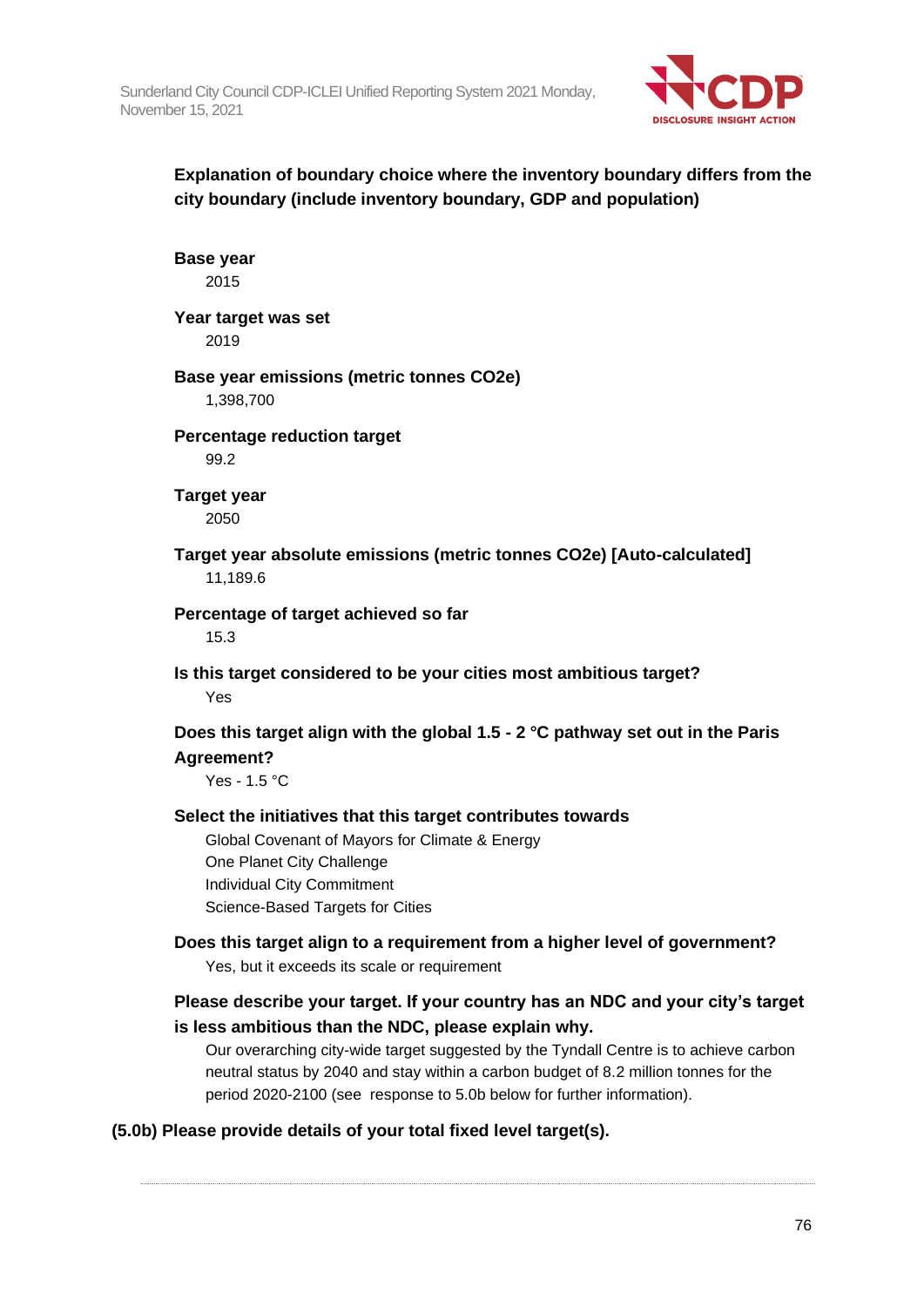**Explanation of boundary choice where the inventory boundary differs from the city boundary (include inventory boundary, GDP and population)**

**Base year**

2015

**Year target was set**

2019

**Base year emissions (metric tonnes CO2e)**

1,398,700

**Percentage reduction target**

99.2

**Target year**

2050

**Target year absolute emissions (metric tonnes CO2e) [Auto-calculated]**

11,189.6

**Percentage of target achieved so far**

15.3

**Is this target considered to be your cities most ambitious target?**

Yes

**Does this target align with the global 1.5 - 2 °C pathway set out in the Paris Agreement?**

Yes - 1.5 °C

**Select the initiatives that this target contributes towards**

Global Covenant of Mayors for Climate & Energy
One Planet City Challenge
Individual City Commitment
Science-Based Targets for Cities

**Does this target align to a requirement from a higher level of government?**

Yes, but it exceeds its scale or requirement

**Please describe your target. If your country has an NDC and your city's target is less ambitious than the NDC, please explain why.**

Our overarching city-wide target suggested by the Tyndall Centre is to achieve carbon neutral status by 2040 and stay within a carbon budget of 8.2 million tonnes for the period 2020-2100 (see response to 5.0b below for further information).

**(5.0b) Please provide details of your total fixed level target(s).**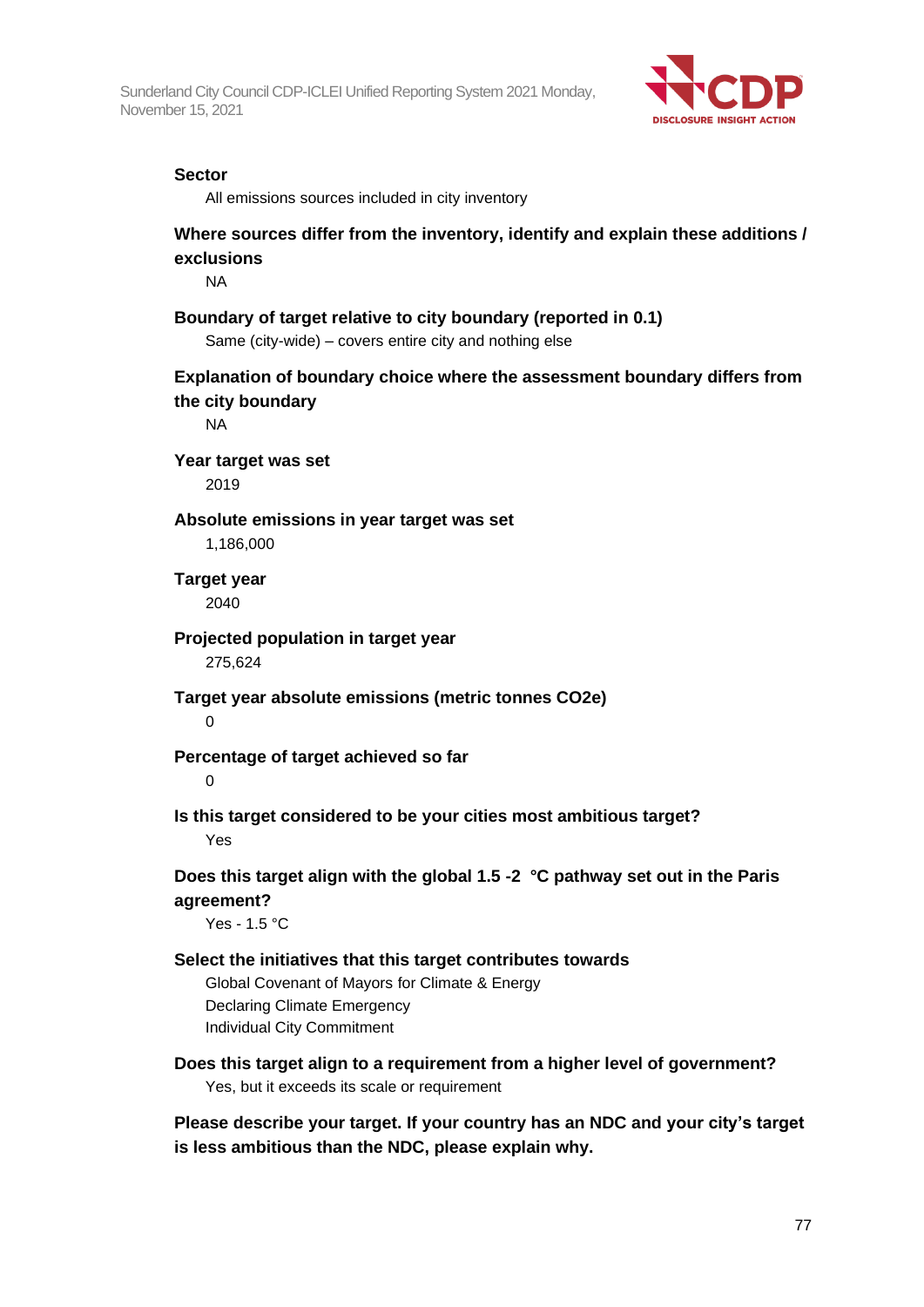**Sector**

All emissions sources included in city inventory

**Where sources differ from the inventory, identify and explain these additions / exclusions**

NA

**Boundary of target relative to city boundary (reported in 0.1)**

Same (city-wide) – covers entire city and nothing else

**Explanation of boundary choice where the assessment boundary differs from the city boundary**

NA

**Year target was set**

2019

**Absolute emissions in year target was set**

1,186,000

**Target year**

2040

**Projected population in target year**

275,624

**Target year absolute emissions (metric tonnes CO2e)**

0

**Percentage of target achieved so far**

0

**Is this target considered to be your cities most ambitious target?**

Yes

**Does this target align with the global 1.5 -2 °C pathway set out in the Paris agreement?**

Yes - 1.5 °C

**Select the initiatives that this target contributes towards**

Global Covenant of Mayors for Climate & Energy
Declaring Climate Emergency
Individual City Commitment

**Does this target align to a requirement from a higher level of government?**

Yes, but it exceeds its scale or requirement

**Please describe your target. If your country has an NDC and your city's target is less ambitious than the NDC, please explain why.**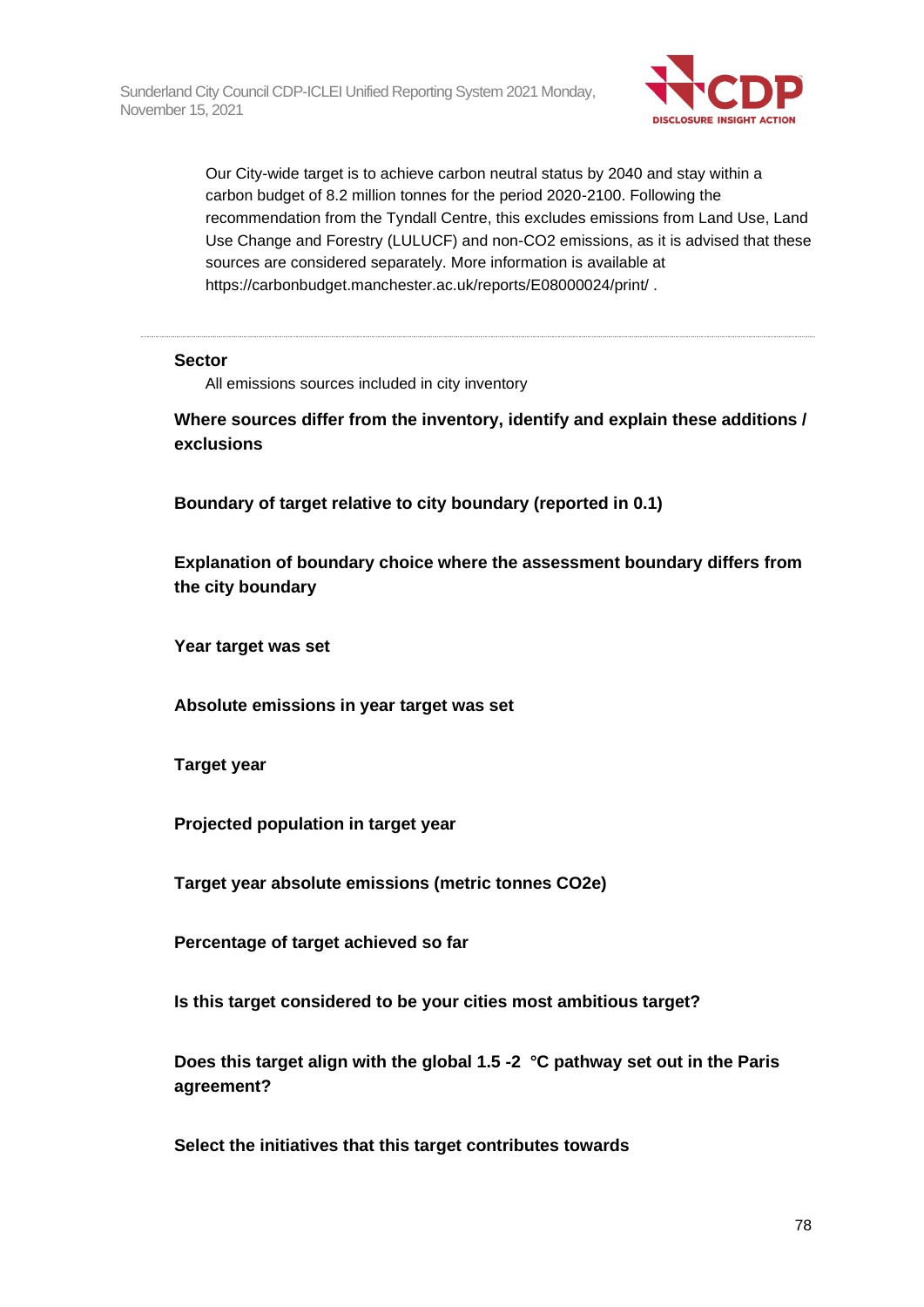Our City-wide target is to achieve carbon neutral status by 2040 and stay within a carbon budget of 8.2 million tonnes for the period 2020-2100. Following the recommendation from the Tyndall Centre, this excludes emissions from Land Use, Land Use Change and Forestry (LULUCF) and non-CO2 emissions, as it is advised that these sources are considered separately. More information is available at https://carbonbudget.manchester.ac.uk/reports/E08000024/print/ .

---

**Sector**

All emissions sources included in city inventory

**Where sources differ from the inventory, identify and explain these additions / exclusions**

**Boundary of target relative to city boundary (reported in 0.1)**

**Explanation of boundary choice where the assessment boundary differs from the city boundary**

**Year target was set**

**Absolute emissions in year target was set**

**Target year**

**Projected population in target year**

**Target year absolute emissions (metric tonnes CO2e)**

**Percentage of target achieved so far**

**Is this target considered to be your cities most ambitious target?**

**Does this target align with the global 1.5 -2 °C pathway set out in the Paris agreement?**

**Select the initiatives that this target contributes towards**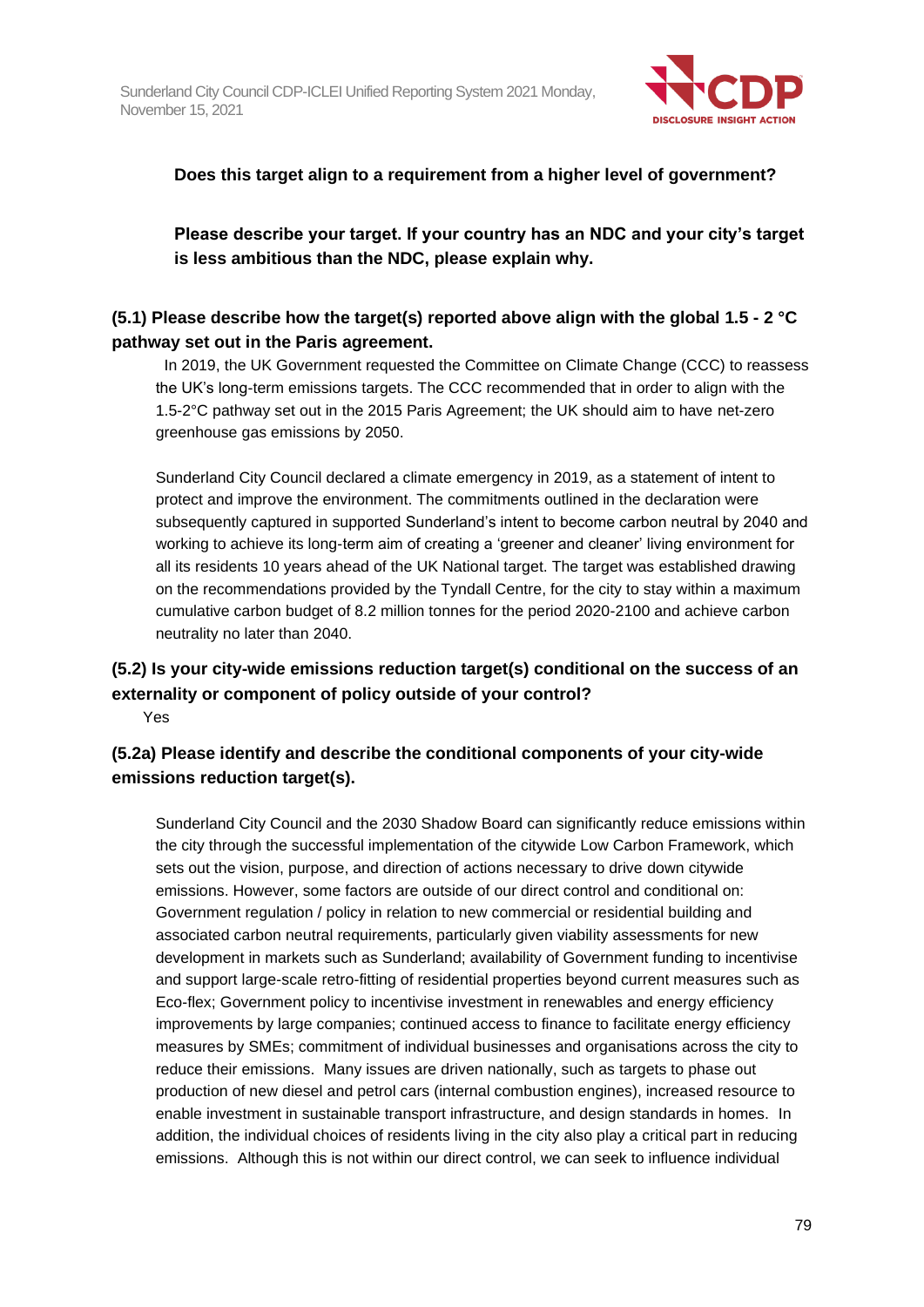**Does this target align to a requirement from a higher level of government?**

**Please describe your target. If your country has an NDC and your city's target is less ambitious than the NDC, please explain why.**

**(5.1) Please describe how the target(s) reported above align with the global 1.5 - 2 °C pathway set out in the Paris agreement.**

In 2019, the UK Government requested the Committee on Climate Change (CCC) to reassess the UK's long-term emissions targets. The CCC recommended that in order to align with the 1.5-2°C pathway set out in the 2015 Paris Agreement; the UK should aim to have net-zero greenhouse gas emissions by 2050.

Sunderland City Council declared a climate emergency in 2019, as a statement of intent to protect and improve the environment. The commitments outlined in the declaration were subsequently captured in supported Sunderland's intent to become carbon neutral by 2040 and working to achieve its long-term aim of creating a 'greener and cleaner' living environment for all its residents 10 years ahead of the UK National target. The target was established drawing on the recommendations provided by the Tyndall Centre, for the city to stay within a maximum cumulative carbon budget of 8.2 million tonnes for the period 2020-2100 and achieve carbon neutrality no later than 2040.

**(5.2) Is your city-wide emissions reduction target(s) conditional on the success of an externality or component of policy outside of your control?**

Yes

**(5.2a) Please identify and describe the conditional components of your city-wide emissions reduction target(s).**

Sunderland City Council and the 2030 Shadow Board can significantly reduce emissions within the city through the successful implementation of the citywide Low Carbon Framework, which sets out the vision, purpose, and direction of actions necessary to drive down citywide emissions. However, some factors are outside of our direct control and conditional on: Government regulation / policy in relation to new commercial or residential building and associated carbon neutral requirements, particularly given viability assessments for new development in markets such as Sunderland; availability of Government funding to incentivise and support large-scale retro-fitting of residential properties beyond current measures such as Eco-flex; Government policy to incentivise investment in renewables and energy efficiency improvements by large companies; continued access to finance to facilitate energy efficiency measures by SMEs; commitment of individual businesses and organisations across the city to reduce their emissions. Many issues are driven nationally, such as targets to phase out production of new diesel and petrol cars (internal combustion engines), increased resource to enable investment in sustainable transport infrastructure, and design standards in homes. In addition, the individual choices of residents living in the city also play a critical part in reducing emissions. Although this is not within our direct control, we can seek to influence individual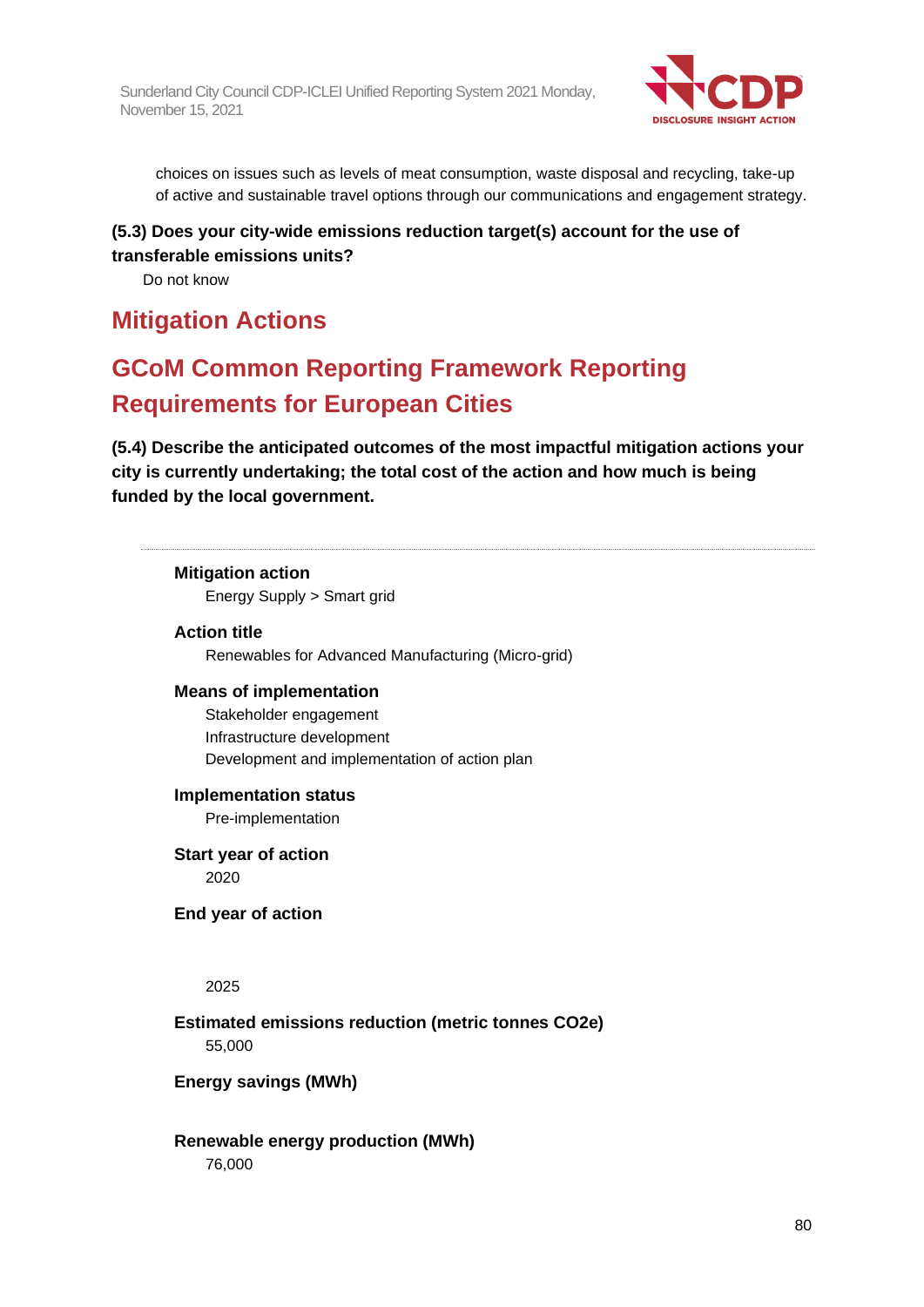choices on issues such as levels of meat consumption, waste disposal and recycling, take-up of active and sustainable travel options through our communications and engagement strategy.

**(5.3) Does your city-wide emissions reduction target(s) account for the use of transferable emissions units?**

Do not know

# Mitigation Actions

# GCoM Common Reporting Framework Reporting Requirements for European Cities

**(5.4) Describe the anticipated outcomes of the most impactful mitigation actions your city is currently undertaking; the total cost of the action and how much is being funded by the local government.**

---

**Mitigation action**

Energy Supply > Smart grid

**Action title**

Renewables for Advanced Manufacturing (Micro-grid)

**Means of implementation**

Stakeholder engagement
Infrastructure development
Development and implementation of action plan

**Implementation status**

Pre-implementation

**Start year of action**

2020

**End year of action**

2025

**Estimated emissions reduction (metric tonnes CO2e)**

55,000

**Energy savings (MWh)**

**Renewable energy production (MWh)**

76,000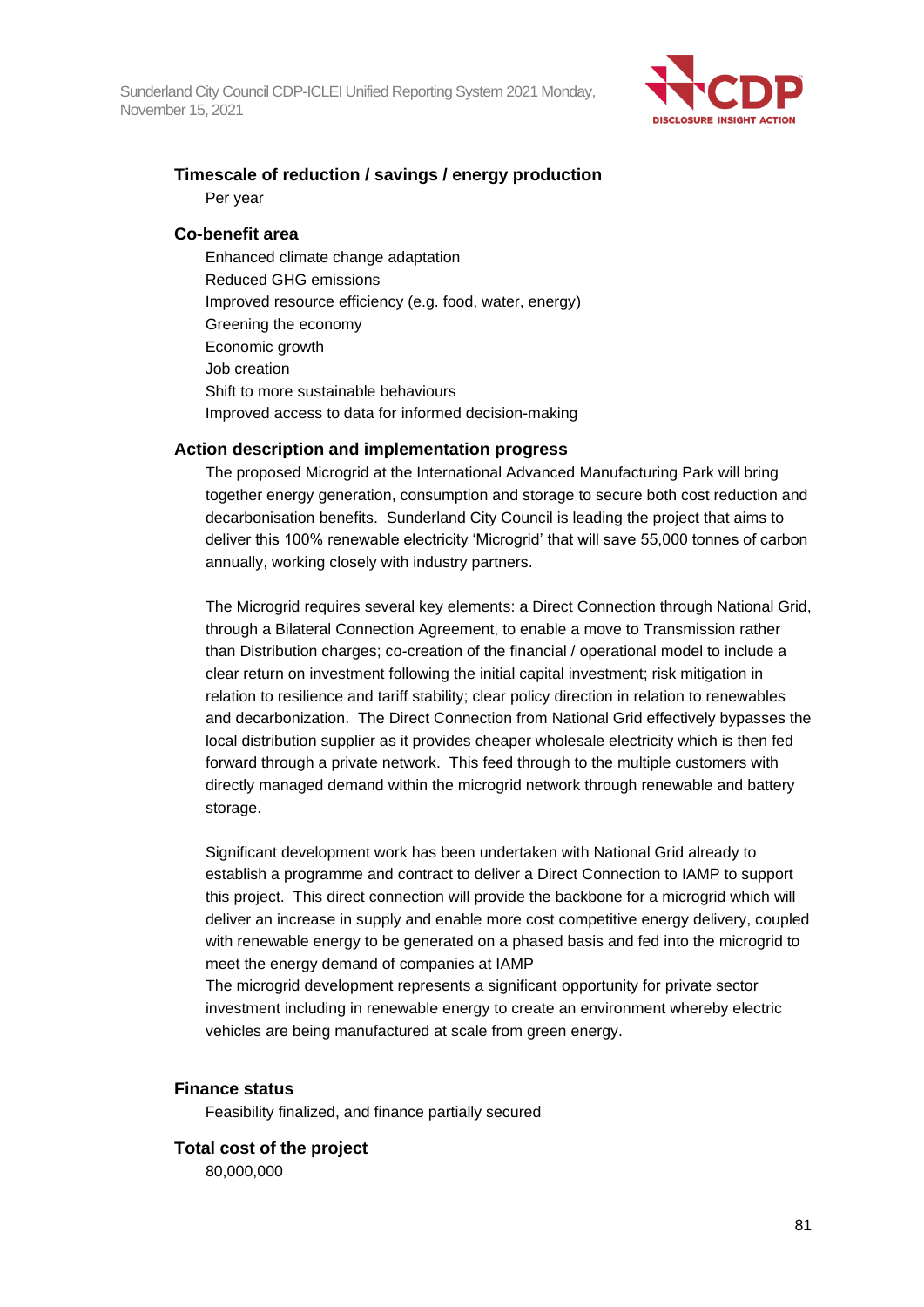### Timescale of reduction / savings / energy production

Per year

### Co-benefit area

Enhanced climate change adaptation
Reduced GHG emissions
Improved resource efficiency (e.g. food, water, energy)
Greening the economy
Economic growth
Job creation
Shift to more sustainable behaviours
Improved access to data for informed decision-making

### Action description and implementation progress

The proposed Microgrid at the International Advanced Manufacturing Park will bring together energy generation, consumption and storage to secure both cost reduction and decarbonisation benefits.  Sunderland City Council is leading the project that aims to deliver this 100% renewable electricity 'Microgrid' that will save 55,000 tonnes of carbon annually, working closely with industry partners.

The Microgrid requires several key elements: a Direct Connection through National Grid, through a Bilateral Connection Agreement, to enable a move to Transmission rather than Distribution charges; co-creation of the financial / operational model to include a clear return on investment following the initial capital investment; risk mitigation in relation to resilience and tariff stability; clear policy direction in relation to renewables and decarbonization.  The Direct Connection from National Grid effectively bypasses the local distribution supplier as it provides cheaper wholesale electricity which is then fed forward through a private network.  This feed through to the multiple customers with directly managed demand within the microgrid network through renewable and battery storage.

Significant development work has been undertaken with National Grid already to establish a programme and contract to deliver a Direct Connection to IAMP to support this project.  This direct connection will provide the backbone for a microgrid which will deliver an increase in supply and enable more cost competitive energy delivery, coupled with renewable energy to be generated on a phased basis and fed into the microgrid to meet the energy demand of companies at IAMP
The microgrid development represents a significant opportunity for private sector investment including in renewable energy to create an environment whereby electric vehicles are being manufactured at scale from green energy.

### Finance status

Feasibility finalized, and finance partially secured

### Total cost of the project

80,000,000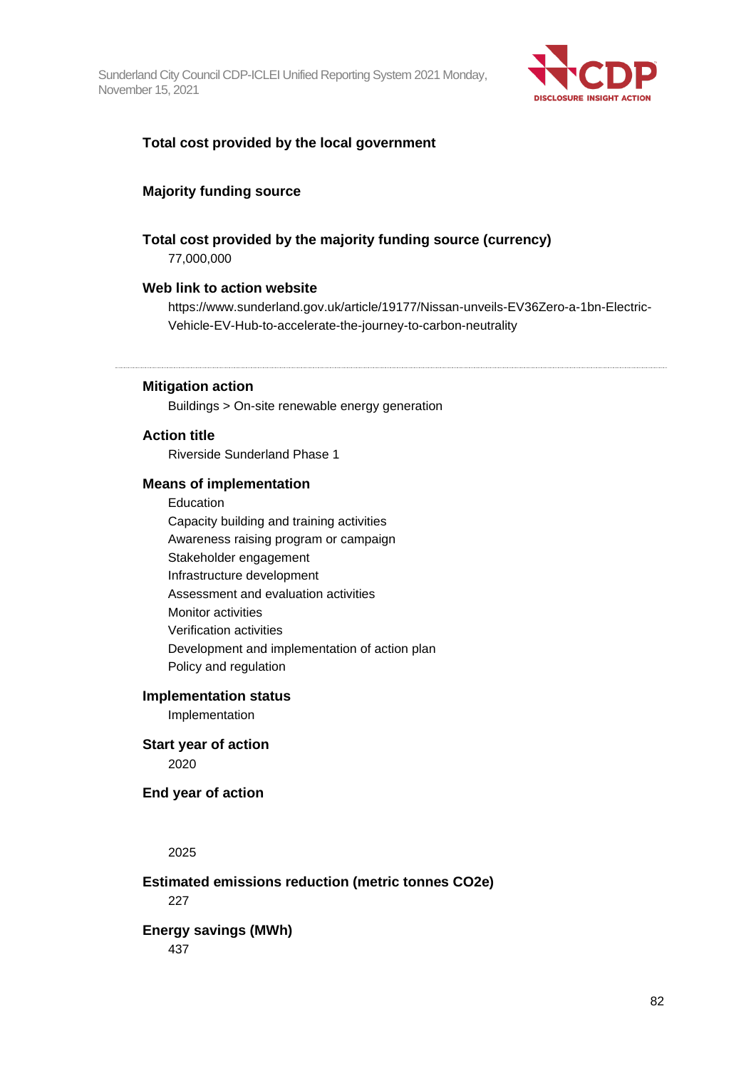### Total cost provided by the local government

### Majority funding source

### Total cost provided by the majority funding source (currency)

77,000,000

### Web link to action website

https://www.sunderland.gov.uk/article/19177/Nissan-unveils-EV36Zero-a-1bn-Electric-Vehicle-EV-Hub-to-accelerate-the-journey-to-carbon-neutrality

---

### Mitigation action

Buildings > On-site renewable energy generation

### Action title

Riverside Sunderland Phase 1

### Means of implementation

Education
Capacity building and training activities
Awareness raising program or campaign
Stakeholder engagement
Infrastructure development
Assessment and evaluation activities
Monitor activities
Verification activities
Development and implementation of action plan
Policy and regulation

### Implementation status

Implementation

### Start year of action

2020

### End year of action

2025

### Estimated emissions reduction (metric tonnes CO2e)

227

### Energy savings (MWh)

437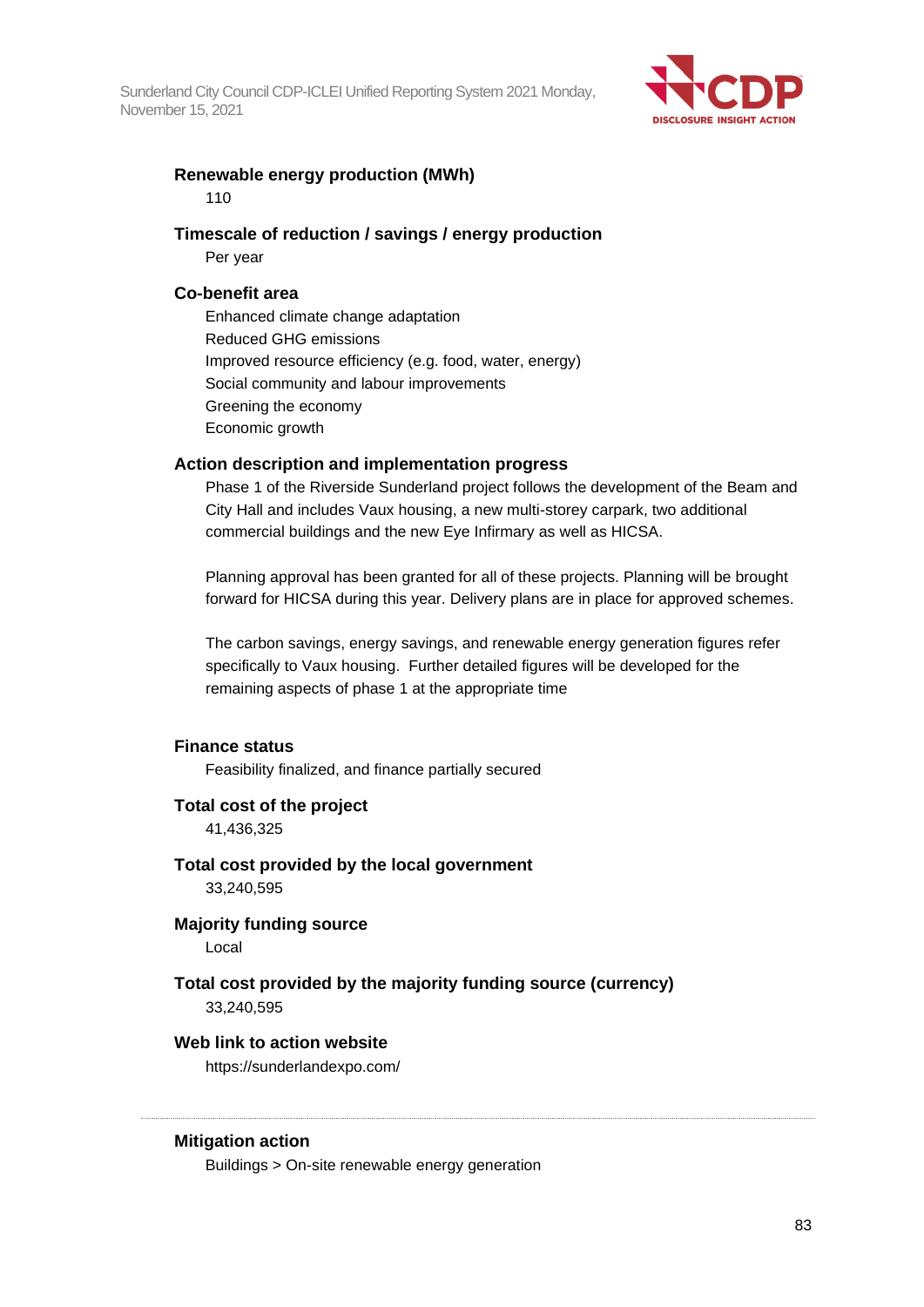**Renewable energy production (MWh)**

110

**Timescale of reduction / savings / energy production**

Per year

**Co-benefit area**

Enhanced climate change adaptation
Reduced GHG emissions
Improved resource efficiency (e.g. food, water, energy)
Social community and labour improvements
Greening the economy
Economic growth

**Action description and implementation progress**

Phase 1 of the Riverside Sunderland project follows the development of the Beam and City Hall and includes Vaux housing, a new multi-storey carpark, two additional commercial buildings and the new Eye Infirmary as well as HICSA.

Planning approval has been granted for all of these projects. Planning will be brought forward for HICSA during this year. Delivery plans are in place for approved schemes.

The carbon savings, energy savings, and renewable energy generation figures refer specifically to Vaux housing. Further detailed figures will be developed for the remaining aspects of phase 1 at the appropriate time

**Finance status**

Feasibility finalized, and finance partially secured

**Total cost of the project**

41,436,325

**Total cost provided by the local government**

33,240,595

**Majority funding source**

Local

**Total cost provided by the majority funding source (currency)**

33,240,595

**Web link to action website**

https://sunderlandexpo.com/

---

**Mitigation action**

Buildings > On-site renewable energy generation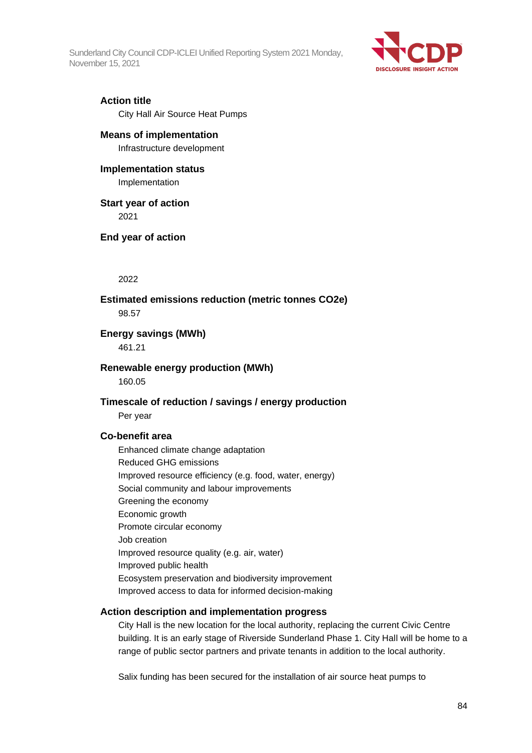**Action title**

City Hall Air Source Heat Pumps

**Means of implementation**

Infrastructure development

**Implementation status**

Implementation

**Start year of action**

2021

**End year of action**

2022

**Estimated emissions reduction (metric tonnes CO2e)**

98.57

**Energy savings (MWh)**

461.21

**Renewable energy production (MWh)**

160.05

**Timescale of reduction / savings / energy production**

Per year

**Co-benefit area**

Enhanced climate change adaptation
Reduced GHG emissions
Improved resource efficiency (e.g. food, water, energy)
Social community and labour improvements
Greening the economy
Economic growth
Promote circular economy
Job creation
Improved resource quality (e.g. air, water)
Improved public health
Ecosystem preservation and biodiversity improvement
Improved access to data for informed decision-making

**Action description and implementation progress**

City Hall is the new location for the local authority, replacing the current Civic Centre building. It is an early stage of Riverside Sunderland Phase 1. City Hall will be home to a range of public sector partners and private tenants in addition to the local authority.

Salix funding has been secured for the installation of air source heat pumps to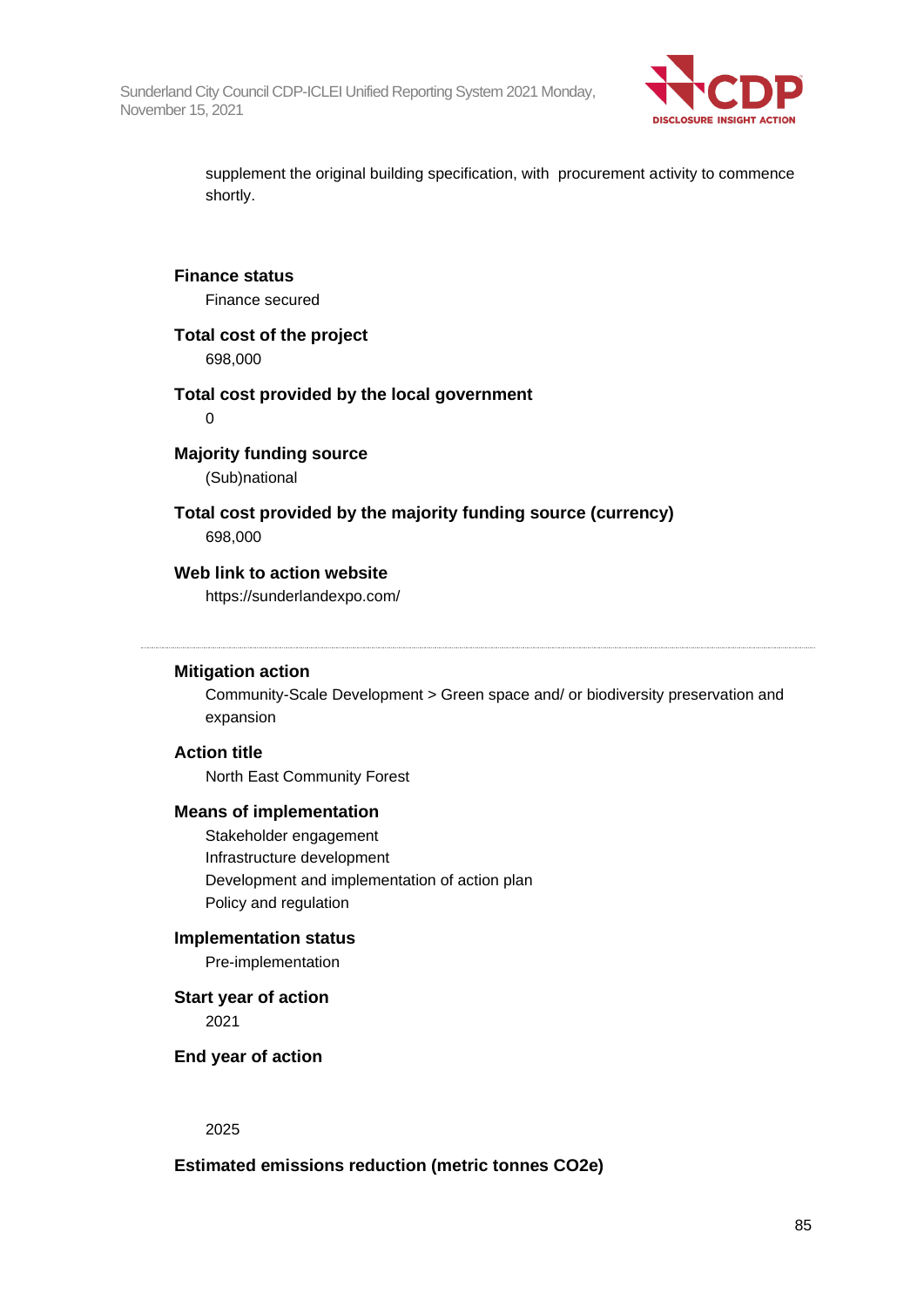supplement the original building specification, with procurement activity to commence shortly.

**Finance status**

Finance secured

**Total cost of the project**

698,000

**Total cost provided by the local government**

0

**Majority funding source**

(Sub)national

**Total cost provided by the majority funding source (currency)**

698,000

**Web link to action website**

https://sunderlandexpo.com/

---

**Mitigation action**

Community-Scale Development > Green space and/ or biodiversity preservation and expansion

**Action title**

North East Community Forest

**Means of implementation**

Stakeholder engagement
Infrastructure development
Development and implementation of action plan
Policy and regulation

**Implementation status**

Pre-implementation

**Start year of action**

2021

**End year of action**

2025

**Estimated emissions reduction (metric tonnes CO2e)**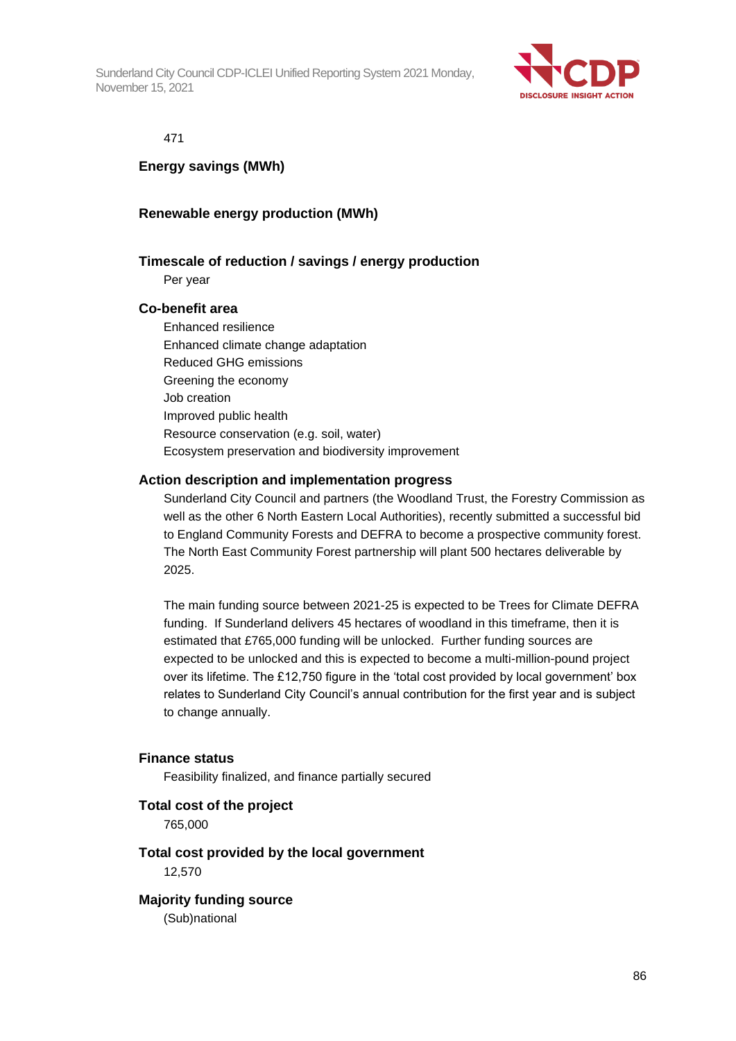471

**Energy savings (MWh)**

**Renewable energy production (MWh)**

**Timescale of reduction / savings / energy production**

Per year

**Co-benefit area**

Enhanced resilience
Enhanced climate change adaptation
Reduced GHG emissions
Greening the economy
Job creation
Improved public health
Resource conservation (e.g. soil, water)
Ecosystem preservation and biodiversity improvement

**Action description and implementation progress**

Sunderland City Council and partners (the Woodland Trust, the Forestry Commission as well as the other 6 North Eastern Local Authorities), recently submitted a successful bid to England Community Forests and DEFRA to become a prospective community forest. The North East Community Forest partnership will plant 500 hectares deliverable by 2025.

The main funding source between 2021-25 is expected to be Trees for Climate DEFRA funding. If Sunderland delivers 45 hectares of woodland in this timeframe, then it is estimated that £765,000 funding will be unlocked. Further funding sources are expected to be unlocked and this is expected to become a multi-million-pound project over its lifetime. The £12,750 figure in the 'total cost provided by local government' box relates to Sunderland City Council's annual contribution for the first year and is subject to change annually.

**Finance status**

Feasibility finalized, and finance partially secured

**Total cost of the project**

765,000

**Total cost provided by the local government**

12,570

**Majority funding source**

(Sub)national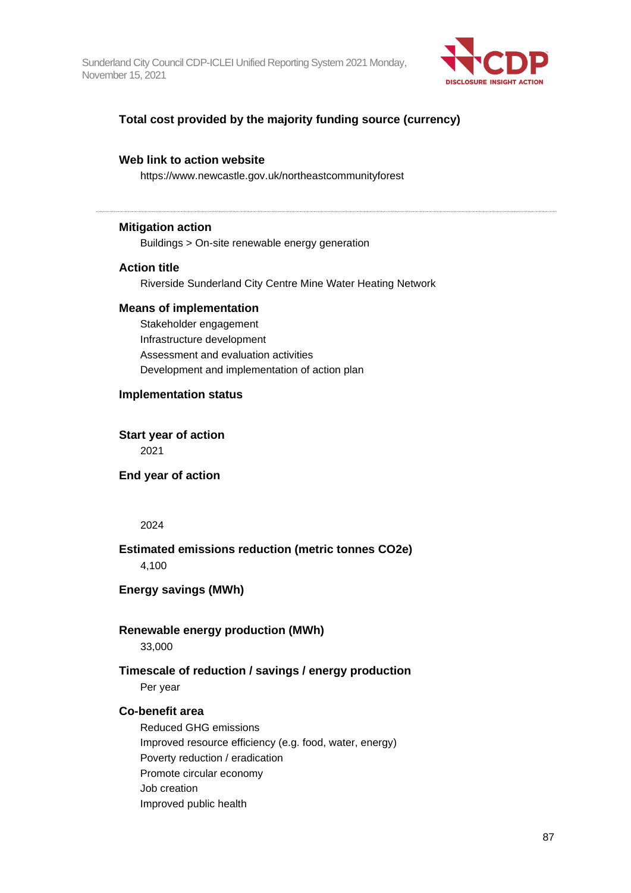**Total cost provided by the majority funding source (currency)**

**Web link to action website**

https://www.newcastle.gov.uk/northeastcommunityforest

---

**Mitigation action**

Buildings > On-site renewable energy generation

**Action title**

Riverside Sunderland City Centre Mine Water Heating Network

**Means of implementation**

Stakeholder engagement
Infrastructure development
Assessment and evaluation activities
Development and implementation of action plan

**Implementation status**

**Start year of action**

2021

**End year of action**

2024

**Estimated emissions reduction (metric tonnes CO2e)**

4,100

**Energy savings (MWh)**

**Renewable energy production (MWh)**

33,000

**Timescale of reduction / savings / energy production**

Per year

**Co-benefit area**

Reduced GHG emissions
Improved resource efficiency (e.g. food, water, energy)
Poverty reduction / eradication
Promote circular economy
Job creation
Improved public health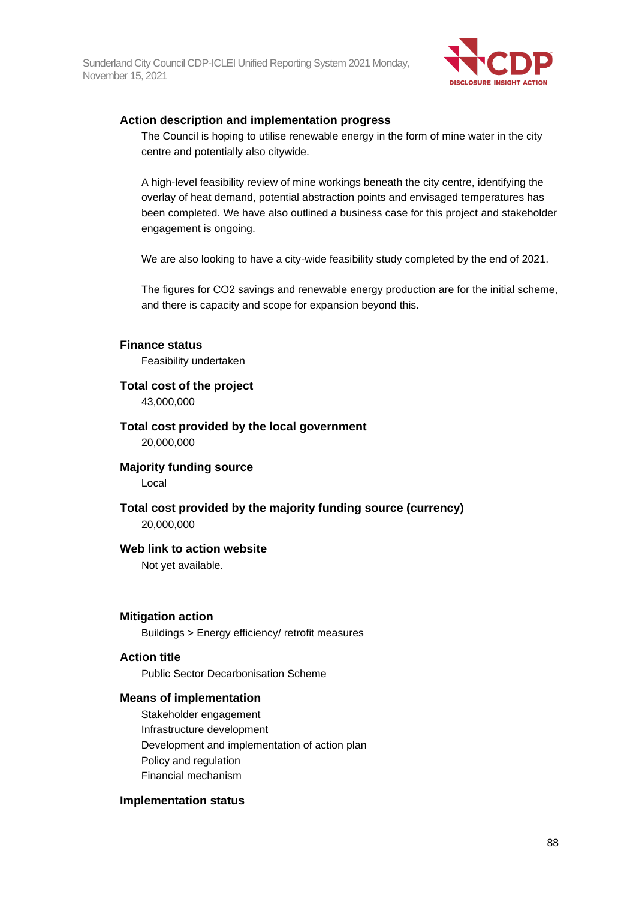**Action description and implementation progress**

The Council is hoping to utilise renewable energy in the form of mine water in the city centre and potentially also citywide.

A high-level feasibility review of mine workings beneath the city centre, identifying the overlay of heat demand, potential abstraction points and envisaged temperatures has been completed. We have also outlined a business case for this project and stakeholder engagement is ongoing.

We are also looking to have a city-wide feasibility study completed by the end of 2021.

The figures for CO2 savings and renewable energy production are for the initial scheme, and there is capacity and scope for expansion beyond this.

**Finance status**

Feasibility undertaken

**Total cost of the project**

43,000,000

**Total cost provided by the local government**

20,000,000

**Majority funding source**

Local

**Total cost provided by the majority funding source (currency)**

20,000,000

**Web link to action website**

Not yet available.

---

**Mitigation action**

Buildings > Energy efficiency/ retrofit measures

**Action title**

Public Sector Decarbonisation Scheme

**Means of implementation**

Stakeholder engagement
Infrastructure development
Development and implementation of action plan
Policy and regulation
Financial mechanism

**Implementation status**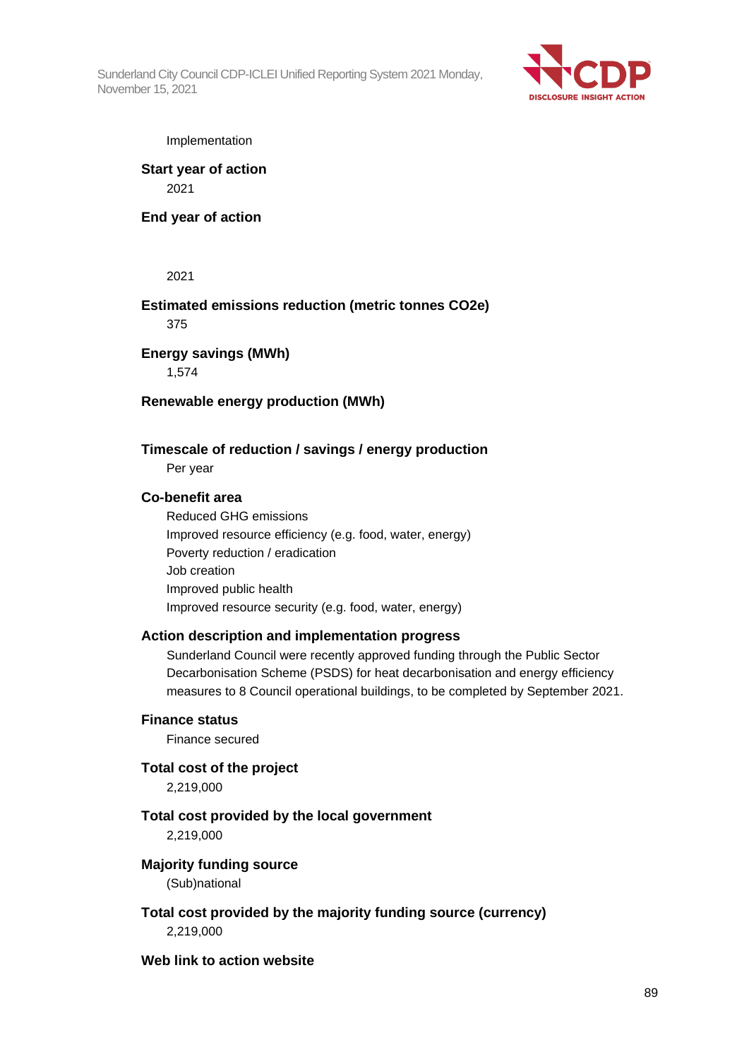Implementation

**Start year of action**

2021

**End year of action**

2021

**Estimated emissions reduction (metric tonnes CO2e)**

375

**Energy savings (MWh)**

1,574

**Renewable energy production (MWh)**

**Timescale of reduction / savings / energy production**

Per year

**Co-benefit area**

Reduced GHG emissions
Improved resource efficiency (e.g. food, water, energy)
Poverty reduction / eradication
Job creation
Improved public health
Improved resource security (e.g. food, water, energy)

**Action description and implementation progress**

Sunderland Council were recently approved funding through the Public Sector Decarbonisation Scheme (PSDS) for heat decarbonisation and energy efficiency measures to 8 Council operational buildings, to be completed by September 2021.

**Finance status**

Finance secured

**Total cost of the project**

2,219,000

**Total cost provided by the local government**

2,219,000

**Majority funding source**

(Sub)national

**Total cost provided by the majority funding source (currency)**

2,219,000

**Web link to action website**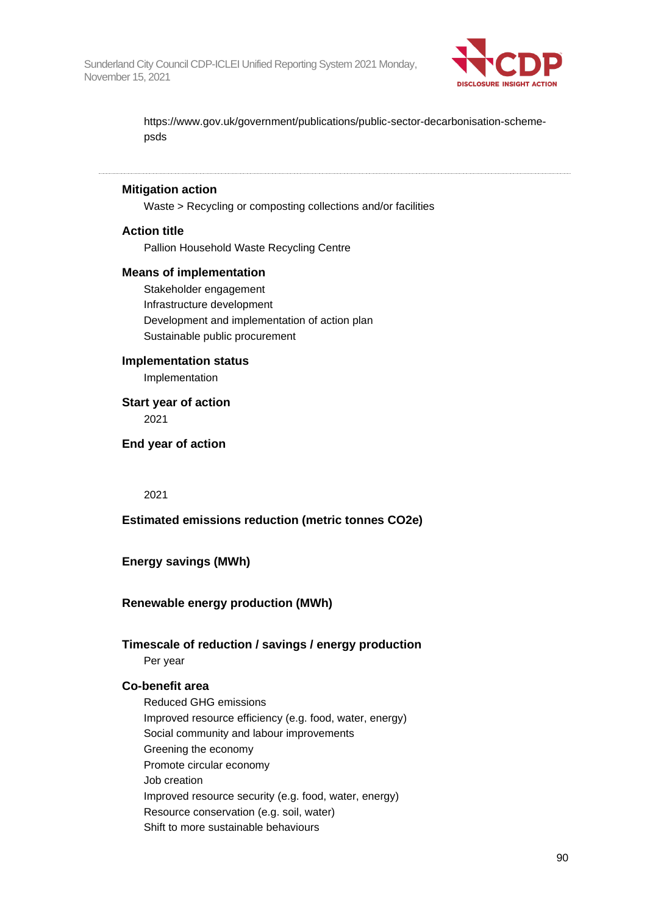https://www.gov.uk/government/publications/public-sector-decarbonisation-scheme-psds

---

**Mitigation action**

Waste > Recycling or composting collections and/or facilities

**Action title**

Pallion Household Waste Recycling Centre

**Means of implementation**

Stakeholder engagement
Infrastructure development
Development and implementation of action plan
Sustainable public procurement

**Implementation status**

Implementation

**Start year of action**

2021

**End year of action**

2021

**Estimated emissions reduction (metric tonnes CO2e)**

**Energy savings (MWh)**

**Renewable energy production (MWh)**

**Timescale of reduction / savings / energy production**

Per year

**Co-benefit area**

Reduced GHG emissions
Improved resource efficiency (e.g. food, water, energy)
Social community and labour improvements
Greening the economy
Promote circular economy
Job creation
Improved resource security (e.g. food, water, energy)
Resource conservation (e.g. soil, water)
Shift to more sustainable behaviours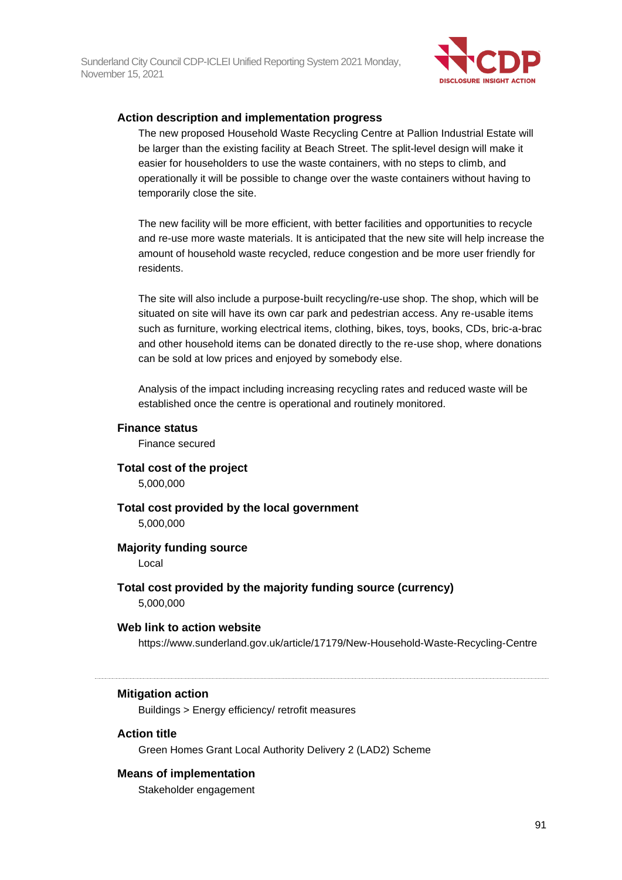### Action description and implementation progress

The new proposed Household Waste Recycling Centre at Pallion Industrial Estate will be larger than the existing facility at Beach Street. The split-level design will make it easier for householders to use the waste containers, with no steps to climb, and operationally it will be possible to change over the waste containers without having to temporarily close the site.

The new facility will be more efficient, with better facilities and opportunities to recycle and re-use more waste materials. It is anticipated that the new site will help increase the amount of household waste recycled, reduce congestion and be more user friendly for residents.

The site will also include a purpose-built recycling/re-use shop. The shop, which will be situated on site will have its own car park and pedestrian access. Any re-usable items such as furniture, working electrical items, clothing, bikes, toys, books, CDs, bric-a-brac and other household items can be donated directly to the re-use shop, where donations can be sold at low prices and enjoyed by somebody else.

Analysis of the impact including increasing recycling rates and reduced waste will be established once the centre is operational and routinely monitored.

### Finance status

Finance secured

### Total cost of the project

5,000,000

### Total cost provided by the local government

5,000,000

### Majority funding source

Local

### Total cost provided by the majority funding source (currency)

5,000,000

### Web link to action website

https://www.sunderland.gov.uk/article/17179/New-Household-Waste-Recycling-Centre

---

### Mitigation action

Buildings > Energy efficiency/ retrofit measures

### Action title

Green Homes Grant Local Authority Delivery 2 (LAD2) Scheme

### Means of implementation

Stakeholder engagement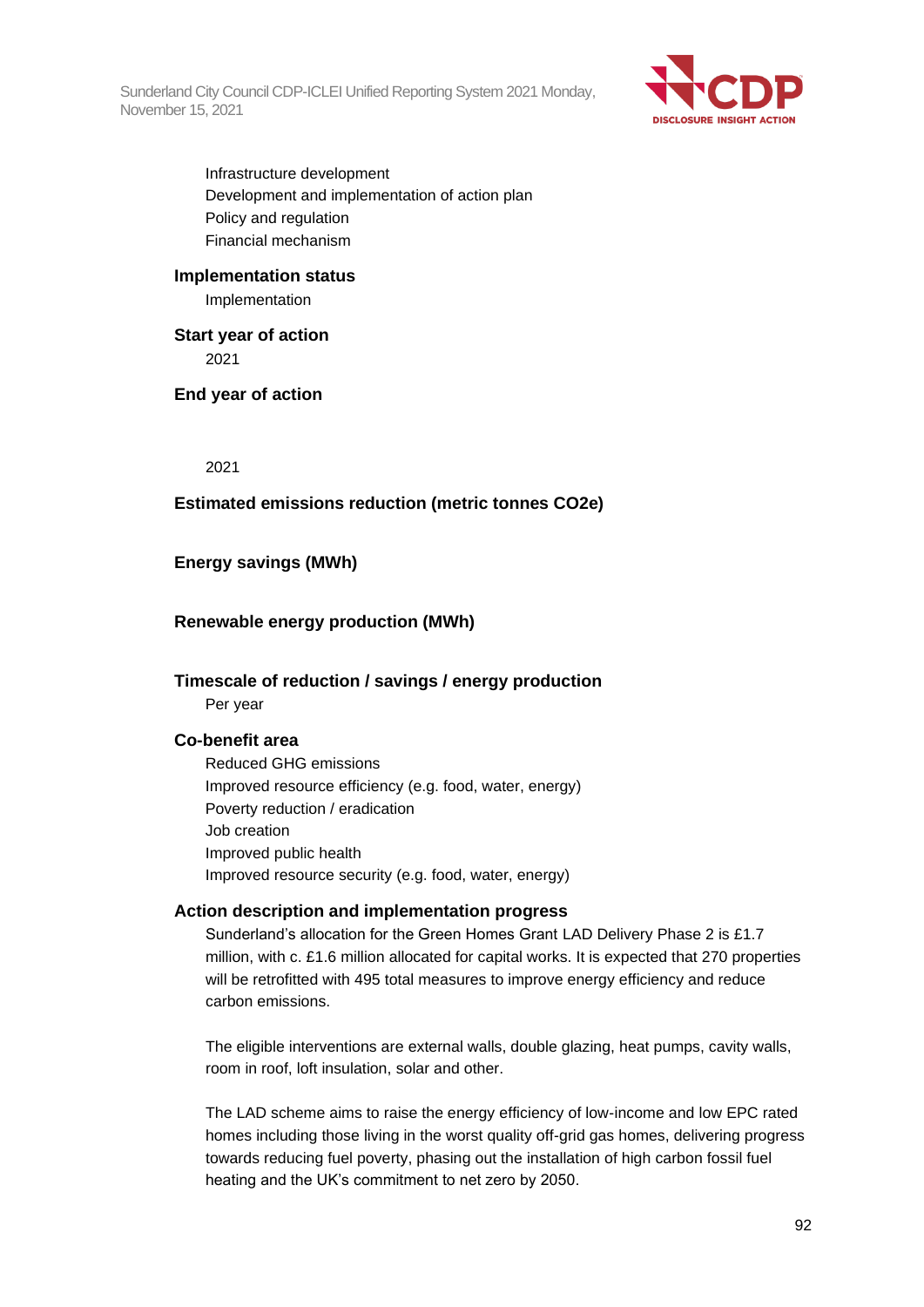Infrastructure development
Development and implementation of action plan
Policy and regulation
Financial mechanism

**Implementation status**

Implementation

**Start year of action**

2021

**End year of action**

2021

**Estimated emissions reduction (metric tonnes CO2e)**

**Energy savings (MWh)**

**Renewable energy production (MWh)**

**Timescale of reduction / savings / energy production**

Per year

**Co-benefit area**

Reduced GHG emissions
Improved resource efficiency (e.g. food, water, energy)
Poverty reduction / eradication
Job creation
Improved public health
Improved resource security (e.g. food, water, energy)

**Action description and implementation progress**

Sunderland's allocation for the Green Homes Grant LAD Delivery Phase 2 is £1.7 million, with c. £1.6 million allocated for capital works. It is expected that 270 properties will be retrofitted with 495 total measures to improve energy efficiency and reduce carbon emissions.

The eligible interventions are external walls, double glazing, heat pumps, cavity walls, room in roof, loft insulation, solar and other.

The LAD scheme aims to raise the energy efficiency of low-income and low EPC rated homes including those living in the worst quality off-grid gas homes, delivering progress towards reducing fuel poverty, phasing out the installation of high carbon fossil fuel heating and the UK's commitment to net zero by 2050.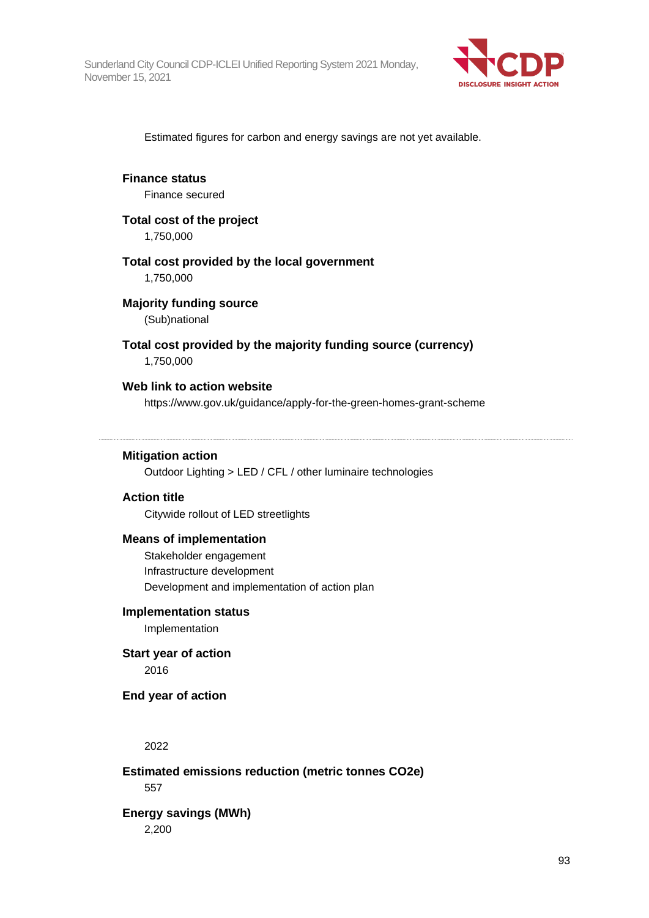Estimated figures for carbon and energy savings are not yet available.

**Finance status**

Finance secured

**Total cost of the project**

1,750,000

**Total cost provided by the local government**

1,750,000

**Majority funding source**

(Sub)national

**Total cost provided by the majority funding source (currency)**

1,750,000

**Web link to action website**

https://www.gov.uk/guidance/apply-for-the-green-homes-grant-scheme

---

**Mitigation action**

Outdoor Lighting > LED / CFL / other luminaire technologies

**Action title**

Citywide rollout of LED streetlights

**Means of implementation**

Stakeholder engagement
Infrastructure development
Development and implementation of action plan

**Implementation status**

Implementation

**Start year of action**

2016

**End year of action**

2022

**Estimated emissions reduction (metric tonnes CO2e)**

557

**Energy savings (MWh)**

2,200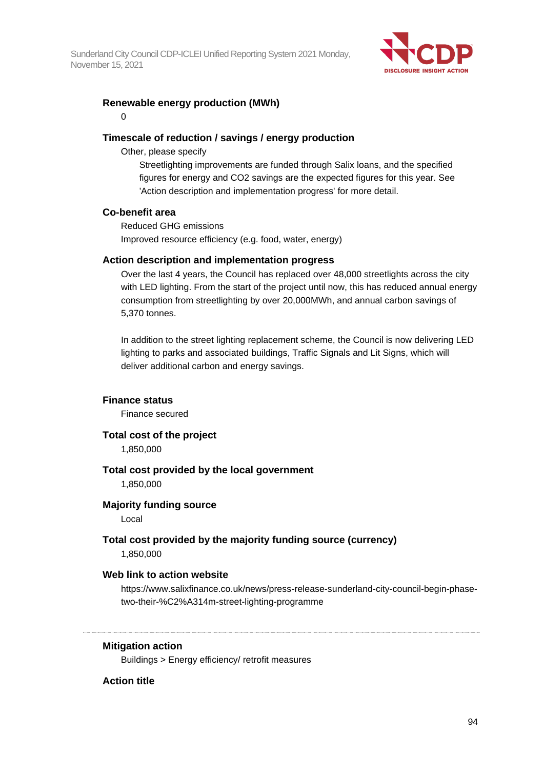### Renewable energy production (MWh)

0

### Timescale of reduction / savings / energy production

Other, please specify

Streetlighting improvements are funded through Salix loans, and the specified figures for energy and CO2 savings are the expected figures for this year. See 'Action description and implementation progress' for more detail.

### Co-benefit area

Reduced GHG emissions

Improved resource efficiency (e.g. food, water, energy)

### Action description and implementation progress

Over the last 4 years, the Council has replaced over 48,000 streetlights across the city with LED lighting. From the start of the project until now, this has reduced annual energy consumption from streetlighting by over 20,000MWh, and annual carbon savings of 5,370 tonnes.

In addition to the street lighting replacement scheme, the Council is now delivering LED lighting to parks and associated buildings, Traffic Signals and Lit Signs, which will deliver additional carbon and energy savings.

### Finance status

Finance secured

### Total cost of the project

1,850,000

### Total cost provided by the local government

1,850,000

### Majority funding source

Local

### Total cost provided by the majority funding source (currency)

1,850,000

### Web link to action website

https://www.salixfinance.co.uk/news/press-release-sunderland-city-council-begin-phase-two-their-%C2%A314m-street-lighting-programme

---

### Mitigation action

Buildings > Energy efficiency/ retrofit measures

### Action title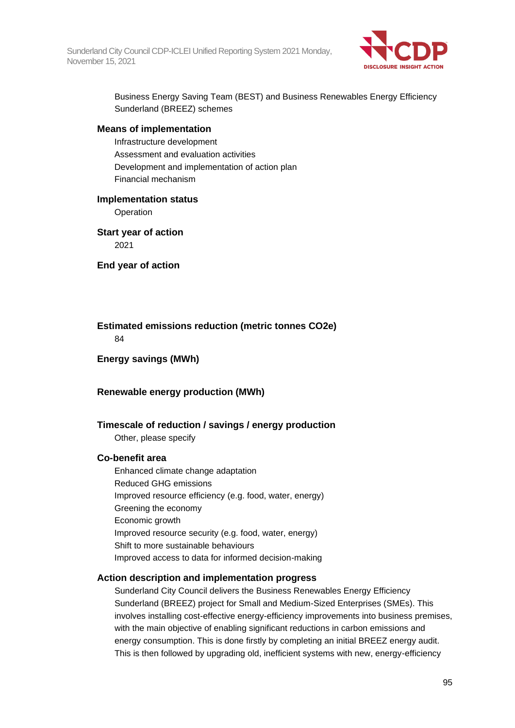Business Energy Saving Team (BEST) and Business Renewables Energy Efficiency Sunderland (BREEZ) schemes

### Means of implementation

Infrastructure development
Assessment and evaluation activities
Development and implementation of action plan
Financial mechanism

### Implementation status

Operation

### Start year of action

2021

### End year of action

### Estimated emissions reduction (metric tonnes CO2e)

84

### Energy savings (MWh)

### Renewable energy production (MWh)

### Timescale of reduction / savings / energy production

Other, please specify

### Co-benefit area

Enhanced climate change adaptation
Reduced GHG emissions
Improved resource efficiency (e.g. food, water, energy)
Greening the economy
Economic growth
Improved resource security (e.g. food, water, energy)
Shift to more sustainable behaviours
Improved access to data for informed decision-making

### Action description and implementation progress

Sunderland City Council delivers the Business Renewables Energy Efficiency Sunderland (BREEZ) project for Small and Medium-Sized Enterprises (SMEs). This involves installing cost-effective energy-efficiency improvements into business premises, with the main objective of enabling significant reductions in carbon emissions and energy consumption. This is done firstly by completing an initial BREEZ energy audit. This is then followed by upgrading old, inefficient systems with new, energy-efficiency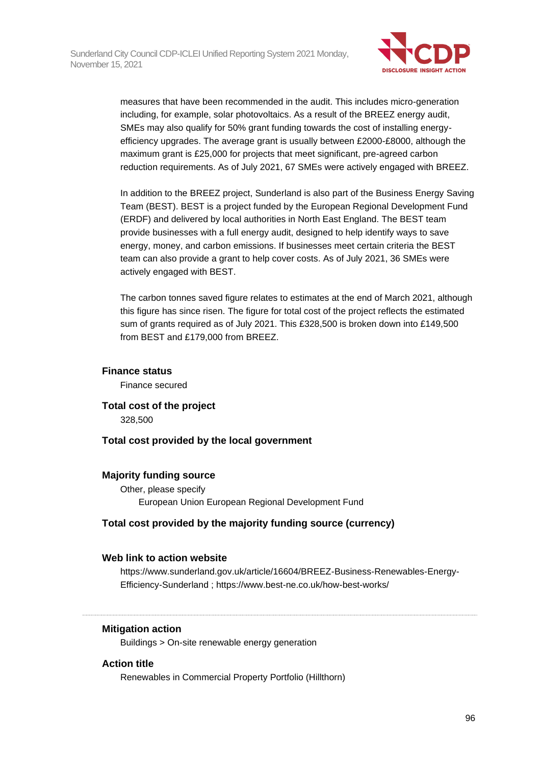measures that have been recommended in the audit. This includes micro-generation including, for example, solar photovoltaics. As a result of the BREEZ energy audit, SMEs may also qualify for 50% grant funding towards the cost of installing energy-efficiency upgrades. The average grant is usually between £2000-£8000, although the maximum grant is £25,000 for projects that meet significant, pre-agreed carbon reduction requirements. As of July 2021, 67 SMEs were actively engaged with BREEZ.

In addition to the BREEZ project, Sunderland is also part of the Business Energy Saving Team (BEST). BEST is a project funded by the European Regional Development Fund (ERDF) and delivered by local authorities in North East England. The BEST team provide businesses with a full energy audit, designed to help identify ways to save energy, money, and carbon emissions. If businesses meet certain criteria the BEST team can also provide a grant to help cover costs. As of July 2021, 36 SMEs were actively engaged with BEST.

The carbon tonnes saved figure relates to estimates at the end of March 2021, although this figure has since risen. The figure for total cost of the project reflects the estimated sum of grants required as of July 2021. This £328,500 is broken down into £149,500 from BEST and £179,000 from BREEZ.

**Finance status**

Finance secured

**Total cost of the project**

328,500

**Total cost provided by the local government**

**Majority funding source**

Other, please specify

European Union European Regional Development Fund

**Total cost provided by the majority funding source (currency)**

**Web link to action website**

https://www.sunderland.gov.uk/article/16604/BREEZ-Business-Renewables-Energy-Efficiency-Sunderland ; https://www.best-ne.co.uk/how-best-works/

---

**Mitigation action**

Buildings > On-site renewable energy generation

**Action title**

Renewables in Commercial Property Portfolio (Hillthorn)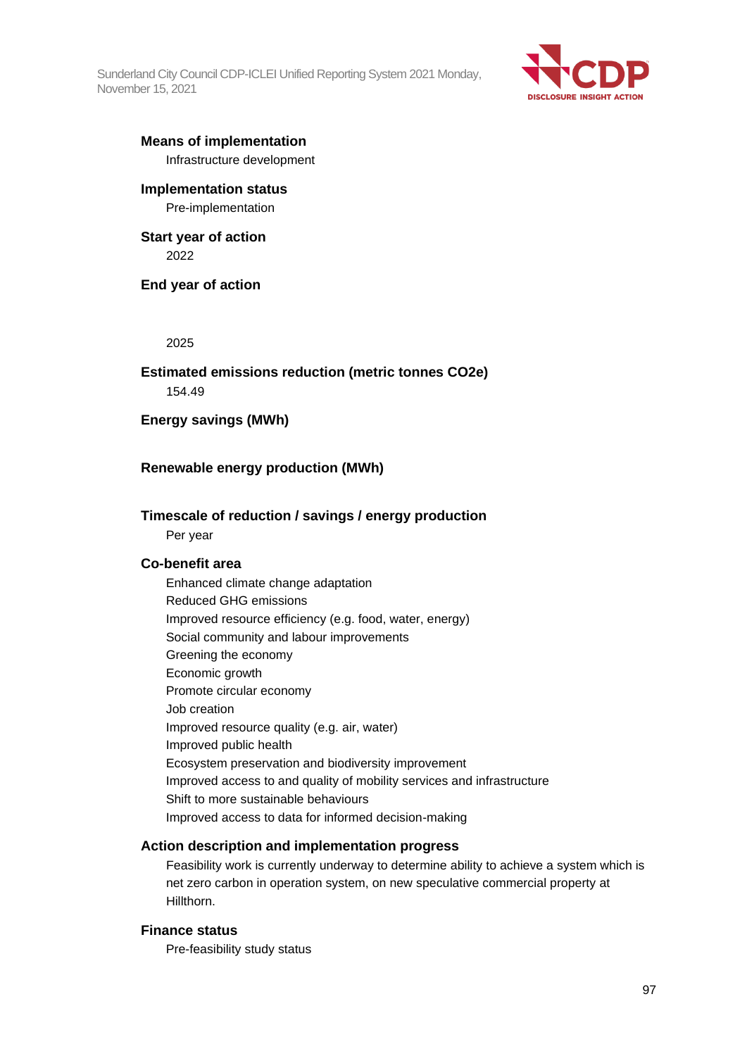**Means of implementation**

Infrastructure development

**Implementation status**

Pre-implementation

**Start year of action**

2022

**End year of action**

2025

**Estimated emissions reduction (metric tonnes CO2e)**

154.49

**Energy savings (MWh)**

**Renewable energy production (MWh)**

**Timescale of reduction / savings / energy production**

Per year

**Co-benefit area**

Enhanced climate change adaptation
Reduced GHG emissions
Improved resource efficiency (e.g. food, water, energy)
Social community and labour improvements
Greening the economy
Economic growth
Promote circular economy
Job creation
Improved resource quality (e.g. air, water)
Improved public health
Ecosystem preservation and biodiversity improvement
Improved access to and quality of mobility services and infrastructure
Shift to more sustainable behaviours
Improved access to data for informed decision-making

**Action description and implementation progress**

Feasibility work is currently underway to determine ability to achieve a system which is net zero carbon in operation system, on new speculative commercial property at Hillthorn.

**Finance status**

Pre-feasibility study status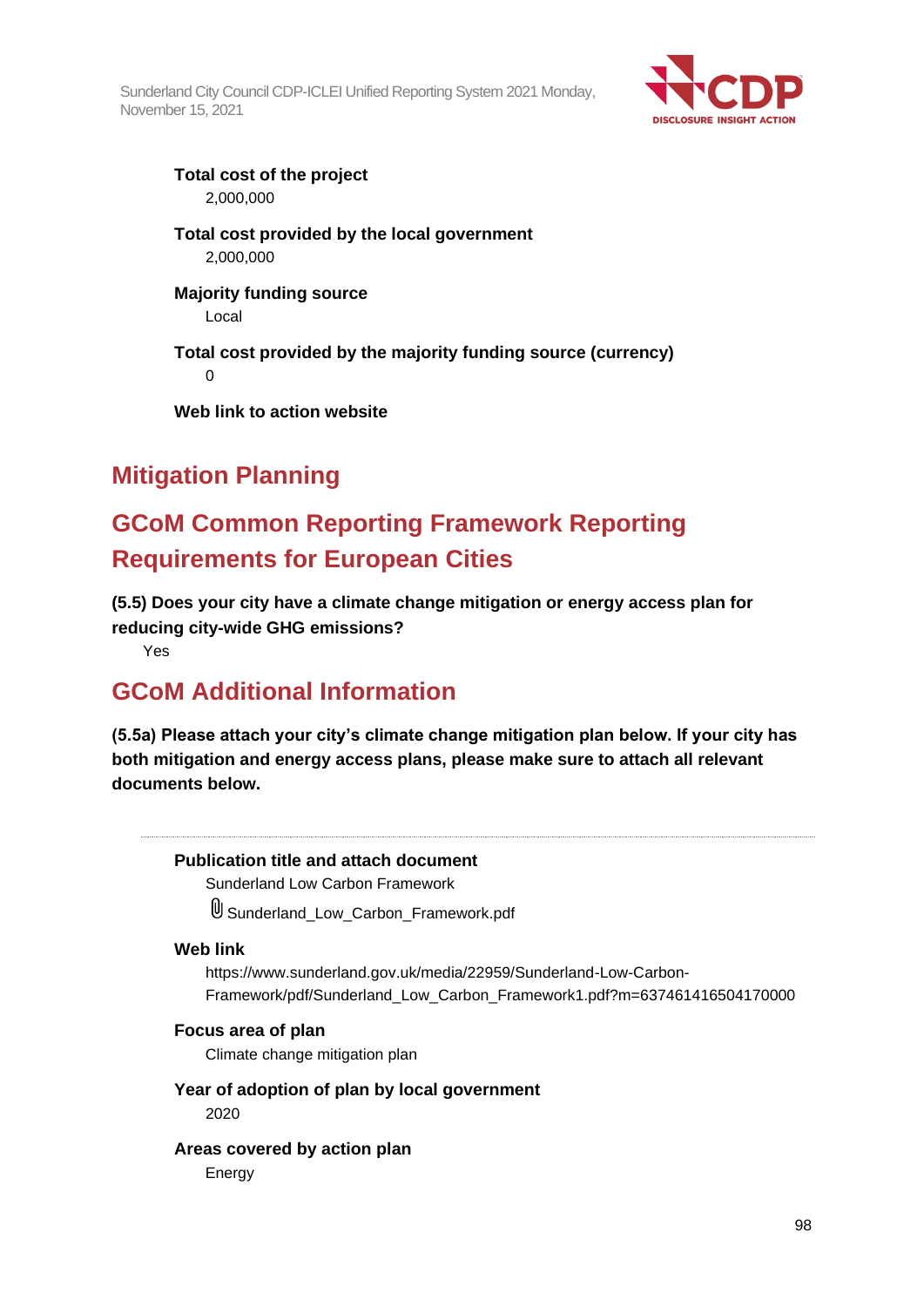**Total cost of the project**

2,000,000

**Total cost provided by the local government**

2,000,000

**Majority funding source**

Local

**Total cost provided by the majority funding source (currency)**

0

**Web link to action website**

# Mitigation Planning

# GCoM Common Reporting Framework Reporting Requirements for European Cities

**(5.5) Does your city have a climate change mitigation or energy access plan for reducing city-wide GHG emissions?**

Yes

# GCoM Additional Information

**(5.5a) Please attach your city's climate change mitigation plan below. If your city has both mitigation and energy access plans, please make sure to attach all relevant documents below.**

---

**Publication title and attach document**

Sunderland Low Carbon Framework

Sunderland_Low_Carbon_Framework.pdf

**Web link**

https://www.sunderland.gov.uk/media/22959/Sunderland-Low-Carbon-Framework/pdf/Sunderland_Low_Carbon_Framework1.pdf?m=637461416504170000

**Focus area of plan**

Climate change mitigation plan

**Year of adoption of plan by local government**

2020

**Areas covered by action plan**

Energy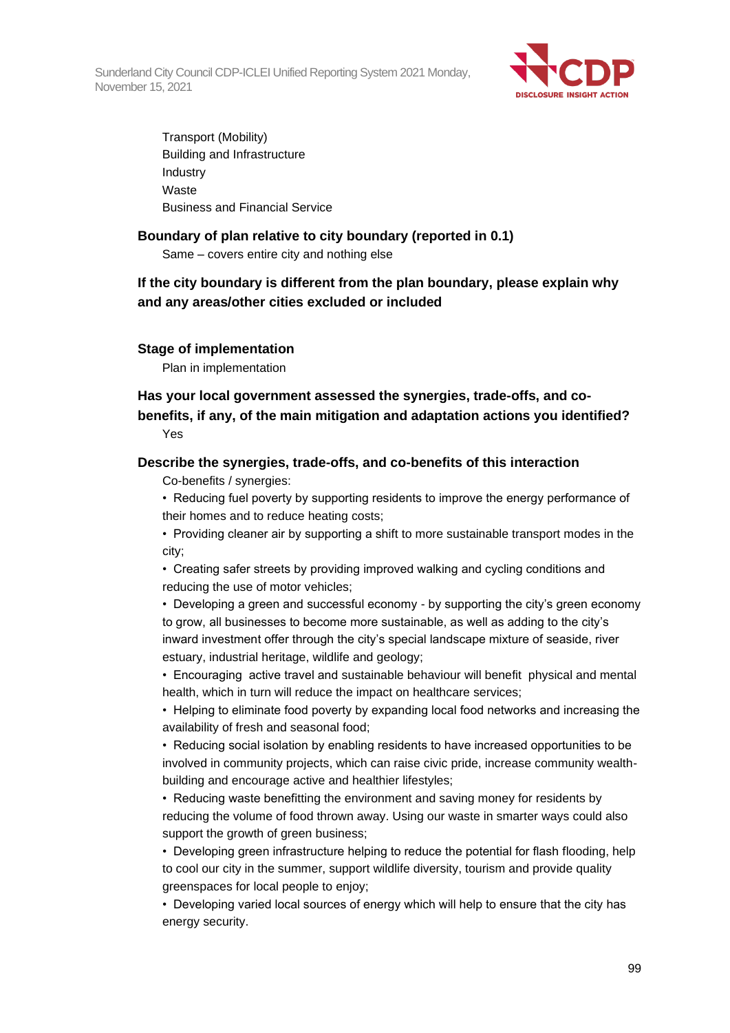Transport (Mobility)
Building and Infrastructure
Industry
Waste
Business and Financial Service

**Boundary of plan relative to city boundary (reported in 0.1)**

Same – covers entire city and nothing else

**If the city boundary is different from the plan boundary, please explain why and any areas/other cities excluded or included**

**Stage of implementation**

Plan in implementation

**Has your local government assessed the synergies, trade-offs, and co-benefits, if any, of the main mitigation and adaptation actions you identified?**

Yes

**Describe the synergies, trade-offs, and co-benefits of this interaction**

Co-benefits / synergies:

- Reducing fuel poverty by supporting residents to improve the energy performance of their homes and to reduce heating costs;
- Providing cleaner air by supporting a shift to more sustainable transport modes in the city;
- Creating safer streets by providing improved walking and cycling conditions and reducing the use of motor vehicles;
- Developing a green and successful economy - by supporting the city's green economy to grow, all businesses to become more sustainable, as well as adding to the city's inward investment offer through the city's special landscape mixture of seaside, river estuary, industrial heritage, wildlife and geology;
- Encouraging active travel and sustainable behaviour will benefit physical and mental health, which in turn will reduce the impact on healthcare services;
- Helping to eliminate food poverty by expanding local food networks and increasing the availability of fresh and seasonal food;
- Reducing social isolation by enabling residents to have increased opportunities to be involved in community projects, which can raise civic pride, increase community wealth-building and encourage active and healthier lifestyles;
- Reducing waste benefitting the environment and saving money for residents by reducing the volume of food thrown away. Using our waste in smarter ways could also support the growth of green business;
- Developing green infrastructure helping to reduce the potential for flash flooding, help to cool our city in the summer, support wildlife diversity, tourism and provide quality greenspaces for local people to enjoy;
- Developing varied local sources of energy which will help to ensure that the city has energy security.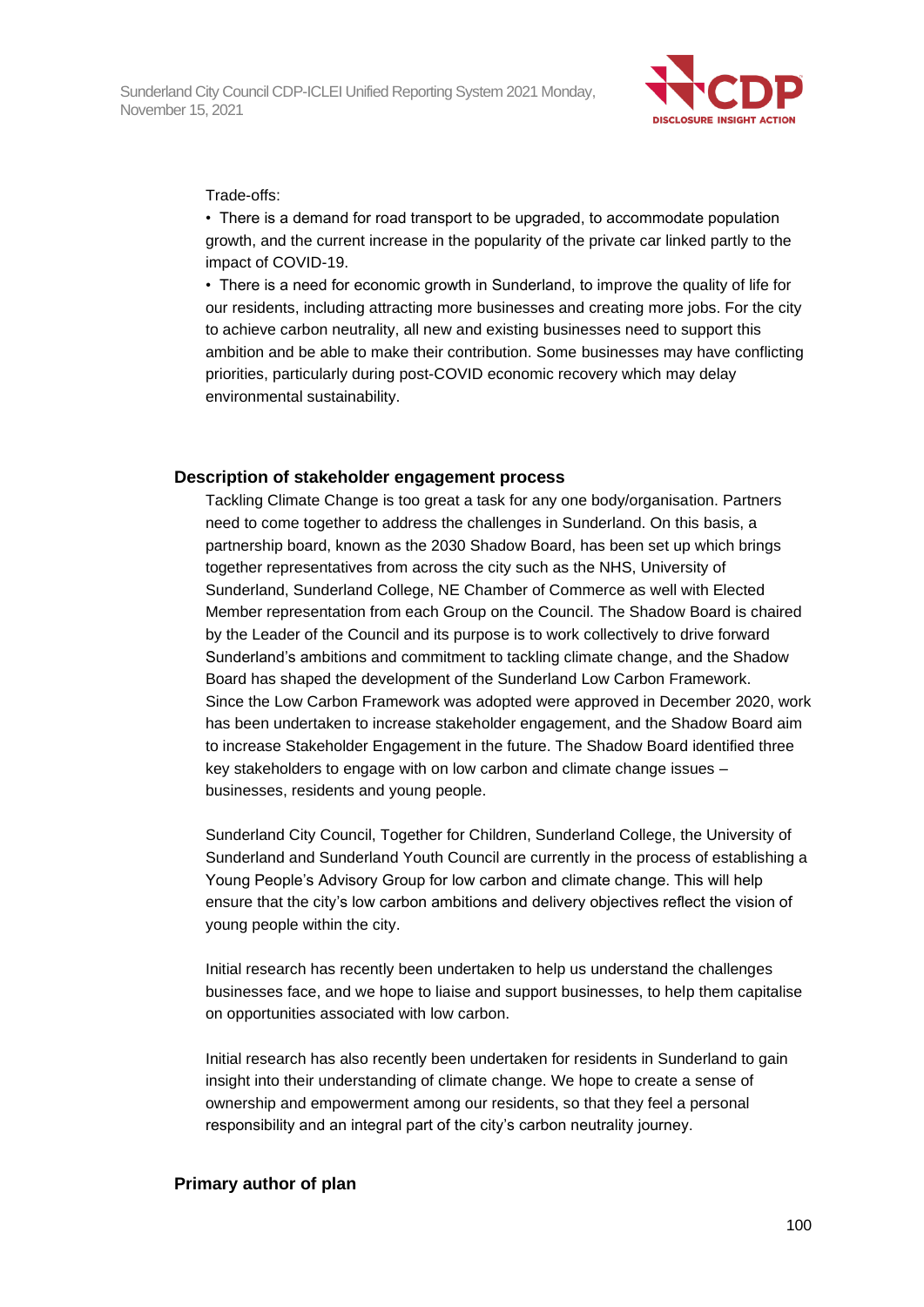Trade-offs:

• There is a demand for road transport to be upgraded, to accommodate population growth, and the current increase in the popularity of the private car linked partly to the impact of COVID-19.

• There is a need for economic growth in Sunderland, to improve the quality of life for our residents, including attracting more businesses and creating more jobs. For the city to achieve carbon neutrality, all new and existing businesses need to support this ambition and be able to make their contribution. Some businesses may have conflicting priorities, particularly during post-COVID economic recovery which may delay environmental sustainability.

### Description of stakeholder engagement process

Tackling Climate Change is too great a task for any one body/organisation. Partners need to come together to address the challenges in Sunderland. On this basis, a partnership board, known as the 2030 Shadow Board, has been set up which brings together representatives from across the city such as the NHS, University of Sunderland, Sunderland College, NE Chamber of Commerce as well with Elected Member representation from each Group on the Council. The Shadow Board is chaired by the Leader of the Council and its purpose is to work collectively to drive forward Sunderland's ambitions and commitment to tackling climate change, and the Shadow Board has shaped the development of the Sunderland Low Carbon Framework.
Since the Low Carbon Framework was adopted were approved in December 2020, work has been undertaken to increase stakeholder engagement, and the Shadow Board aim to increase Stakeholder Engagement in the future. The Shadow Board identified three key stakeholders to engage with on low carbon and climate change issues – businesses, residents and young people.

Sunderland City Council, Together for Children, Sunderland College, the University of Sunderland and Sunderland Youth Council are currently in the process of establishing a Young People's Advisory Group for low carbon and climate change. This will help ensure that the city's low carbon ambitions and delivery objectives reflect the vision of young people within the city.

Initial research has recently been undertaken to help us understand the challenges businesses face, and we hope to liaise and support businesses, to help them capitalise on opportunities associated with low carbon.

Initial research has also recently been undertaken for residents in Sunderland to gain insight into their understanding of climate change. We hope to create a sense of ownership and empowerment among our residents, so that they feel a personal responsibility and an integral part of the city's carbon neutrality journey.

### Primary author of plan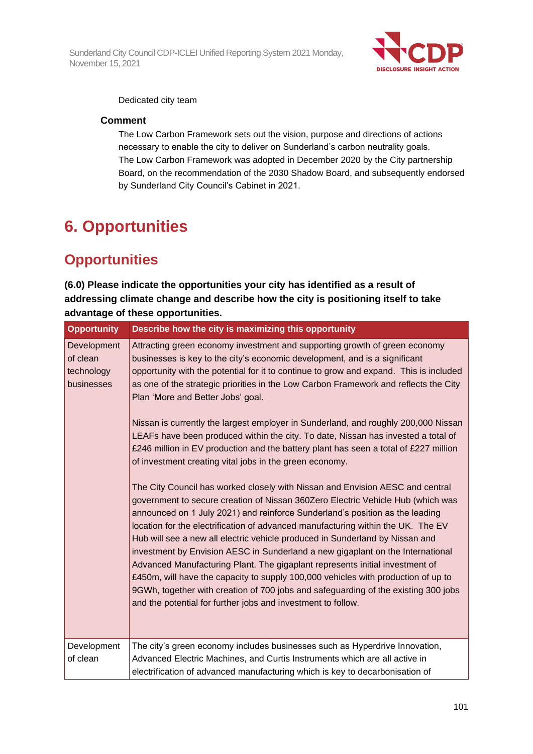Dedicated city team

**Comment**

The Low Carbon Framework sets out the vision, purpose and directions of actions necessary to enable the city to deliver on Sunderland's carbon neutrality goals. The Low Carbon Framework was adopted in December 2020 by the City partnership Board, on the recommendation of the 2030 Shadow Board, and subsequently endorsed by Sunderland City Council's Cabinet in 2021.

# 6. Opportunities

## Opportunities

**(6.0) Please indicate the opportunities your city has identified as a result of addressing climate change and describe how the city is positioning itself to take advantage of these opportunities.**

| Opportunity | Describe how the city is maximizing this opportunity |
|---|---|
| Development of clean technology businesses | Attracting green economy investment and supporting growth of green economy businesses is key to the city's economic development, and is a significant opportunity with the potential for it to continue to grow and expand. This is included as one of the strategic priorities in the Low Carbon Framework and reflects the City Plan 'More and Better Jobs' goal.<br><br>Nissan is currently the largest employer in Sunderland, and roughly 200,000 Nissan LEAFs have been produced within the city. To date, Nissan has invested a total of £246 million in EV production and the battery plant has seen a total of £227 million of investment creating vital jobs in the green economy.<br><br>The City Council has worked closely with Nissan and Envision AESC and central government to secure creation of Nissan 360Zero Electric Vehicle Hub (which was announced on 1 July 2021) and reinforce Sunderland's position as the leading location for the electrification of advanced manufacturing within the UK. The EV Hub will see a new all electric vehicle produced in Sunderland by Nissan and investment by Envision AESC in Sunderland a new gigaplant on the International Advanced Manufacturing Plant. The gigaplant represents initial investment of £450m, will have the capacity to supply 100,000 vehicles with production of up to 9GWh, together with creation of 700 jobs and safeguarding of the existing 300 jobs and the potential for further jobs and investment to follow. |
| Development of clean | The city's green economy includes businesses such as Hyperdrive Innovation, Advanced Electric Machines, and Curtis Instruments which are all active in electrification of advanced manufacturing which is key to decarbonisation of |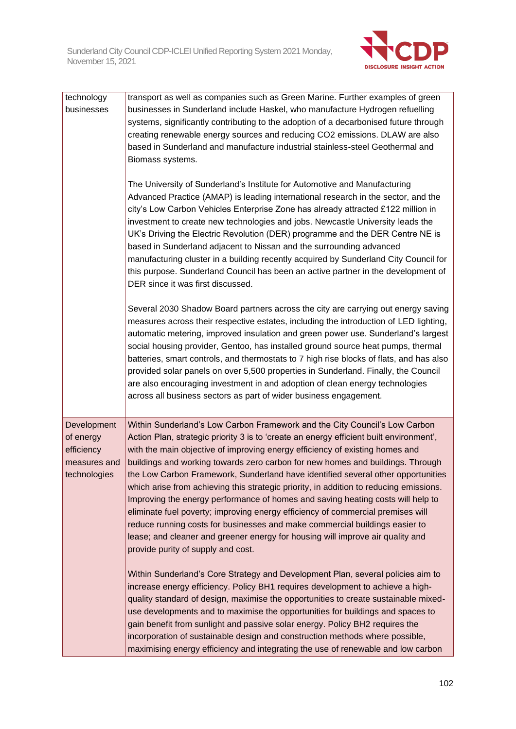| | |
|---|---|
| technology businesses | transport as well as companies such as Green Marine. Further examples of green businesses in Sunderland include Haskel, who manufacture Hydrogen refuelling systems, significantly contributing to the adoption of a decarbonised future through creating renewable energy sources and reducing CO2 emissions. DLAW are also based in Sunderland and manufacture industrial stainless-steel Geothermal and Biomass systems.<br><br>The University of Sunderland's Institute for Automotive and Manufacturing Advanced Practice (AMAP) is leading international research in the sector, and the city's Low Carbon Vehicles Enterprise Zone has already attracted £122 million in investment to create new technologies and jobs. Newcastle University leads the UK's Driving the Electric Revolution (DER) programme and the DER Centre NE is based in Sunderland adjacent to Nissan and the surrounding advanced manufacturing cluster in a building recently acquired by Sunderland City Council for this purpose. Sunderland Council has been an active partner in the development of DER since it was first discussed.<br><br>Several 2030 Shadow Board partners across the city are carrying out energy saving measures across their respective estates, including the introduction of LED lighting, automatic metering, improved insulation and green power use. Sunderland's largest social housing provider, Gentoo, has installed ground source heat pumps, thermal batteries, smart controls, and thermostats to 7 high rise blocks of flats, and has also provided solar panels on over 5,500 properties in Sunderland. Finally, the Council are also encouraging investment in and adoption of clean energy technologies across all business sectors as part of wider business engagement. |
| Development of energy efficiency measures and technologies | Within Sunderland's Low Carbon Framework and the City Council's Low Carbon Action Plan, strategic priority 3 is to 'create an energy efficient built environment', with the main objective of improving energy efficiency of existing homes and buildings and working towards zero carbon for new homes and buildings. Through the Low Carbon Framework, Sunderland have identified several other opportunities which arise from achieving this strategic priority, in addition to reducing emissions. Improving the energy performance of homes and saving heating costs will help to eliminate fuel poverty; improving energy efficiency of commercial premises will reduce running costs for businesses and make commercial buildings easier to lease; and cleaner and greener energy for housing will improve air quality and provide purity of supply and cost.<br><br>Within Sunderland's Core Strategy and Development Plan, several policies aim to increase energy efficiency. Policy BH1 requires development to achieve a high-quality standard of design, maximise the opportunities to create sustainable mixed-use developments and to maximise the opportunities for buildings and spaces to gain benefit from sunlight and passive solar energy. Policy BH2 requires the incorporation of sustainable design and construction methods where possible, maximising energy efficiency and integrating the use of renewable and low carbon |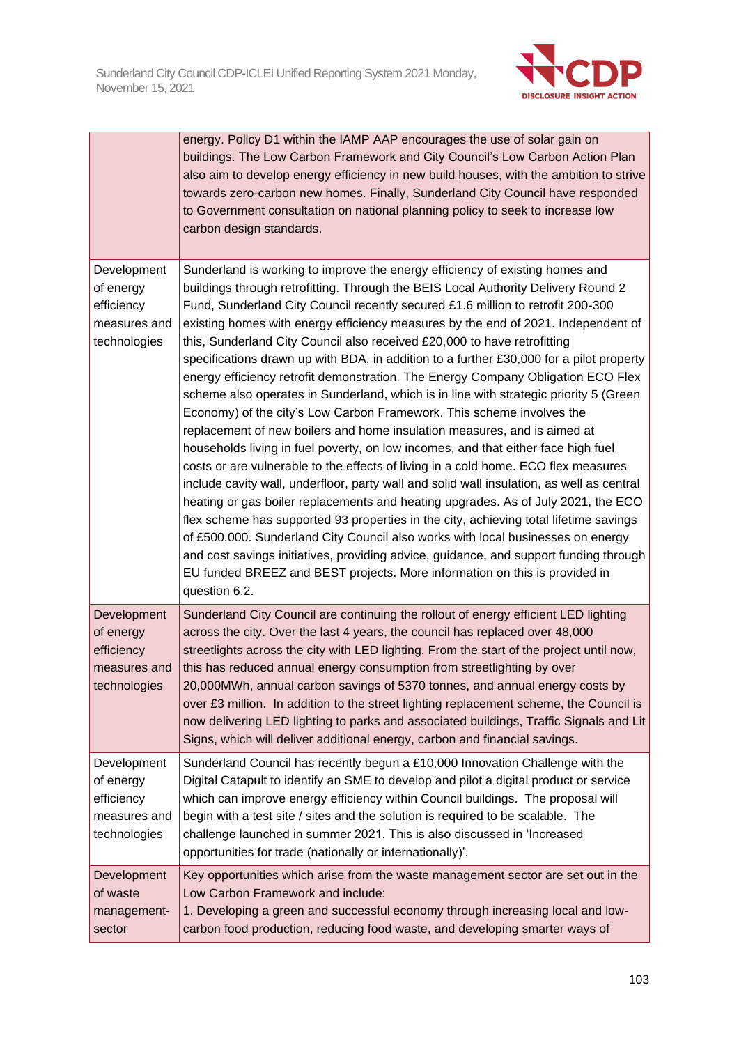| | |
|---|---|
| | energy. Policy D1 within the IAMP AAP encourages the use of solar gain on buildings. The Low Carbon Framework and City Council's Low Carbon Action Plan also aim to develop energy efficiency in new build houses, with the ambition to strive towards zero-carbon new homes. Finally, Sunderland City Council have responded to Government consultation on national planning policy to seek to increase low carbon design standards. |
| Development of energy efficiency measures and technologies | Sunderland is working to improve the energy efficiency of existing homes and buildings through retrofitting. Through the BEIS Local Authority Delivery Round 2 Fund, Sunderland City Council recently secured £1.6 million to retrofit 200-300 existing homes with energy efficiency measures by the end of 2021. Independent of this, Sunderland City Council also received £20,000 to have retrofitting specifications drawn up with BDA, in addition to a further £30,000 for a pilot property energy efficiency retrofit demonstration. The Energy Company Obligation ECO Flex scheme also operates in Sunderland, which is in line with strategic priority 5 (Green Economy) of the city's Low Carbon Framework. This scheme involves the replacement of new boilers and home insulation measures, and is aimed at households living in fuel poverty, on low incomes, and that either face high fuel costs or are vulnerable to the effects of living in a cold home. ECO flex measures include cavity wall, underfloor, party wall and solid wall insulation, as well as central heating or gas boiler replacements and heating upgrades. As of July 2021, the ECO flex scheme has supported 93 properties in the city, achieving total lifetime savings of £500,000. Sunderland City Council also works with local businesses on energy and cost savings initiatives, providing advice, guidance, and support funding through EU funded BREEZ and BEST projects. More information on this is provided in question 6.2. |
| Development of energy efficiency measures and technologies | Sunderland City Council are continuing the rollout of energy efficient LED lighting across the city. Over the last 4 years, the council has replaced over 48,000 streetlights across the city with LED lighting. From the start of the project until now, this has reduced annual energy consumption from streetlighting by over 20,000MWh, annual carbon savings of 5370 tonnes, and annual energy costs by over £3 million. In addition to the street lighting replacement scheme, the Council is now delivering LED lighting to parks and associated buildings, Traffic Signals and Lit Signs, which will deliver additional energy, carbon and financial savings. |
| Development of energy efficiency measures and technologies | Sunderland Council has recently begun a £10,000 Innovation Challenge with the Digital Catapult to identify an SME to develop and pilot a digital product or service which can improve energy efficiency within Council buildings. The proposal will begin with a test site / sites and the solution is required to be scalable. The challenge launched in summer 2021. This is also discussed in 'Increased opportunities for trade (nationally or internationally)'. |
| Development of waste management-sector | Key opportunities which arise from the waste management sector are set out in the Low Carbon Framework and include:<br>1. Developing a green and successful economy through increasing local and low-carbon food production, reducing food waste, and developing smarter ways of |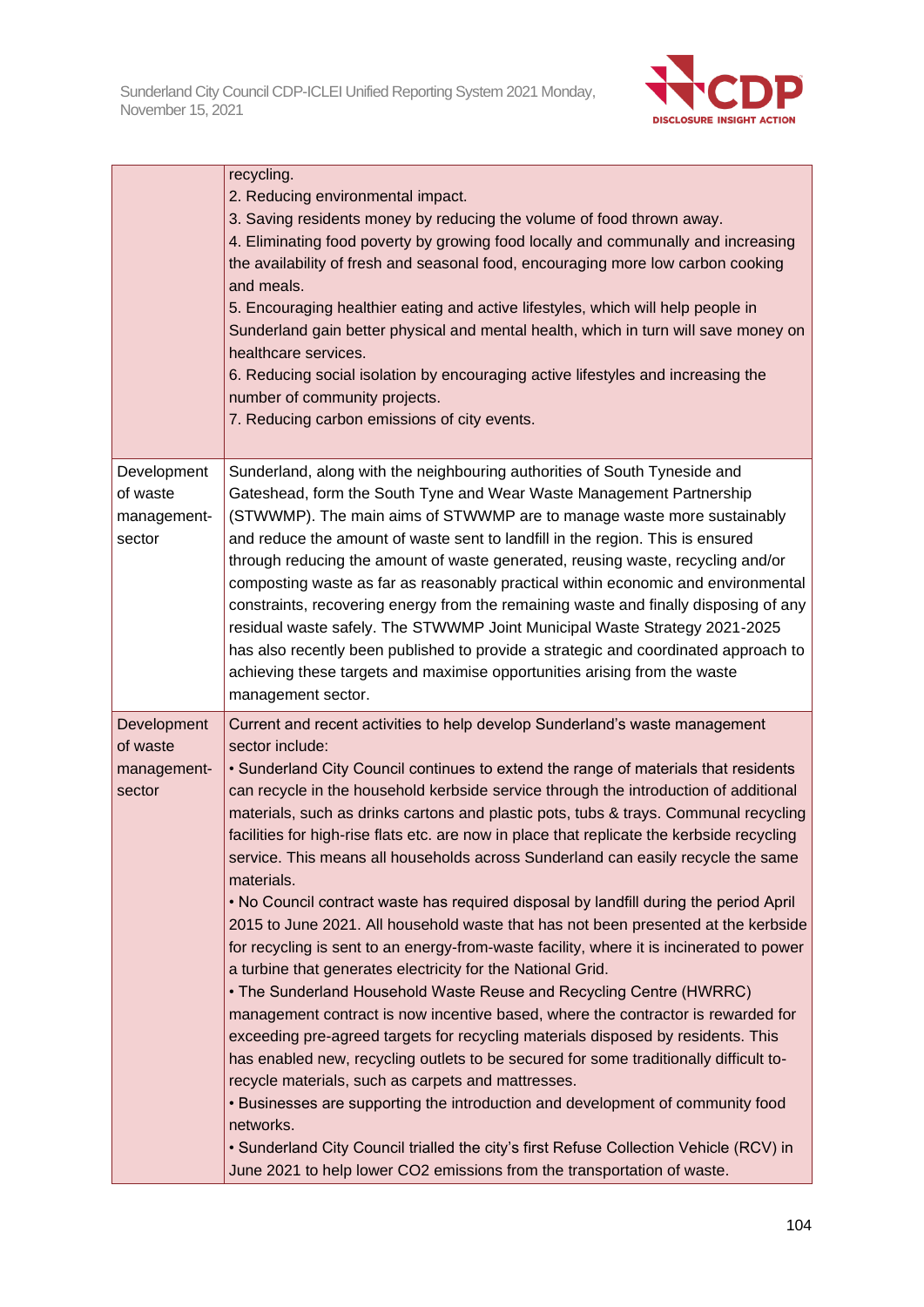| | |
|---|---|
| | recycling.<br>2. Reducing environmental impact.<br>3. Saving residents money by reducing the volume of food thrown away.<br>4. Eliminating food poverty by growing food locally and communally and increasing the availability of fresh and seasonal food, encouraging more low carbon cooking and meals.<br>5. Encouraging healthier eating and active lifestyles, which will help people in Sunderland gain better physical and mental health, which in turn will save money on healthcare services.<br>6. Reducing social isolation by encouraging active lifestyles and increasing the number of community projects.<br>7. Reducing carbon emissions of city events. |
| Development of waste management-sector | Sunderland, along with the neighbouring authorities of South Tyneside and Gateshead, form the South Tyne and Wear Waste Management Partnership (STWWMP). The main aims of STWWMP are to manage waste more sustainably and reduce the amount of waste sent to landfill in the region. This is ensured through reducing the amount of waste generated, reusing waste, recycling and/or composting waste as far as reasonably practical within economic and environmental constraints, recovering energy from the remaining waste and finally disposing of any residual waste safely. The STWWMP Joint Municipal Waste Strategy 2021-2025 has also recently been published to provide a strategic and coordinated approach to achieving these targets and maximise opportunities arising from the waste management sector. |
| Development of waste management-sector | Current and recent activities to help develop Sunderland's waste management sector include:<br>• Sunderland City Council continues to extend the range of materials that residents can recycle in the household kerbside service through the introduction of additional materials, such as drinks cartons and plastic pots, tubs & trays. Communal recycling facilities for high-rise flats etc. are now in place that replicate the kerbside recycling service. This means all households across Sunderland can easily recycle the same materials.<br>• No Council contract waste has required disposal by landfill during the period April 2015 to June 2021. All household waste that has not been presented at the kerbside for recycling is sent to an energy-from-waste facility, where it is incinerated to power a turbine that generates electricity for the National Grid.<br>• The Sunderland Household Waste Reuse and Recycling Centre (HWRRC) management contract is now incentive based, where the contractor is rewarded for exceeding pre-agreed targets for recycling materials disposed by residents. This has enabled new, recycling outlets to be secured for some traditionally difficult to-recycle materials, such as carpets and mattresses.<br>• Businesses are supporting the introduction and development of community food networks.<br>• Sunderland City Council trialled the city's first Refuse Collection Vehicle (RCV) in June 2021 to help lower $CO_2$ emissions from the transportation of waste. |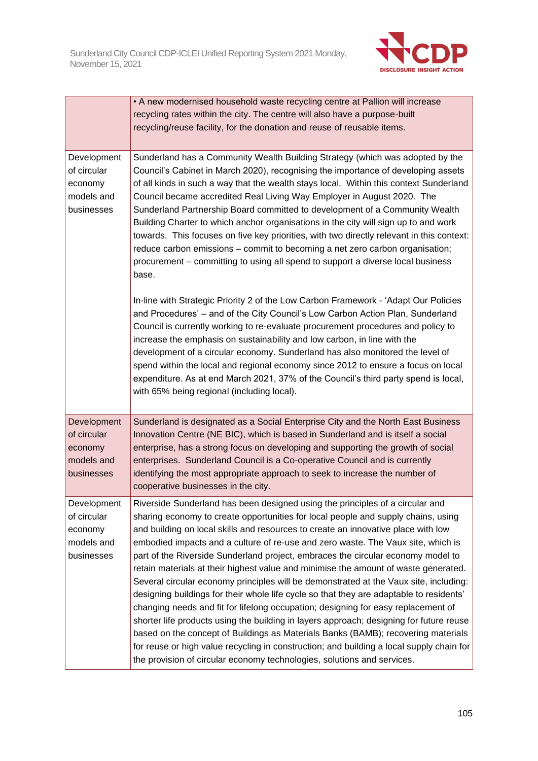| | |
|---|---|
| | • A new modernised household waste recycling centre at Pallion will increase recycling rates within the city. The centre will also have a purpose-built recycling/reuse facility, for the donation and reuse of reusable items. |
| Development of circular economy models and businesses | Sunderland has a Community Wealth Building Strategy (which was adopted by the Council's Cabinet in March 2020), recognising the importance of developing assets of all kinds in such a way that the wealth stays local. Within this context Sunderland Council became accredited Real Living Way Employer in August 2020. The Sunderland Partnership Board committed to development of a Community Wealth Building Charter to which anchor organisations in the city will sign up to and work towards. This focuses on five key priorities, with two directly relevant in this context: reduce carbon emissions – commit to becoming a net zero carbon organisation; procurement – committing to using all spend to support a diverse local business base.<br><br>In-line with Strategic Priority 2 of the Low Carbon Framework - 'Adapt Our Policies and Procedures' – and of the City Council's Low Carbon Action Plan, Sunderland Council is currently working to re-evaluate procurement procedures and policy to increase the emphasis on sustainability and low carbon, in line with the development of a circular economy. Sunderland has also monitored the level of spend within the local and regional economy since 2012 to ensure a focus on local expenditure. As at end March 2021, 37% of the Council's third party spend is local, with 65% being regional (including local). |
| Development of circular economy models and businesses | Sunderland is designated as a Social Enterprise City and the North East Business Innovation Centre (NE BIC), which is based in Sunderland and is itself a social enterprise, has a strong focus on developing and supporting the growth of social enterprises. Sunderland Council is a Co-operative Council and is currently identifying the most appropriate approach to seek to increase the number of cooperative businesses in the city. |
| Development of circular economy models and businesses | Riverside Sunderland has been designed using the principles of a circular and sharing economy to create opportunities for local people and supply chains, using and building on local skills and resources to create an innovative place with low embodied impacts and a culture of re-use and zero waste. The Vaux site, which is part of the Riverside Sunderland project, embraces the circular economy model to retain materials at their highest value and minimise the amount of waste generated. Several circular economy principles will be demonstrated at the Vaux site, including: designing buildings for their whole life cycle so that they are adaptable to residents' changing needs and fit for lifelong occupation; designing for easy replacement of shorter life products using the building in layers approach; designing for future reuse based on the concept of Buildings as Materials Banks (BAMB); recovering materials for reuse or high value recycling in construction; and building a local supply chain for the provision of circular economy technologies, solutions and services. |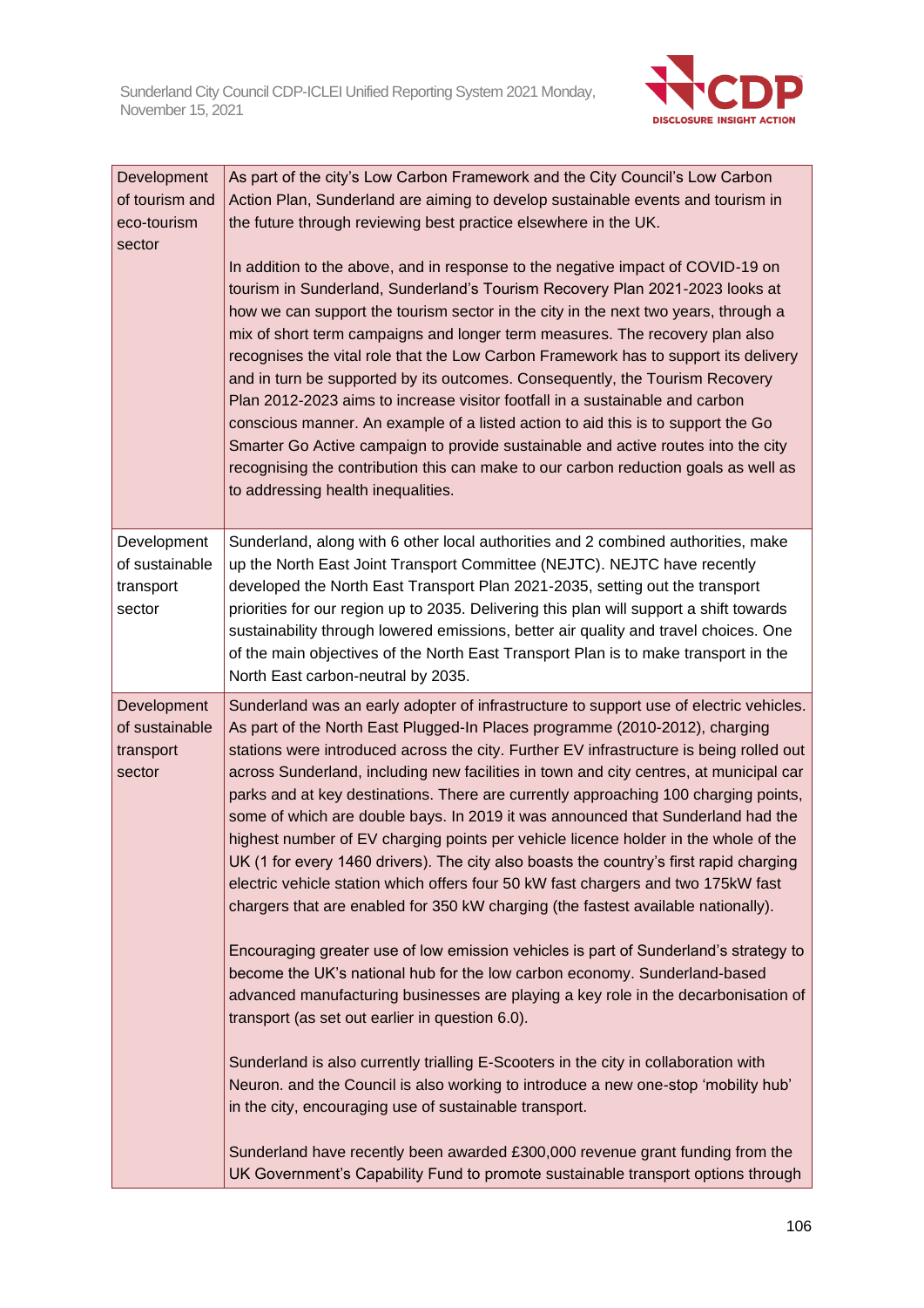| | |
|---|---|
| Development of tourism and eco-tourism sector | As part of the city's Low Carbon Framework and the City Council's Low Carbon Action Plan, Sunderland are aiming to develop sustainable events and tourism in the future through reviewing best practice elsewhere in the UK.<br><br>In addition to the above, and in response to the negative impact of COVID-19 on tourism in Sunderland, Sunderland's Tourism Recovery Plan 2021-2023 looks at how we can support the tourism sector in the city in the next two years, through a mix of short term campaigns and longer term measures. The recovery plan also recognises the vital role that the Low Carbon Framework has to support its delivery and in turn be supported by its outcomes. Consequently, the Tourism Recovery Plan 2012-2023 aims to increase visitor footfall in a sustainable and carbon conscious manner. An example of a listed action to aid this is to support the Go Smarter Go Active campaign to provide sustainable and active routes into the city recognising the contribution this can make to our carbon reduction goals as well as to addressing health inequalities. |
| Development of sustainable transport sector | Sunderland, along with 6 other local authorities and 2 combined authorities, make up the North East Joint Transport Committee (NEJTC). NEJTC have recently developed the North East Transport Plan 2021-2035, setting out the transport priorities for our region up to 2035. Delivering this plan will support a shift towards sustainability through lowered emissions, better air quality and travel choices. One of the main objectives of the North East Transport Plan is to make transport in the North East carbon-neutral by 2035. |
| Development of sustainable transport sector | Sunderland was an early adopter of infrastructure to support use of electric vehicles. As part of the North East Plugged-In Places programme (2010-2012), charging stations were introduced across the city. Further EV infrastructure is being rolled out across Sunderland, including new facilities in town and city centres, at municipal car parks and at key destinations. There are currently approaching 100 charging points, some of which are double bays. In 2019 it was announced that Sunderland had the highest number of EV charging points per vehicle licence holder in the whole of the UK (1 for every 1460 drivers). The city also boasts the country's first rapid charging electric vehicle station which offers four 50 kW fast chargers and two 175kW fast chargers that are enabled for 350 kW charging (the fastest available nationally).<br><br>Encouraging greater use of low emission vehicles is part of Sunderland's strategy to become the UK's national hub for the low carbon economy. Sunderland-based advanced manufacturing businesses are playing a key role in the decarbonisation of transport (as set out earlier in question 6.0).<br><br>Sunderland is also currently trialling E-Scooters in the city in collaboration with Neuron. and the Council is also working to introduce a new one-stop 'mobility hub' in the city, encouraging use of sustainable transport.<br><br>Sunderland have recently been awarded £300,000 revenue grant funding from the UK Government's Capability Fund to promote sustainable transport options through |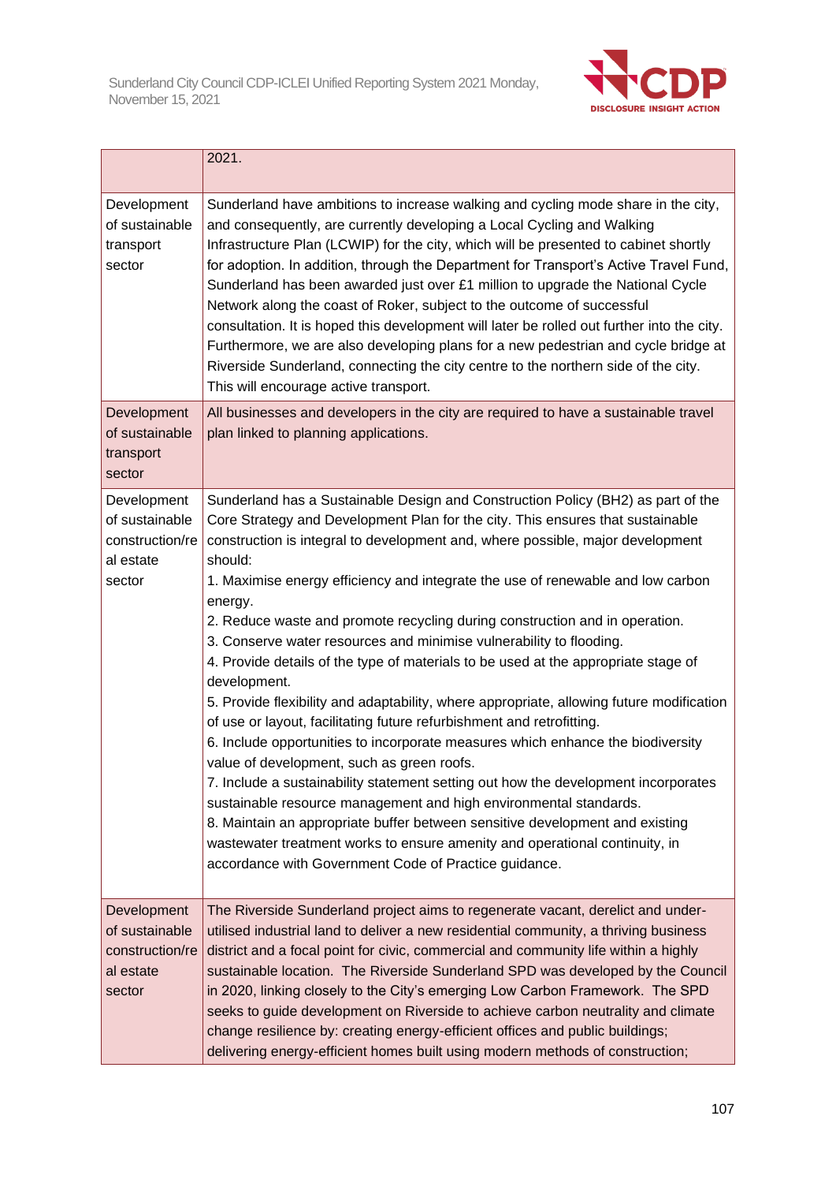| | |
|---|---|
| | 2021. |
| Development of sustainable transport sector | Sunderland have ambitions to increase walking and cycling mode share in the city, and consequently, are currently developing a Local Cycling and Walking Infrastructure Plan (LCWIP) for the city, which will be presented to cabinet shortly for adoption. In addition, through the Department for Transport's Active Travel Fund, Sunderland has been awarded just over £1 million to upgrade the National Cycle Network along the coast of Roker, subject to the outcome of successful consultation. It is hoped this development will later be rolled out further into the city. Furthermore, we are also developing plans for a new pedestrian and cycle bridge at Riverside Sunderland, connecting the city centre to the northern side of the city. This will encourage active transport. |
| Development of sustainable transport sector | All businesses and developers in the city are required to have a sustainable travel plan linked to planning applications. |
| Development of sustainable construction/real estate sector | Sunderland has a Sustainable Design and Construction Policy (BH2) as part of the Core Strategy and Development Plan for the city. This ensures that sustainable construction is integral to development and, where possible, major development should:<br>1. Maximise energy efficiency and integrate the use of renewable and low carbon energy.<br>2. Reduce waste and promote recycling during construction and in operation.<br>3. Conserve water resources and minimise vulnerability to flooding.<br>4. Provide details of the type of materials to be used at the appropriate stage of development.<br>5. Provide flexibility and adaptability, where appropriate, allowing future modification of use or layout, facilitating future refurbishment and retrofitting.<br>6. Include opportunities to incorporate measures which enhance the biodiversity value of development, such as green roofs.<br>7. Include a sustainability statement setting out how the development incorporates sustainable resource management and high environmental standards.<br>8. Maintain an appropriate buffer between sensitive development and existing wastewater treatment works to ensure amenity and operational continuity, in accordance with Government Code of Practice guidance. |
| Development of sustainable construction/real estate sector | The Riverside Sunderland project aims to regenerate vacant, derelict and under-utilised industrial land to deliver a new residential community, a thriving business district and a focal point for civic, commercial and community life within a highly sustainable location. The Riverside Sunderland SPD was developed by the Council in 2020, linking closely to the City's emerging Low Carbon Framework. The SPD seeks to guide development on Riverside to achieve carbon neutrality and climate change resilience by: creating energy-efficient offices and public buildings; delivering energy-efficient homes built using modern methods of construction; |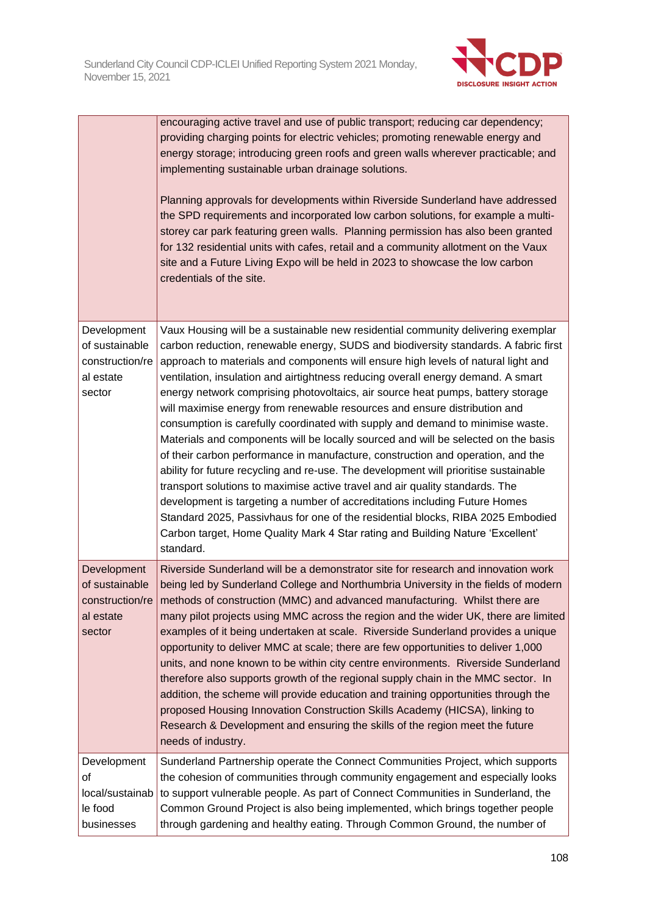| | |
|---|---|
| | encouraging active travel and use of public transport; reducing car dependency; providing charging points for electric vehicles; promoting renewable energy and energy storage; introducing green roofs and green walls wherever practicable; and implementing sustainable urban drainage solutions.<br><br>Planning approvals for developments within Riverside Sunderland have addressed the SPD requirements and incorporated low carbon solutions, for example a multi-storey car park featuring green walls. Planning permission has also been granted for 132 residential units with cafes, retail and a community allotment on the Vaux site and a Future Living Expo will be held in 2023 to showcase the low carbon credentials of the site. |
| Development of sustainable construction/real estate sector | Vaux Housing will be a sustainable new residential community delivering exemplar carbon reduction, renewable energy, SUDS and biodiversity standards. A fabric first approach to materials and components will ensure high levels of natural light and ventilation, insulation and airtightness reducing overall energy demand. A smart energy network comprising photovoltaics, air source heat pumps, battery storage will maximise energy from renewable resources and ensure distribution and consumption is carefully coordinated with supply and demand to minimise waste. Materials and components will be locally sourced and will be selected on the basis of their carbon performance in manufacture, construction and operation, and the ability for future recycling and re-use. The development will prioritise sustainable transport solutions to maximise active travel and air quality standards. The development is targeting a number of accreditations including Future Homes Standard 2025, Passivhaus for one of the residential blocks, RIBA 2025 Embodied Carbon target, Home Quality Mark 4 Star rating and Building Nature 'Excellent' standard. |
| Development of sustainable construction/real estate sector | Riverside Sunderland will be a demonstrator site for research and innovation work being led by Sunderland College and Northumbria University in the fields of modern methods of construction (MMC) and advanced manufacturing. Whilst there are many pilot projects using MMC across the region and the wider UK, there are limited examples of it being undertaken at scale. Riverside Sunderland provides a unique opportunity to deliver MMC at scale; there are few opportunities to deliver 1,000 units, and none known to be within city centre environments. Riverside Sunderland therefore also supports growth of the regional supply chain in the MMC sector. In addition, the scheme will provide education and training opportunities through the proposed Housing Innovation Construction Skills Academy (HICSA), linking to Research & Development and ensuring the skills of the region meet the future needs of industry. |
| Development of local/sustainable food businesses | Sunderland Partnership operate the Connect Communities Project, which supports the cohesion of communities through community engagement and especially looks to support vulnerable people. As part of Connect Communities in Sunderland, the Common Ground Project is also being implemented, which brings together people through gardening and healthy eating. Through Common Ground, the number of |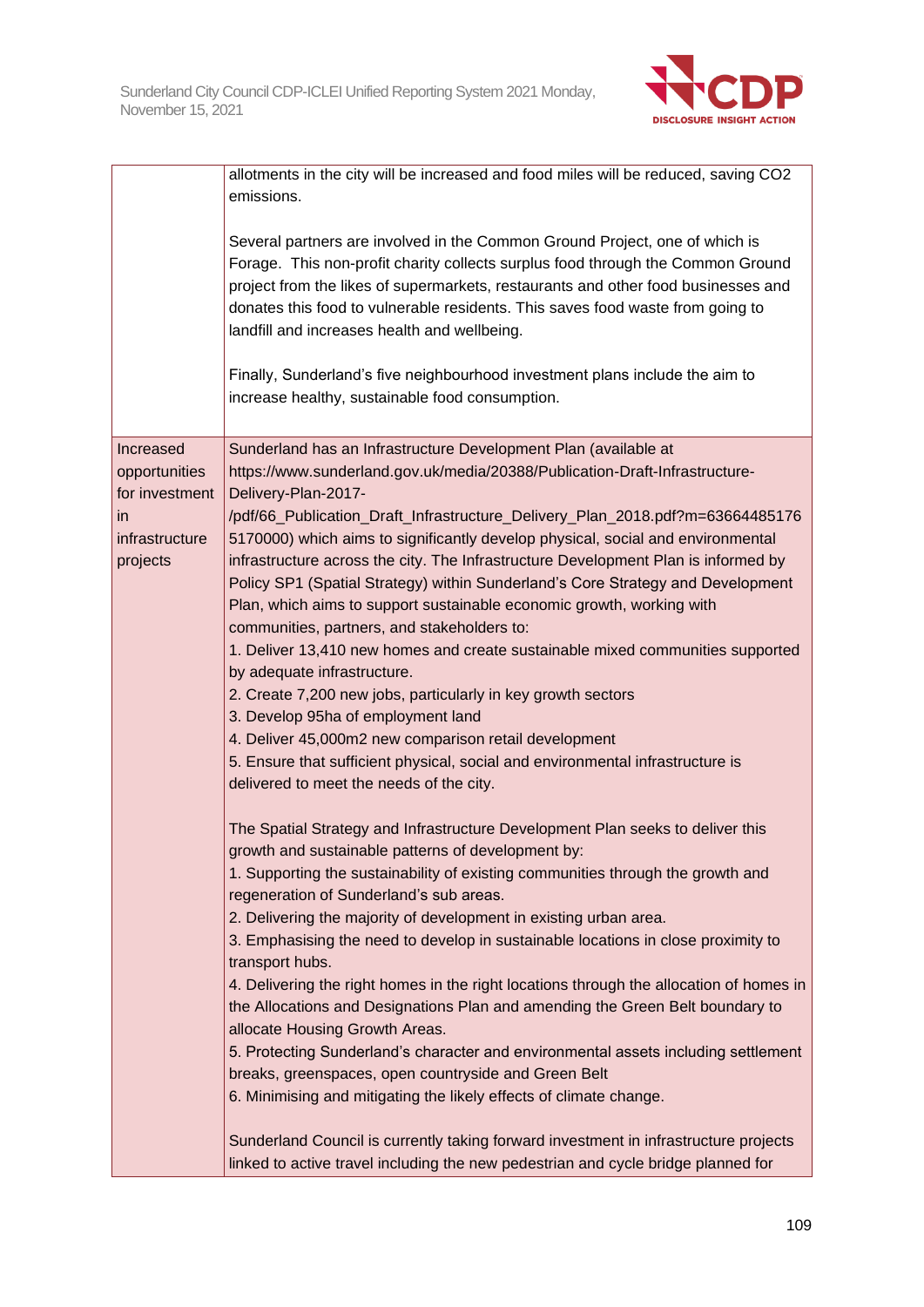| | |
|---|---|
| | allotments in the city will be increased and food miles will be reduced, saving $CO_2$ emissions.<br><br>Several partners are involved in the Common Ground Project, one of which is Forage. This non-profit charity collects surplus food through the Common Ground project from the likes of supermarkets, restaurants and other food businesses and donates this food to vulnerable residents. This saves food waste from going to landfill and increases health and wellbeing.<br><br>Finally, Sunderland's five neighbourhood investment plans include the aim to increase healthy, sustainable food consumption. |
| Increased opportunities for investment in infrastructure projects | Sunderland has an Infrastructure Development Plan (available at https://www.sunderland.gov.uk/media/20388/Publication-Draft-Infrastructure-Delivery-Plan-2017-/pdf/66_Publication_Draft_Infrastructure_Delivery_Plan_2018.pdf?m=636644851765170000) which aims to significantly develop physical, social and environmental infrastructure across the city. The Infrastructure Development Plan is informed by Policy SP1 (Spatial Strategy) within Sunderland's Core Strategy and Development Plan, which aims to support sustainable economic growth, working with communities, partners, and stakeholders to:<br>1. Deliver 13,410 new homes and create sustainable mixed communities supported by adequate infrastructure.<br>2. Create 7,200 new jobs, particularly in key growth sectors<br>3. Develop 95ha of employment land<br>4. Deliver 45,000m2 new comparison retail development<br>5. Ensure that sufficient physical, social and environmental infrastructure is delivered to meet the needs of the city.<br><br>The Spatial Strategy and Infrastructure Development Plan seeks to deliver this growth and sustainable patterns of development by:<br>1. Supporting the sustainability of existing communities through the growth and regeneration of Sunderland's sub areas.<br>2. Delivering the majority of development in existing urban area.<br>3. Emphasising the need to develop in sustainable locations in close proximity to transport hubs.<br>4. Delivering the right homes in the right locations through the allocation of homes in the Allocations and Designations Plan and amending the Green Belt boundary to allocate Housing Growth Areas.<br>5. Protecting Sunderland's character and environmental assets including settlement breaks, greenspaces, open countryside and Green Belt<br>6. Minimising and mitigating the likely effects of climate change.<br><br>Sunderland Council is currently taking forward investment in infrastructure projects linked to active travel including the new pedestrian and cycle bridge planned for |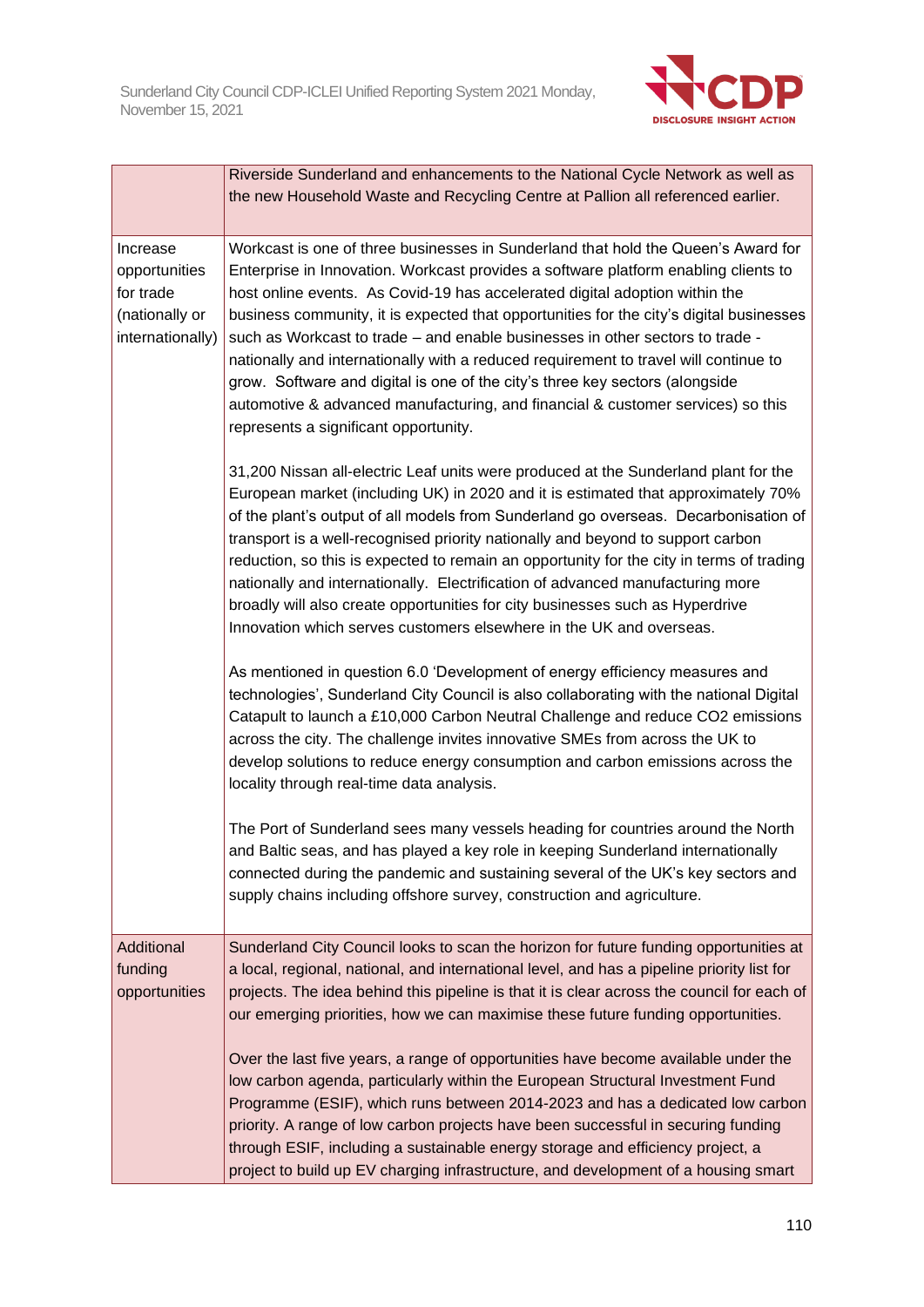| | |
|---|---|
| | Riverside Sunderland and enhancements to the National Cycle Network as well as the new Household Waste and Recycling Centre at Pallion all referenced earlier. |
| Increase opportunities for trade (nationally or internationally) | Workcast is one of three businesses in Sunderland that hold the Queen's Award for Enterprise in Innovation. Workcast provides a software platform enabling clients to host online events. As Covid-19 has accelerated digital adoption within the business community, it is expected that opportunities for the city's digital businesses such as Workcast to trade – and enable businesses in other sectors to trade - nationally and internationally with a reduced requirement to travel will continue to grow. Software and digital is one of the city's three key sectors (alongside automotive & advanced manufacturing, and financial & customer services) so this represents a significant opportunity.<br><br>31,200 Nissan all-electric Leaf units were produced at the Sunderland plant for the European market (including UK) in 2020 and it is estimated that approximately 70% of the plant's output of all models from Sunderland go overseas. Decarbonisation of transport is a well-recognised priority nationally and beyond to support carbon reduction, so this is expected to remain an opportunity for the city in terms of trading nationally and internationally. Electrification of advanced manufacturing more broadly will also create opportunities for city businesses such as Hyperdrive Innovation which serves customers elsewhere in the UK and overseas.<br><br>As mentioned in question 6.0 'Development of energy efficiency measures and technologies', Sunderland City Council is also collaborating with the national Digital Catapult to launch a £10,000 Carbon Neutral Challenge and reduce CO2 emissions across the city. The challenge invites innovative SMEs from across the UK to develop solutions to reduce energy consumption and carbon emissions across the locality through real-time data analysis.<br><br>The Port of Sunderland sees many vessels heading for countries around the North and Baltic seas, and has played a key role in keeping Sunderland internationally connected during the pandemic and sustaining several of the UK's key sectors and supply chains including offshore survey, construction and agriculture. |
| Additional funding opportunities | Sunderland City Council looks to scan the horizon for future funding opportunities at a local, regional, national, and international level, and has a pipeline priority list for projects. The idea behind this pipeline is that it is clear across the council for each of our emerging priorities, how we can maximise these future funding opportunities.<br><br>Over the last five years, a range of opportunities have become available under the low carbon agenda, particularly within the European Structural Investment Fund Programme (ESIF), which runs between 2014-2023 and has a dedicated low carbon priority. A range of low carbon projects have been successful in securing funding through ESIF, including a sustainable energy storage and efficiency project, a project to build up EV charging infrastructure, and development of a housing smart |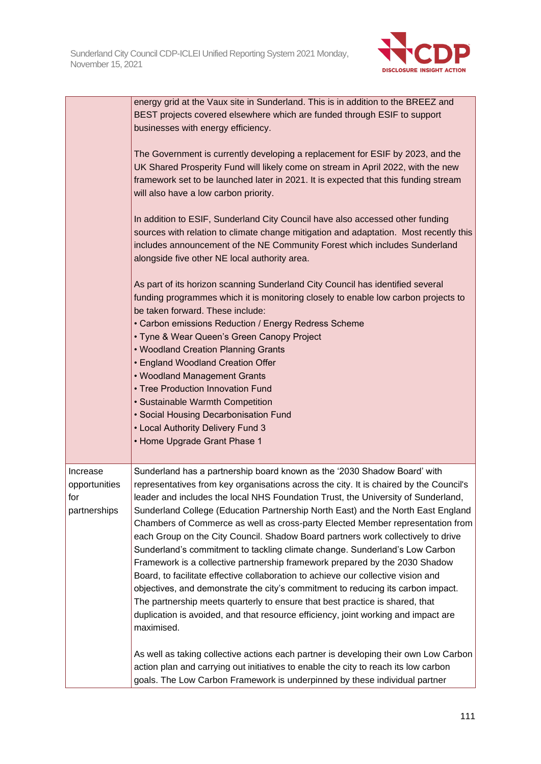| | |
|---|---|
| | energy grid at the Vaux site in Sunderland. This is in addition to the BREEZ and BEST projects covered elsewhere which are funded through ESIF to support businesses with energy efficiency.<br><br>The Government is currently developing a replacement for ESIF by 2023, and the UK Shared Prosperity Fund will likely come on stream in April 2022, with the new framework set to be launched later in 2021. It is expected that this funding stream will also have a low carbon priority.<br><br>In addition to ESIF, Sunderland City Council have also accessed other funding sources with relation to climate change mitigation and adaptation. Most recently this includes announcement of the NE Community Forest which includes Sunderland alongside five other NE local authority area.<br><br>As part of its horizon scanning Sunderland City Council has identified several funding programmes which it is monitoring closely to enable low carbon projects to be taken forward. These include:<br>• Carbon emissions Reduction / Energy Redress Scheme<br>• Tyne & Wear Queen's Green Canopy Project<br>• Woodland Creation Planning Grants<br>• England Woodland Creation Offer<br>• Woodland Management Grants<br>• Tree Production Innovation Fund<br>• Sustainable Warmth Competition<br>• Social Housing Decarbonisation Fund<br>• Local Authority Delivery Fund 3<br>• Home Upgrade Grant Phase 1 |
| Increase opportunities for partnerships | Sunderland has a partnership board known as the '2030 Shadow Board' with representatives from key organisations across the city. It is chaired by the Council's leader and includes the local NHS Foundation Trust, the University of Sunderland, Sunderland College (Education Partnership North East) and the North East England Chambers of Commerce as well as cross-party Elected Member representation from each Group on the City Council. Shadow Board partners work collectively to drive Sunderland's commitment to tackling climate change. Sunderland's Low Carbon Framework is a collective partnership framework prepared by the 2030 Shadow Board, to facilitate effective collaboration to achieve our collective vision and objectives, and demonstrate the city's commitment to reducing its carbon impact. The partnership meets quarterly to ensure that best practice is shared, that duplication is avoided, and that resource efficiency, joint working and impact are maximised.<br><br>As well as taking collective actions each partner is developing their own Low Carbon action plan and carrying out initiatives to enable the city to reach its low carbon goals. The Low Carbon Framework is underpinned by these individual partner |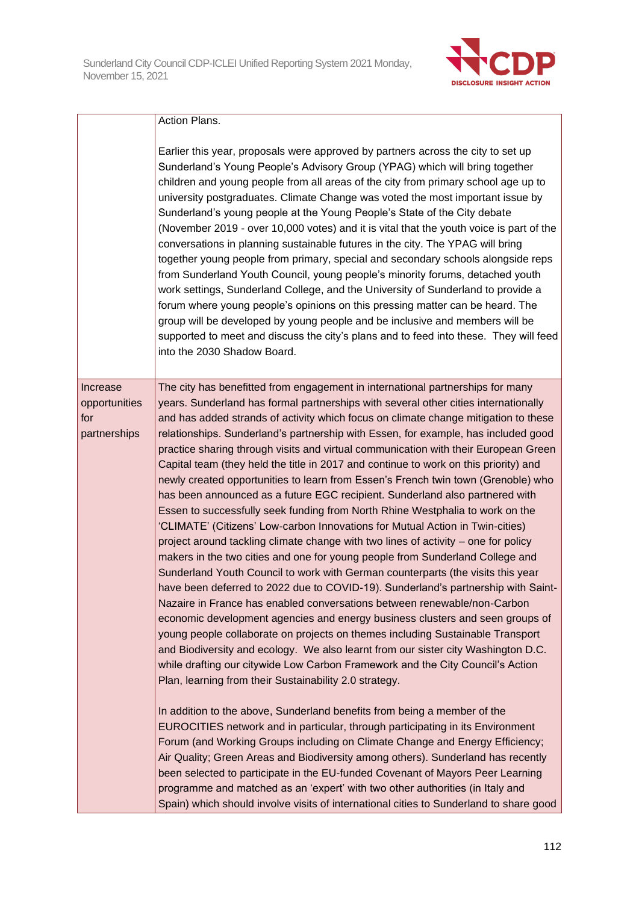| | |
|---|---|
| | Action Plans.<br><br>Earlier this year, proposals were approved by partners across the city to set up Sunderland's Young People's Advisory Group (YPAG) which will bring together children and young people from all areas of the city from primary school age up to university postgraduates. Climate Change was voted the most important issue by Sunderland's young people at the Young People's State of the City debate (November 2019 - over 10,000 votes) and it is vital that the youth voice is part of the conversations in planning sustainable futures in the city. The YPAG will bring together young people from primary, special and secondary schools alongside reps from Sunderland Youth Council, young people's minority forums, detached youth work settings, Sunderland College, and the University of Sunderland to provide a forum where young people's opinions on this pressing matter can be heard. The group will be developed by young people and be inclusive and members will be supported to meet and discuss the city's plans and to feed into these. They will feed into the 2030 Shadow Board. |
| Increase opportunities for partnerships | The city has benefitted from engagement in international partnerships for many years. Sunderland has formal partnerships with several other cities internationally and has added strands of activity which focus on climate change mitigation to these relationships. Sunderland's partnership with Essen, for example, has included good practice sharing through visits and virtual communication with their European Green Capital team (they held the title in 2017 and continue to work on this priority) and newly created opportunities to learn from Essen's French twin town (Grenoble) who has been announced as a future EGC recipient. Sunderland also partnered with Essen to successfully seek funding from North Rhine Westphalia to work on the 'CLIMATE' (Citizens' Low-carbon Innovations for Mutual Action in Twin-cities) project around tackling climate change with two lines of activity – one for policy makers in the two cities and one for young people from Sunderland College and Sunderland Youth Council to work with German counterparts (the visits this year have been deferred to 2022 due to COVID-19). Sunderland's partnership with Saint-Nazaire in France has enabled conversations between renewable/non-Carbon economic development agencies and energy business clusters and seen groups of young people collaborate on projects on themes including Sustainable Transport and Biodiversity and ecology. We also learnt from our sister city Washington D.C. while drafting our citywide Low Carbon Framework and the City Council's Action Plan, learning from their Sustainability 2.0 strategy.<br><br>In addition to the above, Sunderland benefits from being a member of the EUROCITIES network and in particular, through participating in its Environment Forum (and Working Groups including on Climate Change and Energy Efficiency; Air Quality; Green Areas and Biodiversity among others). Sunderland has recently been selected to participate in the EU-funded Covenant of Mayors Peer Learning programme and matched as an 'expert' with two other authorities (in Italy and Spain) which should involve visits of international cities to Sunderland to share good |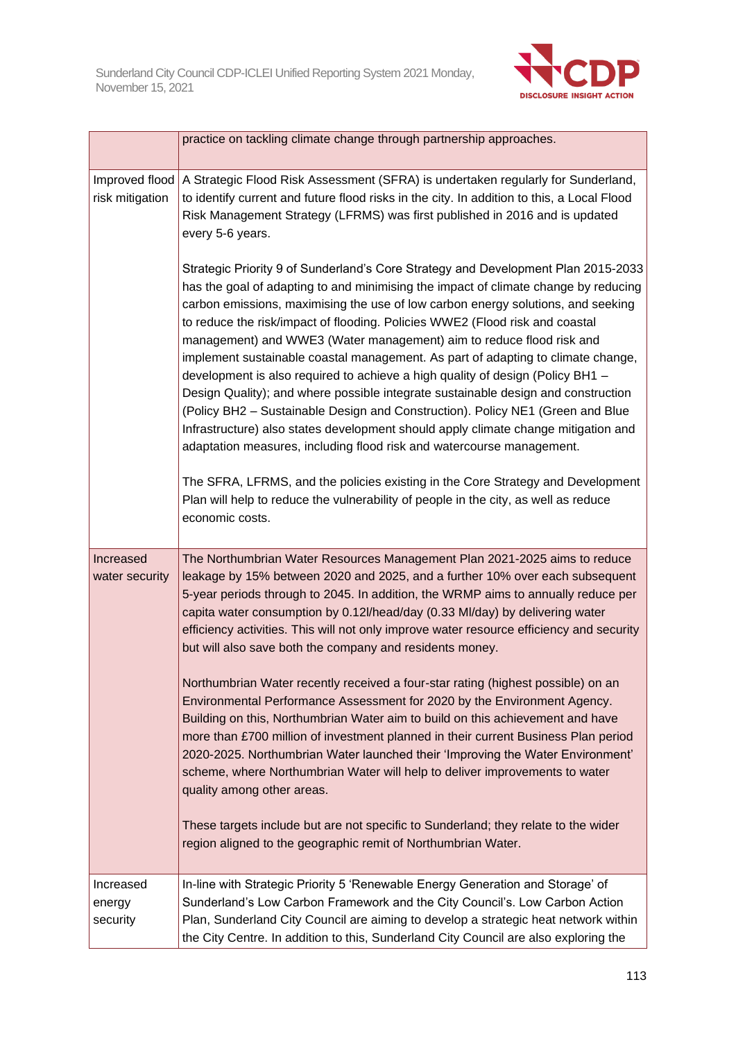| | |
|---|---|
| | practice on tackling climate change through partnership approaches. |
| Improved flood risk mitigation | A Strategic Flood Risk Assessment (SFRA) is undertaken regularly for Sunderland, to identify current and future flood risks in the city. In addition to this, a Local Flood Risk Management Strategy (LFRMS) was first published in 2016 and is updated every 5-6 years.<br><br>Strategic Priority 9 of Sunderland's Core Strategy and Development Plan 2015-2033 has the goal of adapting to and minimising the impact of climate change by reducing carbon emissions, maximising the use of low carbon energy solutions, and seeking to reduce the risk/impact of flooding. Policies WWE2 (Flood risk and coastal management) and WWE3 (Water management) aim to reduce flood risk and implement sustainable coastal management. As part of adapting to climate change, development is also required to achieve a high quality of design (Policy BH1 – Design Quality); and where possible integrate sustainable design and construction (Policy BH2 – Sustainable Design and Construction). Policy NE1 (Green and Blue Infrastructure) also states development should apply climate change mitigation and adaptation measures, including flood risk and watercourse management.<br><br>The SFRA, LFRMS, and the policies existing in the Core Strategy and Development Plan will help to reduce the vulnerability of people in the city, as well as reduce economic costs. |
| Increased water security | The Northumbrian Water Resources Management Plan 2021-2025 aims to reduce leakage by 15% between 2020 and 2025, and a further 10% over each subsequent 5-year periods through to 2045. In addition, the WRMP aims to annually reduce per capita water consumption by 0.12l/head/day (0.33 Ml/day) by delivering water efficiency activities. This will not only improve water resource efficiency and security but will also save both the company and residents money.<br><br>Northumbrian Water recently received a four-star rating (highest possible) on an Environmental Performance Assessment for 2020 by the Environment Agency. Building on this, Northumbrian Water aim to build on this achievement and have more than £700 million of investment planned in their current Business Plan period 2020-2025. Northumbrian Water launched their 'Improving the Water Environment' scheme, where Northumbrian Water will help to deliver improvements to water quality among other areas.<br><br>These targets include but are not specific to Sunderland; they relate to the wider region aligned to the geographic remit of Northumbrian Water. |
| Increased energy security | In-line with Strategic Priority 5 'Renewable Energy Generation and Storage' of Sunderland's Low Carbon Framework and the City Council's. Low Carbon Action Plan, Sunderland City Council are aiming to develop a strategic heat network within the City Centre. In addition to this, Sunderland City Council are also exploring the |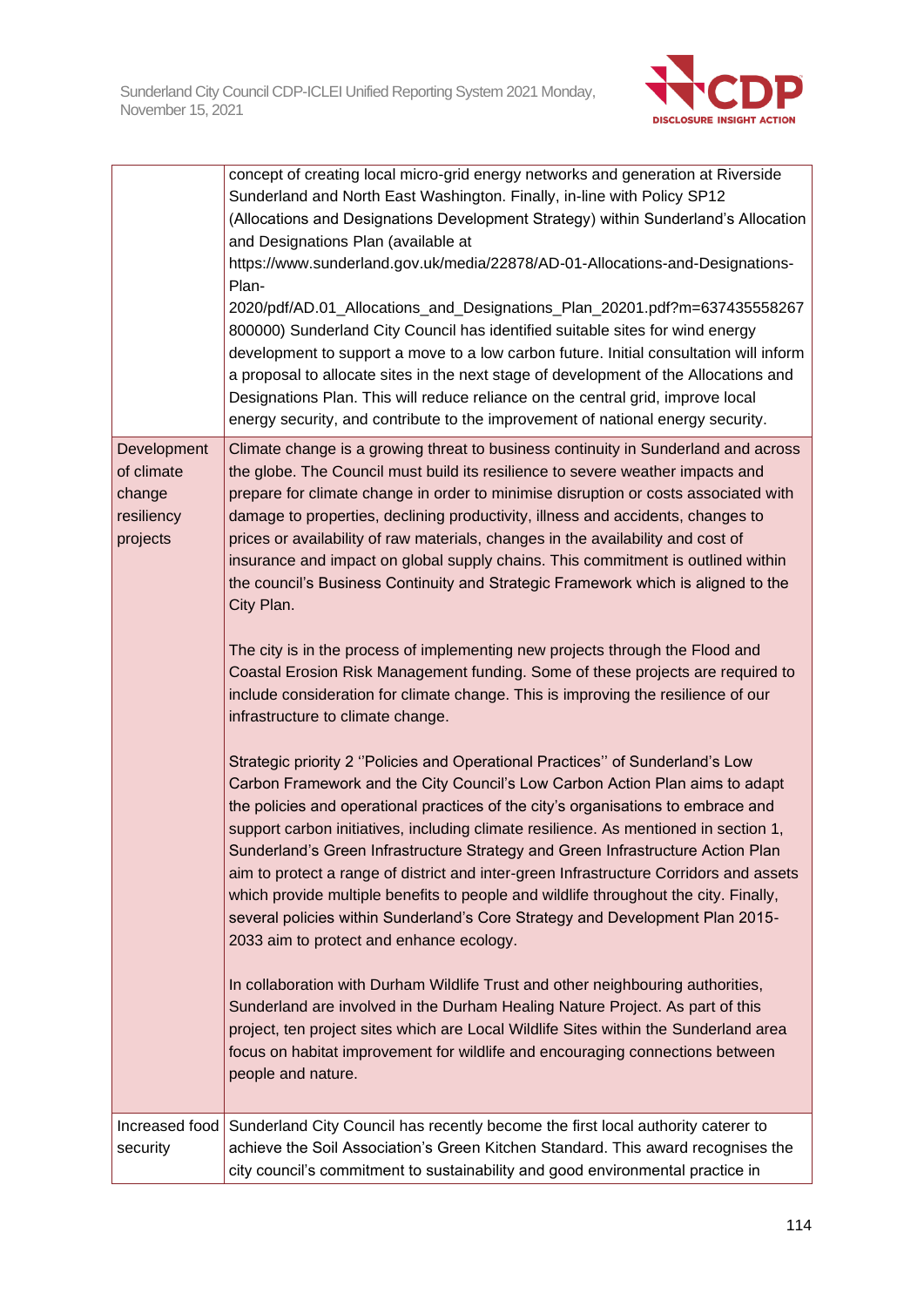| | |
|---|---|
| | concept of creating local micro-grid energy networks and generation at Riverside Sunderland and North East Washington. Finally, in-line with Policy SP12 (Allocations and Designations Development Strategy) within Sunderland's Allocation and Designations Plan (available at https://www.sunderland.gov.uk/media/22878/AD-01-Allocations-and-Designations-Plan-2020/pdf/AD.01_Allocations_and_Designations_Plan_20201.pdf?m=637435558267800000) Sunderland City Council has identified suitable sites for wind energy development to support a move to a low carbon future. Initial consultation will inform a proposal to allocate sites in the next stage of development of the Allocations and Designations Plan. This will reduce reliance on the central grid, improve local energy security, and contribute to the improvement of national energy security. |
| Development of climate change resiliency projects | Climate change is a growing threat to business continuity in Sunderland and across the globe. The Council must build its resilience to severe weather impacts and prepare for climate change in order to minimise disruption or costs associated with damage to properties, declining productivity, illness and accidents, changes to prices or availability of raw materials, changes in the availability and cost of insurance and impact on global supply chains. This commitment is outlined within the council's Business Continuity and Strategic Framework which is aligned to the City Plan.<br><br>The city is in the process of implementing new projects through the Flood and Coastal Erosion Risk Management funding. Some of these projects are required to include consideration for climate change. This is improving the resilience of our infrastructure to climate change.<br><br>Strategic priority 2 ''Policies and Operational Practices'' of Sunderland's Low Carbon Framework and the City Council's Low Carbon Action Plan aims to adapt the policies and operational practices of the city's organisations to embrace and support carbon initiatives, including climate resilience. As mentioned in section 1, Sunderland's Green Infrastructure Strategy and Green Infrastructure Action Plan aim to protect a range of district and inter-green Infrastructure Corridors and assets which provide multiple benefits to people and wildlife throughout the city. Finally, several policies within Sunderland's Core Strategy and Development Plan 2015-2033 aim to protect and enhance ecology.<br><br>In collaboration with Durham Wildlife Trust and other neighbouring authorities, Sunderland are involved in the Durham Healing Nature Project. As part of this project, ten project sites which are Local Wildlife Sites within the Sunderland area focus on habitat improvement for wildlife and encouraging connections between people and nature. |
| Increased food security | Sunderland City Council has recently become the first local authority caterer to achieve the Soil Association's Green Kitchen Standard. This award recognises the city council's commitment to sustainability and good environmental practice in |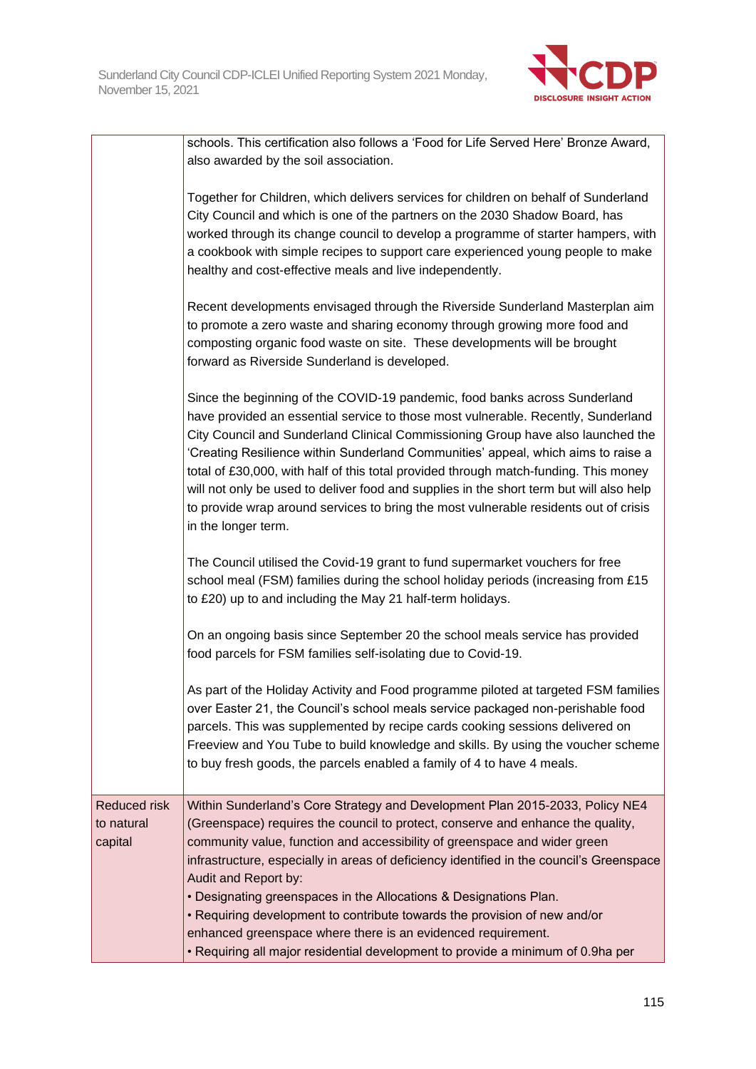| | |
|---|---|
| | schools. This certification also follows a 'Food for Life Served Here' Bronze Award, also awarded by the soil association.<br><br>Together for Children, which delivers services for children on behalf of Sunderland City Council and which is one of the partners on the 2030 Shadow Board, has worked through its change council to develop a programme of starter hampers, with a cookbook with simple recipes to support care experienced young people to make healthy and cost-effective meals and live independently.<br><br>Recent developments envisaged through the Riverside Sunderland Masterplan aim to promote a zero waste and sharing economy through growing more food and composting organic food waste on site. These developments will be brought forward as Riverside Sunderland is developed.<br><br>Since the beginning of the COVID-19 pandemic, food banks across Sunderland have provided an essential service to those most vulnerable. Recently, Sunderland City Council and Sunderland Clinical Commissioning Group have also launched the 'Creating Resilience within Sunderland Communities' appeal, which aims to raise a total of £30,000, with half of this total provided through match-funding. This money will not only be used to deliver food and supplies in the short term but will also help to provide wrap around services to bring the most vulnerable residents out of crisis in the longer term.<br><br>The Council utilised the Covid-19 grant to fund supermarket vouchers for free school meal (FSM) families during the school holiday periods (increasing from £15 to £20) up to and including the May 21 half-term holidays.<br><br>On an ongoing basis since September 20 the school meals service has provided food parcels for FSM families self-isolating due to Covid-19.<br><br>As part of the Holiday Activity and Food programme piloted at targeted FSM families over Easter 21, the Council's school meals service packaged non-perishable food parcels. This was supplemented by recipe cards cooking sessions delivered on Freeview and You Tube to build knowledge and skills. By using the voucher scheme to buy fresh goods, the parcels enabled a family of 4 to have 4 meals. |
| Reduced risk to natural capital | Within Sunderland's Core Strategy and Development Plan 2015-2033, Policy NE4 (Greenspace) requires the council to protect, conserve and enhance the quality, community value, function and accessibility of greenspace and wider green infrastructure, especially in areas of deficiency identified in the council's Greenspace Audit and Report by:<br>• Designating greenspaces in the Allocations & Designations Plan.<br>• Requiring development to contribute towards the provision of new and/or enhanced greenspace where there is an evidenced requirement.<br>• Requiring all major residential development to provide a minimum of 0.9ha per |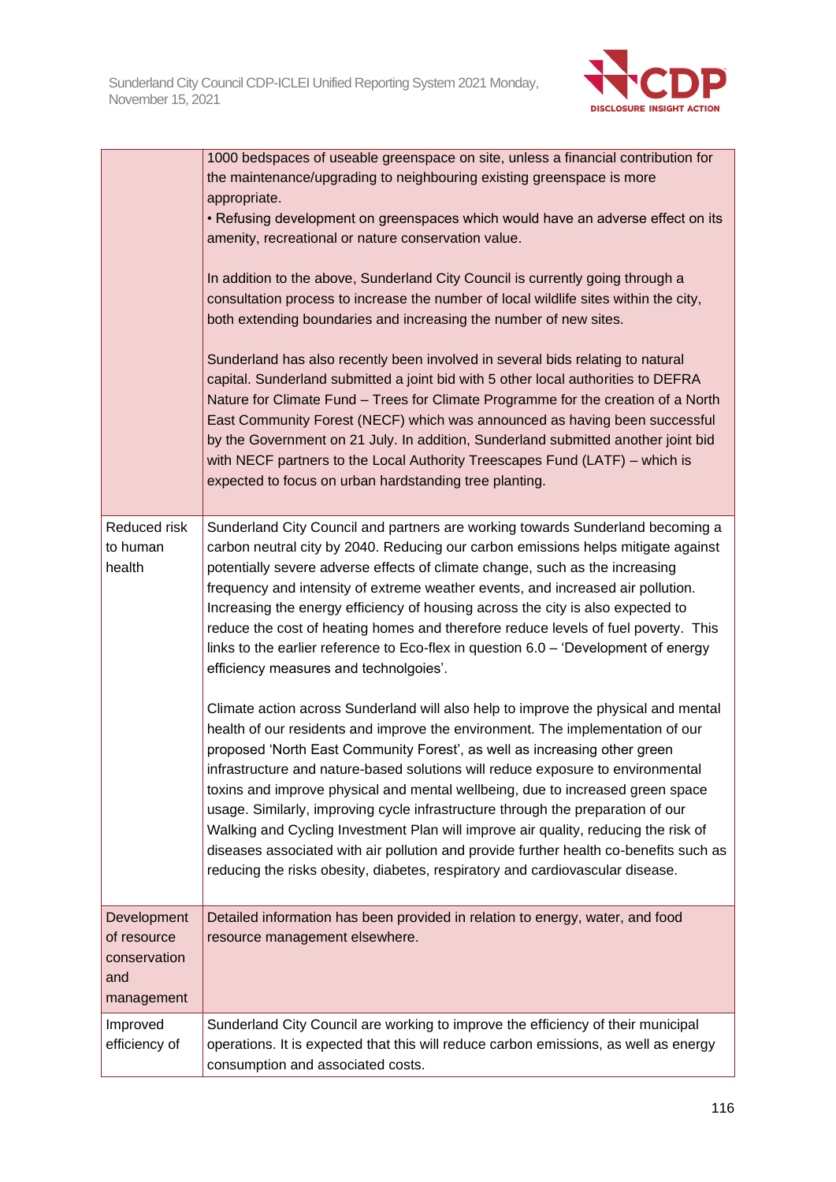| | |
|---|---|
| | 1000 bedspaces of useable greenspace on site, unless a financial contribution for the maintenance/upgrading to neighbouring existing greenspace is more appropriate.<br>• Refusing development on greenspaces which would have an adverse effect on its amenity, recreational or nature conservation value.<br><br>In addition to the above, Sunderland City Council is currently going through a consultation process to increase the number of local wildlife sites within the city, both extending boundaries and increasing the number of new sites.<br><br>Sunderland has also recently been involved in several bids relating to natural capital. Sunderland submitted a joint bid with 5 other local authorities to DEFRA Nature for Climate Fund – Trees for Climate Programme for the creation of a North East Community Forest (NECF) which was announced as having been successful by the Government on 21 July. In addition, Sunderland submitted another joint bid with NECF partners to the Local Authority Treescapes Fund (LATF) – which is expected to focus on urban hardstanding tree planting. |
| Reduced risk to human health | Sunderland City Council and partners are working towards Sunderland becoming a carbon neutral city by 2040. Reducing our carbon emissions helps mitigate against potentially severe adverse effects of climate change, such as the increasing frequency and intensity of extreme weather events, and increased air pollution. Increasing the energy efficiency of housing across the city is also expected to reduce the cost of heating homes and therefore reduce levels of fuel poverty. This links to the earlier reference to Eco-flex in question 6.0 – 'Development of energy efficiency measures and technolgoies'.<br><br>Climate action across Sunderland will also help to improve the physical and mental health of our residents and improve the environment. The implementation of our proposed 'North East Community Forest', as well as increasing other green infrastructure and nature-based solutions will reduce exposure to environmental toxins and improve physical and mental wellbeing, due to increased green space usage. Similarly, improving cycle infrastructure through the preparation of our Walking and Cycling Investment Plan will improve air quality, reducing the risk of diseases associated with air pollution and provide further health co-benefits such as reducing the risks obesity, diabetes, respiratory and cardiovascular disease. |
| Development of resource conservation and management | Detailed information has been provided in relation to energy, water, and food resource management elsewhere. |
| Improved efficiency of | Sunderland City Council are working to improve the efficiency of their municipal operations. It is expected that this will reduce carbon emissions, as well as energy consumption and associated costs. |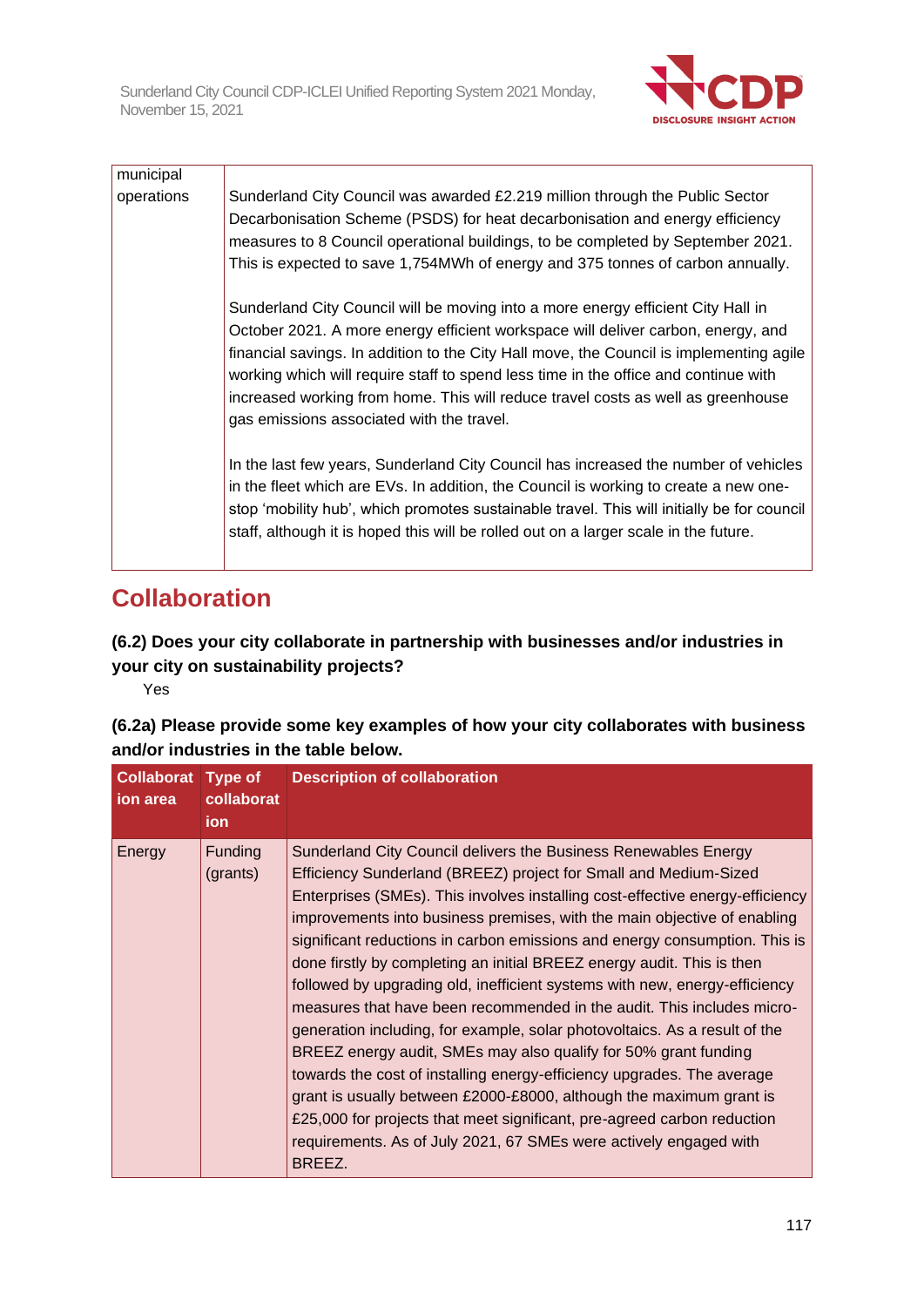| | |
|---|---|
| municipal operations | Sunderland City Council was awarded £2.219 million through the Public Sector Decarbonisation Scheme (PSDS) for heat decarbonisation and energy efficiency measures to 8 Council operational buildings, to be completed by September 2021. This is expected to save 1,754MWh of energy and 375 tonnes of carbon annually.<br><br>Sunderland City Council will be moving into a more energy efficient City Hall in October 2021. A more energy efficient workspace will deliver carbon, energy, and financial savings. In addition to the City Hall move, the Council is implementing agile working which will require staff to spend less time in the office and continue with increased working from home. This will reduce travel costs as well as greenhouse gas emissions associated with the travel.<br><br>In the last few years, Sunderland City Council has increased the number of vehicles in the fleet which are EVs. In addition, the Council is working to create a new one-stop 'mobility hub', which promotes sustainable travel. This will initially be for council staff, although it is hoped this will be rolled out on a larger scale in the future. |

# Collaboration

### (6.2) Does your city collaborate in partnership with businesses and/or industries in your city on sustainability projects?

Yes

### (6.2a) Please provide some key examples of how your city collaborates with business and/or industries in the table below.

| Collaboration area | Type of collaboration | Description of collaboration |
|---|---|---|
| Energy | Funding (grants) | Sunderland City Council delivers the Business Renewables Energy Efficiency Sunderland (BREEZ) project for Small and Medium-Sized Enterprises (SMEs). This involves installing cost-effective energy-efficiency improvements into business premises, with the main objective of enabling significant reductions in carbon emissions and energy consumption. This is done firstly by completing an initial BREEZ energy audit. This is then followed by upgrading old, inefficient systems with new, energy-efficiency measures that have been recommended in the audit. This includes micro-generation including, for example, solar photovoltaics. As a result of the BREEZ energy audit, SMEs may also qualify for 50% grant funding towards the cost of installing energy-efficiency upgrades. The average grant is usually between £2000-£8000, although the maximum grant is £25,000 for projects that meet significant, pre-agreed carbon reduction requirements. As of July 2021, 67 SMEs were actively engaged with BREEZ. |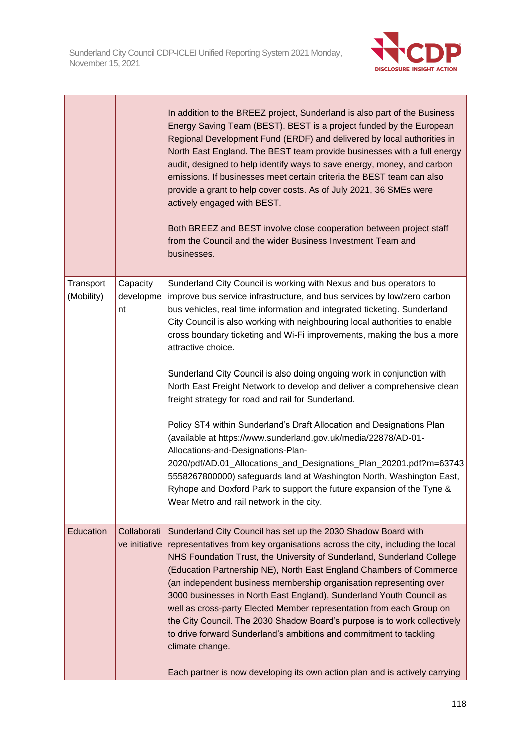| | | |
|---|---|---|
| | | In addition to the BREEZ project, Sunderland is also part of the Business Energy Saving Team (BEST). BEST is a project funded by the European Regional Development Fund (ERDF) and delivered by local authorities in North East England. The BEST team provide businesses with a full energy audit, designed to help identify ways to save energy, money, and carbon emissions. If businesses meet certain criteria the BEST team can also provide a grant to help cover costs. As of July 2021, 36 SMEs were actively engaged with BEST.<br><br>Both BREEZ and BEST involve close cooperation between project staff from the Council and the wider Business Investment Team and businesses. |
| Transport (Mobility) | Capacity development | Sunderland City Council is working with Nexus and bus operators to improve bus service infrastructure, and bus services by low/zero carbon bus vehicles, real time information and integrated ticketing. Sunderland City Council is also working with neighbouring local authorities to enable cross boundary ticketing and Wi-Fi improvements, making the bus a more attractive choice.<br><br>Sunderland City Council is also doing ongoing work in conjunction with North East Freight Network to develop and deliver a comprehensive clean freight strategy for road and rail for Sunderland.<br><br>Policy ST4 within Sunderland's Draft Allocation and Designations Plan (available at https://www.sunderland.gov.uk/media/22878/AD-01-Allocations-and-Designations-Plan-2020/pdf/AD.01_Allocations_and_Designations_Plan_20201.pdf?m=637435558267800000) safeguards land at Washington North, Washington East, Ryhope and Doxford Park to support the future expansion of the Tyne & Wear Metro and rail network in the city. |
| Education | Collaborative initiative | Sunderland City Council has set up the 2030 Shadow Board with representatives from key organisations across the city, including the local NHS Foundation Trust, the University of Sunderland, Sunderland College (Education Partnership NE), North East England Chambers of Commerce (an independent business membership organisation representing over 3000 businesses in North East England), Sunderland Youth Council as well as cross-party Elected Member representation from each Group on the City Council. The 2030 Shadow Board's purpose is to work collectively to drive forward Sunderland's ambitions and commitment to tackling climate change.<br><br>Each partner is now developing its own action plan and is actively carrying |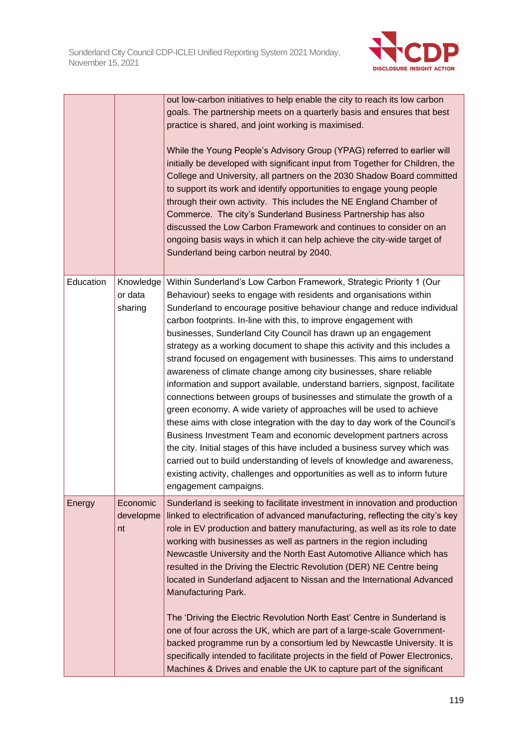| | | |
|---|---|---|
| | | out low-carbon initiatives to help enable the city to reach its low carbon goals. The partnership meets on a quarterly basis and ensures that best practice is shared, and joint working is maximised.<br><br>While the Young People's Advisory Group (YPAG) referred to earlier will initially be developed with significant input from Together for Children, the College and University, all partners on the 2030 Shadow Board committed to support its work and identify opportunities to engage young people through their own activity. This includes the NE England Chamber of Commerce. The city's Sunderland Business Partnership has also discussed the Low Carbon Framework and continues to consider on an ongoing basis ways in which it can help achieve the city-wide target of Sunderland being carbon neutral by 2040. |
| Education | Knowledge or data sharing | Within Sunderland's Low Carbon Framework, Strategic Priority 1 (Our Behaviour) seeks to engage with residents and organisations within Sunderland to encourage positive behaviour change and reduce individual carbon footprints. In-line with this, to improve engagement with businesses, Sunderland City Council has drawn up an engagement strategy as a working document to shape this activity and this includes a strand focused on engagement with businesses. This aims to understand awareness of climate change among city businesses, share reliable information and support available, understand barriers, signpost, facilitate connections between groups of businesses and stimulate the growth of a green economy. A wide variety of approaches will be used to achieve these aims with close integration with the day to day work of the Council's Business Investment Team and economic development partners across the city. Initial stages of this have included a business survey which was carried out to build understanding of levels of knowledge and awareness, existing activity, challenges and opportunities as well as to inform future engagement campaigns. |
| Energy | Economic development | Sunderland is seeking to facilitate investment in innovation and production linked to electrification of advanced manufacturing, reflecting the city's key role in EV production and battery manufacturing, as well as its role to date working with businesses as well as partners in the region including Newcastle University and the North East Automotive Alliance which has resulted in the Driving the Electric Revolution (DER) NE Centre being located in Sunderland adjacent to Nissan and the International Advanced Manufacturing Park.<br><br>The 'Driving the Electric Revolution North East' Centre in Sunderland is one of four across the UK, which are part of a large-scale Government-backed programme run by a consortium led by Newcastle University. It is specifically intended to facilitate projects in the field of Power Electronics, Machines & Drives and enable the UK to capture part of the significant |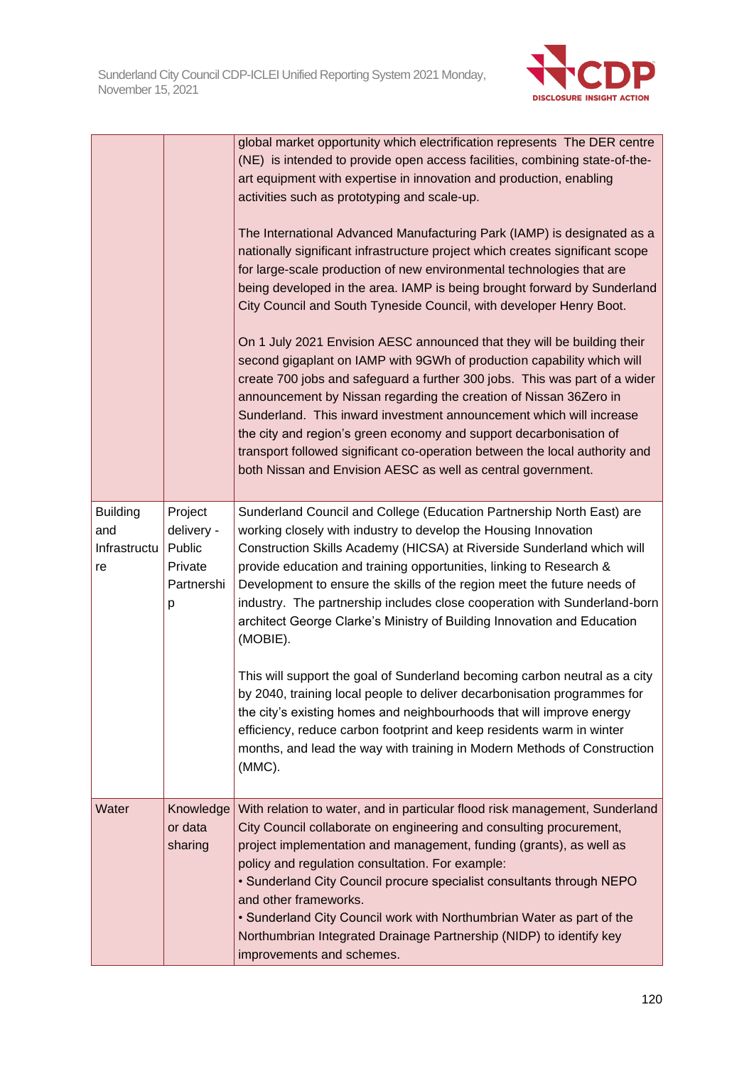| | | |
|---|---|---|
| | | global market opportunity which electrification represents  The DER centre (NE)  is intended to provide open access facilities, combining state-of-the-art equipment with expertise in innovation and production, enabling activities such as prototyping and scale-up.<br><br>The International Advanced Manufacturing Park (IAMP) is designated as a nationally significant infrastructure project which creates significant scope for large-scale production of new environmental technologies that are being developed in the area. IAMP is being brought forward by Sunderland City Council and South Tyneside Council, with developer Henry Boot.<br><br>On 1 July 2021 Envision AESC announced that they will be building their second gigaplant on IAMP with 9GWh of production capability which will create 700 jobs and safeguard a further 300 jobs.  This was part of a wider announcement by Nissan regarding the creation of Nissan 36Zero in Sunderland.  This inward investment announcement which will increase the city and region's green economy and support decarbonisation of transport followed significant co-operation between the local authority and both Nissan and Envision AESC as well as central government. |
| Building and Infrastructure | Project delivery - Public Private Partnership | Sunderland Council and College (Education Partnership North East) are working closely with industry to develop the Housing Innovation Construction Skills Academy (HICSA) at Riverside Sunderland which will provide education and training opportunities, linking to Research & Development to ensure the skills of the region meet the future needs of industry.  The partnership includes close cooperation with Sunderland-born architect George Clarke's Ministry of Building Innovation and Education (MOBIE).<br><br>This will support the goal of Sunderland becoming carbon neutral as a city by 2040, training local people to deliver decarbonisation programmes for the city's existing homes and neighbourhoods that will improve energy efficiency, reduce carbon footprint and keep residents warm in winter months, and lead the way with training in Modern Methods of Construction (MMC). |
| Water | Knowledge or data sharing | With relation to water, and in particular flood risk management, Sunderland City Council collaborate on engineering and consulting procurement, project implementation and management, funding (grants), as well as policy and regulation consultation. For example:<br>• Sunderland City Council procure specialist consultants through NEPO and other frameworks.<br>• Sunderland City Council work with Northumbrian Water as part of the Northumbrian Integrated Drainage Partnership (NIDP) to identify key improvements and schemes. |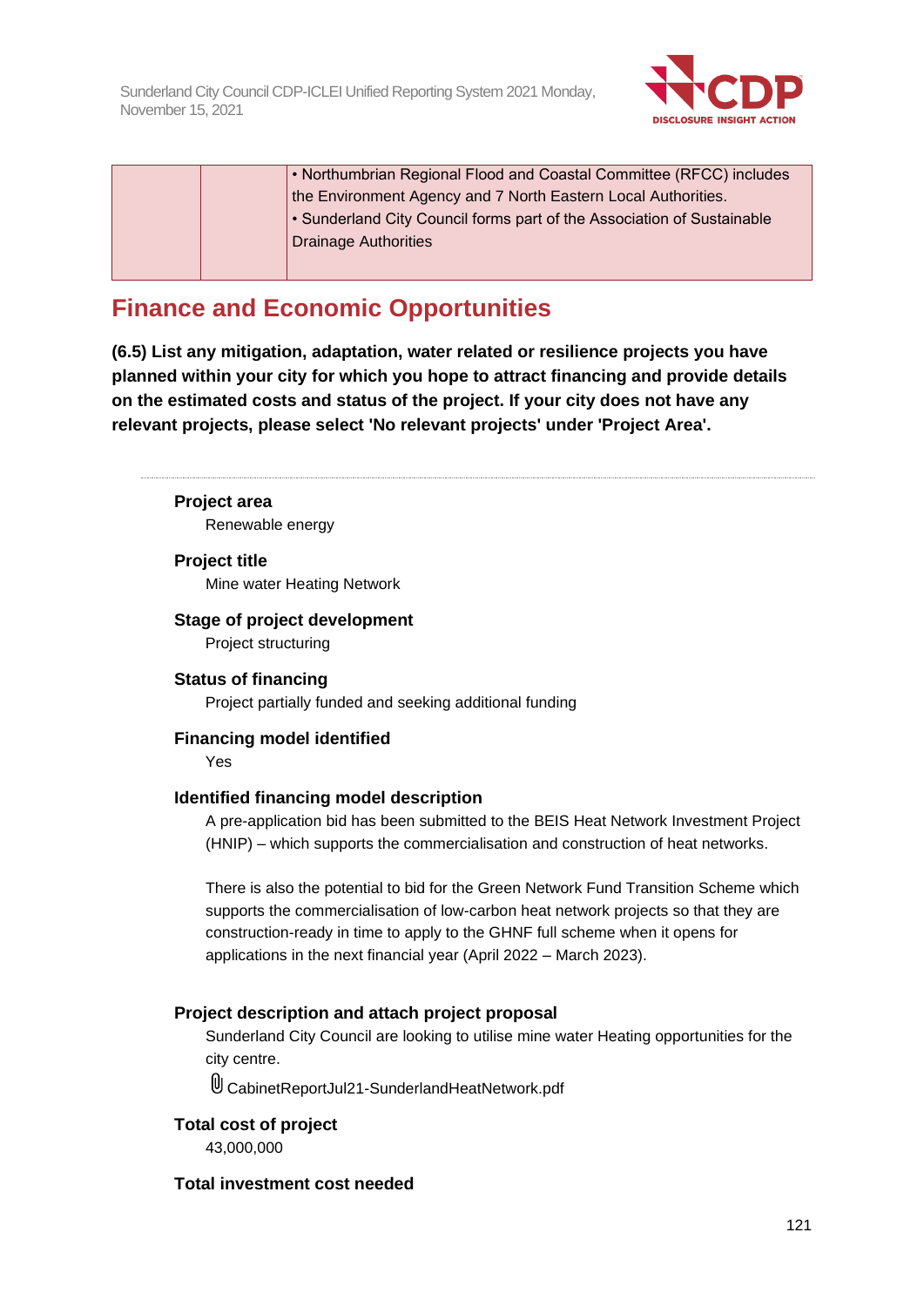| | | |
|---|---|---|
| | | • Northumbrian Regional Flood and Coastal Committee (RFCC) includes the Environment Agency and 7 North Eastern Local Authorities.<br>• Sunderland City Council forms part of the Association of Sustainable Drainage Authorities |

# Finance and Economic Opportunities

**(6.5) List any mitigation, adaptation, water related or resilience projects you have planned within your city for which you hope to attract financing and provide details on the estimated costs and status of the project. If your city does not have any relevant projects, please select 'No relevant projects' under 'Project Area'.**

**Project area**

Renewable energy

**Project title**

Mine water Heating Network

**Stage of project development**

Project structuring

**Status of financing**

Project partially funded and seeking additional funding

**Financing model identified**

Yes

**Identified financing model description**

A pre-application bid has been submitted to the BEIS Heat Network Investment Project (HNIP) – which supports the commercialisation and construction of heat networks.

There is also the potential to bid for the Green Network Fund Transition Scheme which supports the commercialisation of low-carbon heat network projects so that they are construction-ready in time to apply to the GHNF full scheme when it opens for applications in the next financial year (April 2022 – March 2023).

**Project description and attach project proposal**

Sunderland City Council are looking to utilise mine water Heating opportunities for the city centre.

CabinetReportJul21-SunderlandHeatNetwork.pdf

**Total cost of project**

43,000,000

**Total investment cost needed**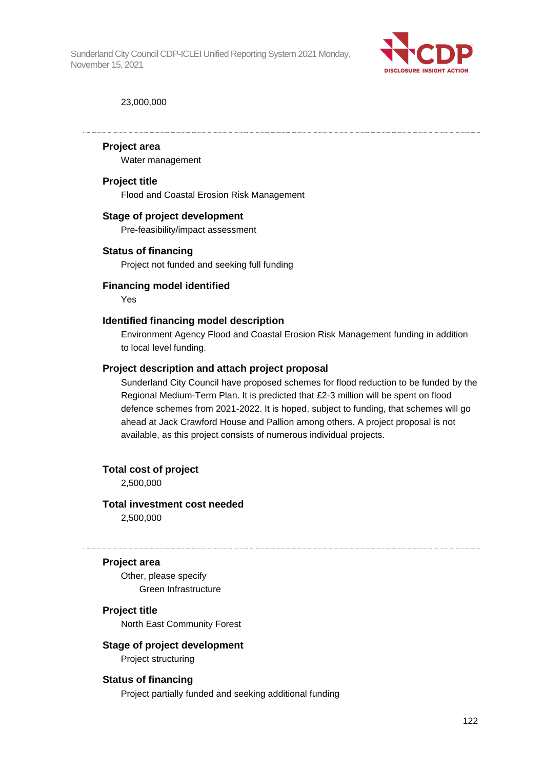23,000,000

---

**Project area**

Water management

**Project title**

Flood and Coastal Erosion Risk Management

**Stage of project development**

Pre-feasibility/impact assessment

**Status of financing**

Project not funded and seeking full funding

**Financing model identified**

Yes

**Identified financing model description**

Environment Agency Flood and Coastal Erosion Risk Management funding in addition to local level funding.

**Project description and attach project proposal**

Sunderland City Council have proposed schemes for flood reduction to be funded by the Regional Medium-Term Plan. It is predicted that £2-3 million will be spent on flood defence schemes from 2021-2022. It is hoped, subject to funding, that schemes will go ahead at Jack Crawford House and Pallion among others. A project proposal is not available, as this project consists of numerous individual projects.

**Total cost of project**

2,500,000

**Total investment cost needed**

2,500,000

---

**Project area**

Other, please specify

Green Infrastructure

**Project title**

North East Community Forest

**Stage of project development**

Project structuring

**Status of financing**

Project partially funded and seeking additional funding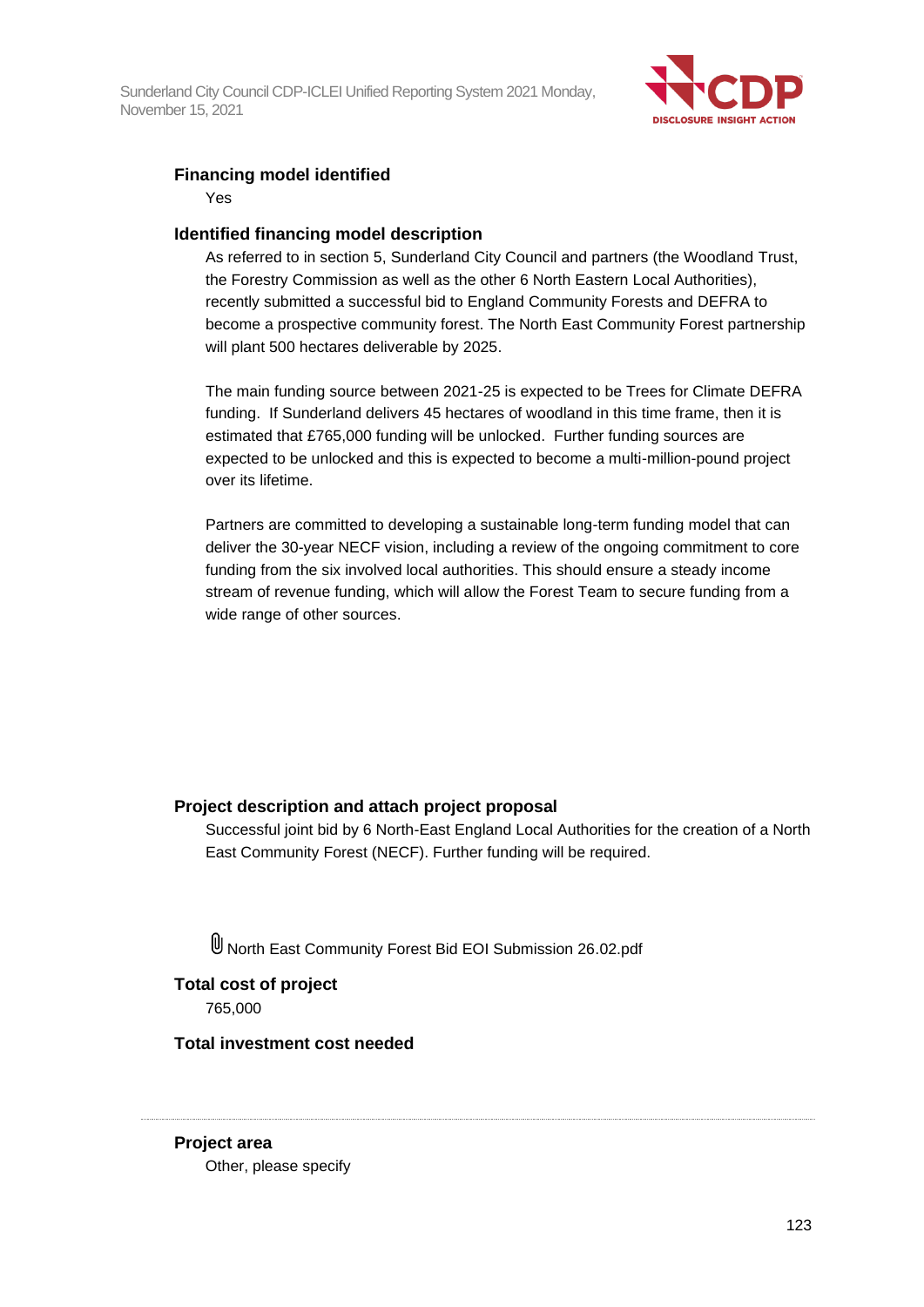**Financing model identified**

Yes

**Identified financing model description**

As referred to in section 5, Sunderland City Council and partners (the Woodland Trust, the Forestry Commission as well as the other 6 North Eastern Local Authorities), recently submitted a successful bid to England Community Forests and DEFRA to become a prospective community forest. The North East Community Forest partnership will plant 500 hectares deliverable by 2025.

The main funding source between 2021-25 is expected to be Trees for Climate DEFRA funding. If Sunderland delivers 45 hectares of woodland in this time frame, then it is estimated that £765,000 funding will be unlocked. Further funding sources are expected to be unlocked and this is expected to become a multi-million-pound project over its lifetime.

Partners are committed to developing a sustainable long-term funding model that can deliver the 30-year NECF vision, including a review of the ongoing commitment to core funding from the six involved local authorities. This should ensure a steady income stream of revenue funding, which will allow the Forest Team to secure funding from a wide range of other sources.

**Project description and attach project proposal**

Successful joint bid by 6 North-East England Local Authorities for the creation of a North East Community Forest (NECF). Further funding will be required.

North East Community Forest Bid EOI Submission 26.02.pdf

**Total cost of project**

765,000

**Total investment cost needed**

---

**Project area**

Other, please specify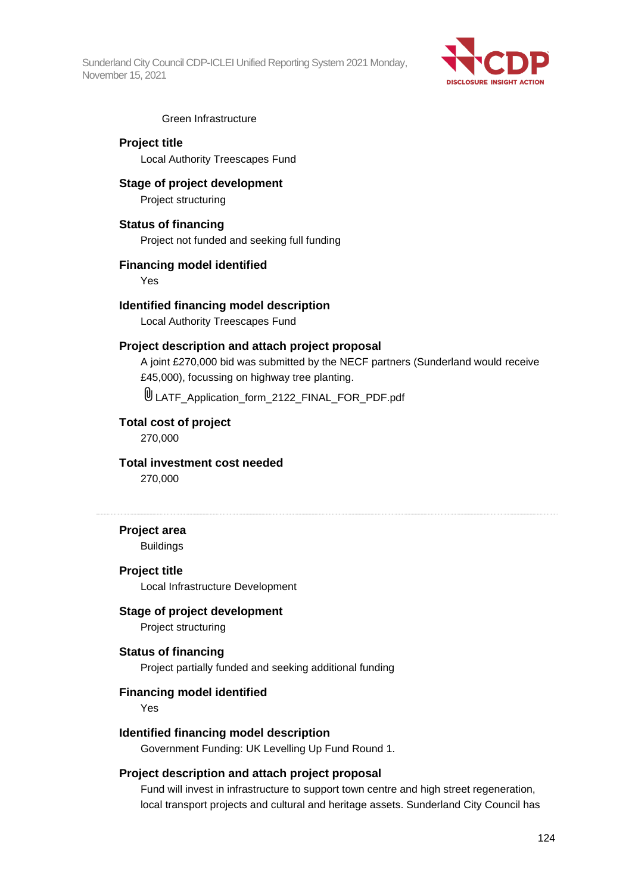Green Infrastructure

**Project title**

Local Authority Treescapes Fund

**Stage of project development**

Project structuring

**Status of financing**

Project not funded and seeking full funding

**Financing model identified**

Yes

**Identified financing model description**

Local Authority Treescapes Fund

**Project description and attach project proposal**

A joint £270,000 bid was submitted by the NECF partners (Sunderland would receive £45,000), focussing on highway tree planting.

LATF_Application_form_2122_FINAL_FOR_PDF.pdf

**Total cost of project**

270,000

**Total investment cost needed**

270,000

---

**Project area**

Buildings

**Project title**

Local Infrastructure Development

**Stage of project development**

Project structuring

**Status of financing**

Project partially funded and seeking additional funding

**Financing model identified**

Yes

**Identified financing model description**

Government Funding: UK Levelling Up Fund Round 1.

**Project description and attach project proposal**

Fund will invest in infrastructure to support town centre and high street regeneration, local transport projects and cultural and heritage assets. Sunderland City Council has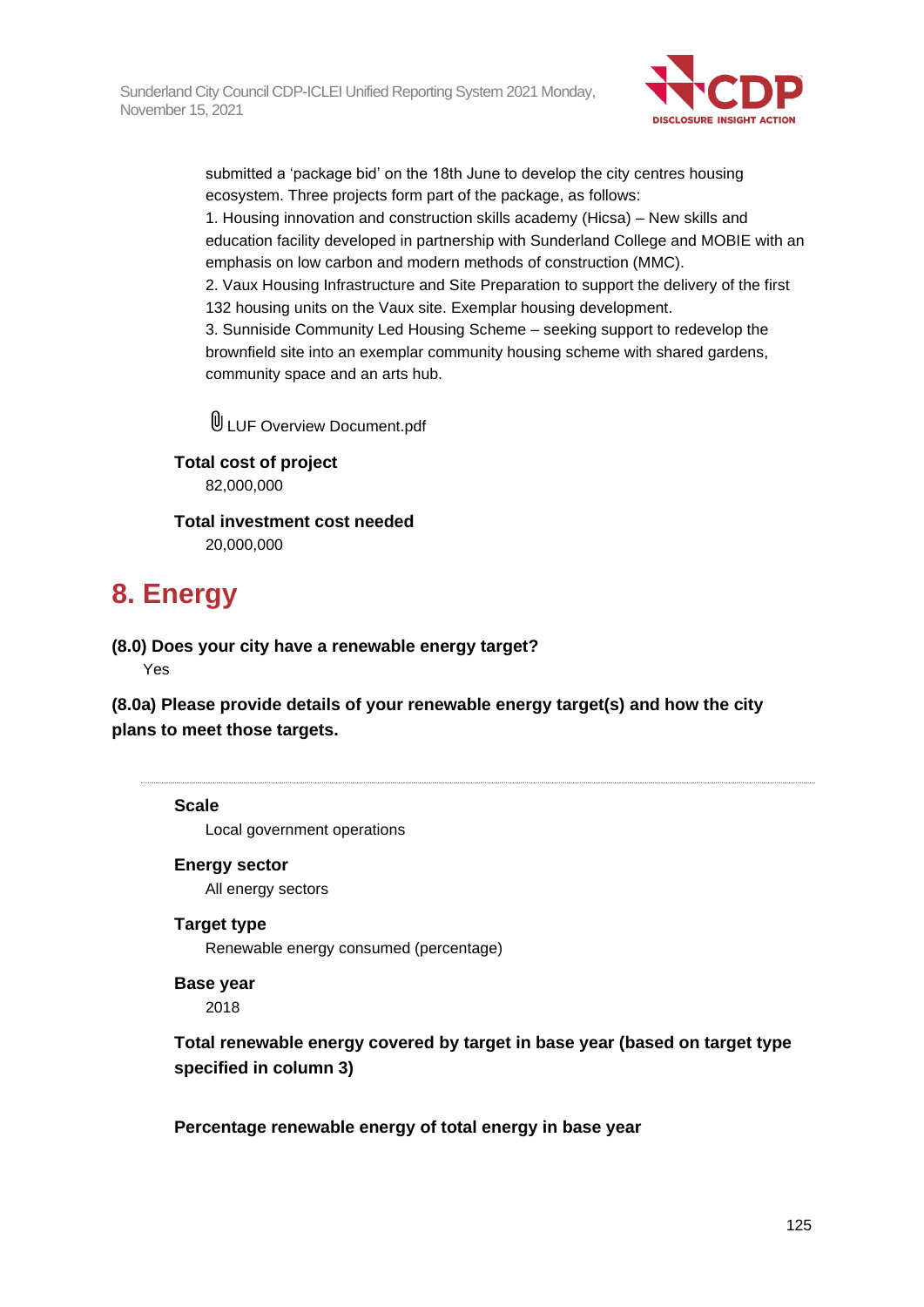submitted a 'package bid' on the 18th June to develop the city centres housing ecosystem. Three projects form part of the package, as follows:
1. Housing innovation and construction skills academy (Hicsa) – New skills and education facility developed in partnership with Sunderland College and MOBIE with an emphasis on low carbon and modern methods of construction (MMC).
2. Vaux Housing Infrastructure and Site Preparation to support the delivery of the first 132 housing units on the Vaux site. Exemplar housing development.
3. Sunniside Community Led Housing Scheme – seeking support to redevelop the brownfield site into an exemplar community housing scheme with shared gardens, community space and an arts hub.

LUF Overview Document.pdf

**Total cost of project**

82,000,000

**Total investment cost needed**

20,000,000

# 8. Energy

**(8.0) Does your city have a renewable energy target?**

Yes

**(8.0a) Please provide details of your renewable energy target(s) and how the city plans to meet those targets.**

---

**Scale**

Local government operations

**Energy sector**

All energy sectors

**Target type**

Renewable energy consumed (percentage)

**Base year**

2018

**Total renewable energy covered by target in base year (based on target type specified in column 3)**

**Percentage renewable energy of total energy in base year**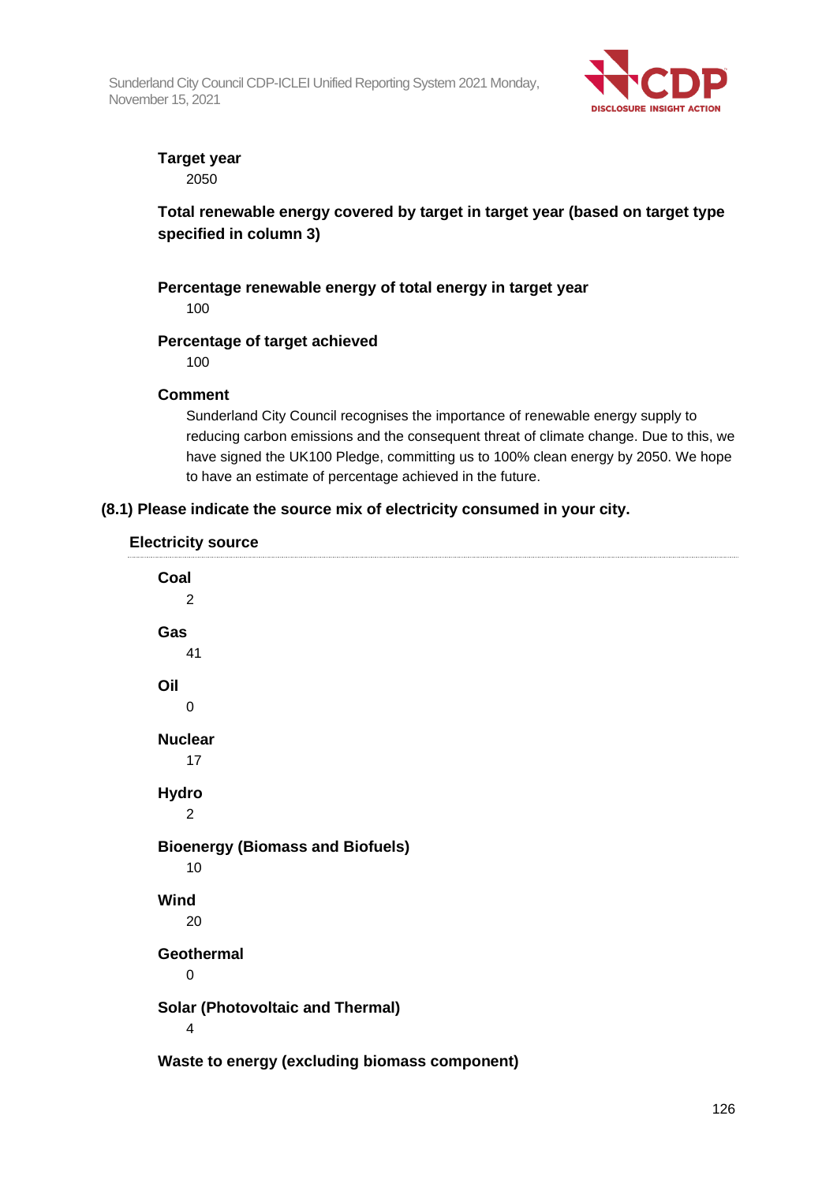**Target year**

2050

**Total renewable energy covered by target in target year (based on target type specified in column 3)**

**Percentage renewable energy of total energy in target year**

100

**Percentage of target achieved**

100

**Comment**

Sunderland City Council recognises the importance of renewable energy supply to reducing carbon emissions and the consequent threat of climate change. Due to this, we have signed the UK100 Pledge, committing us to 100% clean energy by 2050. We hope to have an estimate of percentage achieved in the future.

### (8.1) Please indicate the source mix of electricity consumed in your city.

**Electricity source**

---

**Coal**

2

**Gas**

41

**Oil**

0

**Nuclear**

17

**Hydro**

2

**Bioenergy (Biomass and Biofuels)**

10

**Wind**

20

**Geothermal**

0

**Solar (Photovoltaic and Thermal)**

4

**Waste to energy (excluding biomass component)**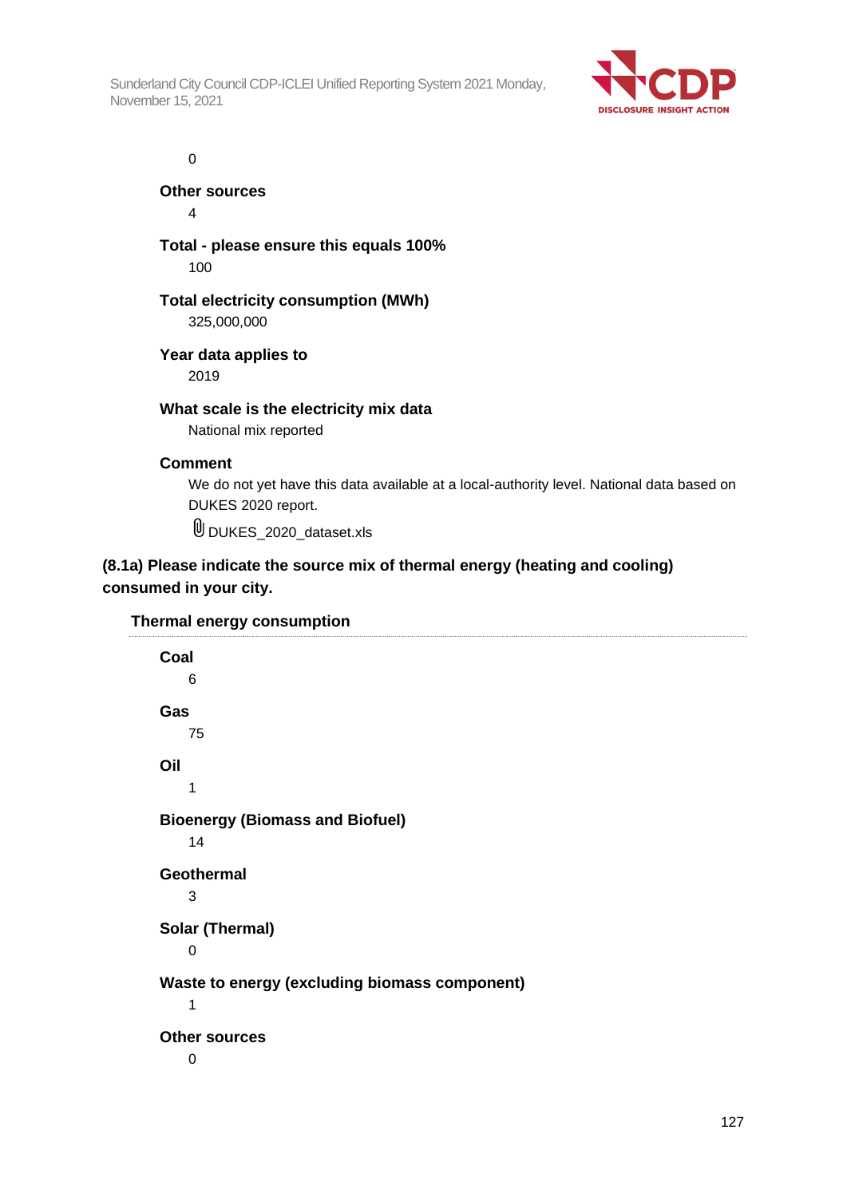0

**Other sources**

4

**Total - please ensure this equals 100%**

100

**Total electricity consumption (MWh)**

325,000,000

**Year data applies to**

2019

**What scale is the electricity mix data**

National mix reported

**Comment**

We do not yet have this data available at a local-authority level. National data based on DUKES 2020 report.

DUKES_2020_dataset.xls

### (8.1a) Please indicate the source mix of thermal energy (heating and cooling) consumed in your city.

**Thermal energy consumption**

**Coal**

6

**Gas**

75

**Oil**

1

**Bioenergy (Biomass and Biofuel)**

14

**Geothermal**

3

**Solar (Thermal)**

0

**Waste to energy (excluding biomass component)**

1

**Other sources**

0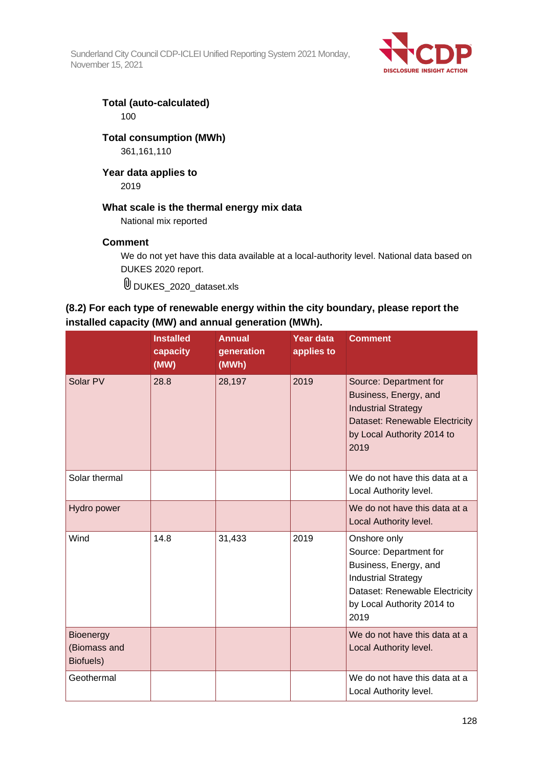**Total (auto-calculated)**

100

**Total consumption (MWh)**

361,161,110

**Year data applies to**

2019

**What scale is the thermal energy mix data**

National mix reported

**Comment**

We do not yet have this data available at a local-authority level. National data based on DUKES 2020 report.

DUKES_2020_dataset.xls

### (8.2) For each type of renewable energy within the city boundary, please report the installed capacity (MW) and annual generation (MWh).

| | Installed capacity (MW) | Annual generation (MWh) | Year data applies to | Comment |
|---|---|---|---|---|
| Solar PV | 28.8 | 28,197 | 2019 | Source: Department for Business, Energy, and Industrial Strategy Dataset: Renewable Electricity by Local Authority 2014 to 2019 |
| Solar thermal | | | | We do not have this data at a Local Authority level. |
| Hydro power | | | | We do not have this data at a Local Authority level. |
| Wind | 14.8 | 31,433 | 2019 | Onshore only Source: Department for Business, Energy, and Industrial Strategy Dataset: Renewable Electricity by Local Authority 2014 to 2019 |
| Bioenergy (Biomass and Biofuels) | | | | We do not have this data at a Local Authority level. |
| Geothermal | | | | We do not have this data at a Local Authority level. |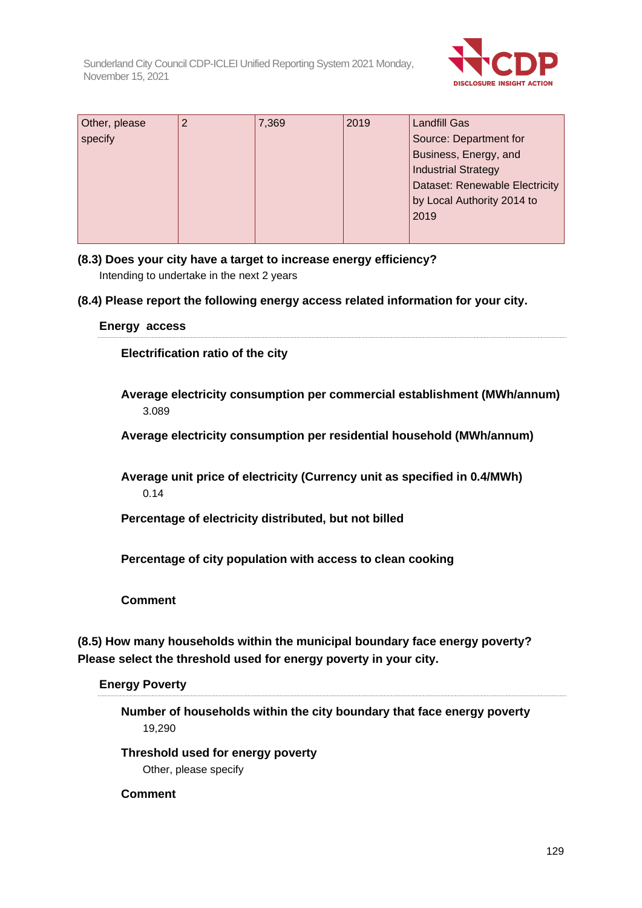| | | | | |
|---|---|---|---|---|
| Other, please specify | 2 | 7,369 | 2019 | Landfill Gas<br>Source: Department for Business, Energy, and Industrial Strategy<br>Dataset: Renewable Electricity by Local Authority 2014 to 2019 |

**(8.3) Does your city have a target to increase energy efficiency?**

Intending to undertake in the next 2 years

**(8.4) Please report the following energy access related information for your city.**

**Energy access**

**Electrification ratio of the city**

**Average electricity consumption per commercial establishment (MWh/annum)**

3.089

**Average electricity consumption per residential household (MWh/annum)**

**Average unit price of electricity (Currency unit as specified in 0.4/MWh)**

0.14

**Percentage of electricity distributed, but not billed**

**Percentage of city population with access to clean cooking**

**Comment**

**(8.5) How many households within the municipal boundary face energy poverty? Please select the threshold used for energy poverty in your city.**

**Energy Poverty**

**Number of households within the city boundary that face energy poverty**

19,290

**Threshold used for energy poverty**

Other, please specify

**Comment**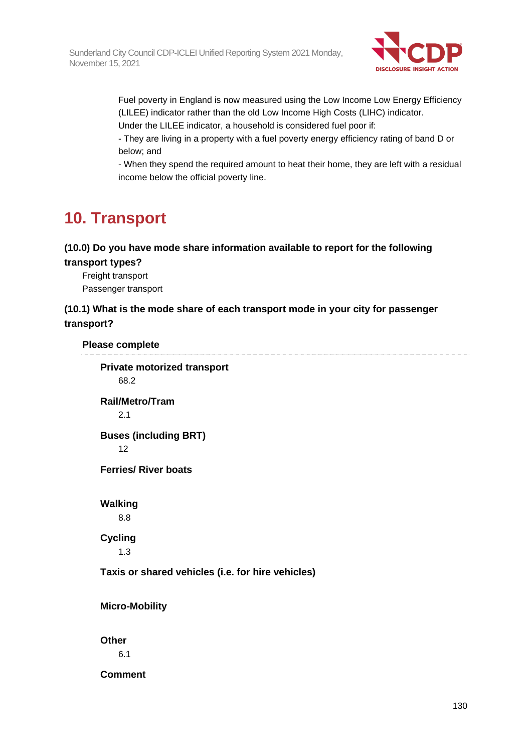Fuel poverty in England is now measured using the Low Income Low Energy Efficiency (LILEE) indicator rather than the old Low Income High Costs (LIHC) indicator.
Under the LILEE indicator, a household is considered fuel poor if:
- They are living in a property with a fuel poverty energy efficiency rating of band D or below; and
- When they spend the required amount to heat their home, they are left with a residual income below the official poverty line.

# 10. Transport

### (10.0) Do you have mode share information available to report for the following transport types?

Freight transport
Passenger transport

### (10.1) What is the mode share of each transport mode in your city for passenger transport?

**Please complete**

**Private motorized transport**
68.2

**Rail/Metro/Tram**
2.1

**Buses (including BRT)**
12

**Ferries/ River boats**

**Walking**
8.8

**Cycling**
1.3

**Taxis or shared vehicles (i.e. for hire vehicles)**

**Micro-Mobility**

**Other**
6.1

**Comment**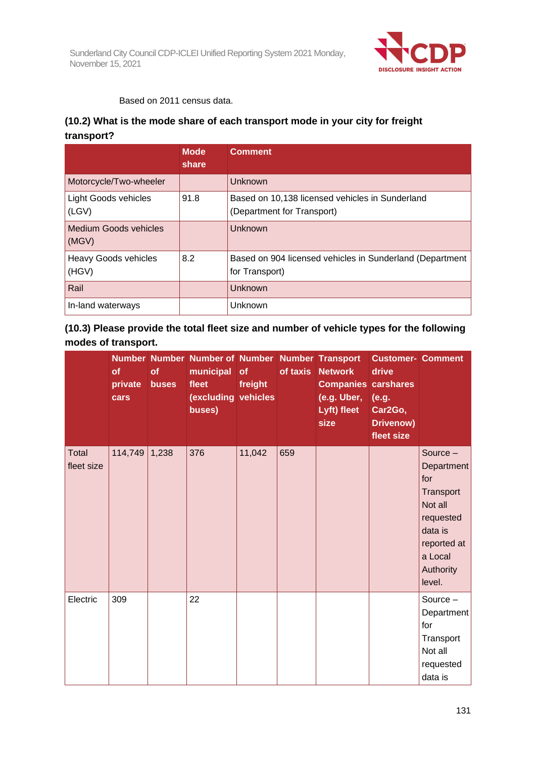Based on 2011 census data.

### (10.2) What is the mode share of each transport mode in your city for freight transport?

| | Mode share | Comment |
|---|---|---|
| Motorcycle/Two-wheeler | | Unknown |
| Light Goods vehicles (LGV) | 91.8 | Based on 10,138 licensed vehicles in Sunderland (Department for Transport) |
| Medium Goods vehicles (MGV) | | Unknown |
| Heavy Goods vehicles (HGV) | 8.2 | Based on 904 licensed vehicles in Sunderland (Department for Transport) |
| Rail | | Unknown |
| In-land waterways | | Unknown |

### (10.3) Please provide the total fleet size and number of vehicle types for the following modes of transport.

| | Number of private cars | Number of buses | Number of municipal fleet (excluding buses) | Number of freight vehicles | Number of taxis | Transport Network Companies (e.g. Uber, Lyft) fleet size | Customer-drive carshares (e.g. Car2Go, Drivenow) fleet size | Comment |
|---|---|---|---|---|---|---|---|---|
| Total fleet size | 114,749 | 1,238 | 376 | 11,042 | 659 | | | Source – Department for Transport Not all requested data is reported at a Local Authority level. |
| Electric | 309 | | 22 | | | | | Source – Department for Transport Not all requested data is |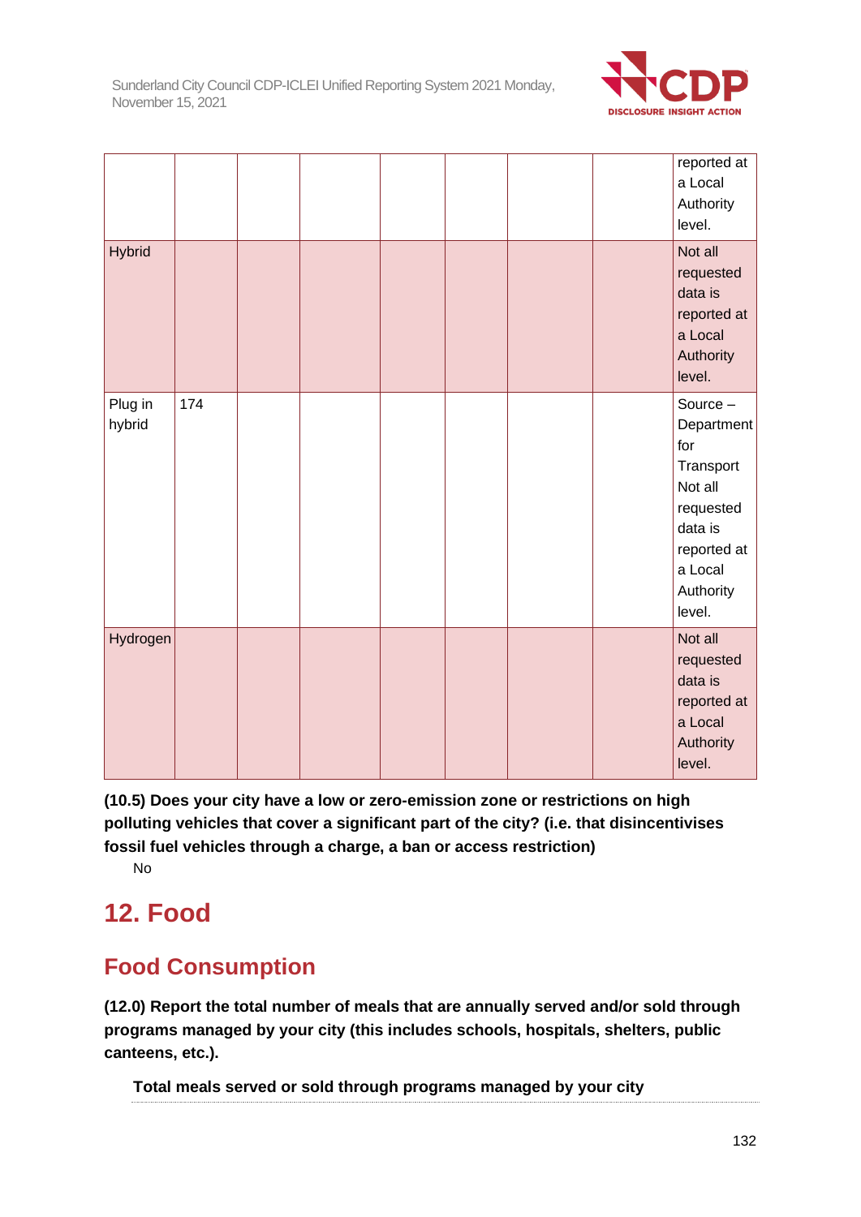| | | | | | | | | |
|---|---|---|---|---|---|---|---|---|
| | | | | | | | | reported at a Local Authority level. |
| Hybrid | | | | | | | | Not all requested data is reported at a Local Authority level. |
| Plug in hybrid | 174 | | | | | | | Source – Department for Transport Not all requested data is reported at a Local Authority level. |
| Hydrogen | | | | | | | | Not all requested data is reported at a Local Authority level. |

**(10.5) Does your city have a low or zero-emission zone or restrictions on high polluting vehicles that cover a significant part of the city? (i.e. that disincentivises fossil fuel vehicles through a charge, a ban or access restriction)**

No

# 12. Food

## Food Consumption

**(12.0) Report the total number of meals that are annually served and/or sold through programs managed by your city (this includes schools, hospitals, shelters, public canteens, etc.).**

**Total meals served or sold through programs managed by your city**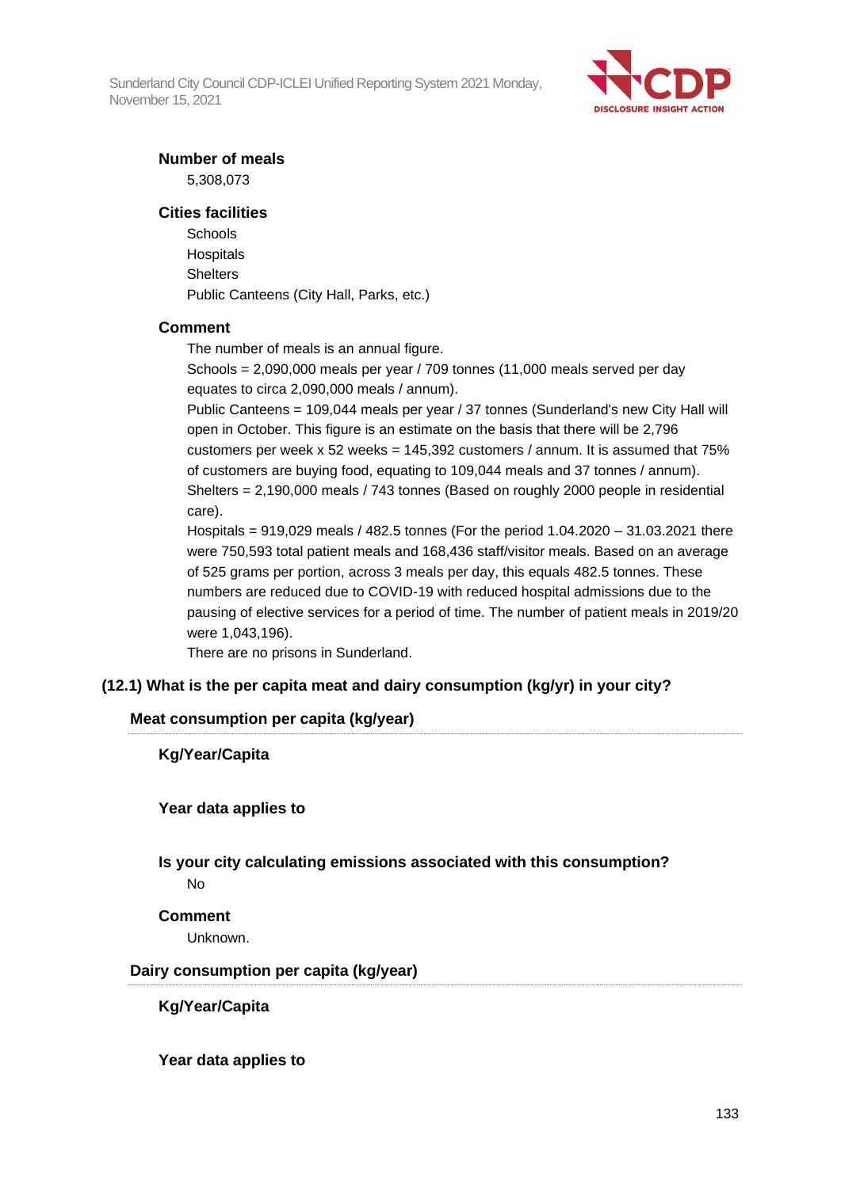**Number of meals**

5,308,073

**Cities facilities**

Schools
Hospitals
Shelters
Public Canteens (City Hall, Parks, etc.)

**Comment**

The number of meals is an annual figure.
Schools = 2,090,000 meals per year / 709 tonnes (11,000 meals served per day equates to circa 2,090,000 meals / annum).
Public Canteens = 109,044 meals per year / 37 tonnes (Sunderland's new City Hall will open in October. This figure is an estimate on the basis that there will be 2,796 customers per week x 52 weeks = 145,392 customers / annum. It is assumed that 75% of customers are buying food, equating to 109,044 meals and 37 tonnes / annum).
Shelters = 2,190,000 meals / 743 tonnes (Based on roughly 2000 people in residential care).
Hospitals = 919,029 meals / 482.5 tonnes (For the period 1.04.2020 – 31.03.2021 there were 750,593 total patient meals and 168,436 staff/visitor meals. Based on an average of 525 grams per portion, across 3 meals per day, this equals 482.5 tonnes. These numbers are reduced due to COVID-19 with reduced hospital admissions due to the pausing of elective services for a period of time. The number of patient meals in 2019/20 were 1,043,196).
There are no prisons in Sunderland.

### (12.1) What is the per capita meat and dairy consumption (kg/yr) in your city?

**Meat consumption per capita (kg/year)**

---

**Kg/Year/Capita**

**Year data applies to**

**Is your city calculating emissions associated with this consumption?**

No

**Comment**

Unknown.

**Dairy consumption per capita (kg/year)**

---

**Kg/Year/Capita**

**Year data applies to**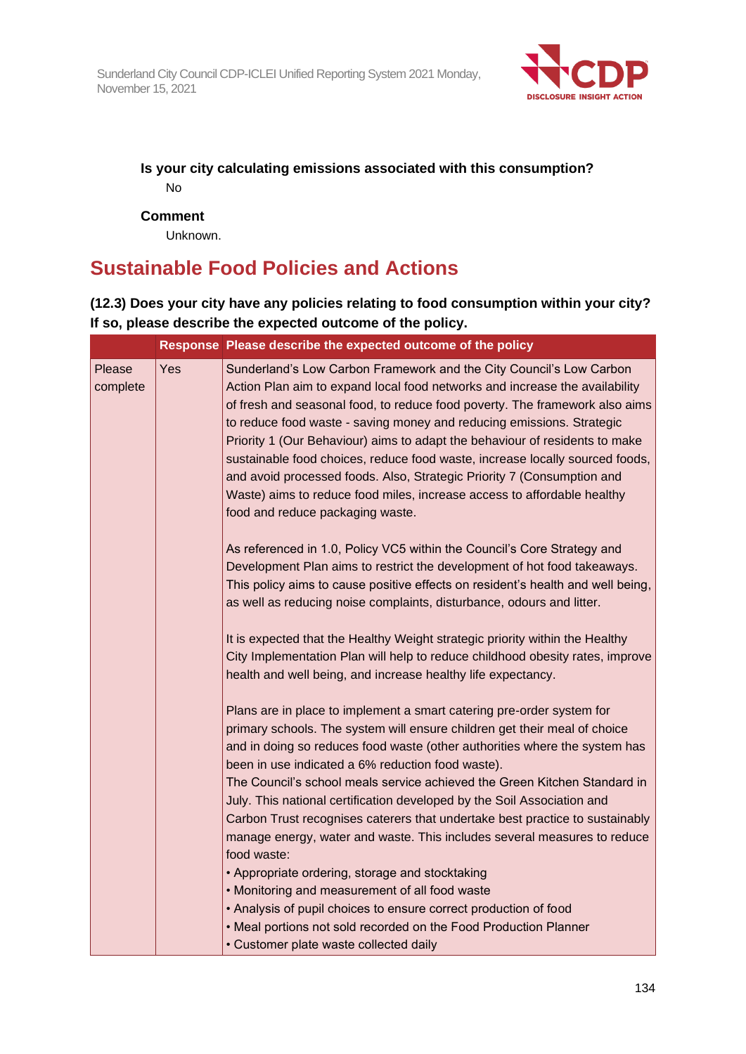**Is your city calculating emissions associated with this consumption?**

No

**Comment**

Unknown.

## Sustainable Food Policies and Actions

### (12.3) Does your city have any policies relating to food consumption within your city? If so, please describe the expected outcome of the policy.

| | Response | Please describe the expected outcome of the policy |
|---|---|---|
| Please complete | Yes | Sunderland's Low Carbon Framework and the City Council's Low Carbon Action Plan aim to expand local food networks and increase the availability of fresh and seasonal food, to reduce food poverty. The framework also aims to reduce food waste - saving money and reducing emissions. Strategic Priority 1 (Our Behaviour) aims to adapt the behaviour of residents to make sustainable food choices, reduce food waste, increase locally sourced foods, and avoid processed foods. Also, Strategic Priority 7 (Consumption and Waste) aims to reduce food miles, increase access to affordable healthy food and reduce packaging waste.<br><br>As referenced in 1.0, Policy VC5 within the Council's Core Strategy and Development Plan aims to restrict the development of hot food takeaways. This policy aims to cause positive effects on resident's health and well being, as well as reducing noise complaints, disturbance, odours and litter.<br><br>It is expected that the Healthy Weight strategic priority within the Healthy City Implementation Plan will help to reduce childhood obesity rates, improve health and well being, and increase healthy life expectancy.<br><br>Plans are in place to implement a smart catering pre-order system for primary schools. The system will ensure children get their meal of choice and in doing so reduces food waste (other authorities where the system has been in use indicated a 6% reduction food waste).<br>The Council's school meals service achieved the Green Kitchen Standard in July. This national certification developed by the Soil Association and Carbon Trust recognises caterers that undertake best practice to sustainably manage energy, water and waste. This includes several measures to reduce food waste:<br>• Appropriate ordering, storage and stocktaking<br>• Monitoring and measurement of all food waste<br>• Analysis of pupil choices to ensure correct production of food<br>• Meal portions not sold recorded on the Food Production Planner<br>• Customer plate waste collected daily |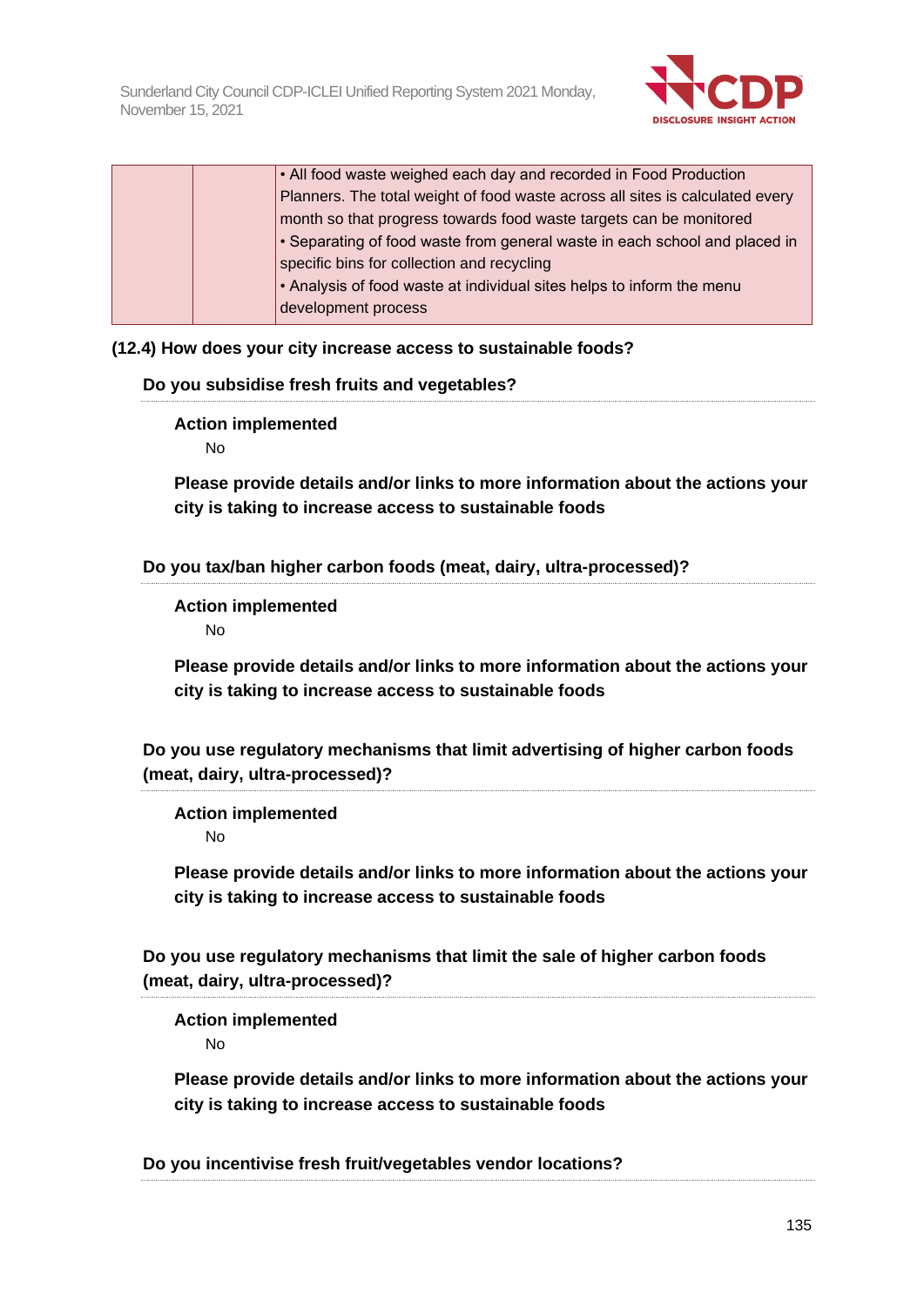| | | |
|---|---|---|
| | | • All food waste weighed each day and recorded in Food Production Planners. The total weight of food waste across all sites is calculated every month so that progress towards food waste targets can be monitored<br>• Separating of food waste from general waste in each school and placed in specific bins for collection and recycling<br>• Analysis of food waste at individual sites helps to inform the menu development process |

**(12.4) How does your city increase access to sustainable foods?**

**Do you subsidise fresh fruits and vegetables?**

**Action implemented**

No

**Please provide details and/or links to more information about the actions your city is taking to increase access to sustainable foods**

**Do you tax/ban higher carbon foods (meat, dairy, ultra-processed)?**

**Action implemented**

No

**Please provide details and/or links to more information about the actions your city is taking to increase access to sustainable foods**

**Do you use regulatory mechanisms that limit advertising of higher carbon foods (meat, dairy, ultra-processed)?**

**Action implemented**

No

**Please provide details and/or links to more information about the actions your city is taking to increase access to sustainable foods**

**Do you use regulatory mechanisms that limit the sale of higher carbon foods (meat, dairy, ultra-processed)?**

**Action implemented**

No

**Please provide details and/or links to more information about the actions your city is taking to increase access to sustainable foods**

**Do you incentivise fresh fruit/vegetables vendor locations?**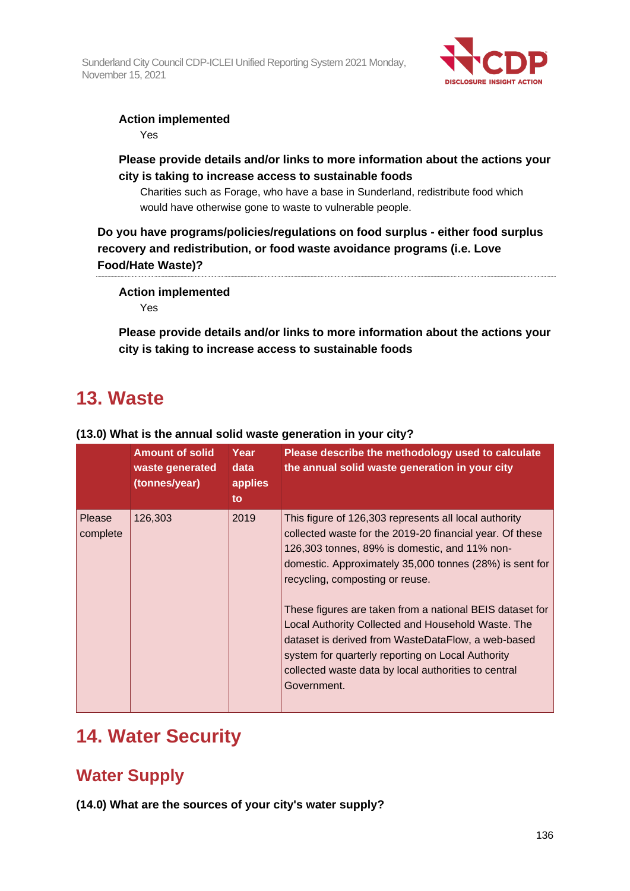**Action implemented**

Yes

**Please provide details and/or links to more information about the actions your city is taking to increase access to sustainable foods**

Charities such as Forage, who have a base in Sunderland, redistribute food which would have otherwise gone to waste to vulnerable people.

**Do you have programs/policies/regulations on food surplus - either food surplus recovery and redistribution, or food waste avoidance programs (i.e. Love Food/Hate Waste)?**

**Action implemented**

Yes

**Please provide details and/or links to more information about the actions your city is taking to increase access to sustainable foods**

# 13. Waste

**(13.0) What is the annual solid waste generation in your city?**

| | Amount of solid waste generated (tonnes/year) | Year data applies to | Please describe the methodology used to calculate the annual solid waste generation in your city |
|---|---|---|---|
| Please complete | 126,303 | 2019 | This figure of 126,303 represents all local authority collected waste for the 2019-20 financial year. Of these 126,303 tonnes, 89% is domestic, and 11% non-domestic. Approximately 35,000 tonnes (28%) is sent for recycling, composting or reuse.<br><br>These figures are taken from a national BEIS dataset for Local Authority Collected and Household Waste. The dataset is derived from WasteDataFlow, a web-based system for quarterly reporting on Local Authority collected waste data by local authorities to central Government. |

# 14. Water Security

## Water Supply

**(14.0) What are the sources of your city's water supply?**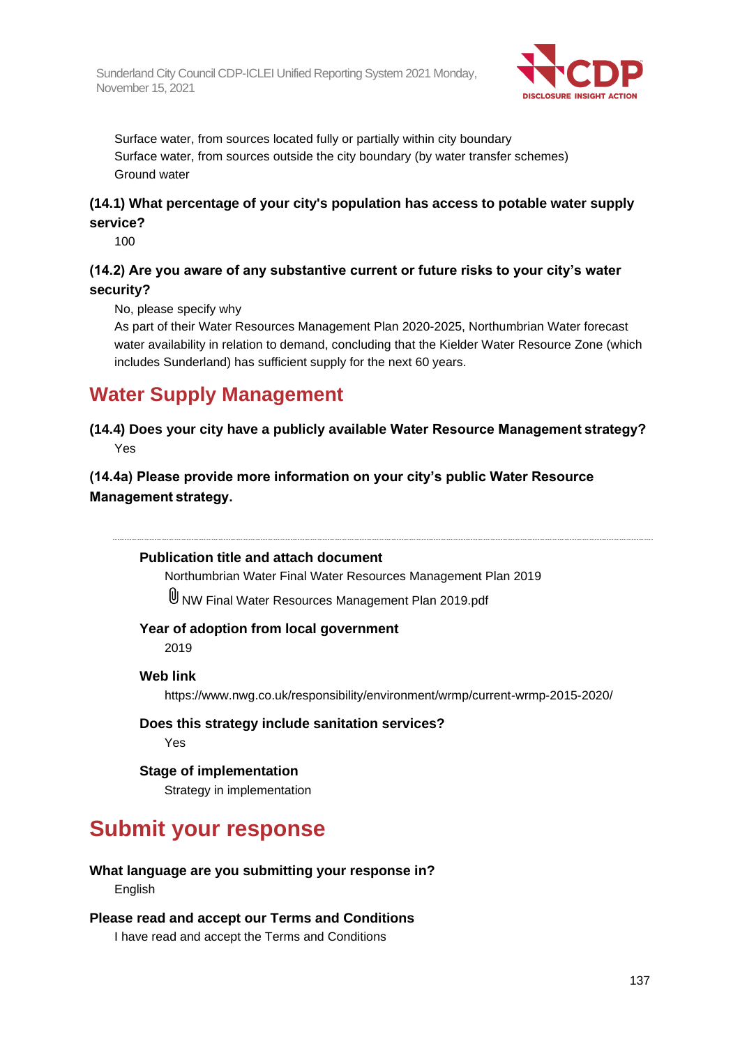Surface water, from sources located fully or partially within city boundary
Surface water, from sources outside the city boundary (by water transfer schemes)
Ground water

**(14.1) What percentage of your city's population has access to potable water supply service?**

100

**(14.2) Are you aware of any substantive current or future risks to your city's water security?**

No, please specify why

As part of their Water Resources Management Plan 2020-2025, Northumbrian Water forecast water availability in relation to demand, concluding that the Kielder Water Resource Zone (which includes Sunderland) has sufficient supply for the next 60 years.

# Water Supply Management

**(14.4) Does your city have a publicly available Water Resource Management strategy?**

Yes

**(14.4a) Please provide more information on your city's public Water Resource Management strategy.**

---

**Publication title and attach document**

Northumbrian Water Final Water Resources Management Plan 2019

NW Final Water Resources Management Plan 2019.pdf

**Year of adoption from local government**

2019

**Web link**

https://www.nwg.co.uk/responsibility/environment/wrmp/current-wrmp-2015-2020/

**Does this strategy include sanitation services?**

Yes

**Stage of implementation**

Strategy in implementation

# Submit your response

**What language are you submitting your response in?**

English

**Please read and accept our Terms and Conditions**

I have read and accept the Terms and Conditions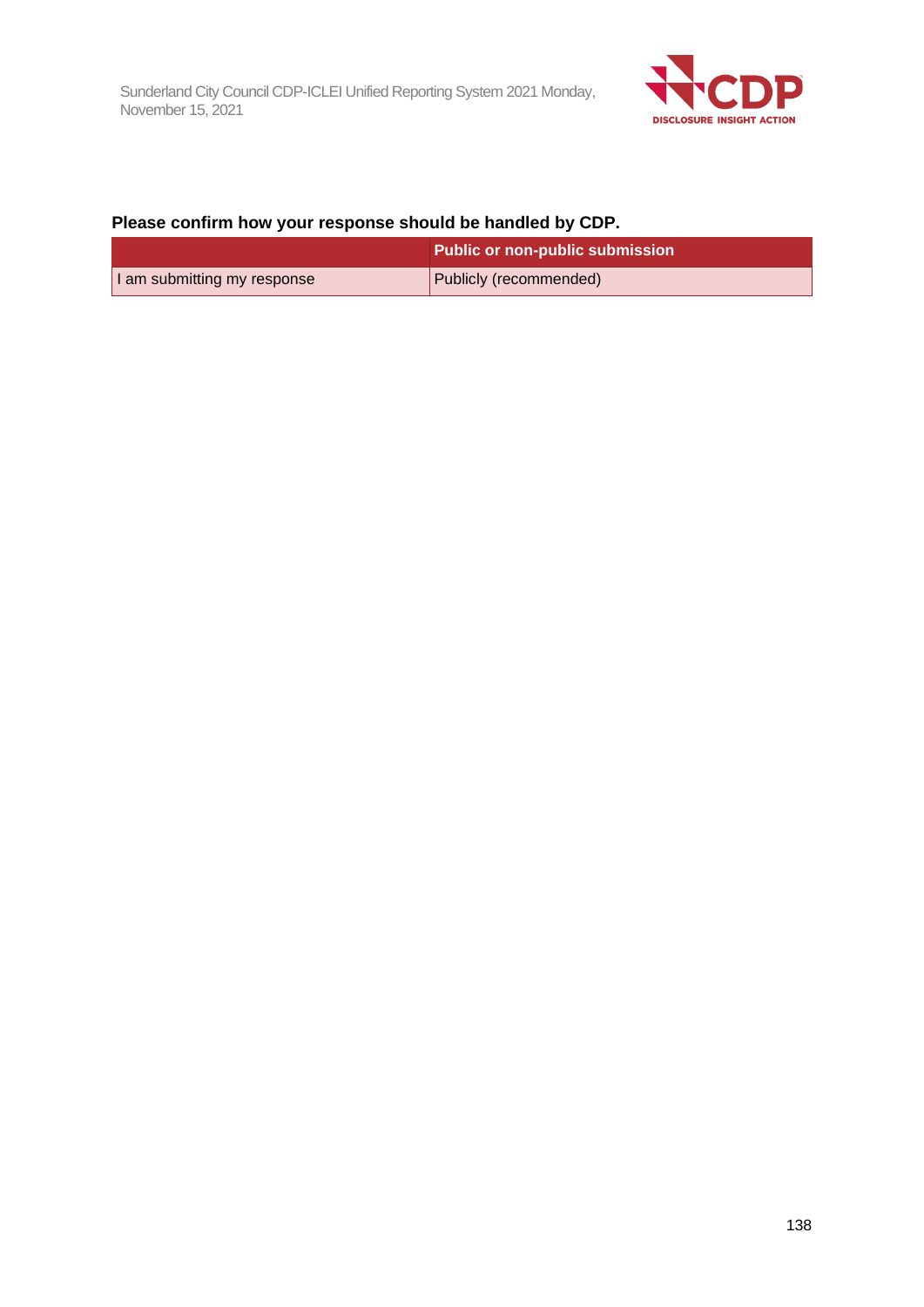**Please confirm how your response should be handled by CDP.**

| | Public or non-public submission |
|---|---|
| I am submitting my response | Publicly (recommended) |